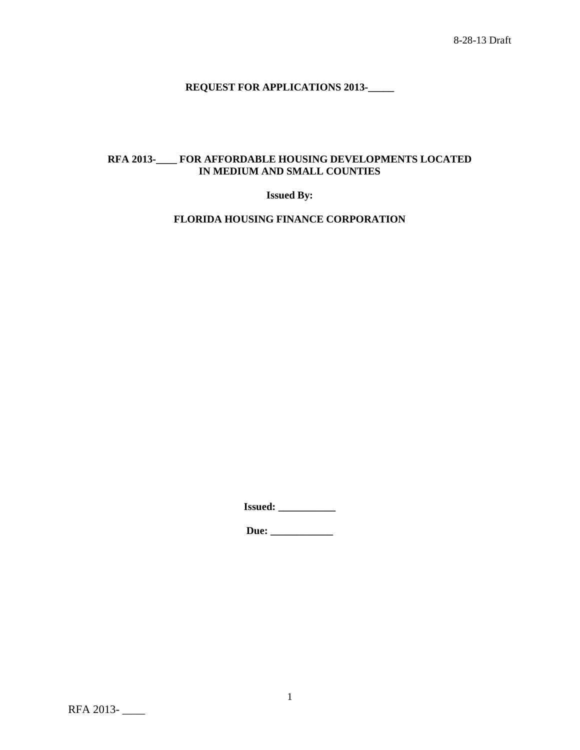8-28-13 Draft

**REQUEST FOR APPLICATIONS 2013-_____**

**RFA 2013-____ FOR AFFORDABLE HOUSING DEVELOPMENTS LOCATED IN MEDIUM AND SMALL COUNTIES**

**Issued By:**

**FLORIDA HOUSING FINANCE CORPORATION**

**Issued: ___________**

**Due: ____________**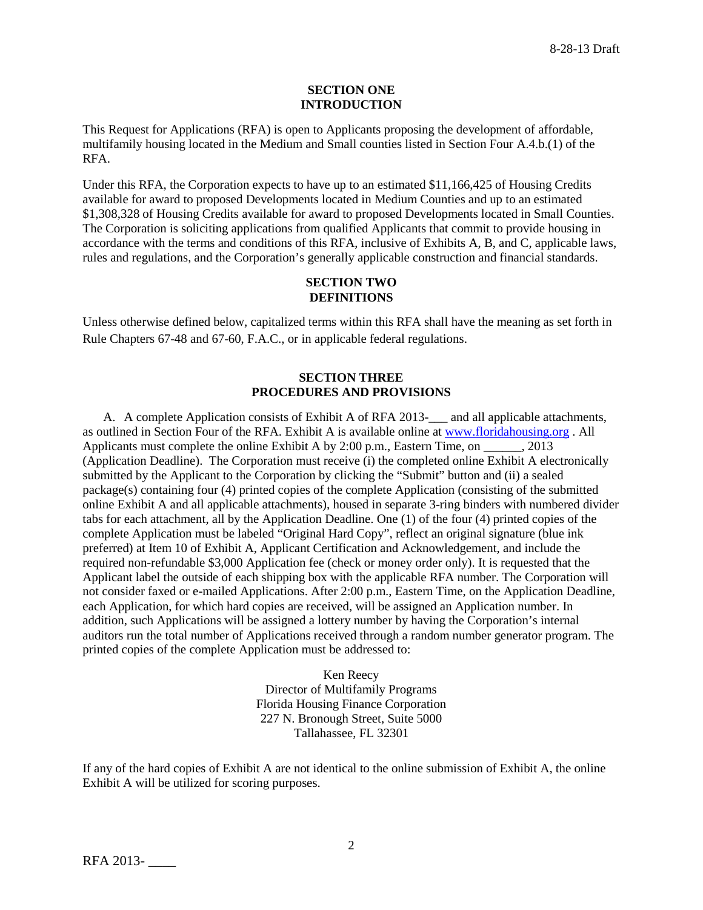## SECTION ONE
## INTRODUCTION

This Request for Applications (RFA) is open to Applicants proposing the development of affordable, multifamily housing located in the Medium and Small counties listed in Section Four A.4.b.(1) of the RFA.

Under this RFA, the Corporation expects to have up to an estimated $11,166,425 of Housing Credits available for award to proposed Developments located in Medium Counties and up to an estimated $1,308,328 of Housing Credits available for award to proposed Developments located in Small Counties. The Corporation is soliciting applications from qualified Applicants that commit to provide housing in accordance with the terms and conditions of this RFA, inclusive of Exhibits A, B, and C, applicable laws, rules and regulations, and the Corporation's generally applicable construction and financial standards.

## SECTION TWO
## DEFINITIONS

Unless otherwise defined below, capitalized terms within this RFA shall have the meaning as set forth in Rule Chapters 67-48 and 67-60, F.A.C., or in applicable federal regulations.

## SECTION THREE
## PROCEDURES AND PROVISIONS

A. A complete Application consists of Exhibit A of RFA 2013-___ and all applicable attachments, as outlined in Section Four of the RFA. Exhibit A is available online at www.floridahousing.org . All Applicants must complete the online Exhibit A by 2:00 p.m., Eastern Time, on ______, 2013 (Application Deadline). The Corporation must receive (i) the completed online Exhibit A electronically submitted by the Applicant to the Corporation by clicking the "Submit" button and (ii) a sealed package(s) containing four (4) printed copies of the complete Application (consisting of the submitted online Exhibit A and all applicable attachments), housed in separate 3-ring binders with numbered divider tabs for each attachment, all by the Application Deadline. One (1) of the four (4) printed copies of the complete Application must be labeled "Original Hard Copy", reflect an original signature (blue ink preferred) at Item 10 of Exhibit A, Applicant Certification and Acknowledgement, and include the required non-refundable $3,000 Application fee (check or money order only). It is requested that the Applicant label the outside of each shipping box with the applicable RFA number. The Corporation will not consider faxed or e-mailed Applications. After 2:00 p.m., Eastern Time, on the Application Deadline, each Application, for which hard copies are received, will be assigned an Application number. In addition, such Applications will be assigned a lottery number by having the Corporation's internal auditors run the total number of Applications received through a random number generator program. The printed copies of the complete Application must be addressed to:

Ken Reecy
Director of Multifamily Programs
Florida Housing Finance Corporation
227 N. Bronough Street, Suite 5000
Tallahassee, FL 32301

If any of the hard copies of Exhibit A are not identical to the online submission of Exhibit A, the online Exhibit A will be utilized for scoring purposes.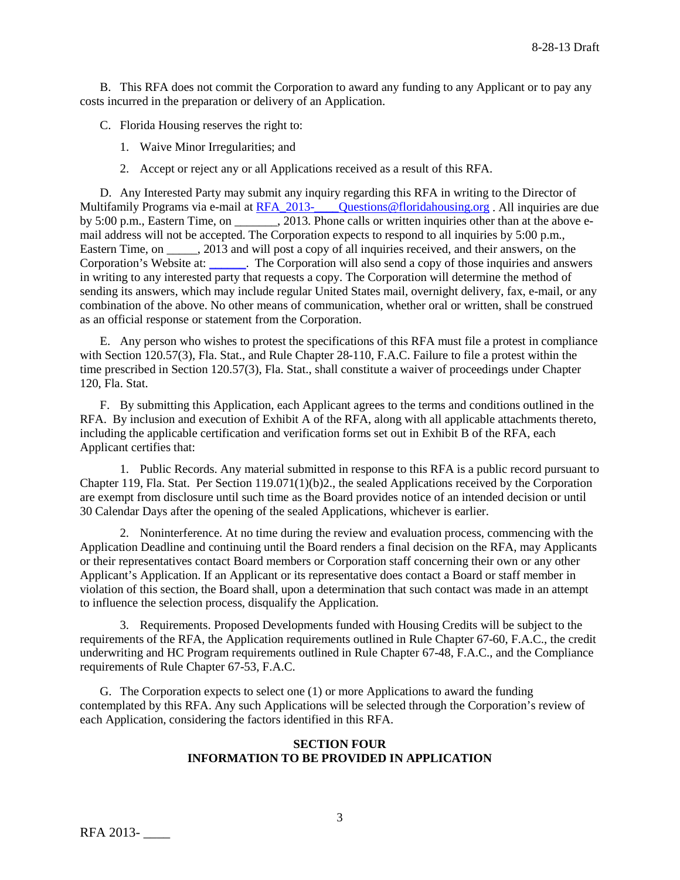B. This RFA does not commit the Corporation to award any funding to any Applicant or to pay any costs incurred in the preparation or delivery of an Application.

C. Florida Housing reserves the right to:

1. Waive Minor Irregularities; and

2. Accept or reject any or all Applications received as a result of this RFA.

D. Any Interested Party may submit any inquiry regarding this RFA in writing to the Director of Multifamily Programs via e-mail at RFA_2013-____Questions@floridahousing.org . All inquiries are due by 5:00 p.m., Eastern Time, on _______, 2013. Phone calls or written inquiries other than at the above e-mail address will not be accepted. The Corporation expects to respond to all inquiries by 5:00 p.m., Eastern Time, on _____, 2013 and will post a copy of all inquiries received, and their answers, on the Corporation's Website at: ______. The Corporation will also send a copy of those inquiries and answers in writing to any interested party that requests a copy. The Corporation will determine the method of sending its answers, which may include regular United States mail, overnight delivery, fax, e-mail, or any combination of the above. No other means of communication, whether oral or written, shall be construed as an official response or statement from the Corporation.

E. Any person who wishes to protest the specifications of this RFA must file a protest in compliance with Section 120.57(3), Fla. Stat., and Rule Chapter 28-110, F.A.C. Failure to file a protest within the time prescribed in Section 120.57(3), Fla. Stat., shall constitute a waiver of proceedings under Chapter 120, Fla. Stat.

F. By submitting this Application, each Applicant agrees to the terms and conditions outlined in the RFA. By inclusion and execution of Exhibit A of the RFA, along with all applicable attachments thereto, including the applicable certification and verification forms set out in Exhibit B of the RFA, each Applicant certifies that:

1. Public Records. Any material submitted in response to this RFA is a public record pursuant to Chapter 119, Fla. Stat. Per Section 119.071(1)(b)2., the sealed Applications received by the Corporation are exempt from disclosure until such time as the Board provides notice of an intended decision or until 30 Calendar Days after the opening of the sealed Applications, whichever is earlier.

2. Noninterference. At no time during the review and evaluation process, commencing with the Application Deadline and continuing until the Board renders a final decision on the RFA, may Applicants or their representatives contact Board members or Corporation staff concerning their own or any other Applicant's Application. If an Applicant or its representative does contact a Board or staff member in violation of this section, the Board shall, upon a determination that such contact was made in an attempt to influence the selection process, disqualify the Application.

3. Requirements. Proposed Developments funded with Housing Credits will be subject to the requirements of the RFA, the Application requirements outlined in Rule Chapter 67-60, F.A.C., the credit underwriting and HC Program requirements outlined in Rule Chapter 67-48, F.A.C., and the Compliance requirements of Rule Chapter 67-53, F.A.C.

G. The Corporation expects to select one (1) or more Applications to award the funding contemplated by this RFA. Any such Applications will be selected through the Corporation's review of each Application, considering the factors identified in this RFA.

## SECTION FOUR
## INFORMATION TO BE PROVIDED IN APPLICATION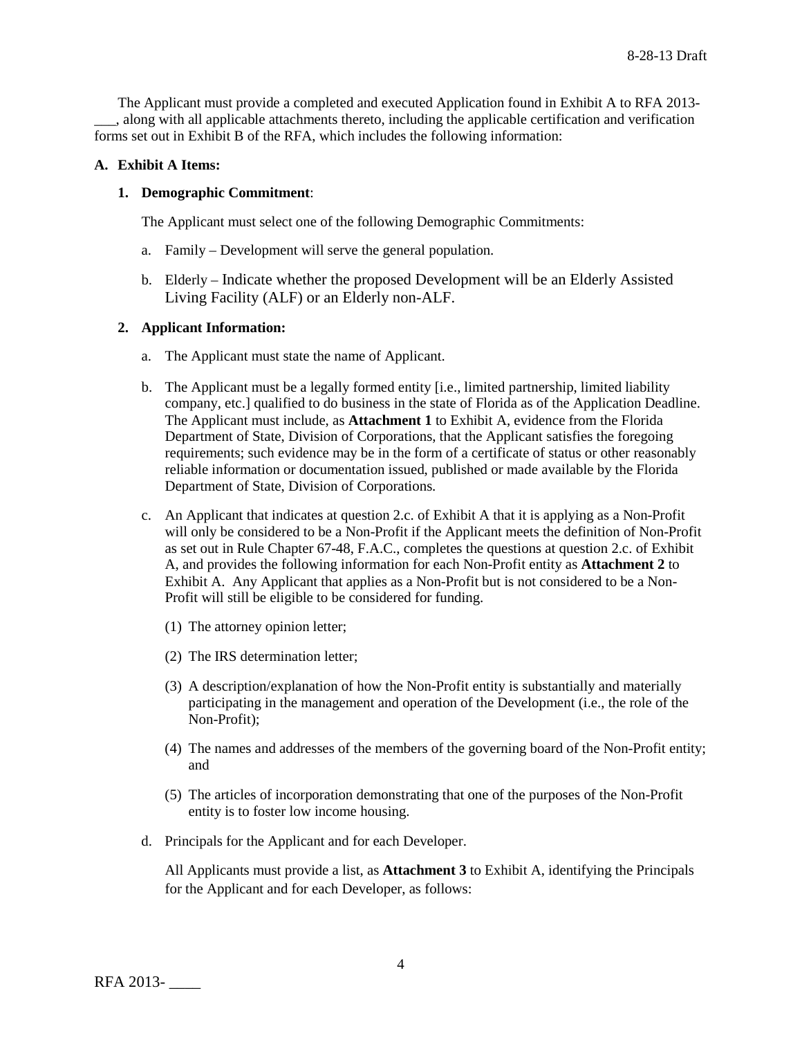The Applicant must provide a completed and executed Application found in Exhibit A to RFA 2013-___, along with all applicable attachments thereto, including the applicable certification and verification forms set out in Exhibit B of the RFA, which includes the following information:

**A. Exhibit A Items:**

**1. Demographic Commitment**:

The Applicant must select one of the following Demographic Commitments:

a. Family – Development will serve the general population.

b. Elderly – Indicate whether the proposed Development will be an Elderly Assisted Living Facility (ALF) or an Elderly non-ALF.

**2. Applicant Information:**

a. The Applicant must state the name of Applicant.

b. The Applicant must be a legally formed entity [i.e., limited partnership, limited liability company, etc.] qualified to do business in the state of Florida as of the Application Deadline. The Applicant must include, as **Attachment 1** to Exhibit A, evidence from the Florida Department of State, Division of Corporations, that the Applicant satisfies the foregoing requirements; such evidence may be in the form of a certificate of status or other reasonably reliable information or documentation issued, published or made available by the Florida Department of State, Division of Corporations.

c. An Applicant that indicates at question 2.c. of Exhibit A that it is applying as a Non-Profit will only be considered to be a Non-Profit if the Applicant meets the definition of Non-Profit as set out in Rule Chapter 67-48, F.A.C., completes the questions at question 2.c. of Exhibit A, and provides the following information for each Non-Profit entity as **Attachment 2** to Exhibit A. Any Applicant that applies as a Non-Profit but is not considered to be a Non-Profit will still be eligible to be considered for funding.

(1) The attorney opinion letter;

(2) The IRS determination letter;

(3) A description/explanation of how the Non-Profit entity is substantially and materially participating in the management and operation of the Development (i.e., the role of the Non-Profit);

(4) The names and addresses of the members of the governing board of the Non-Profit entity; and

(5) The articles of incorporation demonstrating that one of the purposes of the Non-Profit entity is to foster low income housing.

d. Principals for the Applicant and for each Developer.

All Applicants must provide a list, as **Attachment 3** to Exhibit A, identifying the Principals for the Applicant and for each Developer, as follows: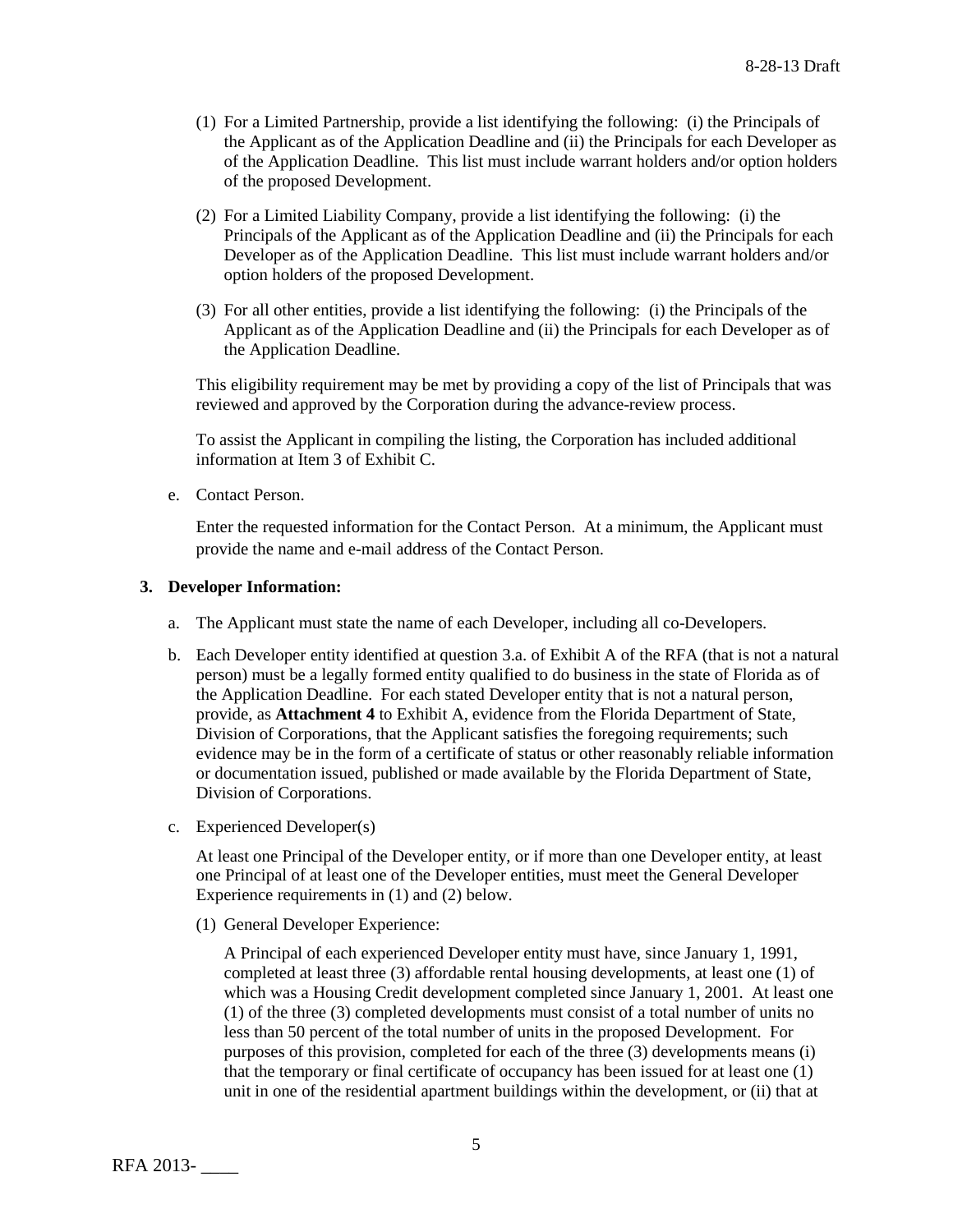(1) For a Limited Partnership, provide a list identifying the following: (i) the Principals of the Applicant as of the Application Deadline and (ii) the Principals for each Developer as of the Application Deadline. This list must include warrant holders and/or option holders of the proposed Development.

(2) For a Limited Liability Company, provide a list identifying the following: (i) the Principals of the Applicant as of the Application Deadline and (ii) the Principals for each Developer as of the Application Deadline. This list must include warrant holders and/or option holders of the proposed Development.

(3) For all other entities, provide a list identifying the following: (i) the Principals of the Applicant as of the Application Deadline and (ii) the Principals for each Developer as of the Application Deadline.

This eligibility requirement may be met by providing a copy of the list of Principals that was reviewed and approved by the Corporation during the advance-review process.

To assist the Applicant in compiling the listing, the Corporation has included additional information at Item 3 of Exhibit C.

e. Contact Person.

Enter the requested information for the Contact Person. At a minimum, the Applicant must provide the name and e-mail address of the Contact Person.

**3. Developer Information:**

a. The Applicant must state the name of each Developer, including all co-Developers.

b. Each Developer entity identified at question 3.a. of Exhibit A of the RFA (that is not a natural person) must be a legally formed entity qualified to do business in the state of Florida as of the Application Deadline. For each stated Developer entity that is not a natural person, provide, as **Attachment 4** to Exhibit A, evidence from the Florida Department of State, Division of Corporations, that the Applicant satisfies the foregoing requirements; such evidence may be in the form of a certificate of status or other reasonably reliable information or documentation issued, published or made available by the Florida Department of State, Division of Corporations.

c. Experienced Developer(s)

At least one Principal of the Developer entity, or if more than one Developer entity, at least one Principal of at least one of the Developer entities, must meet the General Developer Experience requirements in (1) and (2) below.

(1) General Developer Experience:

A Principal of each experienced Developer entity must have, since January 1, 1991, completed at least three (3) affordable rental housing developments, at least one (1) of which was a Housing Credit development completed since January 1, 2001. At least one (1) of the three (3) completed developments must consist of a total number of units no less than 50 percent of the total number of units in the proposed Development. For purposes of this provision, completed for each of the three (3) developments means (i) that the temporary or final certificate of occupancy has been issued for at least one (1) unit in one of the residential apartment buildings within the development, or (ii) that at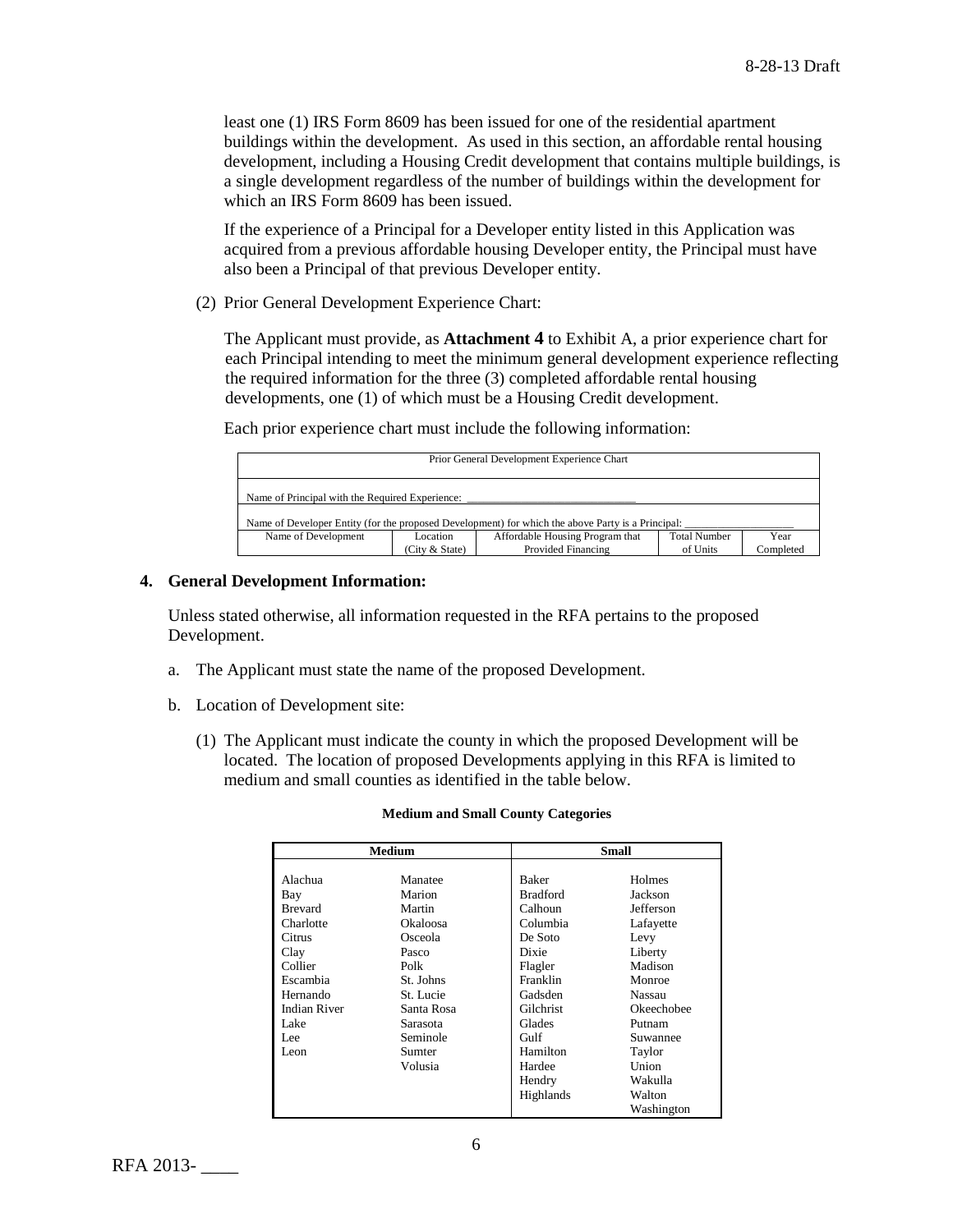least one (1) IRS Form 8609 has been issued for one of the residential apartment buildings within the development. As used in this section, an affordable rental housing development, including a Housing Credit development that contains multiple buildings, is a single development regardless of the number of buildings within the development for which an IRS Form 8609 has been issued.

If the experience of a Principal for a Developer entity listed in this Application was acquired from a previous affordable housing Developer entity, the Principal must have also been a Principal of that previous Developer entity.

(2) Prior General Development Experience Chart:

The Applicant must provide, as **Attachment 4** to Exhibit A, a prior experience chart for each Principal intending to meet the minimum general development experience reflecting the required information for the three (3) completed affordable rental housing developments, one (1) of which must be a Housing Credit development.

Each prior experience chart must include the following information:

| Prior General Development Experience Chart | | | | |
|---|---|---|---|---|
| Name of Principal with the Required Experience: ______________________________ | | | | |
| Name of Developer Entity (for the proposed Development) for which the above Party is a Principal: ____________________ | | | | |
| Name of Development | Location (City & State) | Affordable Housing Program that Provided Financing | Total Number of Units | Year Completed |

## 4. General Development Information:

Unless stated otherwise, all information requested in the RFA pertains to the proposed Development.

a. The Applicant must state the name of the proposed Development.

b. Location of Development site:

(1) The Applicant must indicate the county in which the proposed Development will be located. The location of proposed Developments applying in this RFA is limited to medium and small counties as identified in the table below.

**Medium and Small County Categories**

| Medium | | Small | |
|---|---|---|---|
| Alachua | Manatee | Baker | Holmes |
| Bay | Marion | Bradford | Jackson |
| Brevard | Martin | Calhoun | Jefferson |
| Charlotte | Okaloosa | Columbia | Lafayette |
| Citrus | Osceola | De Soto | Levy |
| Clay | Pasco | Dixie | Liberty |
| Collier | Polk | Flagler | Madison |
| Escambia | St. Johns | Franklin | Monroe |
| Hernando | St. Lucie | Gadsden | Nassau |
| Indian River | Santa Rosa | Gilchrist | Okeechobee |
| Lake | Sarasota | Glades | Putnam |
| Lee | Seminole | Gulf | Suwannee |
| Leon | Sumter | Hamilton | Taylor |
| | Volusia | Hardee | Union |
| | | Hendry | Wakulla |
| | | Highlands | Walton |
| | | | Washington |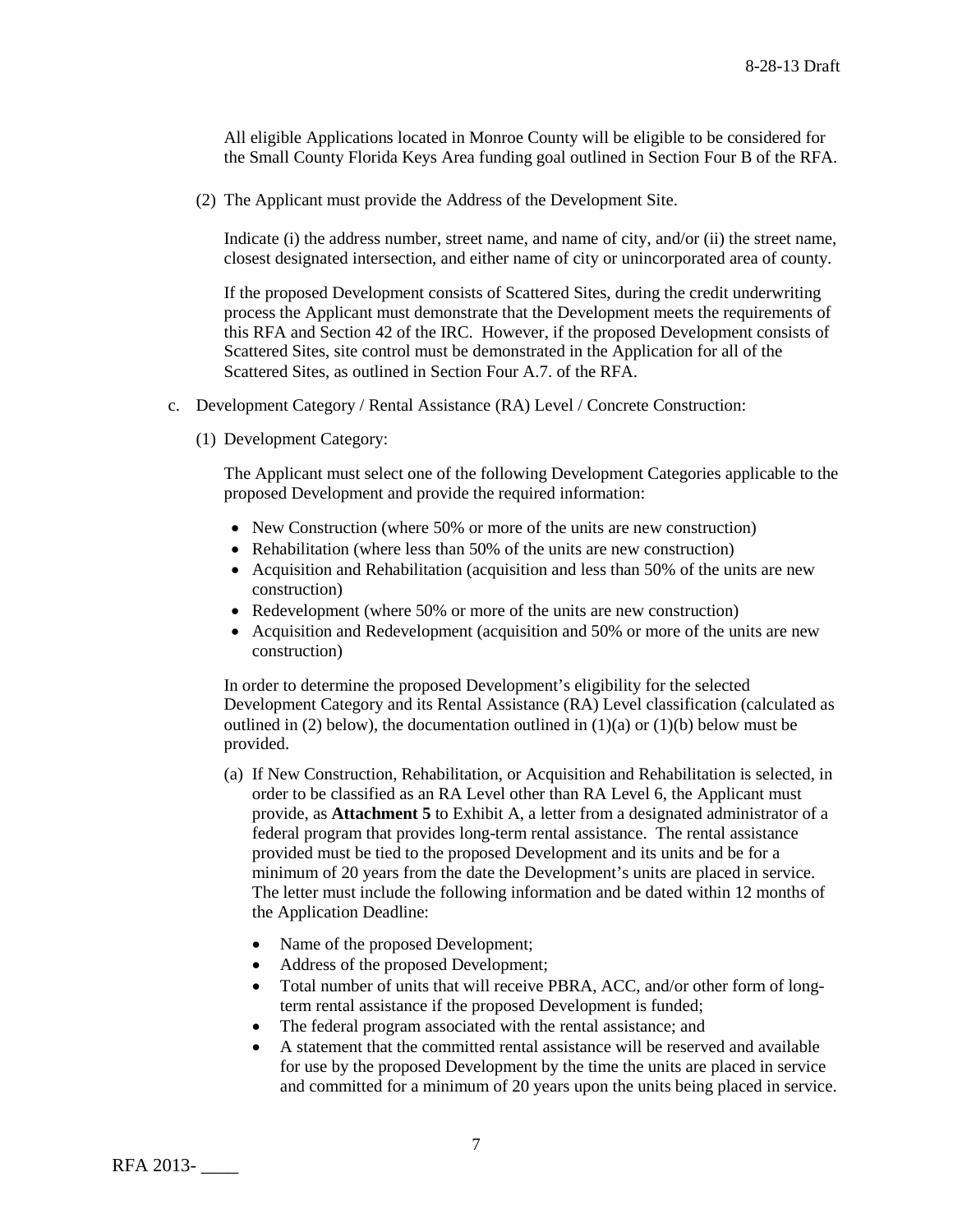All eligible Applications located in Monroe County will be eligible to be considered for the Small County Florida Keys Area funding goal outlined in Section Four B of the RFA.

(2) The Applicant must provide the Address of the Development Site.

Indicate (i) the address number, street name, and name of city, and/or (ii) the street name, closest designated intersection, and either name of city or unincorporated area of county.

If the proposed Development consists of Scattered Sites, during the credit underwriting process the Applicant must demonstrate that the Development meets the requirements of this RFA and Section 42 of the IRC. However, if the proposed Development consists of Scattered Sites, site control must be demonstrated in the Application for all of the Scattered Sites, as outlined in Section Four A.7. of the RFA.

c. Development Category / Rental Assistance (RA) Level / Concrete Construction:

(1) Development Category:

The Applicant must select one of the following Development Categories applicable to the proposed Development and provide the required information:

- New Construction (where 50% or more of the units are new construction)
- Rehabilitation (where less than 50% of the units are new construction)
- Acquisition and Rehabilitation (acquisition and less than 50% of the units are new construction)
- Redevelopment (where 50% or more of the units are new construction)
- Acquisition and Redevelopment (acquisition and 50% or more of the units are new construction)

In order to determine the proposed Development's eligibility for the selected Development Category and its Rental Assistance (RA) Level classification (calculated as outlined in (2) below), the documentation outlined in (1)(a) or (1)(b) below must be provided.

(a) If New Construction, Rehabilitation, or Acquisition and Rehabilitation is selected, in order to be classified as an RA Level other than RA Level 6, the Applicant must provide, as **Attachment 5** to Exhibit A, a letter from a designated administrator of a federal program that provides long-term rental assistance. The rental assistance provided must be tied to the proposed Development and its units and be for a minimum of 20 years from the date the Development's units are placed in service. The letter must include the following information and be dated within 12 months of the Application Deadline:

- Name of the proposed Development;
- Address of the proposed Development;
- Total number of units that will receive PBRA, ACC, and/or other form of long-term rental assistance if the proposed Development is funded;
- The federal program associated with the rental assistance; and
- A statement that the committed rental assistance will be reserved and available for use by the proposed Development by the time the units are placed in service and committed for a minimum of 20 years upon the units being placed in service.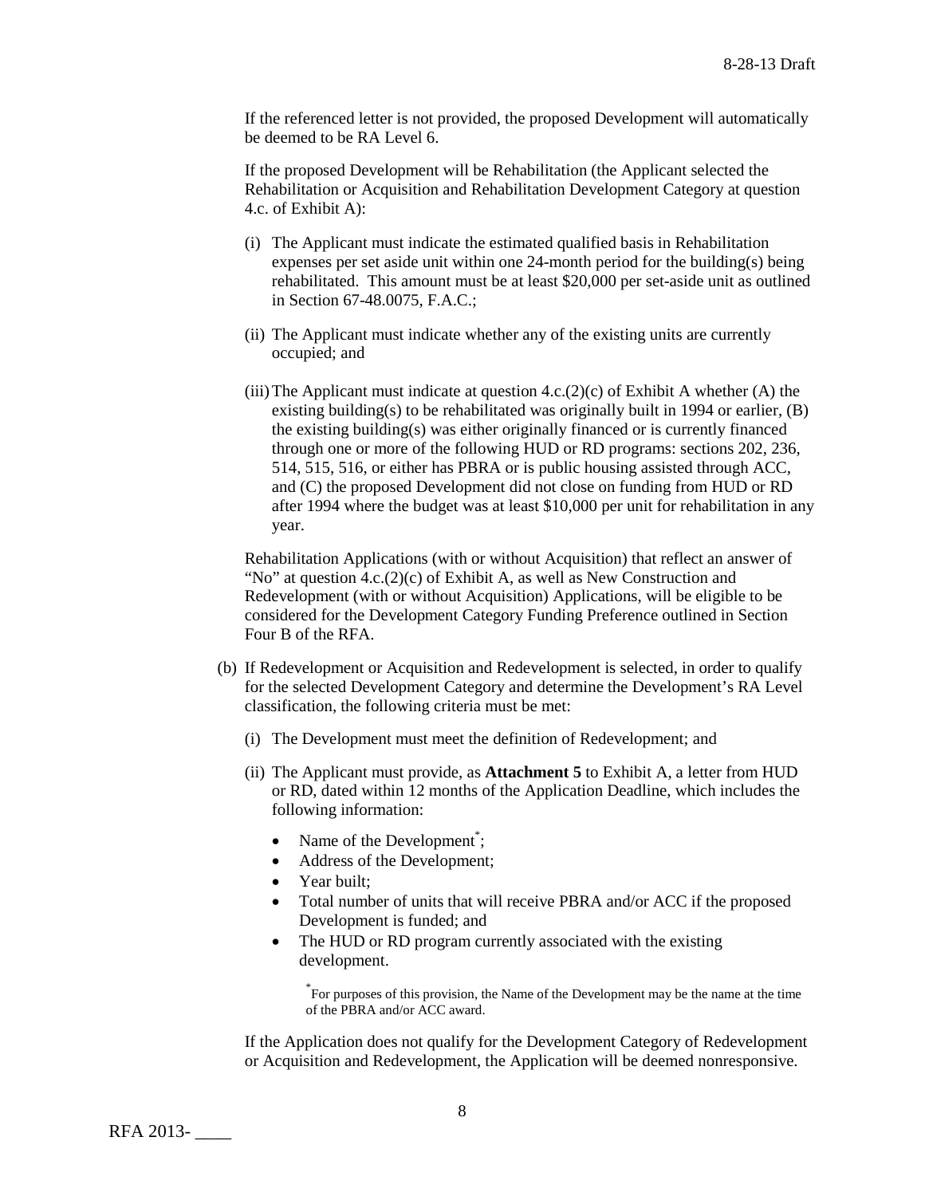If the referenced letter is not provided, the proposed Development will automatically be deemed to be RA Level 6.

If the proposed Development will be Rehabilitation (the Applicant selected the Rehabilitation or Acquisition and Rehabilitation Development Category at question 4.c. of Exhibit A):

(i) The Applicant must indicate the estimated qualified basis in Rehabilitation expenses per set aside unit within one 24-month period for the building(s) being rehabilitated. This amount must be at least $20,000 per set-aside unit as outlined in Section 67-48.0075, F.A.C.;

(ii) The Applicant must indicate whether any of the existing units are currently occupied; and

(iii) The Applicant must indicate at question 4.c.(2)(c) of Exhibit A whether (A) the existing building(s) to be rehabilitated was originally built in 1994 or earlier, (B) the existing building(s) was either originally financed or is currently financed through one or more of the following HUD or RD programs: sections 202, 236, 514, 515, 516, or either has PBRA or is public housing assisted through ACC, and (C) the proposed Development did not close on funding from HUD or RD after 1994 where the budget was at least $10,000 per unit for rehabilitation in any year.

Rehabilitation Applications (with or without Acquisition) that reflect an answer of "No" at question 4.c.(2)(c) of Exhibit A, as well as New Construction and Redevelopment (with or without Acquisition) Applications, will be eligible to be considered for the Development Category Funding Preference outlined in Section Four B of the RFA.

(b) If Redevelopment or Acquisition and Redevelopment is selected, in order to qualify for the selected Development Category and determine the Development's RA Level classification, the following criteria must be met:

(i) The Development must meet the definition of Redevelopment; and

(ii) The Applicant must provide, as **Attachment 5** to Exhibit A, a letter from HUD or RD, dated within 12 months of the Application Deadline, which includes the following information:

- Name of the Development*;
- Address of the Development;
- Year built;
- Total number of units that will receive PBRA and/or ACC if the proposed Development is funded; and
- The HUD or RD program currently associated with the existing development.

*For purposes of this provision, the Name of the Development may be the name at the time of the PBRA and/or ACC award.

If the Application does not qualify for the Development Category of Redevelopment or Acquisition and Redevelopment, the Application will be deemed nonresponsive.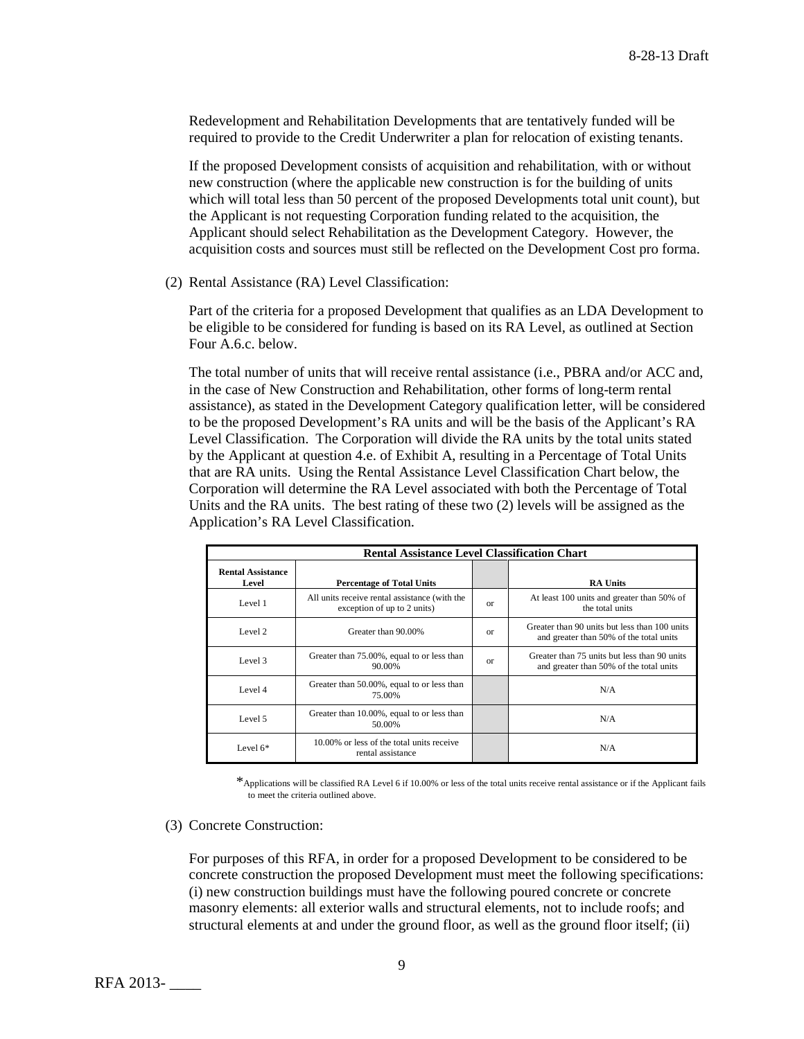Redevelopment and Rehabilitation Developments that are tentatively funded will be required to provide to the Credit Underwriter a plan for relocation of existing tenants.

If the proposed Development consists of acquisition and rehabilitation, with or without new construction (where the applicable new construction is for the building of units which will total less than 50 percent of the proposed Developments total unit count), but the Applicant is not requesting Corporation funding related to the acquisition, the Applicant should select Rehabilitation as the Development Category. However, the acquisition costs and sources must still be reflected on the Development Cost pro forma.

(2) Rental Assistance (RA) Level Classification:

Part of the criteria for a proposed Development that qualifies as an LDA Development to be eligible to be considered for funding is based on its RA Level, as outlined at Section Four A.6.c. below.

The total number of units that will receive rental assistance (i.e., PBRA and/or ACC and, in the case of New Construction and Rehabilitation, other forms of long-term rental assistance), as stated in the Development Category qualification letter, will be considered to be the proposed Development's RA units and will be the basis of the Applicant's RA Level Classification. The Corporation will divide the RA units by the total units stated by the Applicant at question 4.e. of Exhibit A, resulting in a Percentage of Total Units that are RA units. Using the Rental Assistance Level Classification Chart below, the Corporation will determine the RA Level associated with both the Percentage of Total Units and the RA units. The best rating of these two (2) levels will be assigned as the Application's RA Level Classification.

| Rental Assistance Level Classification Chart | | | |
|---|---|---|---|
| **Rental Assistance Level** | **Percentage of Total Units** | | **RA Units** |
| Level 1 | All units receive rental assistance (with the exception of up to 2 units) | or | At least 100 units and greater than 50% of the total units |
| Level 2 | Greater than 90.00% | or | Greater than 90 units but less than 100 units and greater than 50% of the total units |
| Level 3 | Greater than 75.00%, equal to or less than 90.00% | or | Greater than 75 units but less than 90 units and greater than 50% of the total units |
| Level 4 | Greater than 50.00%, equal to or less than 75.00% | | N/A |
| Level 5 | Greater than 10.00%, equal to or less than 50.00% | | N/A |
| Level 6* | 10.00% or less of the total units receive rental assistance | | N/A |

*Applications will be classified RA Level 6 if 10.00% or less of the total units receive rental assistance or if the Applicant fails to meet the criteria outlined above.

(3) Concrete Construction:

For purposes of this RFA, in order for a proposed Development to be considered to be concrete construction the proposed Development must meet the following specifications: (i) new construction buildings must have the following poured concrete or concrete masonry elements: all exterior walls and structural elements, not to include roofs; and structural elements at and under the ground floor, as well as the ground floor itself; (ii)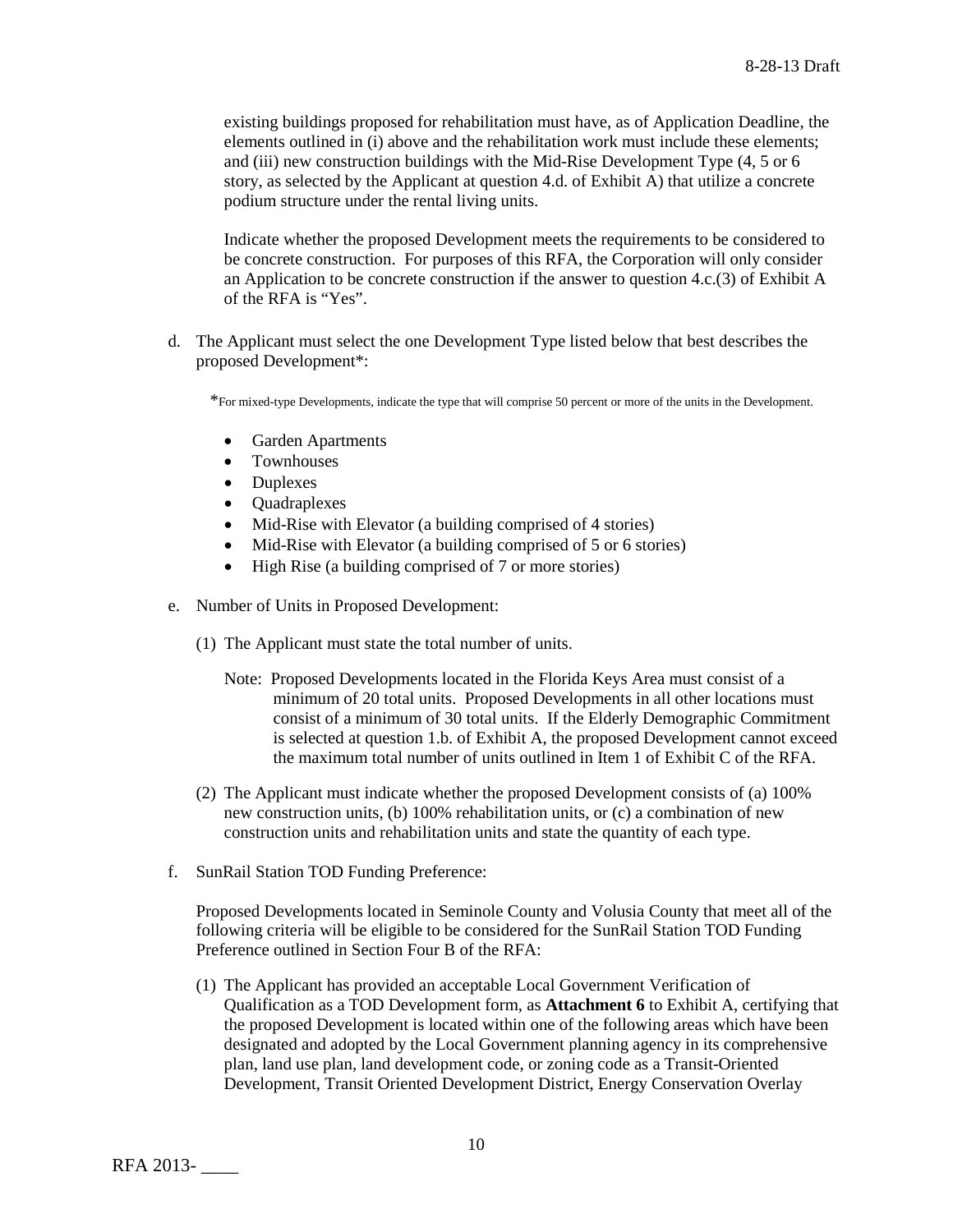existing buildings proposed for rehabilitation must have, as of Application Deadline, the elements outlined in (i) above and the rehabilitation work must include these elements; and (iii) new construction buildings with the Mid-Rise Development Type (4, 5 or 6 story, as selected by the Applicant at question 4.d. of Exhibit A) that utilize a concrete podium structure under the rental living units.

Indicate whether the proposed Development meets the requirements to be considered to be concrete construction. For purposes of this RFA, the Corporation will only consider an Application to be concrete construction if the answer to question 4.c.(3) of Exhibit A of the RFA is "Yes".

d. The Applicant must select the one Development Type listed below that best describes the proposed Development*:

*For mixed-type Developments, indicate the type that will comprise 50 percent or more of the units in the Development.

- Garden Apartments
- Townhouses
- Duplexes
- Quadraplexes
- Mid-Rise with Elevator (a building comprised of 4 stories)
- Mid-Rise with Elevator (a building comprised of 5 or 6 stories)
- High Rise (a building comprised of 7 or more stories)

e. Number of Units in Proposed Development:

(1) The Applicant must state the total number of units.

Note: Proposed Developments located in the Florida Keys Area must consist of a minimum of 20 total units. Proposed Developments in all other locations must consist of a minimum of 30 total units. If the Elderly Demographic Commitment is selected at question 1.b. of Exhibit A, the proposed Development cannot exceed the maximum total number of units outlined in Item 1 of Exhibit C of the RFA.

(2) The Applicant must indicate whether the proposed Development consists of (a) 100% new construction units, (b) 100% rehabilitation units, or (c) a combination of new construction units and rehabilitation units and state the quantity of each type.

f. SunRail Station TOD Funding Preference:

Proposed Developments located in Seminole County and Volusia County that meet all of the following criteria will be eligible to be considered for the SunRail Station TOD Funding Preference outlined in Section Four B of the RFA:

(1) The Applicant has provided an acceptable Local Government Verification of Qualification as a TOD Development form, as **Attachment 6** to Exhibit A, certifying that the proposed Development is located within one of the following areas which have been designated and adopted by the Local Government planning agency in its comprehensive plan, land use plan, land development code, or zoning code as a Transit-Oriented Development, Transit Oriented Development District, Energy Conservation Overlay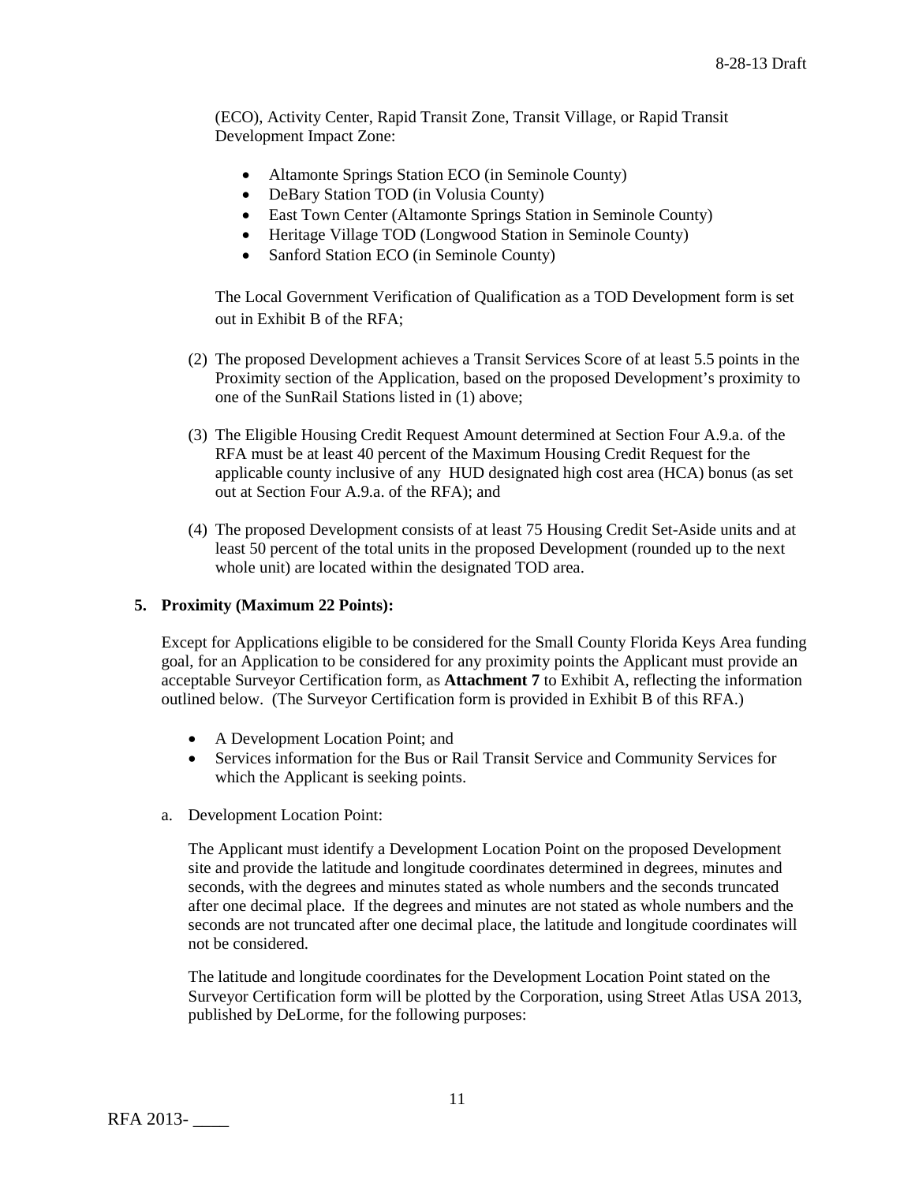(ECO), Activity Center, Rapid Transit Zone, Transit Village, or Rapid Transit Development Impact Zone:

- Altamonte Springs Station ECO (in Seminole County)
- DeBary Station TOD (in Volusia County)
- East Town Center (Altamonte Springs Station in Seminole County)
- Heritage Village TOD (Longwood Station in Seminole County)
- Sanford Station ECO (in Seminole County)

The Local Government Verification of Qualification as a TOD Development form is set out in Exhibit B of the RFA;

(2) The proposed Development achieves a Transit Services Score of at least 5.5 points in the Proximity section of the Application, based on the proposed Development's proximity to one of the SunRail Stations listed in (1) above;

(3) The Eligible Housing Credit Request Amount determined at Section Four A.9.a. of the RFA must be at least 40 percent of the Maximum Housing Credit Request for the applicable county inclusive of any HUD designated high cost area (HCA) bonus (as set out at Section Four A.9.a. of the RFA); and

(4) The proposed Development consists of at least 75 Housing Credit Set-Aside units and at least 50 percent of the total units in the proposed Development (rounded up to the next whole unit) are located within the designated TOD area.

**5. Proximity (Maximum 22 Points):**

Except for Applications eligible to be considered for the Small County Florida Keys Area funding goal, for an Application to be considered for any proximity points the Applicant must provide an acceptable Surveyor Certification form, as **Attachment 7** to Exhibit A, reflecting the information outlined below. (The Surveyor Certification form is provided in Exhibit B of this RFA.)

- A Development Location Point; and
- Services information for the Bus or Rail Transit Service and Community Services for which the Applicant is seeking points.

a. Development Location Point:

The Applicant must identify a Development Location Point on the proposed Development site and provide the latitude and longitude coordinates determined in degrees, minutes and seconds, with the degrees and minutes stated as whole numbers and the seconds truncated after one decimal place. If the degrees and minutes are not stated as whole numbers and the seconds are not truncated after one decimal place, the latitude and longitude coordinates will not be considered.

The latitude and longitude coordinates for the Development Location Point stated on the Surveyor Certification form will be plotted by the Corporation, using Street Atlas USA 2013, published by DeLorme, for the following purposes: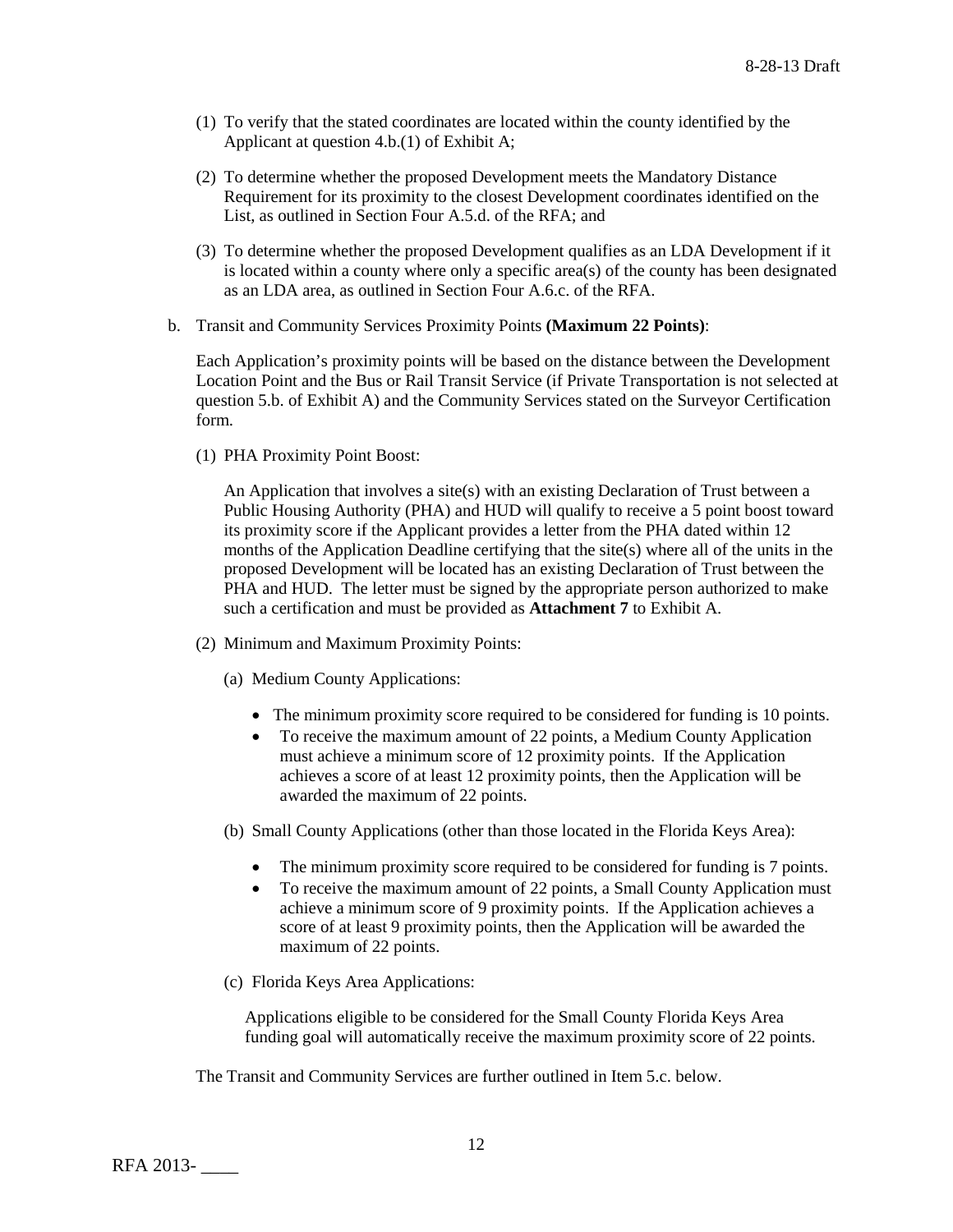(1) To verify that the stated coordinates are located within the county identified by the Applicant at question 4.b.(1) of Exhibit A;

(2) To determine whether the proposed Development meets the Mandatory Distance Requirement for its proximity to the closest Development coordinates identified on the List, as outlined in Section Four A.5.d. of the RFA; and

(3) To determine whether the proposed Development qualifies as an LDA Development if it is located within a county where only a specific area(s) of the county has been designated as an LDA area, as outlined in Section Four A.6.c. of the RFA.

b. Transit and Community Services Proximity Points **(Maximum 22 Points)**:

Each Application's proximity points will be based on the distance between the Development Location Point and the Bus or Rail Transit Service (if Private Transportation is not selected at question 5.b. of Exhibit A) and the Community Services stated on the Surveyor Certification form.

(1) PHA Proximity Point Boost:

An Application that involves a site(s) with an existing Declaration of Trust between a Public Housing Authority (PHA) and HUD will qualify to receive a 5 point boost toward its proximity score if the Applicant provides a letter from the PHA dated within 12 months of the Application Deadline certifying that the site(s) where all of the units in the proposed Development will be located has an existing Declaration of Trust between the PHA and HUD. The letter must be signed by the appropriate person authorized to make such a certification and must be provided as **Attachment 7** to Exhibit A.

(2) Minimum and Maximum Proximity Points:

(a) Medium County Applications:

- The minimum proximity score required to be considered for funding is 10 points.
- To receive the maximum amount of 22 points, a Medium County Application must achieve a minimum score of 12 proximity points. If the Application achieves a score of at least 12 proximity points, then the Application will be awarded the maximum of 22 points.

(b) Small County Applications (other than those located in the Florida Keys Area):

- The minimum proximity score required to be considered for funding is 7 points.
- To receive the maximum amount of 22 points, a Small County Application must achieve a minimum score of 9 proximity points. If the Application achieves a score of at least 9 proximity points, then the Application will be awarded the maximum of 22 points.

(c) Florida Keys Area Applications:

Applications eligible to be considered for the Small County Florida Keys Area funding goal will automatically receive the maximum proximity score of 22 points.

The Transit and Community Services are further outlined in Item 5.c. below.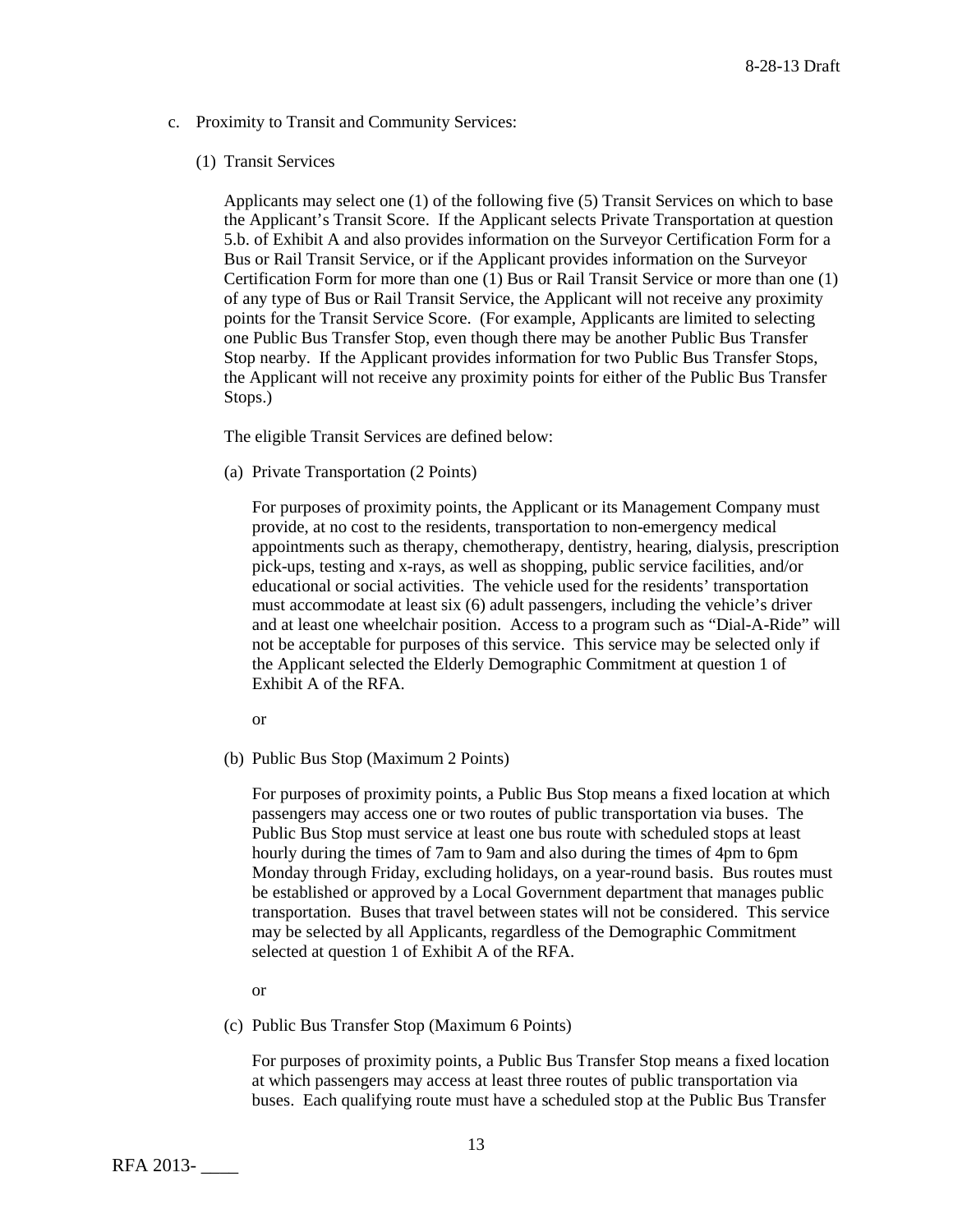c. Proximity to Transit and Community Services:

(1) Transit Services

Applicants may select one (1) of the following five (5) Transit Services on which to base the Applicant's Transit Score. If the Applicant selects Private Transportation at question 5.b. of Exhibit A and also provides information on the Surveyor Certification Form for a Bus or Rail Transit Service, or if the Applicant provides information on the Surveyor Certification Form for more than one (1) Bus or Rail Transit Service or more than one (1) of any type of Bus or Rail Transit Service, the Applicant will not receive any proximity points for the Transit Service Score. (For example, Applicants are limited to selecting one Public Bus Transfer Stop, even though there may be another Public Bus Transfer Stop nearby. If the Applicant provides information for two Public Bus Transfer Stops, the Applicant will not receive any proximity points for either of the Public Bus Transfer Stops.)

The eligible Transit Services are defined below:

(a) Private Transportation (2 Points)

For purposes of proximity points, the Applicant or its Management Company must provide, at no cost to the residents, transportation to non-emergency medical appointments such as therapy, chemotherapy, dentistry, hearing, dialysis, prescription pick-ups, testing and x-rays, as well as shopping, public service facilities, and/or educational or social activities. The vehicle used for the residents' transportation must accommodate at least six (6) adult passengers, including the vehicle's driver and at least one wheelchair position. Access to a program such as "Dial-A-Ride" will not be acceptable for purposes of this service. This service may be selected only if the Applicant selected the Elderly Demographic Commitment at question 1 of Exhibit A of the RFA.

or

(b) Public Bus Stop (Maximum 2 Points)

For purposes of proximity points, a Public Bus Stop means a fixed location at which passengers may access one or two routes of public transportation via buses. The Public Bus Stop must service at least one bus route with scheduled stops at least hourly during the times of 7am to 9am and also during the times of 4pm to 6pm Monday through Friday, excluding holidays, on a year-round basis. Bus routes must be established or approved by a Local Government department that manages public transportation. Buses that travel between states will not be considered. This service may be selected by all Applicants, regardless of the Demographic Commitment selected at question 1 of Exhibit A of the RFA.

or

(c) Public Bus Transfer Stop (Maximum 6 Points)

For purposes of proximity points, a Public Bus Transfer Stop means a fixed location at which passengers may access at least three routes of public transportation via buses. Each qualifying route must have a scheduled stop at the Public Bus Transfer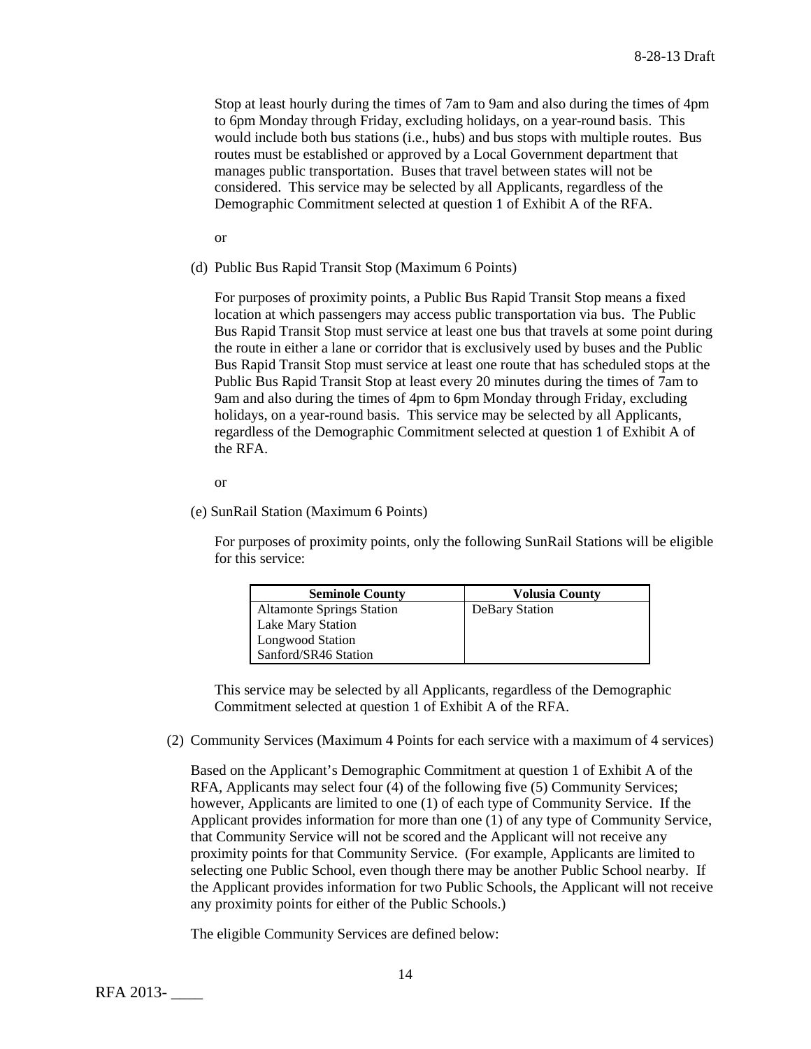Stop at least hourly during the times of 7am to 9am and also during the times of 4pm to 6pm Monday through Friday, excluding holidays, on a year-round basis. This would include both bus stations (i.e., hubs) and bus stops with multiple routes. Bus routes must be established or approved by a Local Government department that manages public transportation. Buses that travel between states will not be considered. This service may be selected by all Applicants, regardless of the Demographic Commitment selected at question 1 of Exhibit A of the RFA.

or

(d) Public Bus Rapid Transit Stop (Maximum 6 Points)

For purposes of proximity points, a Public Bus Rapid Transit Stop means a fixed location at which passengers may access public transportation via bus. The Public Bus Rapid Transit Stop must service at least one bus that travels at some point during the route in either a lane or corridor that is exclusively used by buses and the Public Bus Rapid Transit Stop must service at least one route that has scheduled stops at the Public Bus Rapid Transit Stop at least every 20 minutes during the times of 7am to 9am and also during the times of 4pm to 6pm Monday through Friday, excluding holidays, on a year-round basis. This service may be selected by all Applicants, regardless of the Demographic Commitment selected at question 1 of Exhibit A of the RFA.

or

(e) SunRail Station (Maximum 6 Points)

For purposes of proximity points, only the following SunRail Stations will be eligible for this service:

| Seminole County | Volusia County |
|---|---|
| Altamonte Springs Station | DeBary Station |
| Lake Mary Station | |
| Longwood Station | |
| Sanford/SR46 Station | |

This service may be selected by all Applicants, regardless of the Demographic Commitment selected at question 1 of Exhibit A of the RFA.

(2) Community Services (Maximum 4 Points for each service with a maximum of 4 services)

Based on the Applicant's Demographic Commitment at question 1 of Exhibit A of the RFA, Applicants may select four (4) of the following five (5) Community Services; however, Applicants are limited to one (1) of each type of Community Service. If the Applicant provides information for more than one (1) of any type of Community Service, that Community Service will not be scored and the Applicant will not receive any proximity points for that Community Service. (For example, Applicants are limited to selecting one Public School, even though there may be another Public School nearby. If the Applicant provides information for two Public Schools, the Applicant will not receive any proximity points for either of the Public Schools.)

The eligible Community Services are defined below: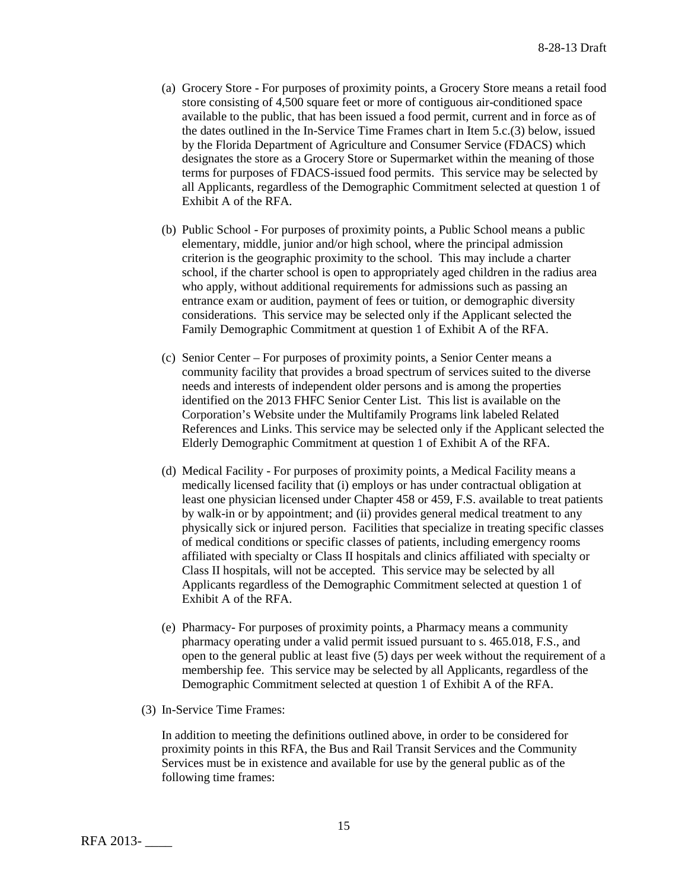(a) Grocery Store - For purposes of proximity points, a Grocery Store means a retail food store consisting of 4,500 square feet or more of contiguous air-conditioned space available to the public, that has been issued a food permit, current and in force as of the dates outlined in the In-Service Time Frames chart in Item 5.c.(3) below, issued by the Florida Department of Agriculture and Consumer Service (FDACS) which designates the store as a Grocery Store or Supermarket within the meaning of those terms for purposes of FDACS-issued food permits. This service may be selected by all Applicants, regardless of the Demographic Commitment selected at question 1 of Exhibit A of the RFA.

(b) Public School - For purposes of proximity points, a Public School means a public elementary, middle, junior and/or high school, where the principal admission criterion is the geographic proximity to the school. This may include a charter school, if the charter school is open to appropriately aged children in the radius area who apply, without additional requirements for admissions such as passing an entrance exam or audition, payment of fees or tuition, or demographic diversity considerations. This service may be selected only if the Applicant selected the Family Demographic Commitment at question 1 of Exhibit A of the RFA.

(c) Senior Center – For purposes of proximity points, a Senior Center means a community facility that provides a broad spectrum of services suited to the diverse needs and interests of independent older persons and is among the properties identified on the 2013 FHFC Senior Center List. This list is available on the Corporation's Website under the Multifamily Programs link labeled Related References and Links. This service may be selected only if the Applicant selected the Elderly Demographic Commitment at question 1 of Exhibit A of the RFA.

(d) Medical Facility - For purposes of proximity points, a Medical Facility means a medically licensed facility that (i) employs or has under contractual obligation at least one physician licensed under Chapter 458 or 459, F.S. available to treat patients by walk-in or by appointment; and (ii) provides general medical treatment to any physically sick or injured person. Facilities that specialize in treating specific classes of medical conditions or specific classes of patients, including emergency rooms affiliated with specialty or Class II hospitals and clinics affiliated with specialty or Class II hospitals, will not be accepted. This service may be selected by all Applicants regardless of the Demographic Commitment selected at question 1 of Exhibit A of the RFA.

(e) Pharmacy- For purposes of proximity points, a Pharmacy means a community pharmacy operating under a valid permit issued pursuant to s. 465.018, F.S., and open to the general public at least five (5) days per week without the requirement of a membership fee. This service may be selected by all Applicants, regardless of the Demographic Commitment selected at question 1 of Exhibit A of the RFA.

(3) In-Service Time Frames:

In addition to meeting the definitions outlined above, in order to be considered for proximity points in this RFA, the Bus and Rail Transit Services and the Community Services must be in existence and available for use by the general public as of the following time frames: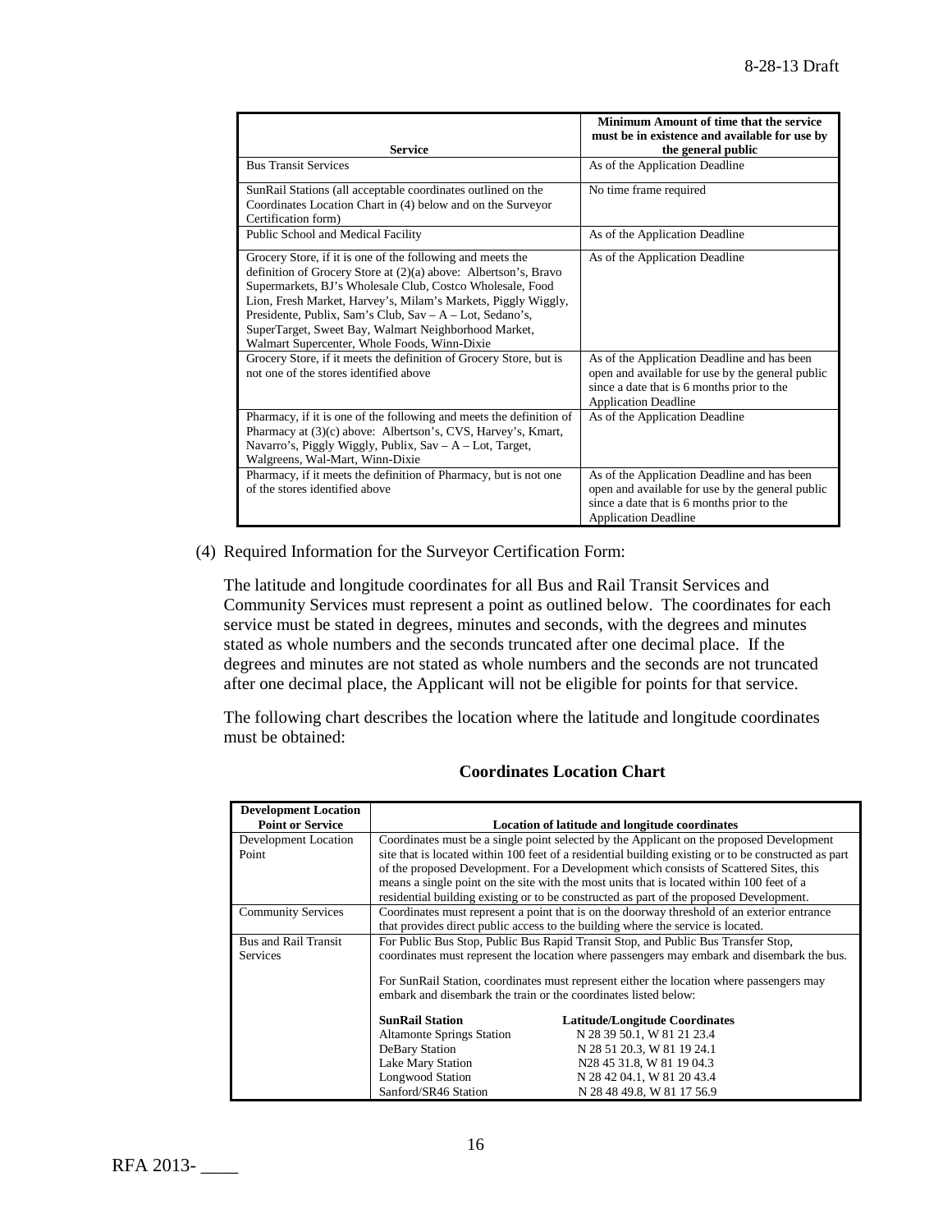| Service | Minimum Amount of time that the service must be in existence and available for use by the general public |
|---|---|
| Bus Transit Services | As of the Application Deadline |
| SunRail Stations (all acceptable coordinates outlined on the Coordinates Location Chart in (4) below and on the Surveyor Certification form) | No time frame required |
| Public School and Medical Facility | As of the Application Deadline |
| Grocery Store, if it is one of the following and meets the definition of Grocery Store at (2)(a) above: Albertson's, Bravo Supermarkets, BJ's Wholesale Club, Costco Wholesale, Food Lion, Fresh Market, Harvey's, Milam's Markets, Piggly Wiggly, Presidente, Publix, Sam's Club, Sav – A – Lot, Sedano's, SuperTarget, Sweet Bay, Walmart Neighborhood Market, Walmart Supercenter, Whole Foods, Winn-Dixie | As of the Application Deadline |
| Grocery Store, if it meets the definition of Grocery Store, but is not one of the stores identified above | As of the Application Deadline and has been open and available for use by the general public since a date that is 6 months prior to the Application Deadline |
| Pharmacy, if it is one of the following and meets the definition of Pharmacy at (3)(c) above: Albertson's, CVS, Harvey's, Kmart, Navarro's, Piggly Wiggly, Publix, Sav – A – Lot, Target, Walgreens, Wal-Mart, Winn-Dixie | As of the Application Deadline |
| Pharmacy, if it meets the definition of Pharmacy, but is not one of the stores identified above | As of the Application Deadline and has been open and available for use by the general public since a date that is 6 months prior to the Application Deadline |

(4) Required Information for the Surveyor Certification Form:

The latitude and longitude coordinates for all Bus and Rail Transit Services and Community Services must represent a point as outlined below. The coordinates for each service must be stated in degrees, minutes and seconds, with the degrees and minutes stated as whole numbers and the seconds truncated after one decimal place. If the degrees and minutes are not stated as whole numbers and the seconds are not truncated after one decimal place, the Applicant will not be eligible for points for that service.

The following chart describes the location where the latitude and longitude coordinates must be obtained:

**Coordinates Location Chart**

| Development Location Point or Service | Location of latitude and longitude coordinates |
|---|---|
| Development Location Point | Coordinates must be a single point selected by the Applicant on the proposed Development site that is located within 100 feet of a residential building existing or to be constructed as part of the proposed Development. For a Development which consists of Scattered Sites, this means a single point on the site with the most units that is located within 100 feet of a residential building existing or to be constructed as part of the proposed Development. |
| Community Services | Coordinates must represent a point that is on the doorway threshold of an exterior entrance that provides direct public access to the building where the service is located. |
| Bus and Rail Transit Services | For Public Bus Stop, Public Bus Rapid Transit Stop, and Public Bus Transfer Stop, coordinates must represent the location where passengers may embark and disembark the bus.<br><br>For SunRail Station, coordinates must represent either the location where passengers may embark and disembark the train or the coordinates listed below:<br><br>**SunRail Station** — **Latitude/Longitude Coordinates**<br>Altamonte Springs Station — N 28 39 50.1, W 81 21 23.4<br>DeBary Station — N 28 51 20.3, W 81 19 24.1<br>Lake Mary Station — N28 45 31.8, W 81 19 04.3<br>Longwood Station — N 28 42 04.1, W 81 20 43.4<br>Sanford/SR46 Station — N 28 48 49.8, W 81 17 56.9 |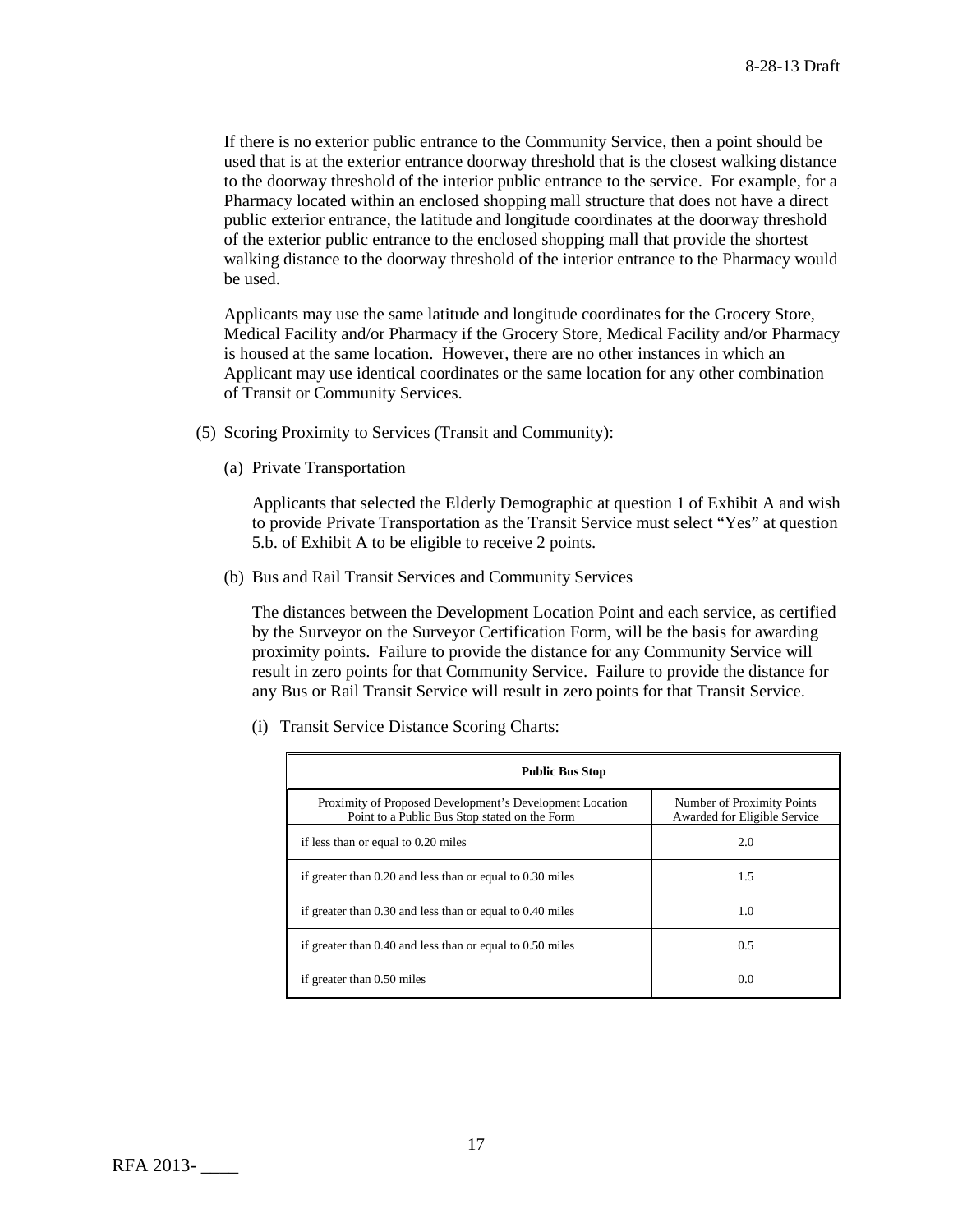If there is no exterior public entrance to the Community Service, then a point should be used that is at the exterior entrance doorway threshold that is the closest walking distance to the doorway threshold of the interior public entrance to the service. For example, for a Pharmacy located within an enclosed shopping mall structure that does not have a direct public exterior entrance, the latitude and longitude coordinates at the doorway threshold of the exterior public entrance to the enclosed shopping mall that provide the shortest walking distance to the doorway threshold of the interior entrance to the Pharmacy would be used.

Applicants may use the same latitude and longitude coordinates for the Grocery Store, Medical Facility and/or Pharmacy if the Grocery Store, Medical Facility and/or Pharmacy is housed at the same location. However, there are no other instances in which an Applicant may use identical coordinates or the same location for any other combination of Transit or Community Services.

(5) Scoring Proximity to Services (Transit and Community):

(a) Private Transportation

Applicants that selected the Elderly Demographic at question 1 of Exhibit A and wish to provide Private Transportation as the Transit Service must select "Yes" at question 5.b. of Exhibit A to be eligible to receive 2 points.

(b) Bus and Rail Transit Services and Community Services

The distances between the Development Location Point and each service, as certified by the Surveyor on the Surveyor Certification Form, will be the basis for awarding proximity points. Failure to provide the distance for any Community Service will result in zero points for that Community Service. Failure to provide the distance for any Bus or Rail Transit Service will result in zero points for that Transit Service.

(i) Transit Service Distance Scoring Charts:

| **Public Bus Stop** | |
|---|---|
| Proximity of Proposed Development's Development Location Point to a Public Bus Stop stated on the Form | Number of Proximity Points Awarded for Eligible Service |
| if less than or equal to 0.20 miles | 2.0 |
| if greater than 0.20 and less than or equal to 0.30 miles | 1.5 |
| if greater than 0.30 and less than or equal to 0.40 miles | 1.0 |
| if greater than 0.40 and less than or equal to 0.50 miles | 0.5 |
| if greater than 0.50 miles | 0.0 |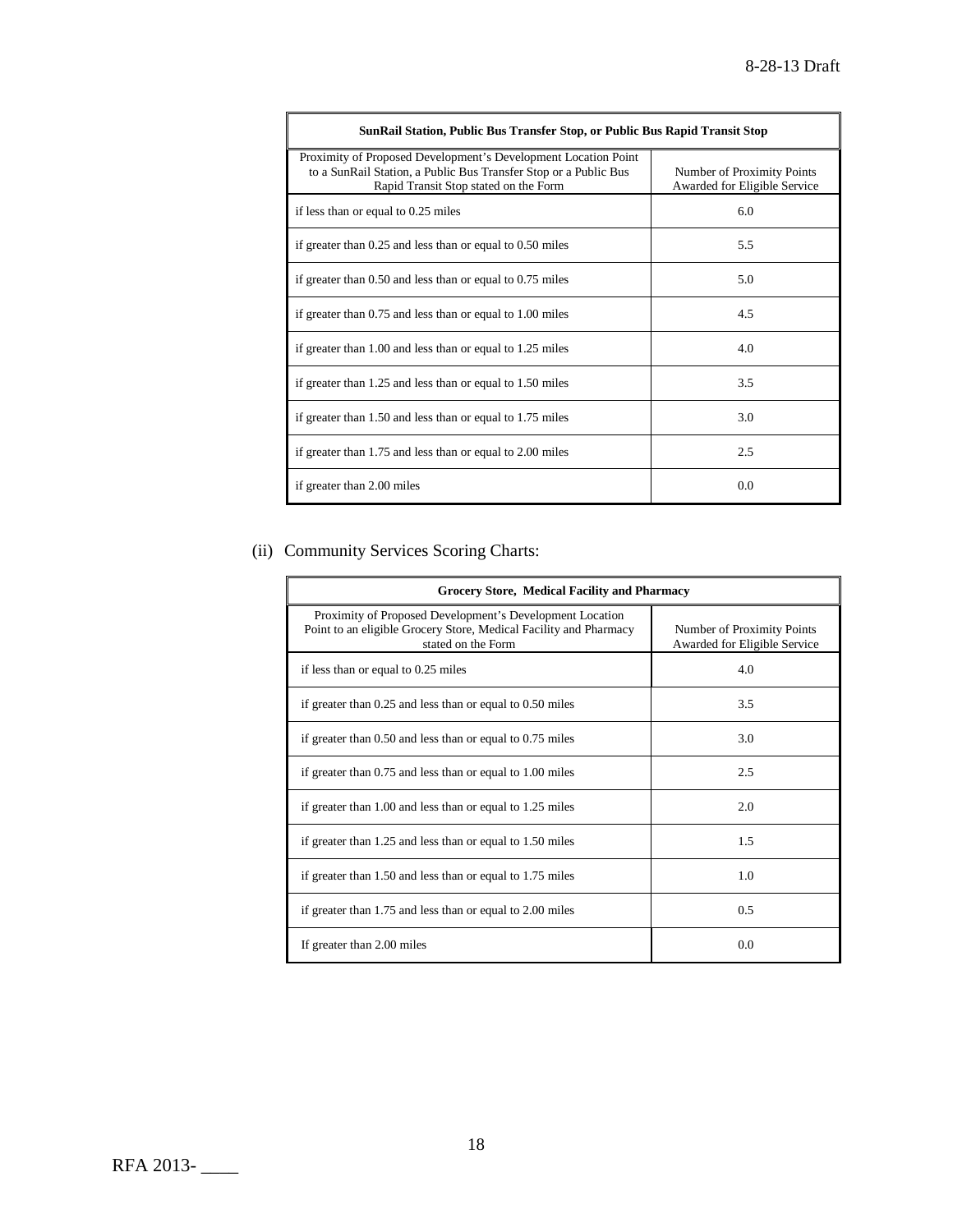| SunRail Station, Public Bus Transfer Stop, or Public Bus Rapid Transit Stop | |
|---|---|
| Proximity of Proposed Development's Development Location Point to a SunRail Station, a Public Bus Transfer Stop or a Public Bus Rapid Transit Stop stated on the Form | Number of Proximity Points Awarded for Eligible Service |
| if less than or equal to 0.25 miles | 6.0 |
| if greater than 0.25 and less than or equal to 0.50 miles | 5.5 |
| if greater than 0.50 and less than or equal to 0.75 miles | 5.0 |
| if greater than 0.75 and less than or equal to 1.00 miles | 4.5 |
| if greater than 1.00 and less than or equal to 1.25 miles | 4.0 |
| if greater than 1.25 and less than or equal to 1.50 miles | 3.5 |
| if greater than 1.50 and less than or equal to 1.75 miles | 3.0 |
| if greater than 1.75 and less than or equal to 2.00 miles | 2.5 |
| if greater than 2.00 miles | 0.0 |

(ii) Community Services Scoring Charts:

| Grocery Store, Medical Facility and Pharmacy | |
|---|---|
| Proximity of Proposed Development's Development Location Point to an eligible Grocery Store, Medical Facility and Pharmacy stated on the Form | Number of Proximity Points Awarded for Eligible Service |
| if less than or equal to 0.25 miles | 4.0 |
| if greater than 0.25 and less than or equal to 0.50 miles | 3.5 |
| if greater than 0.50 and less than or equal to 0.75 miles | 3.0 |
| if greater than 0.75 and less than or equal to 1.00 miles | 2.5 |
| if greater than 1.00 and less than or equal to 1.25 miles | 2.0 |
| if greater than 1.25 and less than or equal to 1.50 miles | 1.5 |
| if greater than 1.50 and less than or equal to 1.75 miles | 1.0 |
| if greater than 1.75 and less than or equal to 2.00 miles | 0.5 |
| If greater than 2.00 miles | 0.0 |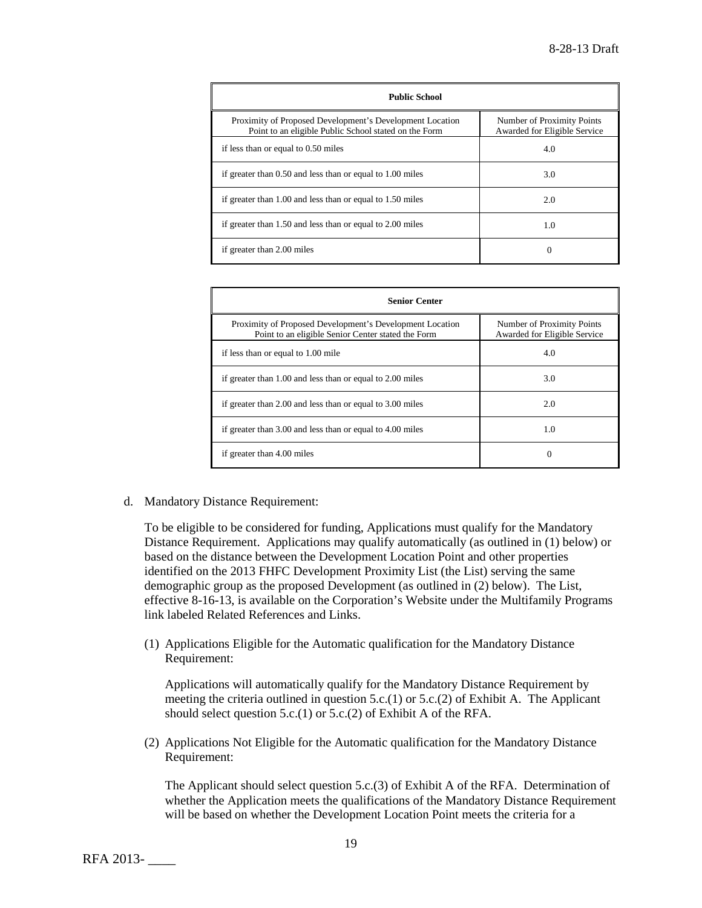| Public School | |
|---|---|
| Proximity of Proposed Development's Development Location Point to an eligible Public School stated on the Form | Number of Proximity Points Awarded for Eligible Service |
| if less than or equal to 0.50 miles | 4.0 |
| if greater than 0.50 and less than or equal to 1.00 miles | 3.0 |
| if greater than 1.00 and less than or equal to 1.50 miles | 2.0 |
| if greater than 1.50 and less than or equal to 2.00 miles | 1.0 |
| if greater than 2.00 miles | 0 |

| Senior Center | |
|---|---|
| Proximity of Proposed Development's Development Location Point to an eligible Senior Center stated the Form | Number of Proximity Points Awarded for Eligible Service |
| if less than or equal to 1.00 mile | 4.0 |
| if greater than 1.00 and less than or equal to 2.00 miles | 3.0 |
| if greater than 2.00 and less than or equal to 3.00 miles | 2.0 |
| if greater than 3.00 and less than or equal to 4.00 miles | 1.0 |
| if greater than 4.00 miles | 0 |

d. Mandatory Distance Requirement:

To be eligible to be considered for funding, Applications must qualify for the Mandatory Distance Requirement. Applications may qualify automatically (as outlined in (1) below) or based on the distance between the Development Location Point and other properties identified on the 2013 FHFC Development Proximity List (the List) serving the same demographic group as the proposed Development (as outlined in (2) below). The List, effective 8-16-13, is available on the Corporation's Website under the Multifamily Programs link labeled Related References and Links.

(1) Applications Eligible for the Automatic qualification for the Mandatory Distance Requirement:

Applications will automatically qualify for the Mandatory Distance Requirement by meeting the criteria outlined in question 5.c.(1) or 5.c.(2) of Exhibit A. The Applicant should select question 5.c.(1) or 5.c.(2) of Exhibit A of the RFA.

(2) Applications Not Eligible for the Automatic qualification for the Mandatory Distance Requirement:

The Applicant should select question 5.c.(3) of Exhibit A of the RFA. Determination of whether the Application meets the qualifications of the Mandatory Distance Requirement will be based on whether the Development Location Point meets the criteria for a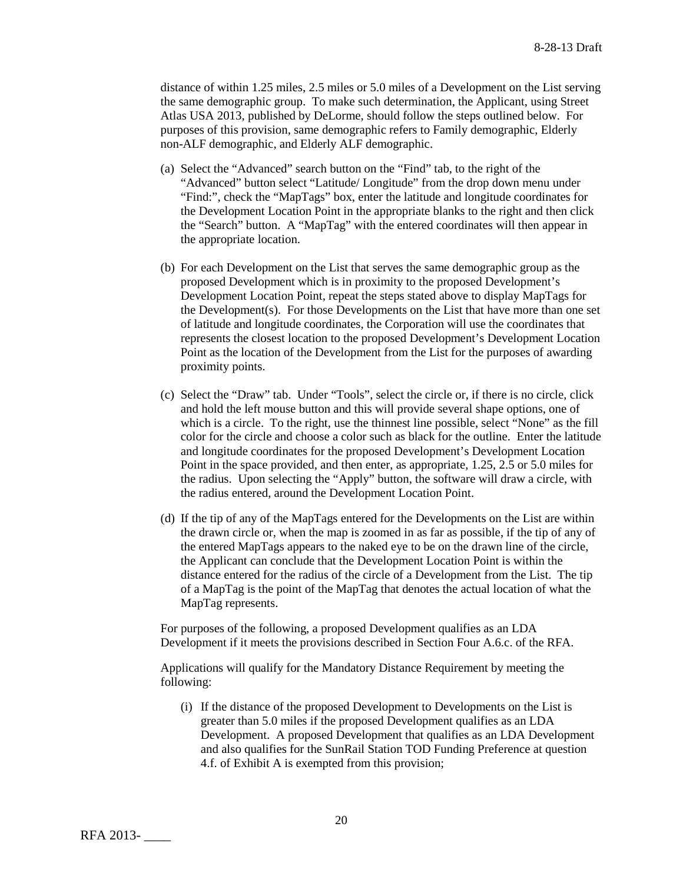distance of within 1.25 miles, 2.5 miles or 5.0 miles of a Development on the List serving the same demographic group. To make such determination, the Applicant, using Street Atlas USA 2013, published by DeLorme, should follow the steps outlined below. For purposes of this provision, same demographic refers to Family demographic, Elderly non-ALF demographic, and Elderly ALF demographic.

(a) Select the "Advanced" search button on the "Find" tab, to the right of the "Advanced" button select "Latitude/ Longitude" from the drop down menu under "Find:", check the "MapTags" box, enter the latitude and longitude coordinates for the Development Location Point in the appropriate blanks to the right and then click the "Search" button. A "MapTag" with the entered coordinates will then appear in the appropriate location.

(b) For each Development on the List that serves the same demographic group as the proposed Development which is in proximity to the proposed Development's Development Location Point, repeat the steps stated above to display MapTags for the Development(s). For those Developments on the List that have more than one set of latitude and longitude coordinates, the Corporation will use the coordinates that represents the closest location to the proposed Development's Development Location Point as the location of the Development from the List for the purposes of awarding proximity points.

(c) Select the "Draw" tab. Under "Tools", select the circle or, if there is no circle, click and hold the left mouse button and this will provide several shape options, one of which is a circle. To the right, use the thinnest line possible, select "None" as the fill color for the circle and choose a color such as black for the outline. Enter the latitude and longitude coordinates for the proposed Development's Development Location Point in the space provided, and then enter, as appropriate, 1.25, 2.5 or 5.0 miles for the radius. Upon selecting the "Apply" button, the software will draw a circle, with the radius entered, around the Development Location Point.

(d) If the tip of any of the MapTags entered for the Developments on the List are within the drawn circle or, when the map is zoomed in as far as possible, if the tip of any of the entered MapTags appears to the naked eye to be on the drawn line of the circle, the Applicant can conclude that the Development Location Point is within the distance entered for the radius of the circle of a Development from the List. The tip of a MapTag is the point of the MapTag that denotes the actual location of what the MapTag represents.

For purposes of the following, a proposed Development qualifies as an LDA Development if it meets the provisions described in Section Four A.6.c. of the RFA.

Applications will qualify for the Mandatory Distance Requirement by meeting the following:

(i) If the distance of the proposed Development to Developments on the List is greater than 5.0 miles if the proposed Development qualifies as an LDA Development. A proposed Development that qualifies as an LDA Development and also qualifies for the SunRail Station TOD Funding Preference at question 4.f. of Exhibit A is exempted from this provision;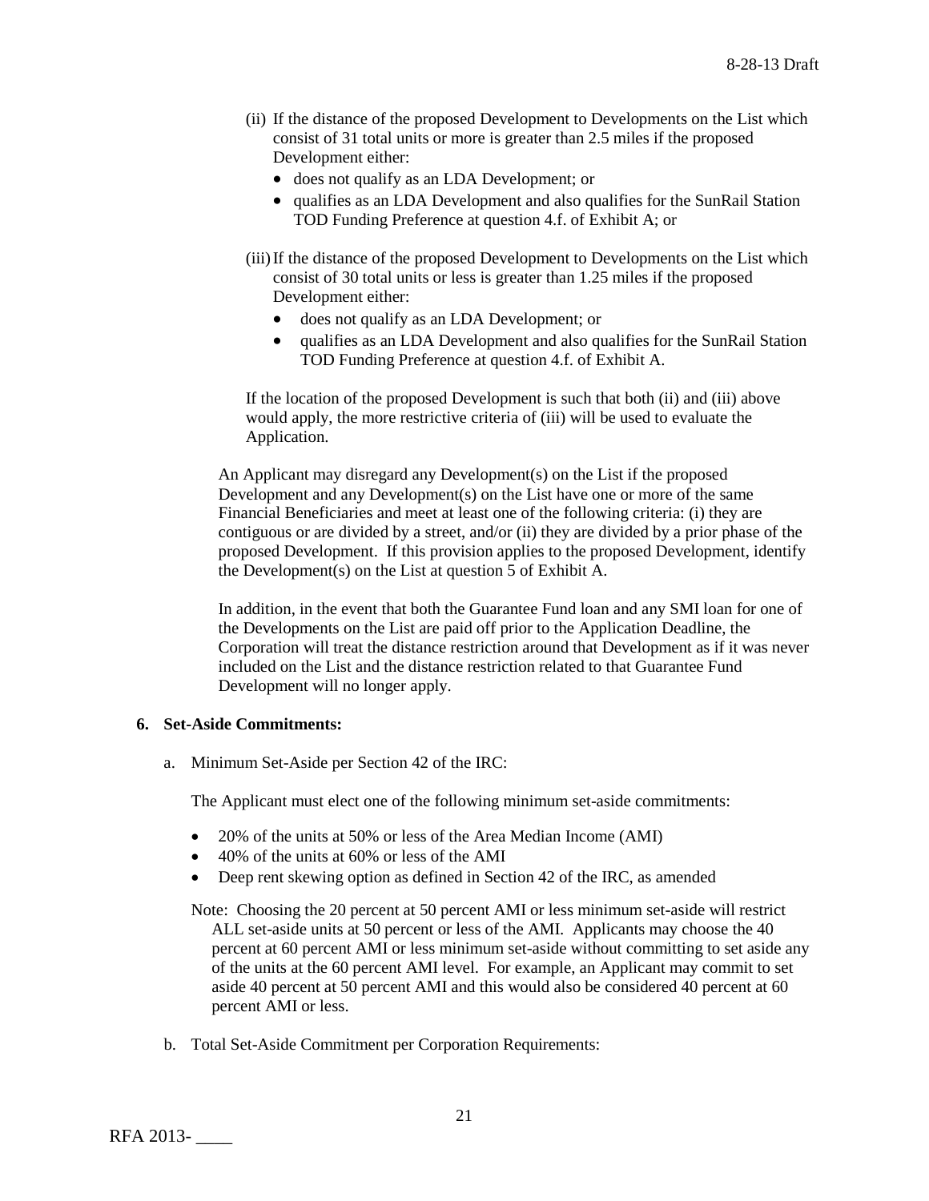(ii) If the distance of the proposed Development to Developments on the List which consist of 31 total units or more is greater than 2.5 miles if the proposed Development either:

- does not qualify as an LDA Development; or
- qualifies as an LDA Development and also qualifies for the SunRail Station TOD Funding Preference at question 4.f. of Exhibit A; or

(iii) If the distance of the proposed Development to Developments on the List which consist of 30 total units or less is greater than 1.25 miles if the proposed Development either:

- does not qualify as an LDA Development; or
- qualifies as an LDA Development and also qualifies for the SunRail Station TOD Funding Preference at question 4.f. of Exhibit A.

If the location of the proposed Development is such that both (ii) and (iii) above would apply, the more restrictive criteria of (iii) will be used to evaluate the Application.

An Applicant may disregard any Development(s) on the List if the proposed Development and any Development(s) on the List have one or more of the same Financial Beneficiaries and meet at least one of the following criteria: (i) they are contiguous or are divided by a street, and/or (ii) they are divided by a prior phase of the proposed Development. If this provision applies to the proposed Development, identify the Development(s) on the List at question 5 of Exhibit A.

In addition, in the event that both the Guarantee Fund loan and any SMI loan for one of the Developments on the List are paid off prior to the Application Deadline, the Corporation will treat the distance restriction around that Development as if it was never included on the List and the distance restriction related to that Guarantee Fund Development will no longer apply.

**6. Set-Aside Commitments:**

a. Minimum Set-Aside per Section 42 of the IRC:

The Applicant must elect one of the following minimum set-aside commitments:

- 20% of the units at 50% or less of the Area Median Income (AMI)
- 40% of the units at 60% or less of the AMI
- Deep rent skewing option as defined in Section 42 of the IRC, as amended

Note: Choosing the 20 percent at 50 percent AMI or less minimum set-aside will restrict ALL set-aside units at 50 percent or less of the AMI. Applicants may choose the 40 percent at 60 percent AMI or less minimum set-aside without committing to set aside any of the units at the 60 percent AMI level. For example, an Applicant may commit to set aside 40 percent at 50 percent AMI and this would also be considered 40 percent at 60 percent AMI or less.

b. Total Set-Aside Commitment per Corporation Requirements: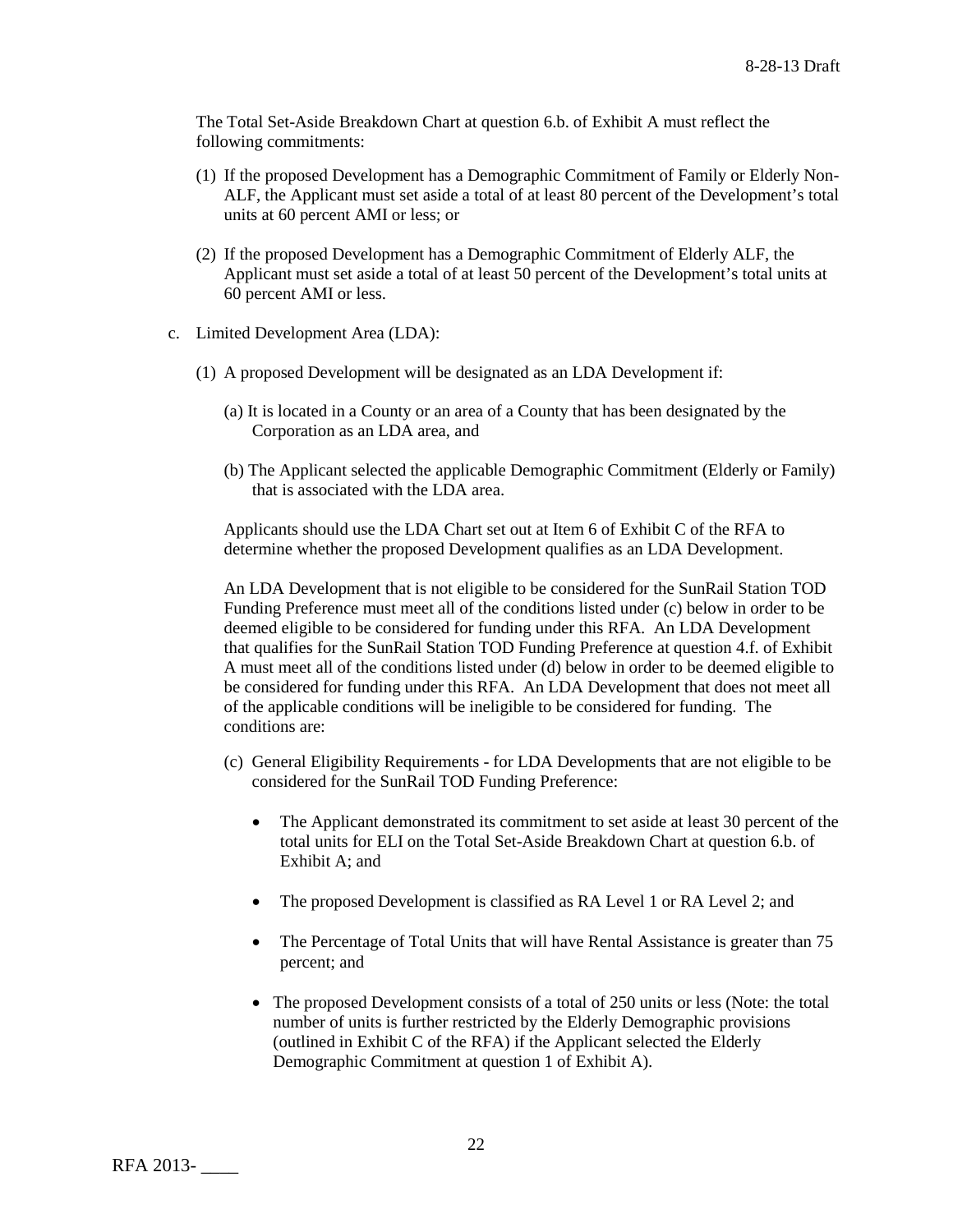The Total Set-Aside Breakdown Chart at question 6.b. of Exhibit A must reflect the following commitments:

(1) If the proposed Development has a Demographic Commitment of Family or Elderly Non-ALF, the Applicant must set aside a total of at least 80 percent of the Development's total units at 60 percent AMI or less; or

(2) If the proposed Development has a Demographic Commitment of Elderly ALF, the Applicant must set aside a total of at least 50 percent of the Development's total units at 60 percent AMI or less.

c. Limited Development Area (LDA):

(1) A proposed Development will be designated as an LDA Development if:

(a) It is located in a County or an area of a County that has been designated by the Corporation as an LDA area, and

(b) The Applicant selected the applicable Demographic Commitment (Elderly or Family) that is associated with the LDA area.

Applicants should use the LDA Chart set out at Item 6 of Exhibit C of the RFA to determine whether the proposed Development qualifies as an LDA Development.

An LDA Development that is not eligible to be considered for the SunRail Station TOD Funding Preference must meet all of the conditions listed under (c) below in order to be deemed eligible to be considered for funding under this RFA. An LDA Development that qualifies for the SunRail Station TOD Funding Preference at question 4.f. of Exhibit A must meet all of the conditions listed under (d) below in order to be deemed eligible to be considered for funding under this RFA. An LDA Development that does not meet all of the applicable conditions will be ineligible to be considered for funding. The conditions are:

(c) General Eligibility Requirements - for LDA Developments that are not eligible to be considered for the SunRail TOD Funding Preference:

- The Applicant demonstrated its commitment to set aside at least 30 percent of the total units for ELI on the Total Set-Aside Breakdown Chart at question 6.b. of Exhibit A; and

- The proposed Development is classified as RA Level 1 or RA Level 2; and

- The Percentage of Total Units that will have Rental Assistance is greater than 75 percent; and

- The proposed Development consists of a total of 250 units or less (Note: the total number of units is further restricted by the Elderly Demographic provisions (outlined in Exhibit C of the RFA) if the Applicant selected the Elderly Demographic Commitment at question 1 of Exhibit A).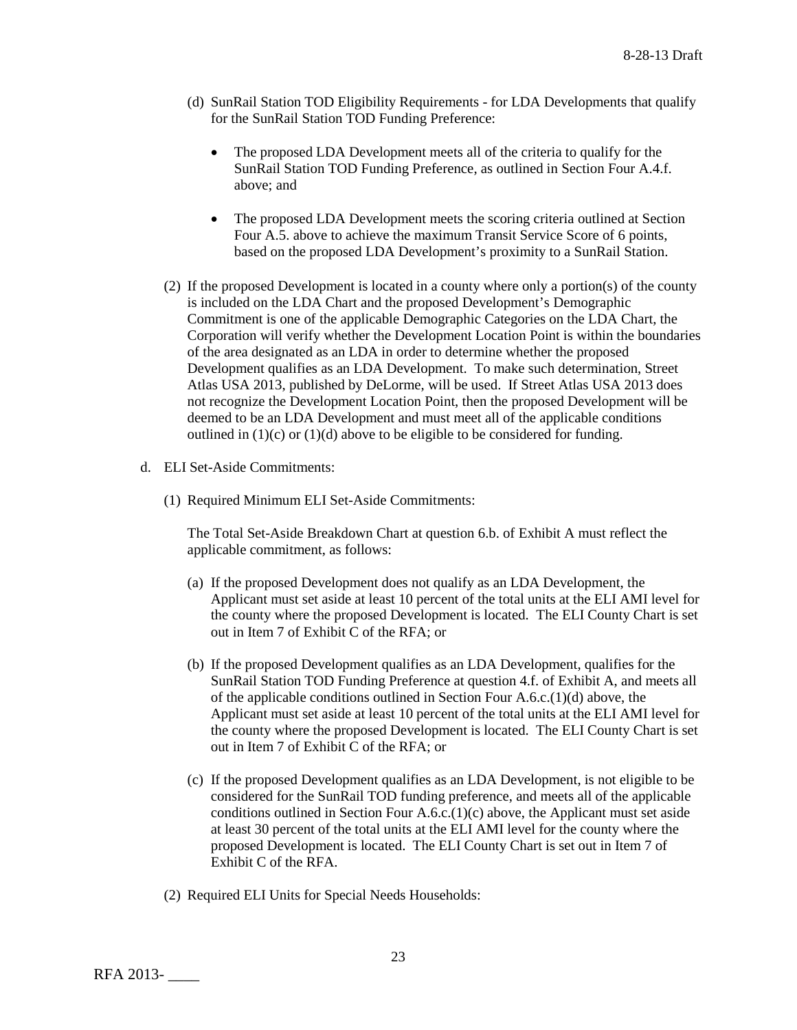(d) SunRail Station TOD Eligibility Requirements - for LDA Developments that qualify for the SunRail Station TOD Funding Preference:

- The proposed LDA Development meets all of the criteria to qualify for the SunRail Station TOD Funding Preference, as outlined in Section Four A.4.f. above; and

- The proposed LDA Development meets the scoring criteria outlined at Section Four A.5. above to achieve the maximum Transit Service Score of 6 points, based on the proposed LDA Development's proximity to a SunRail Station.

(2) If the proposed Development is located in a county where only a portion(s) of the county is included on the LDA Chart and the proposed Development's Demographic Commitment is one of the applicable Demographic Categories on the LDA Chart, the Corporation will verify whether the Development Location Point is within the boundaries of the area designated as an LDA in order to determine whether the proposed Development qualifies as an LDA Development. To make such determination, Street Atlas USA 2013, published by DeLorme, will be used. If Street Atlas USA 2013 does not recognize the Development Location Point, then the proposed Development will be deemed to be an LDA Development and must meet all of the applicable conditions outlined in (1)(c) or (1)(d) above to be eligible to be considered for funding.

d. ELI Set-Aside Commitments:

(1) Required Minimum ELI Set-Aside Commitments:

The Total Set-Aside Breakdown Chart at question 6.b. of Exhibit A must reflect the applicable commitment, as follows:

(a) If the proposed Development does not qualify as an LDA Development, the Applicant must set aside at least 10 percent of the total units at the ELI AMI level for the county where the proposed Development is located. The ELI County Chart is set out in Item 7 of Exhibit C of the RFA; or

(b) If the proposed Development qualifies as an LDA Development, qualifies for the SunRail Station TOD Funding Preference at question 4.f. of Exhibit A, and meets all of the applicable conditions outlined in Section Four A.6.c.(1)(d) above, the Applicant must set aside at least 10 percent of the total units at the ELI AMI level for the county where the proposed Development is located. The ELI County Chart is set out in Item 7 of Exhibit C of the RFA; or

(c) If the proposed Development qualifies as an LDA Development, is not eligible to be considered for the SunRail TOD funding preference, and meets all of the applicable conditions outlined in Section Four A.6.c.(1)(c) above, the Applicant must set aside at least 30 percent of the total units at the ELI AMI level for the county where the proposed Development is located. The ELI County Chart is set out in Item 7 of Exhibit C of the RFA.

(2) Required ELI Units for Special Needs Households: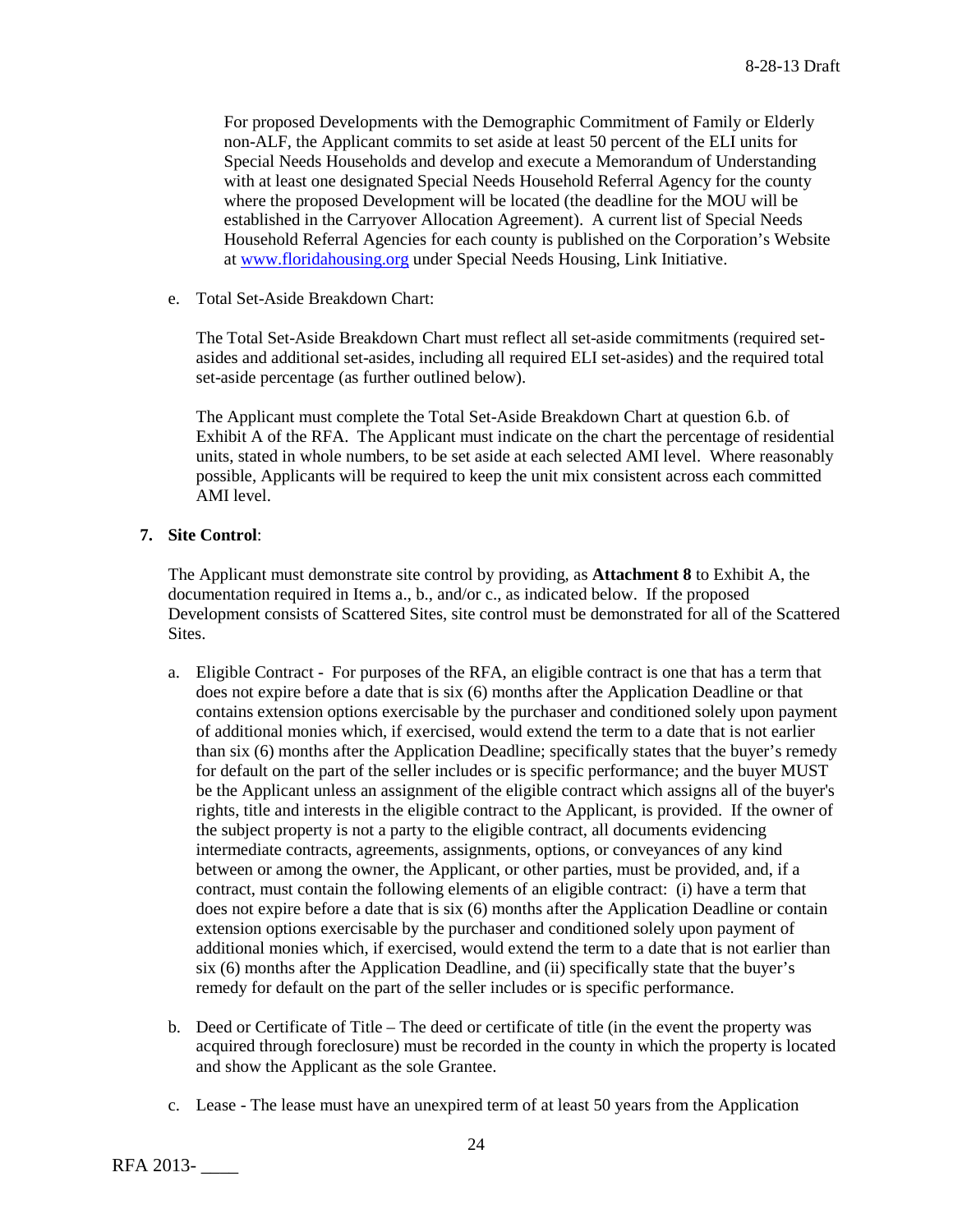For proposed Developments with the Demographic Commitment of Family or Elderly non-ALF, the Applicant commits to set aside at least 50 percent of the ELI units for Special Needs Households and develop and execute a Memorandum of Understanding with at least one designated Special Needs Household Referral Agency for the county where the proposed Development will be located (the deadline for the MOU will be established in the Carryover Allocation Agreement). A current list of Special Needs Household Referral Agencies for each county is published on the Corporation's Website at [www.floridahousing.org](http://www.floridahousing.org) under Special Needs Housing, Link Initiative.

e. Total Set-Aside Breakdown Chart:

   The Total Set-Aside Breakdown Chart must reflect all set-aside commitments (required set-asides and additional set-asides, including all required ELI set-asides) and the required total set-aside percentage (as further outlined below).

   The Applicant must complete the Total Set-Aside Breakdown Chart at question 6.b. of Exhibit A of the RFA. The Applicant must indicate on the chart the percentage of residential units, stated in whole numbers, to be set aside at each selected AMI level. Where reasonably possible, Applicants will be required to keep the unit mix consistent across each committed AMI level.

**7. Site Control**:

The Applicant must demonstrate site control by providing, as **Attachment 8** to Exhibit A, the documentation required in Items a., b., and/or c., as indicated below. If the proposed Development consists of Scattered Sites, site control must be demonstrated for all of the Scattered Sites.

a. Eligible Contract - For purposes of the RFA, an eligible contract is one that has a term that does not expire before a date that is six (6) months after the Application Deadline or that contains extension options exercisable by the purchaser and conditioned solely upon payment of additional monies which, if exercised, would extend the term to a date that is not earlier than six (6) months after the Application Deadline; specifically states that the buyer's remedy for default on the part of the seller includes or is specific performance; and the buyer MUST be the Applicant unless an assignment of the eligible contract which assigns all of the buyer's rights, title and interests in the eligible contract to the Applicant, is provided. If the owner of the subject property is not a party to the eligible contract, all documents evidencing intermediate contracts, agreements, assignments, options, or conveyances of any kind between or among the owner, the Applicant, or other parties, must be provided, and, if a contract, must contain the following elements of an eligible contract: (i) have a term that does not expire before a date that is six (6) months after the Application Deadline or contain extension options exercisable by the purchaser and conditioned solely upon payment of additional monies which, if exercised, would extend the term to a date that is not earlier than six (6) months after the Application Deadline, and (ii) specifically state that the buyer's remedy for default on the part of the seller includes or is specific performance.

b. Deed or Certificate of Title – The deed or certificate of title (in the event the property was acquired through foreclosure) must be recorded in the county in which the property is located and show the Applicant as the sole Grantee.

c. Lease - The lease must have an unexpired term of at least 50 years from the Application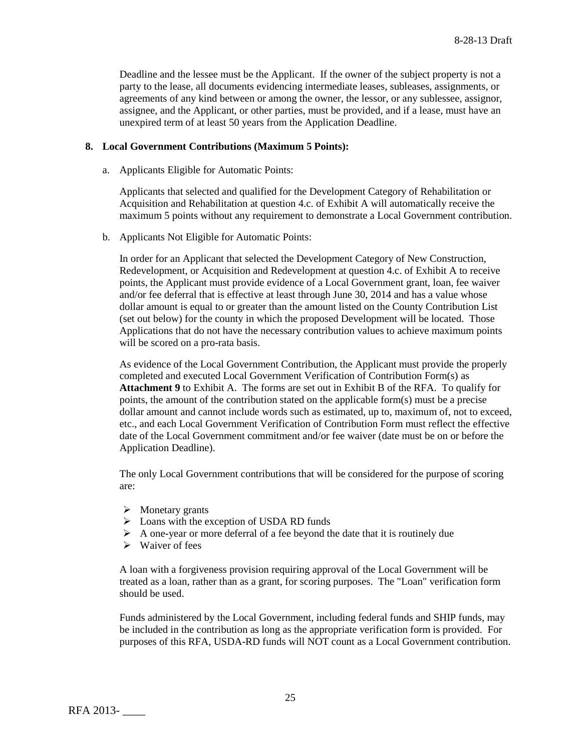Deadline and the lessee must be the Applicant. If the owner of the subject property is not a party to the lease, all documents evidencing intermediate leases, subleases, assignments, or agreements of any kind between or among the owner, the lessor, or any sublessee, assignor, assignee, and the Applicant, or other parties, must be provided, and if a lease, must have an unexpired term of at least 50 years from the Application Deadline.

**8. Local Government Contributions (Maximum 5 Points):**

a. Applicants Eligible for Automatic Points:

Applicants that selected and qualified for the Development Category of Rehabilitation or Acquisition and Rehabilitation at question 4.c. of Exhibit A will automatically receive the maximum 5 points without any requirement to demonstrate a Local Government contribution.

b. Applicants Not Eligible for Automatic Points:

In order for an Applicant that selected the Development Category of New Construction, Redevelopment, or Acquisition and Redevelopment at question 4.c. of Exhibit A to receive points, the Applicant must provide evidence of a Local Government grant, loan, fee waiver and/or fee deferral that is effective at least through June 30, 2014 and has a value whose dollar amount is equal to or greater than the amount listed on the County Contribution List (set out below) for the county in which the proposed Development will be located. Those Applications that do not have the necessary contribution values to achieve maximum points will be scored on a pro-rata basis.

As evidence of the Local Government Contribution, the Applicant must provide the properly completed and executed Local Government Verification of Contribution Form(s) as **Attachment 9** to Exhibit A. The forms are set out in Exhibit B of the RFA. To qualify for points, the amount of the contribution stated on the applicable form(s) must be a precise dollar amount and cannot include words such as estimated, up to, maximum of, not to exceed, etc., and each Local Government Verification of Contribution Form must reflect the effective date of the Local Government commitment and/or fee waiver (date must be on or before the Application Deadline).

The only Local Government contributions that will be considered for the purpose of scoring are:

- Monetary grants
- Loans with the exception of USDA RD funds
- A one-year or more deferral of a fee beyond the date that it is routinely due
- Waiver of fees

A loan with a forgiveness provision requiring approval of the Local Government will be treated as a loan, rather than as a grant, for scoring purposes. The "Loan" verification form should be used.

Funds administered by the Local Government, including federal funds and SHIP funds, may be included in the contribution as long as the appropriate verification form is provided. For purposes of this RFA, USDA-RD funds will NOT count as a Local Government contribution.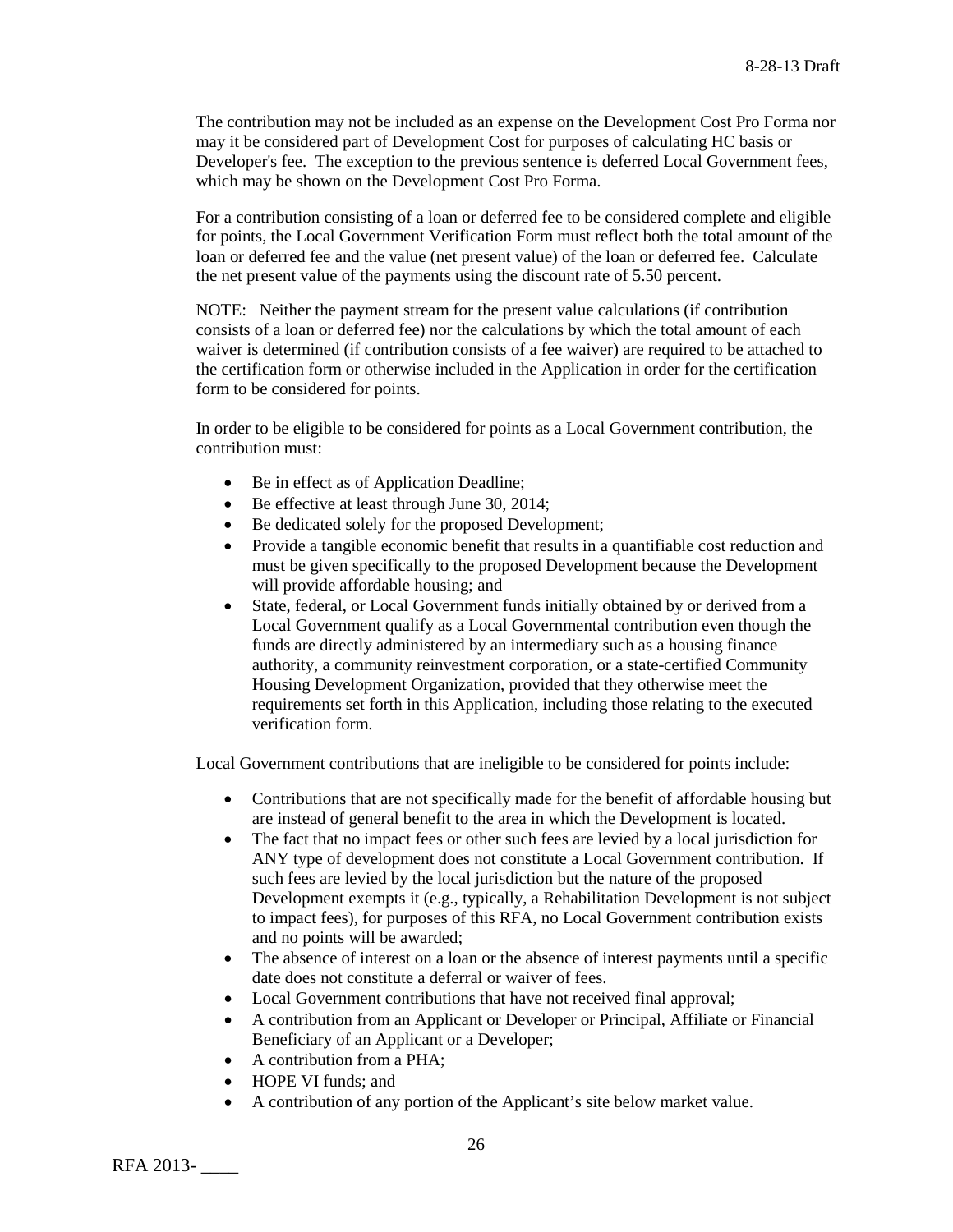The contribution may not be included as an expense on the Development Cost Pro Forma nor may it be considered part of Development Cost for purposes of calculating HC basis or Developer's fee. The exception to the previous sentence is deferred Local Government fees, which may be shown on the Development Cost Pro Forma.

For a contribution consisting of a loan or deferred fee to be considered complete and eligible for points, the Local Government Verification Form must reflect both the total amount of the loan or deferred fee and the value (net present value) of the loan or deferred fee. Calculate the net present value of the payments using the discount rate of 5.50 percent.

NOTE: Neither the payment stream for the present value calculations (if contribution consists of a loan or deferred fee) nor the calculations by which the total amount of each waiver is determined (if contribution consists of a fee waiver) are required to be attached to the certification form or otherwise included in the Application in order for the certification form to be considered for points.

In order to be eligible to be considered for points as a Local Government contribution, the contribution must:

- Be in effect as of Application Deadline;
- Be effective at least through June 30, 2014;
- Be dedicated solely for the proposed Development;
- Provide a tangible economic benefit that results in a quantifiable cost reduction and must be given specifically to the proposed Development because the Development will provide affordable housing; and
- State, federal, or Local Government funds initially obtained by or derived from a Local Government qualify as a Local Governmental contribution even though the funds are directly administered by an intermediary such as a housing finance authority, a community reinvestment corporation, or a state-certified Community Housing Development Organization, provided that they otherwise meet the requirements set forth in this Application, including those relating to the executed verification form.

Local Government contributions that are ineligible to be considered for points include:

- Contributions that are not specifically made for the benefit of affordable housing but are instead of general benefit to the area in which the Development is located.
- The fact that no impact fees or other such fees are levied by a local jurisdiction for ANY type of development does not constitute a Local Government contribution. If such fees are levied by the local jurisdiction but the nature of the proposed Development exempts it (e.g., typically, a Rehabilitation Development is not subject to impact fees), for purposes of this RFA, no Local Government contribution exists and no points will be awarded;
- The absence of interest on a loan or the absence of interest payments until a specific date does not constitute a deferral or waiver of fees.
- Local Government contributions that have not received final approval;
- A contribution from an Applicant or Developer or Principal, Affiliate or Financial Beneficiary of an Applicant or a Developer;
- A contribution from a PHA;
- HOPE VI funds; and
- A contribution of any portion of the Applicant's site below market value.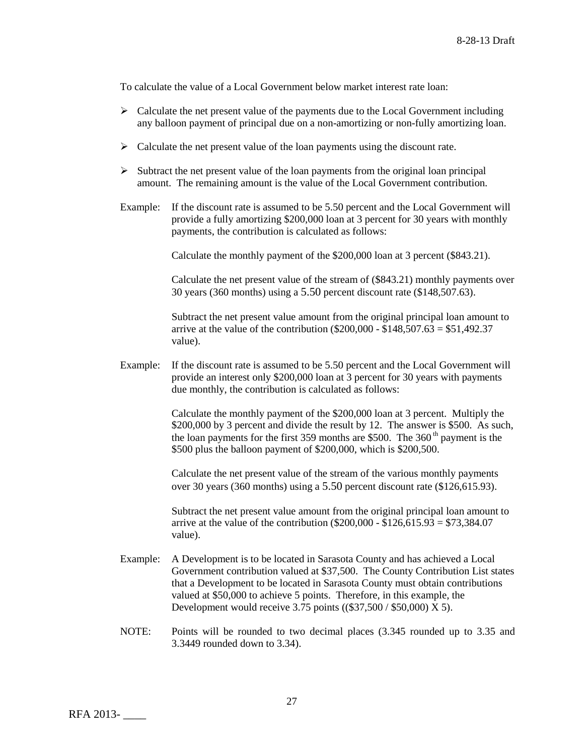To calculate the value of a Local Government below market interest rate loan:

- Calculate the net present value of the payments due to the Local Government including any balloon payment of principal due on a non-amortizing or non-fully amortizing loan.
- Calculate the net present value of the loan payments using the discount rate.
- Subtract the net present value of the loan payments from the original loan principal amount. The remaining amount is the value of the Local Government contribution.

Example: If the discount rate is assumed to be 5.50 percent and the Local Government will provide a fully amortizing $200,000 loan at 3 percent for 30 years with monthly payments, the contribution is calculated as follows:

Calculate the monthly payment of the $200,000 loan at 3 percent ($843.21).

Calculate the net present value of the stream of ($843.21) monthly payments over 30 years (360 months) using a 5.50 percent discount rate ($148,507.63).

Subtract the net present value amount from the original principal loan amount to arrive at the value of the contribution ($200,000 - $148,507.63 = $51,492.37 value).

Example: If the discount rate is assumed to be 5.50 percent and the Local Government will provide an interest only $200,000 loan at 3 percent for 30 years with payments due monthly, the contribution is calculated as follows:

Calculate the monthly payment of the $200,000 loan at 3 percent. Multiply the $200,000 by 3 percent and divide the result by 12. The answer is $500. As such, the loan payments for the first 359 months are $500. The 360th payment is the $500 plus the balloon payment of $200,000, which is $200,500.

Calculate the net present value of the stream of the various monthly payments over 30 years (360 months) using a 5.50 percent discount rate ($126,615.93).

Subtract the net present value amount from the original principal loan amount to arrive at the value of the contribution ($200,000 - $126,615.93 = $73,384.07 value).

Example: A Development is to be located in Sarasota County and has achieved a Local Government contribution valued at $37,500. The County Contribution List states that a Development to be located in Sarasota County must obtain contributions valued at $50,000 to achieve 5 points. Therefore, in this example, the Development would receive 3.75 points (($37,500 / $50,000) X 5).

NOTE: Points will be rounded to two decimal places (3.345 rounded up to 3.35 and 3.3449 rounded down to 3.34).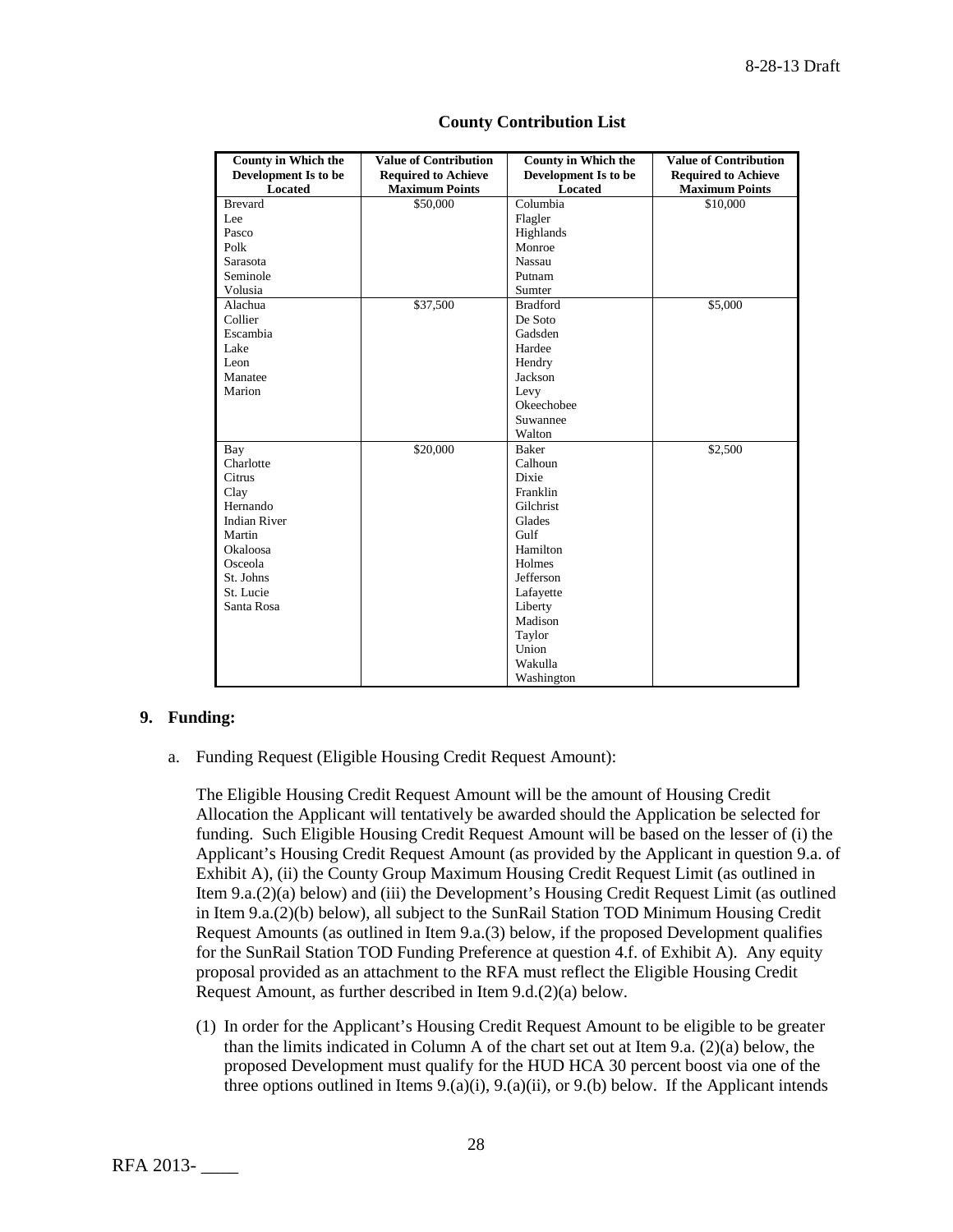**County Contribution List**

| County in Which the Development Is to be Located | Value of Contribution Required to Achieve Maximum Points | County in Which the Development Is to be Located | Value of Contribution Required to Achieve Maximum Points |
|---|---|---|---|
| Brevard<br>Lee<br>Pasco<br>Polk<br>Sarasota<br>Seminole<br>Volusia | $50,000 | Columbia<br>Flagler<br>Highlands<br>Monroe<br>Nassau<br>Putnam<br>Sumter | $10,000 |
| Alachua<br>Collier<br>Escambia<br>Lake<br>Leon<br>Manatee<br>Marion | $37,500 | Bradford<br>De Soto<br>Gadsden<br>Hardee<br>Hendry<br>Jackson<br>Levy<br>Okeechobee<br>Suwannee<br>Walton | $5,000 |
| Bay<br>Charlotte<br>Citrus<br>Clay<br>Hernando<br>Indian River<br>Martin<br>Okaloosa<br>Osceola<br>St. Johns<br>St. Lucie<br>Santa Rosa | $20,000 | Baker<br>Calhoun<br>Dixie<br>Franklin<br>Gilchrist<br>Glades<br>Gulf<br>Hamilton<br>Holmes<br>Jefferson<br>Lafayette<br>Liberty<br>Madison<br>Taylor<br>Union<br>Wakulla<br>Washington | $2,500 |

## 9. Funding:

a. Funding Request (Eligible Housing Credit Request Amount):

The Eligible Housing Credit Request Amount will be the amount of Housing Credit Allocation the Applicant will tentatively be awarded should the Application be selected for funding. Such Eligible Housing Credit Request Amount will be based on the lesser of (i) the Applicant's Housing Credit Request Amount (as provided by the Applicant in question 9.a. of Exhibit A), (ii) the County Group Maximum Housing Credit Request Limit (as outlined in Item 9.a.(2)(a) below) and (iii) the Development's Housing Credit Request Limit (as outlined in Item 9.a.(2)(b) below), all subject to the SunRail Station TOD Minimum Housing Credit Request Amounts (as outlined in Item 9.a.(3) below, if the proposed Development qualifies for the SunRail Station TOD Funding Preference at question 4.f. of Exhibit A). Any equity proposal provided as an attachment to the RFA must reflect the Eligible Housing Credit Request Amount, as further described in Item 9.d.(2)(a) below.

(1) In order for the Applicant's Housing Credit Request Amount to be eligible to be greater than the limits indicated in Column A of the chart set out at Item 9.a. (2)(a) below, the proposed Development must qualify for the HUD HCA 30 percent boost via one of the three options outlined in Items 9.(a)(i), 9.(a)(ii), or 9.(b) below. If the Applicant intends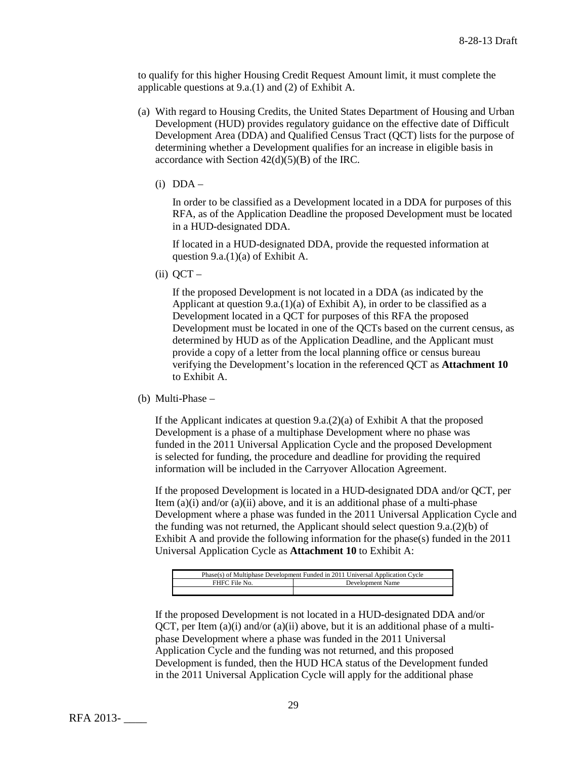to qualify for this higher Housing Credit Request Amount limit, it must complete the applicable questions at 9.a.(1) and (2) of Exhibit A.

(a) With regard to Housing Credits, the United States Department of Housing and Urban Development (HUD) provides regulatory guidance on the effective date of Difficult Development Area (DDA) and Qualified Census Tract (QCT) lists for the purpose of determining whether a Development qualifies for an increase in eligible basis in accordance with Section 42(d)(5)(B) of the IRC.

   (i) DDA –

   In order to be classified as a Development located in a DDA for purposes of this RFA, as of the Application Deadline the proposed Development must be located in a HUD-designated DDA.

   If located in a HUD-designated DDA, provide the requested information at question 9.a.(1)(a) of Exhibit A.

   (ii) QCT –

   If the proposed Development is not located in a DDA (as indicated by the Applicant at question 9.a.(1)(a) of Exhibit A), in order to be classified as a Development located in a QCT for purposes of this RFA the proposed Development must be located in one of the QCTs based on the current census, as determined by HUD as of the Application Deadline, and the Applicant must provide a copy of a letter from the local planning office or census bureau verifying the Development's location in the referenced QCT as **Attachment 10** to Exhibit A.

(b) Multi-Phase –

   If the Applicant indicates at question 9.a.(2)(a) of Exhibit A that the proposed Development is a phase of a multiphase Development where no phase was funded in the 2011 Universal Application Cycle and the proposed Development is selected for funding, the procedure and deadline for providing the required information will be included in the Carryover Allocation Agreement.

   If the proposed Development is located in a HUD-designated DDA and/or QCT, per Item (a)(i) and/or (a)(ii) above, and it is an additional phase of a multi-phase Development where a phase was funded in the 2011 Universal Application Cycle and the funding was not returned, the Applicant should select question 9.a.(2)(b) of Exhibit A and provide the following information for the phase(s) funded in the 2011 Universal Application Cycle as **Attachment 10** to Exhibit A:

| Phase(s) of Multiphase Development Funded in 2011 Universal Application Cycle | |
|---|---|
| FHFC File No. | Development Name |
| | |

   If the proposed Development is not located in a HUD-designated DDA and/or QCT, per Item (a)(i) and/or (a)(ii) above, but it is an additional phase of a multi-phase Development where a phase was funded in the 2011 Universal Application Cycle and the funding was not returned, and this proposed Development is funded, then the HUD HCA status of the Development funded in the 2011 Universal Application Cycle will apply for the additional phase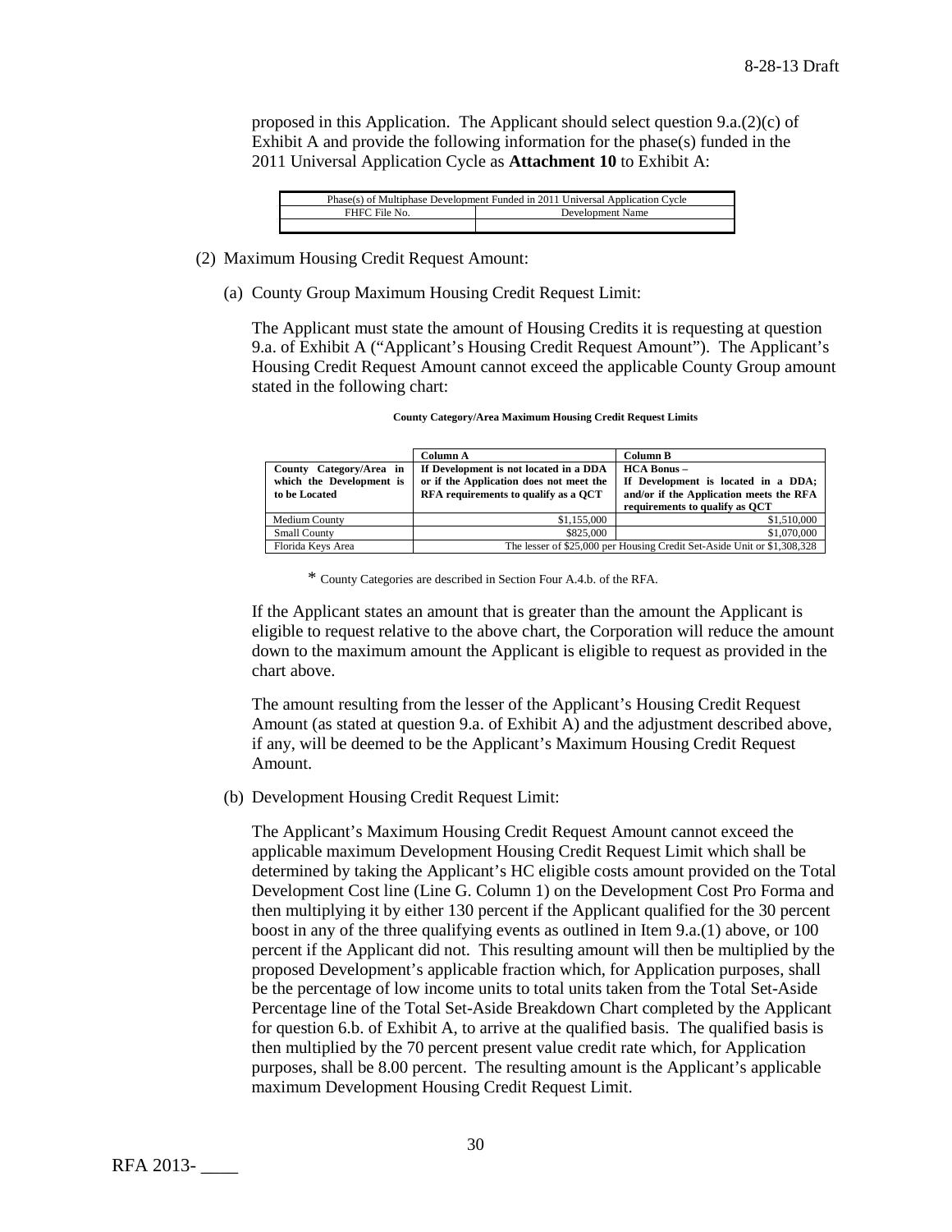proposed in this Application. The Applicant should select question 9.a.(2)(c) of Exhibit A and provide the following information for the phase(s) funded in the 2011 Universal Application Cycle as **Attachment 10** to Exhibit A:

| Phase(s) of Multiphase Development Funded in 2011 Universal Application Cycle | |
|---|---|
| FHFC File No. | Development Name |
| | |

(2) Maximum Housing Credit Request Amount:

(a) County Group Maximum Housing Credit Request Limit:

The Applicant must state the amount of Housing Credits it is requesting at question 9.a. of Exhibit A ("Applicant's Housing Credit Request Amount"). The Applicant's Housing Credit Request Amount cannot exceed the applicable County Group amount stated in the following chart:

**County Category/Area Maximum Housing Credit Request Limits**

| | Column A | Column B |
|---|---|---|
| **County Category/Area in which the Development is to be Located** | **If Development is not located in a DDA or if the Application does not meet the RFA requirements to qualify as a QCT** | **HCA Bonus – If Development is located in a DDA; and/or if the Application meets the RFA requirements to qualify as QCT** |
| Medium County | $1,155,000 | $1,510,000 |
| Small County | $825,000 | $1,070,000 |
| Florida Keys Area | The lesser of $25,000 per Housing Credit Set-Aside Unit or $1,308,328 | |

\* County Categories are described in Section Four A.4.b. of the RFA.

If the Applicant states an amount that is greater than the amount the Applicant is eligible to request relative to the above chart, the Corporation will reduce the amount down to the maximum amount the Applicant is eligible to request as provided in the chart above.

The amount resulting from the lesser of the Applicant's Housing Credit Request Amount (as stated at question 9.a. of Exhibit A) and the adjustment described above, if any, will be deemed to be the Applicant's Maximum Housing Credit Request Amount.

(b) Development Housing Credit Request Limit:

The Applicant's Maximum Housing Credit Request Amount cannot exceed the applicable maximum Development Housing Credit Request Limit which shall be determined by taking the Applicant's HC eligible costs amount provided on the Total Development Cost line (Line G. Column 1) on the Development Cost Pro Forma and then multiplying it by either 130 percent if the Applicant qualified for the 30 percent boost in any of the three qualifying events as outlined in Item 9.a.(1) above, or 100 percent if the Applicant did not. This resulting amount will then be multiplied by the proposed Development's applicable fraction which, for Application purposes, shall be the percentage of low income units to total units taken from the Total Set-Aside Percentage line of the Total Set-Aside Breakdown Chart completed by the Applicant for question 6.b. of Exhibit A, to arrive at the qualified basis. The qualified basis is then multiplied by the 70 percent present value credit rate which, for Application purposes, shall be 8.00 percent. The resulting amount is the Applicant's applicable maximum Development Housing Credit Request Limit.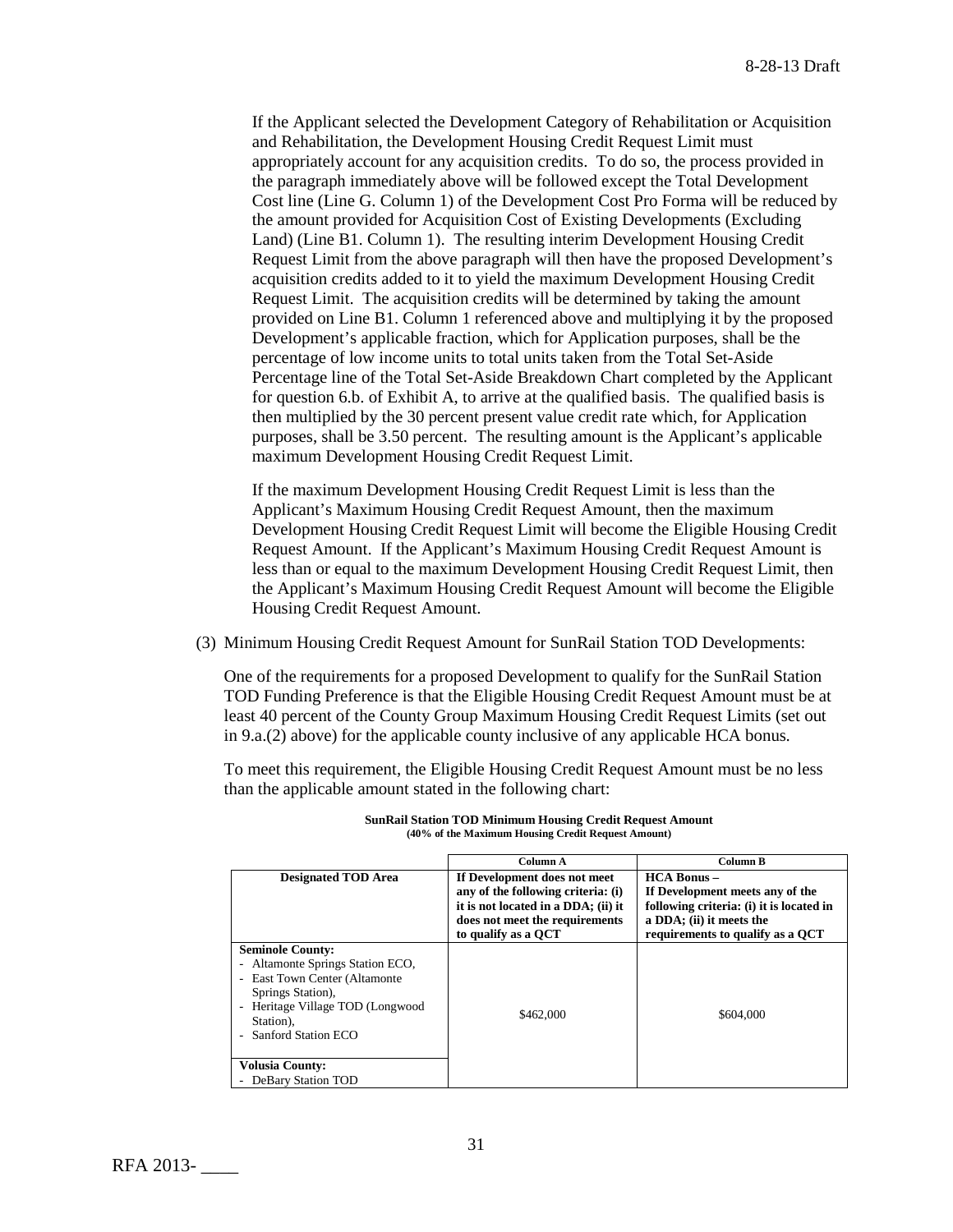If the Applicant selected the Development Category of Rehabilitation or Acquisition and Rehabilitation, the Development Housing Credit Request Limit must appropriately account for any acquisition credits. To do so, the process provided in the paragraph immediately above will be followed except the Total Development Cost line (Line G. Column 1) of the Development Cost Pro Forma will be reduced by the amount provided for Acquisition Cost of Existing Developments (Excluding Land) (Line B1. Column 1). The resulting interim Development Housing Credit Request Limit from the above paragraph will then have the proposed Development's acquisition credits added to it to yield the maximum Development Housing Credit Request Limit. The acquisition credits will be determined by taking the amount provided on Line B1. Column 1 referenced above and multiplying it by the proposed Development's applicable fraction, which for Application purposes, shall be the percentage of low income units to total units taken from the Total Set-Aside Percentage line of the Total Set-Aside Breakdown Chart completed by the Applicant for question 6.b. of Exhibit A, to arrive at the qualified basis. The qualified basis is then multiplied by the 30 percent present value credit rate which, for Application purposes, shall be 3.50 percent. The resulting amount is the Applicant's applicable maximum Development Housing Credit Request Limit.

If the maximum Development Housing Credit Request Limit is less than the Applicant's Maximum Housing Credit Request Amount, then the maximum Development Housing Credit Request Limit will become the Eligible Housing Credit Request Amount. If the Applicant's Maximum Housing Credit Request Amount is less than or equal to the maximum Development Housing Credit Request Limit, then the Applicant's Maximum Housing Credit Request Amount will become the Eligible Housing Credit Request Amount.

(3) Minimum Housing Credit Request Amount for SunRail Station TOD Developments:

One of the requirements for a proposed Development to qualify for the SunRail Station TOD Funding Preference is that the Eligible Housing Credit Request Amount must be at least 40 percent of the County Group Maximum Housing Credit Request Limits (set out in 9.a.(2) above) for the applicable county inclusive of any applicable HCA bonus.

To meet this requirement, the Eligible Housing Credit Request Amount must be no less than the applicable amount stated in the following chart:

**SunRail Station TOD Minimum Housing Credit Request Amount**
**(40% of the Maximum Housing Credit Request Amount)**

| | Column A | Column B |
|---|---|---|
| **Designated TOD Area** | **If Development does not meet any of the following criteria: (i) it is not located in a DDA; (ii) it does not meet the requirements to qualify as a QCT** | **HCA Bonus – If Development meets any of the following criteria: (i) it is located in a DDA; (ii) it meets the requirements to qualify as a QCT** |
| **Seminole County:**<br>- Altamonte Springs Station ECO,<br>- East Town Center (Altamonte Springs Station),<br>- Heritage Village TOD (Longwood Station),<br>- Sanford Station ECO<br><br>**Volusia County:**<br>- DeBary Station TOD | $462,000 | $604,000 |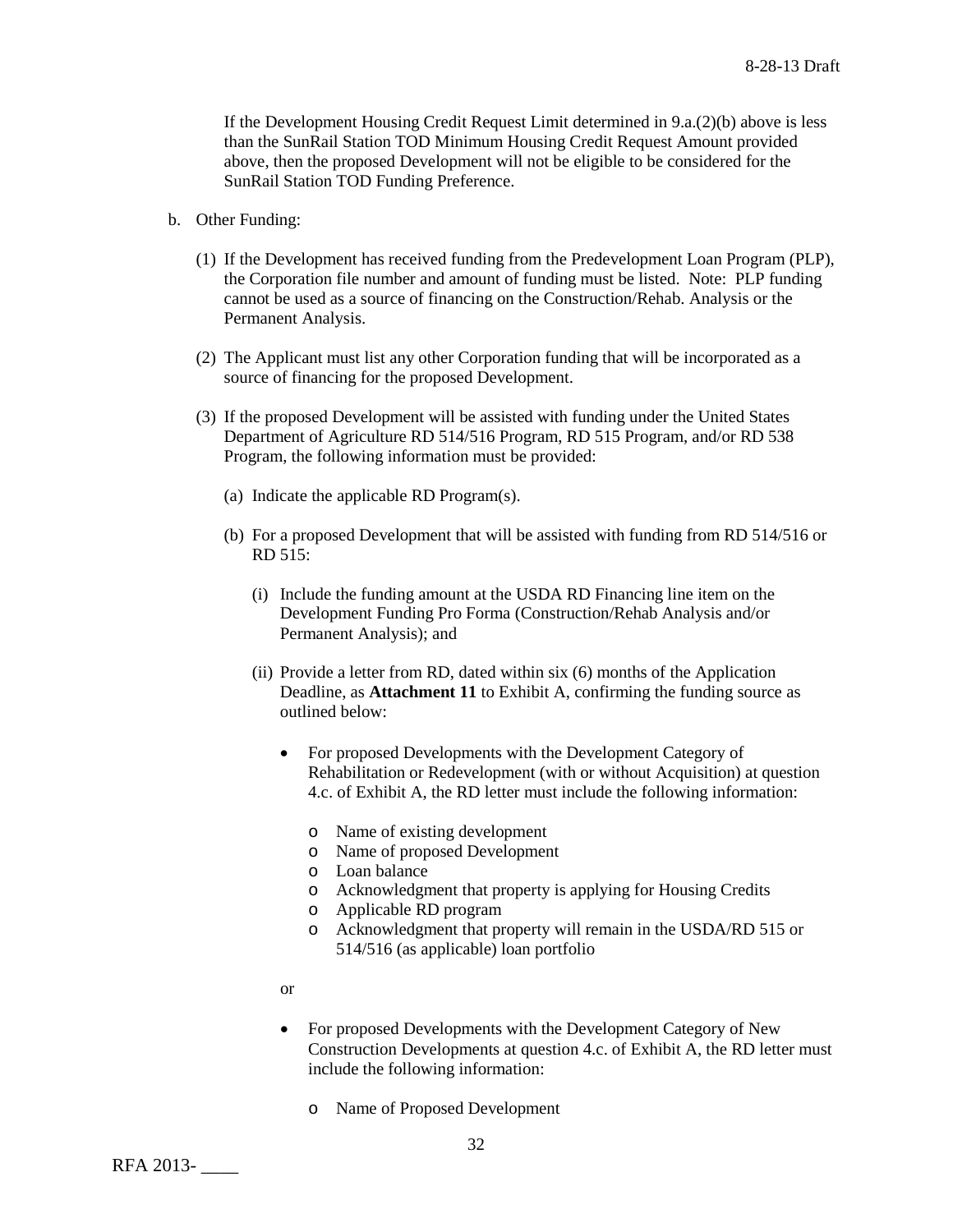If the Development Housing Credit Request Limit determined in 9.a.(2)(b) above is less than the SunRail Station TOD Minimum Housing Credit Request Amount provided above, then the proposed Development will not be eligible to be considered for the SunRail Station TOD Funding Preference.

b. Other Funding:

(1) If the Development has received funding from the Predevelopment Loan Program (PLP), the Corporation file number and amount of funding must be listed. Note: PLP funding cannot be used as a source of financing on the Construction/Rehab. Analysis or the Permanent Analysis.

(2) The Applicant must list any other Corporation funding that will be incorporated as a source of financing for the proposed Development.

(3) If the proposed Development will be assisted with funding under the United States Department of Agriculture RD 514/516 Program, RD 515 Program, and/or RD 538 Program, the following information must be provided:

(a) Indicate the applicable RD Program(s).

(b) For a proposed Development that will be assisted with funding from RD 514/516 or RD 515:

(i) Include the funding amount at the USDA RD Financing line item on the Development Funding Pro Forma (Construction/Rehab Analysis and/or Permanent Analysis); and

(ii) Provide a letter from RD, dated within six (6) months of the Application Deadline, as **Attachment 11** to Exhibit A, confirming the funding source as outlined below:

- For proposed Developments with the Development Category of Rehabilitation or Redevelopment (with or without Acquisition) at question 4.c. of Exhibit A, the RD letter must include the following information:
  - Name of existing development
  - Name of proposed Development
  - Loan balance
  - Acknowledgment that property is applying for Housing Credits
  - Applicable RD program
  - Acknowledgment that property will remain in the USDA/RD 515 or 514/516 (as applicable) loan portfolio

or

- For proposed Developments with the Development Category of New Construction Developments at question 4.c. of Exhibit A, the RD letter must include the following information:
  - Name of Proposed Development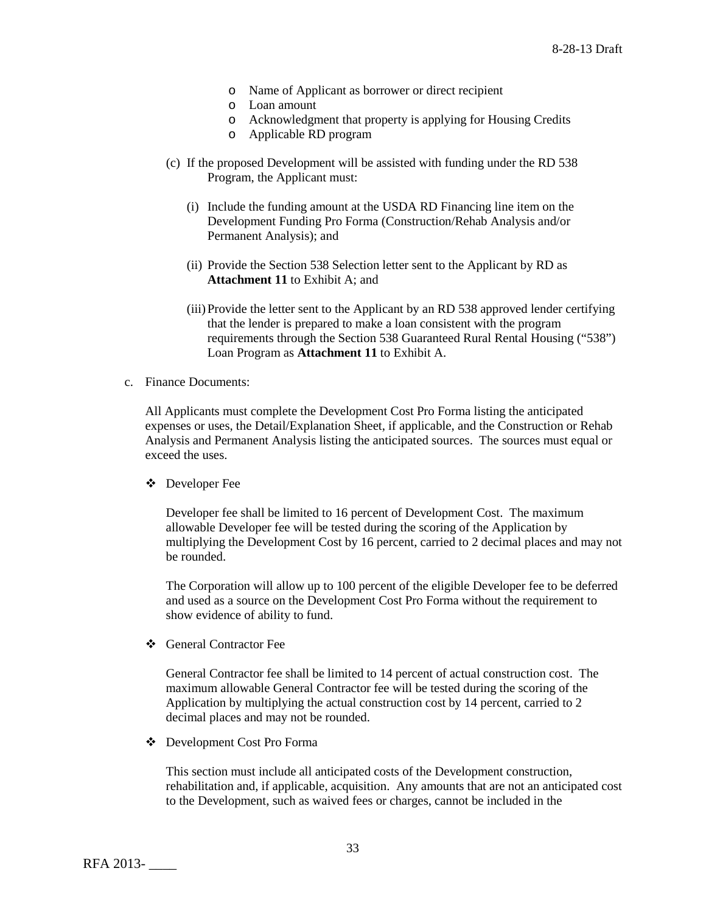- Name of Applicant as borrower or direct recipient
- Loan amount
- Acknowledgment that property is applying for Housing Credits
- Applicable RD program

(c) If the proposed Development will be assisted with funding under the RD 538 Program, the Applicant must:

(i) Include the funding amount at the USDA RD Financing line item on the Development Funding Pro Forma (Construction/Rehab Analysis and/or Permanent Analysis); and

(ii) Provide the Section 538 Selection letter sent to the Applicant by RD as **Attachment 11** to Exhibit A; and

(iii) Provide the letter sent to the Applicant by an RD 538 approved lender certifying that the lender is prepared to make a loan consistent with the program requirements through the Section 538 Guaranteed Rural Rental Housing ("538") Loan Program as **Attachment 11** to Exhibit A.

c. Finance Documents:

All Applicants must complete the Development Cost Pro Forma listing the anticipated expenses or uses, the Detail/Explanation Sheet, if applicable, and the Construction or Rehab Analysis and Permanent Analysis listing the anticipated sources. The sources must equal or exceed the uses.

- Developer Fee

  Developer fee shall be limited to 16 percent of Development Cost. The maximum allowable Developer fee will be tested during the scoring of the Application by multiplying the Development Cost by 16 percent, carried to 2 decimal places and may not be rounded.

  The Corporation will allow up to 100 percent of the eligible Developer fee to be deferred and used as a source on the Development Cost Pro Forma without the requirement to show evidence of ability to fund.

- General Contractor Fee

  General Contractor fee shall be limited to 14 percent of actual construction cost. The maximum allowable General Contractor fee will be tested during the scoring of the Application by multiplying the actual construction cost by 14 percent, carried to 2 decimal places and may not be rounded.

- Development Cost Pro Forma

  This section must include all anticipated costs of the Development construction, rehabilitation and, if applicable, acquisition. Any amounts that are not an anticipated cost to the Development, such as waived fees or charges, cannot be included in the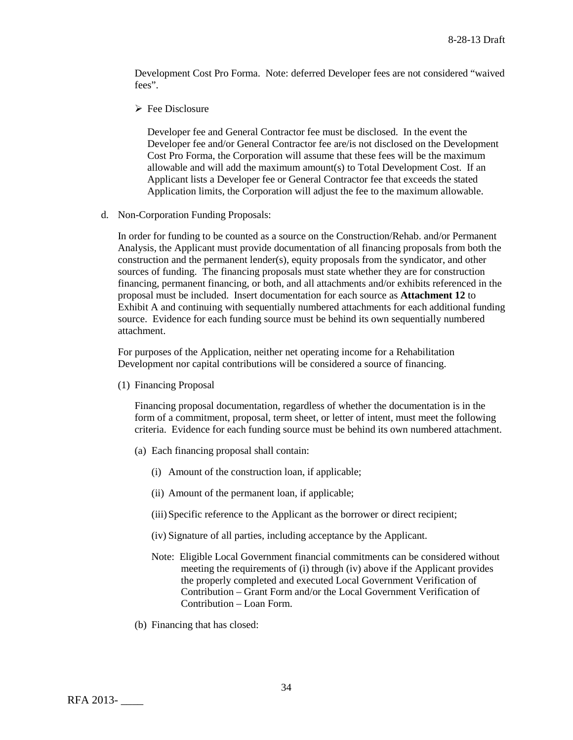Development Cost Pro Forma. Note: deferred Developer fees are not considered "waived fees".

➢ Fee Disclosure

Developer fee and General Contractor fee must be disclosed. In the event the Developer fee and/or General Contractor fee are/is not disclosed on the Development Cost Pro Forma, the Corporation will assume that these fees will be the maximum allowable and will add the maximum amount(s) to Total Development Cost. If an Applicant lists a Developer fee or General Contractor fee that exceeds the stated Application limits, the Corporation will adjust the fee to the maximum allowable.

d. Non-Corporation Funding Proposals:

In order for funding to be counted as a source on the Construction/Rehab. and/or Permanent Analysis, the Applicant must provide documentation of all financing proposals from both the construction and the permanent lender(s), equity proposals from the syndicator, and other sources of funding. The financing proposals must state whether they are for construction financing, permanent financing, or both, and all attachments and/or exhibits referenced in the proposal must be included. Insert documentation for each source as **Attachment 12** to Exhibit A and continuing with sequentially numbered attachments for each additional funding source. Evidence for each funding source must be behind its own sequentially numbered attachment.

For purposes of the Application, neither net operating income for a Rehabilitation Development nor capital contributions will be considered a source of financing.

(1) Financing Proposal

Financing proposal documentation, regardless of whether the documentation is in the form of a commitment, proposal, term sheet, or letter of intent, must meet the following criteria. Evidence for each funding source must be behind its own numbered attachment.

(a) Each financing proposal shall contain:

(i) Amount of the construction loan, if applicable;

(ii) Amount of the permanent loan, if applicable;

(iii) Specific reference to the Applicant as the borrower or direct recipient;

(iv) Signature of all parties, including acceptance by the Applicant.

Note: Eligible Local Government financial commitments can be considered without meeting the requirements of (i) through (iv) above if the Applicant provides the properly completed and executed Local Government Verification of Contribution – Grant Form and/or the Local Government Verification of Contribution – Loan Form.

(b) Financing that has closed: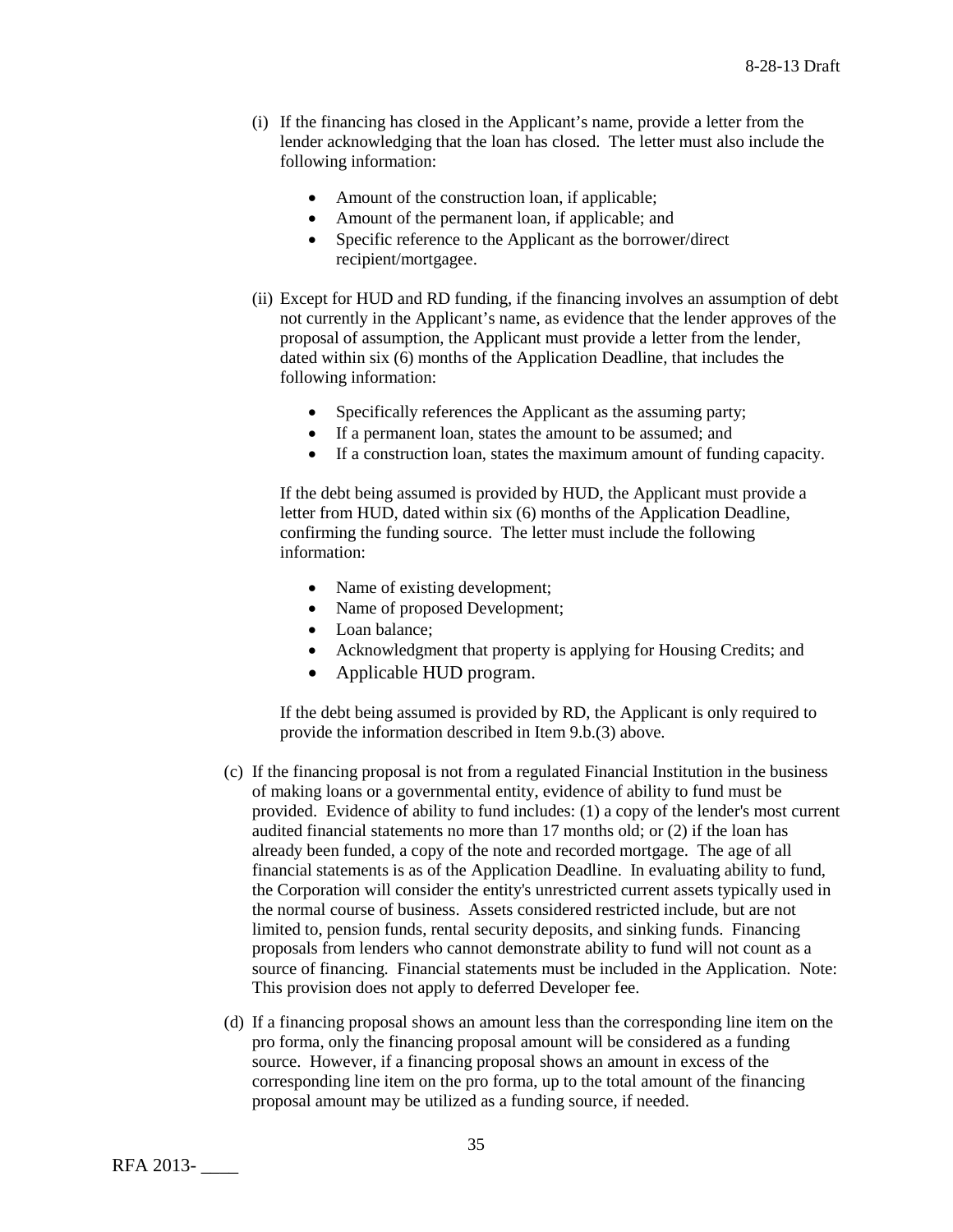(i) If the financing has closed in the Applicant's name, provide a letter from the lender acknowledging that the loan has closed. The letter must also include the following information:

- Amount of the construction loan, if applicable;
- Amount of the permanent loan, if applicable; and
- Specific reference to the Applicant as the borrower/direct recipient/mortgagee.

(ii) Except for HUD and RD funding, if the financing involves an assumption of debt not currently in the Applicant's name, as evidence that the lender approves of the proposal of assumption, the Applicant must provide a letter from the lender, dated within six (6) months of the Application Deadline, that includes the following information:

- Specifically references the Applicant as the assuming party;
- If a permanent loan, states the amount to be assumed; and
- If a construction loan, states the maximum amount of funding capacity.

If the debt being assumed is provided by HUD, the Applicant must provide a letter from HUD, dated within six (6) months of the Application Deadline, confirming the funding source. The letter must include the following information:

- Name of existing development;
- Name of proposed Development;
- Loan balance;
- Acknowledgment that property is applying for Housing Credits; and
- Applicable HUD program.

If the debt being assumed is provided by RD, the Applicant is only required to provide the information described in Item 9.b.(3) above.

(c) If the financing proposal is not from a regulated Financial Institution in the business of making loans or a governmental entity, evidence of ability to fund must be provided. Evidence of ability to fund includes: (1) a copy of the lender's most current audited financial statements no more than 17 months old; or (2) if the loan has already been funded, a copy of the note and recorded mortgage. The age of all financial statements is as of the Application Deadline. In evaluating ability to fund, the Corporation will consider the entity's unrestricted current assets typically used in the normal course of business. Assets considered restricted include, but are not limited to, pension funds, rental security deposits, and sinking funds. Financing proposals from lenders who cannot demonstrate ability to fund will not count as a source of financing. Financial statements must be included in the Application. Note: This provision does not apply to deferred Developer fee.

(d) If a financing proposal shows an amount less than the corresponding line item on the pro forma, only the financing proposal amount will be considered as a funding source. However, if a financing proposal shows an amount in excess of the corresponding line item on the pro forma, up to the total amount of the financing proposal amount may be utilized as a funding source, if needed.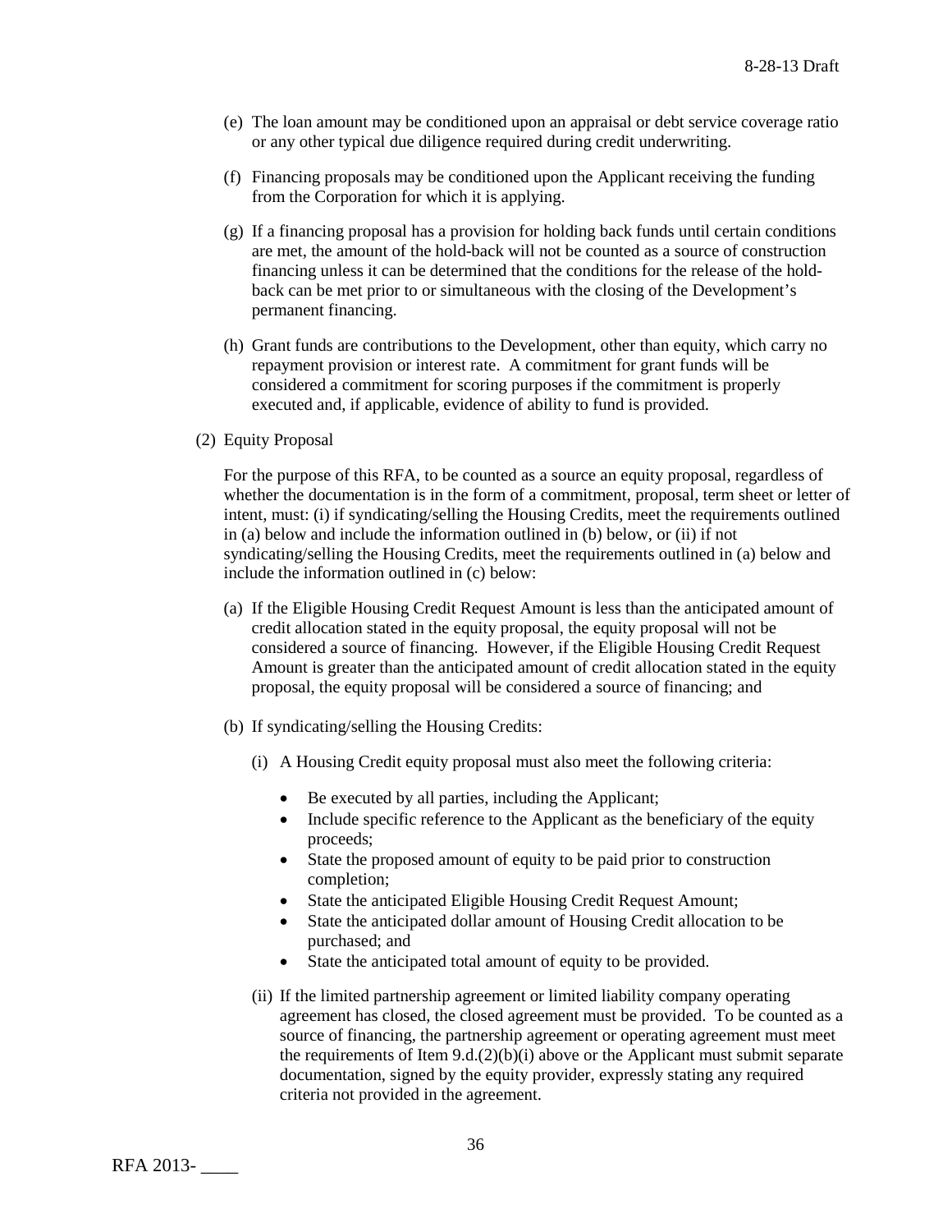(e) The loan amount may be conditioned upon an appraisal or debt service coverage ratio or any other typical due diligence required during credit underwriting.

(f) Financing proposals may be conditioned upon the Applicant receiving the funding from the Corporation for which it is applying.

(g) If a financing proposal has a provision for holding back funds until certain conditions are met, the amount of the hold-back will not be counted as a source of construction financing unless it can be determined that the conditions for the release of the hold-back can be met prior to or simultaneous with the closing of the Development's permanent financing.

(h) Grant funds are contributions to the Development, other than equity, which carry no repayment provision or interest rate. A commitment for grant funds will be considered a commitment for scoring purposes if the commitment is properly executed and, if applicable, evidence of ability to fund is provided.

(2) Equity Proposal

For the purpose of this RFA, to be counted as a source an equity proposal, regardless of whether the documentation is in the form of a commitment, proposal, term sheet or letter of intent, must: (i) if syndicating/selling the Housing Credits, meet the requirements outlined in (a) below and include the information outlined in (b) below, or (ii) if not syndicating/selling the Housing Credits, meet the requirements outlined in (a) below and include the information outlined in (c) below:

(a) If the Eligible Housing Credit Request Amount is less than the anticipated amount of credit allocation stated in the equity proposal, the equity proposal will not be considered a source of financing. However, if the Eligible Housing Credit Request Amount is greater than the anticipated amount of credit allocation stated in the equity proposal, the equity proposal will be considered a source of financing; and

(b) If syndicating/selling the Housing Credits:

(i) A Housing Credit equity proposal must also meet the following criteria:

- Be executed by all parties, including the Applicant;
- Include specific reference to the Applicant as the beneficiary of the equity proceeds;
- State the proposed amount of equity to be paid prior to construction completion;
- State the anticipated Eligible Housing Credit Request Amount;
- State the anticipated dollar amount of Housing Credit allocation to be purchased; and
- State the anticipated total amount of equity to be provided.

(ii) If the limited partnership agreement or limited liability company operating agreement has closed, the closed agreement must be provided. To be counted as a source of financing, the partnership agreement or operating agreement must meet the requirements of Item 9.d.(2)(b)(i) above or the Applicant must submit separate documentation, signed by the equity provider, expressly stating any required criteria not provided in the agreement.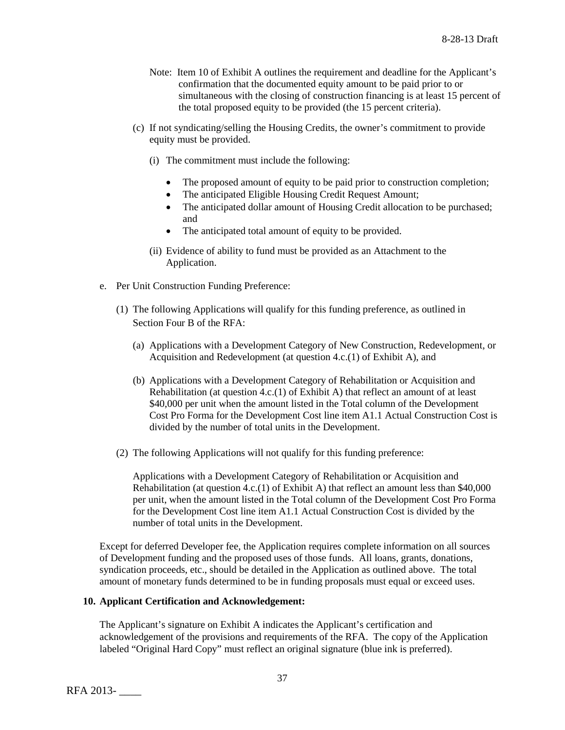Note: Item 10 of Exhibit A outlines the requirement and deadline for the Applicant's confirmation that the documented equity amount to be paid prior to or simultaneous with the closing of construction financing is at least 15 percent of the total proposed equity to be provided (the 15 percent criteria).

(c) If not syndicating/selling the Housing Credits, the owner's commitment to provide equity must be provided.

(i) The commitment must include the following:

- The proposed amount of equity to be paid prior to construction completion;
- The anticipated Eligible Housing Credit Request Amount;
- The anticipated dollar amount of Housing Credit allocation to be purchased; and
- The anticipated total amount of equity to be provided.

(ii) Evidence of ability to fund must be provided as an Attachment to the Application.

e. Per Unit Construction Funding Preference:

(1) The following Applications will qualify for this funding preference, as outlined in Section Four B of the RFA:

(a) Applications with a Development Category of New Construction, Redevelopment, or Acquisition and Redevelopment (at question 4.c.(1) of Exhibit A), and

(b) Applications with a Development Category of Rehabilitation or Acquisition and Rehabilitation (at question 4.c.(1) of Exhibit A) that reflect an amount of at least $40,000 per unit when the amount listed in the Total column of the Development Cost Pro Forma for the Development Cost line item A1.1 Actual Construction Cost is divided by the number of total units in the Development.

(2) The following Applications will not qualify for this funding preference:

Applications with a Development Category of Rehabilitation or Acquisition and Rehabilitation (at question 4.c.(1) of Exhibit A) that reflect an amount less than $40,000 per unit, when the amount listed in the Total column of the Development Cost Pro Forma for the Development Cost line item A1.1 Actual Construction Cost is divided by the number of total units in the Development.

Except for deferred Developer fee, the Application requires complete information on all sources of Development funding and the proposed uses of those funds. All loans, grants, donations, syndication proceeds, etc., should be detailed in the Application as outlined above. The total amount of monetary funds determined to be in funding proposals must equal or exceed uses.

**10. Applicant Certification and Acknowledgement:**

The Applicant's signature on Exhibit A indicates the Applicant's certification and acknowledgement of the provisions and requirements of the RFA. The copy of the Application labeled "Original Hard Copy" must reflect an original signature (blue ink is preferred).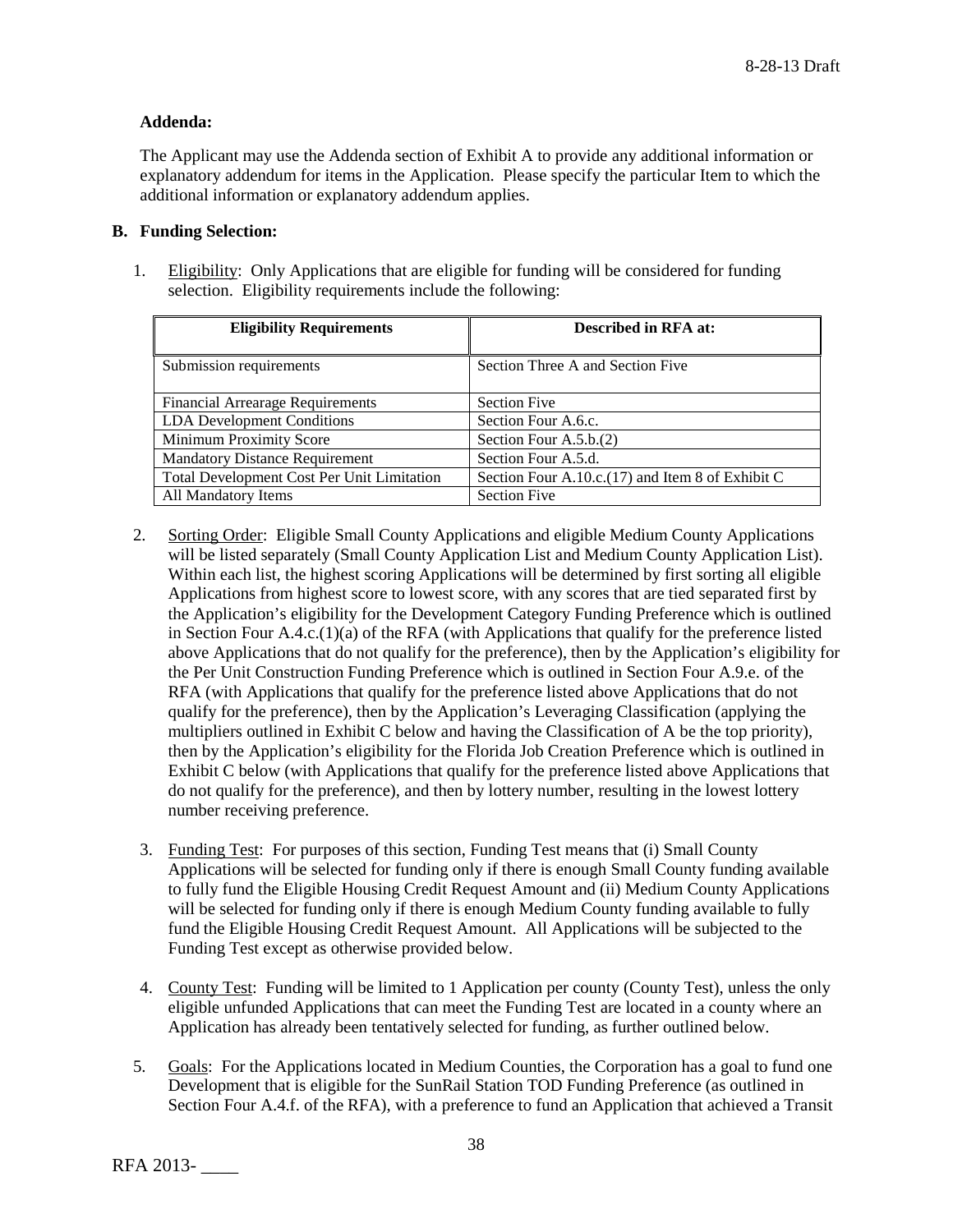**Addenda:**

The Applicant may use the Addenda section of Exhibit A to provide any additional information or explanatory addendum for items in the Application. Please specify the particular Item to which the additional information or explanatory addendum applies.

**B. Funding Selection:**

1. Eligibility: Only Applications that are eligible for funding will be considered for funding selection. Eligibility requirements include the following:

| Eligibility Requirements | Described in RFA at: |
|---|---|
| Submission requirements | Section Three A and Section Five |
| Financial Arrearage Requirements | Section Five |
| LDA Development Conditions | Section Four A.6.c. |
| Minimum Proximity Score | Section Four A.5.b.(2) |
| Mandatory Distance Requirement | Section Four A.5.d. |
| Total Development Cost Per Unit Limitation | Section Four A.10.c.(17) and Item 8 of Exhibit C |
| All Mandatory Items | Section Five |

2. Sorting Order: Eligible Small County Applications and eligible Medium County Applications will be listed separately (Small County Application List and Medium County Application List). Within each list, the highest scoring Applications will be determined by first sorting all eligible Applications from highest score to lowest score, with any scores that are tied separated first by the Application's eligibility for the Development Category Funding Preference which is outlined in Section Four A.4.c.(1)(a) of the RFA (with Applications that qualify for the preference listed above Applications that do not qualify for the preference), then by the Application's eligibility for the Per Unit Construction Funding Preference which is outlined in Section Four A.9.e. of the RFA (with Applications that qualify for the preference listed above Applications that do not qualify for the preference), then by the Application's Leveraging Classification (applying the multipliers outlined in Exhibit C below and having the Classification of A be the top priority), then by the Application's eligibility for the Florida Job Creation Preference which is outlined in Exhibit C below (with Applications that qualify for the preference listed above Applications that do not qualify for the preference), and then by lottery number, resulting in the lowest lottery number receiving preference.

3. Funding Test: For purposes of this section, Funding Test means that (i) Small County Applications will be selected for funding only if there is enough Small County funding available to fully fund the Eligible Housing Credit Request Amount and (ii) Medium County Applications will be selected for funding only if there is enough Medium County funding available to fully fund the Eligible Housing Credit Request Amount. All Applications will be subjected to the Funding Test except as otherwise provided below.

4. County Test: Funding will be limited to 1 Application per county (County Test), unless the only eligible unfunded Applications that can meet the Funding Test are located in a county where an Application has already been tentatively selected for funding, as further outlined below.

5. Goals: For the Applications located in Medium Counties, the Corporation has a goal to fund one Development that is eligible for the SunRail Station TOD Funding Preference (as outlined in Section Four A.4.f. of the RFA), with a preference to fund an Application that achieved a Transit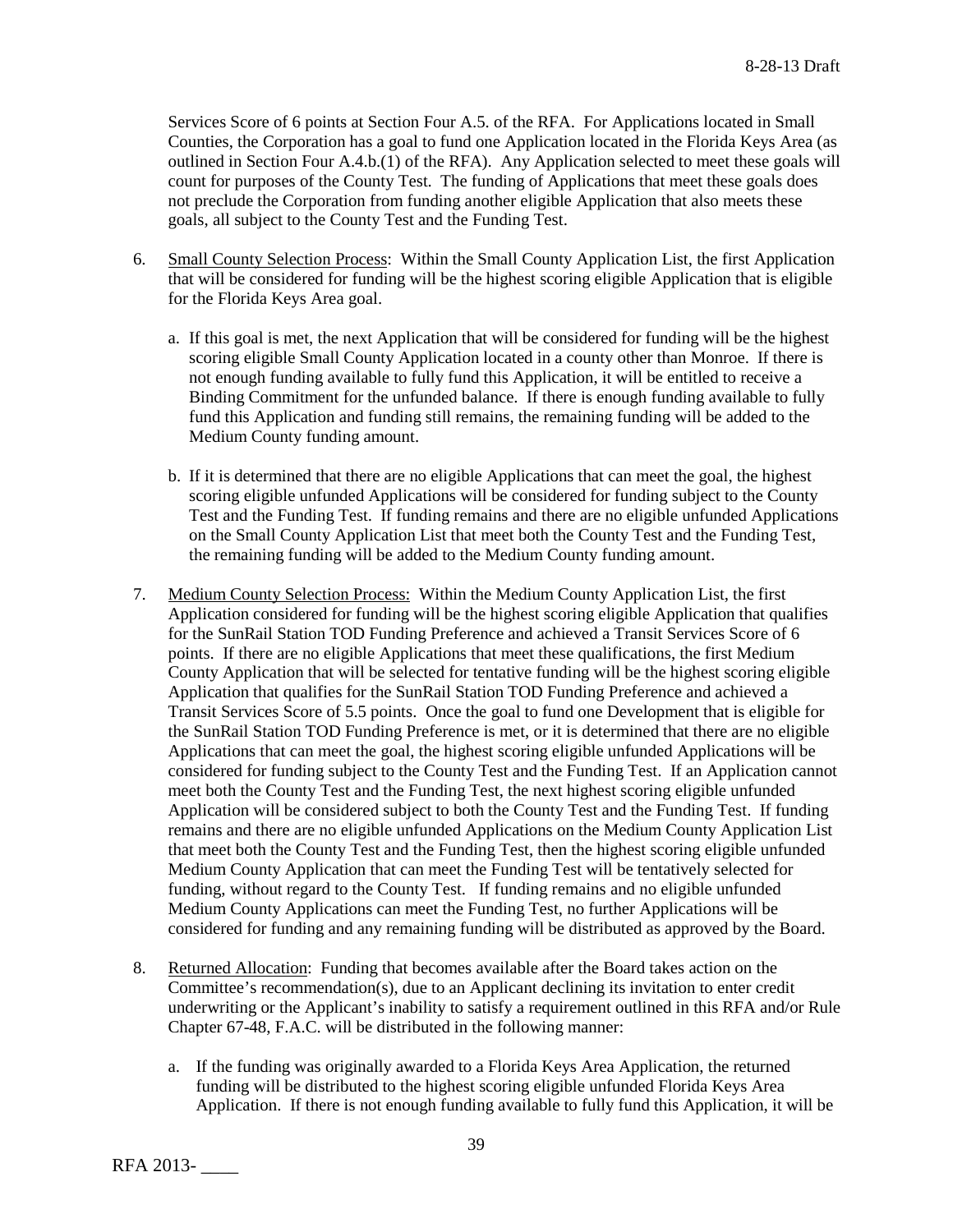Services Score of 6 points at Section Four A.5. of the RFA. For Applications located in Small Counties, the Corporation has a goal to fund one Application located in the Florida Keys Area (as outlined in Section Four A.4.b.(1) of the RFA). Any Application selected to meet these goals will count for purposes of the County Test. The funding of Applications that meet these goals does not preclude the Corporation from funding another eligible Application that also meets these goals, all subject to the County Test and the Funding Test.

6. <u>Small County Selection Process</u>: Within the Small County Application List, the first Application that will be considered for funding will be the highest scoring eligible Application that is eligible for the Florida Keys Area goal.

   a. If this goal is met, the next Application that will be considered for funding will be the highest scoring eligible Small County Application located in a county other than Monroe. If there is not enough funding available to fully fund this Application, it will be entitled to receive a Binding Commitment for the unfunded balance. If there is enough funding available to fully fund this Application and funding still remains, the remaining funding will be added to the Medium County funding amount.

   b. If it is determined that there are no eligible Applications that can meet the goal, the highest scoring eligible unfunded Applications will be considered for funding subject to the County Test and the Funding Test. If funding remains and there are no eligible unfunded Applications on the Small County Application List that meet both the County Test and the Funding Test, the remaining funding will be added to the Medium County funding amount.

7. <u>Medium County Selection Process:</u> Within the Medium County Application List, the first Application considered for funding will be the highest scoring eligible Application that qualifies for the SunRail Station TOD Funding Preference and achieved a Transit Services Score of 6 points. If there are no eligible Applications that meet these qualifications, the first Medium County Application that will be selected for tentative funding will be the highest scoring eligible Application that qualifies for the SunRail Station TOD Funding Preference and achieved a Transit Services Score of 5.5 points. Once the goal to fund one Development that is eligible for the SunRail Station TOD Funding Preference is met, or it is determined that there are no eligible Applications that can meet the goal, the highest scoring eligible unfunded Applications will be considered for funding subject to the County Test and the Funding Test. If an Application cannot meet both the County Test and the Funding Test, the next highest scoring eligible unfunded Application will be considered subject to both the County Test and the Funding Test. If funding remains and there are no eligible unfunded Applications on the Medium County Application List that meet both the County Test and the Funding Test, then the highest scoring eligible unfunded Medium County Application that can meet the Funding Test will be tentatively selected for funding, without regard to the County Test. If funding remains and no eligible unfunded Medium County Applications can meet the Funding Test, no further Applications will be considered for funding and any remaining funding will be distributed as approved by the Board.

8. <u>Returned Allocation</u>: Funding that becomes available after the Board takes action on the Committee's recommendation(s), due to an Applicant declining its invitation to enter credit underwriting or the Applicant's inability to satisfy a requirement outlined in this RFA and/or Rule Chapter 67-48, F.A.C. will be distributed in the following manner:

   a. If the funding was originally awarded to a Florida Keys Area Application, the returned funding will be distributed to the highest scoring eligible unfunded Florida Keys Area Application. If there is not enough funding available to fully fund this Application, it will be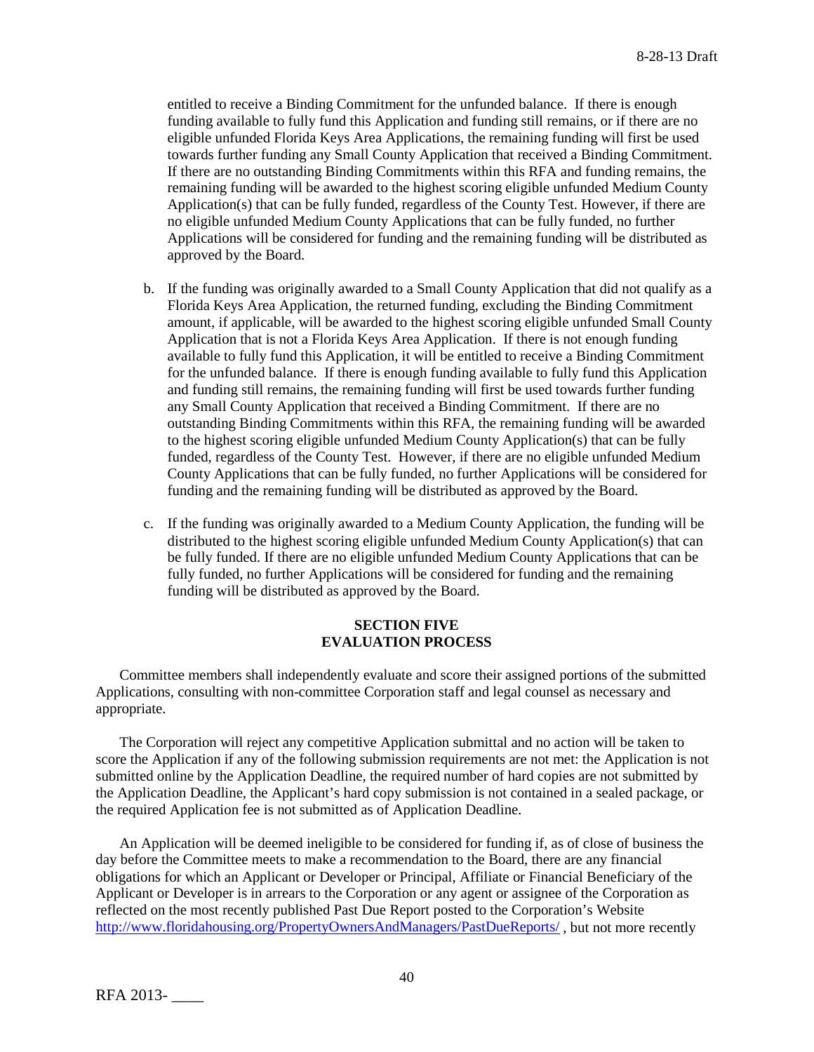entitled to receive a Binding Commitment for the unfunded balance. If there is enough funding available to fully fund this Application and funding still remains, or if there are no eligible unfunded Florida Keys Area Applications, the remaining funding will first be used towards further funding any Small County Application that received a Binding Commitment. If there are no outstanding Binding Commitments within this RFA and funding remains, the remaining funding will be awarded to the highest scoring eligible unfunded Medium County Application(s) that can be fully funded, regardless of the County Test. However, if there are no eligible unfunded Medium County Applications that can be fully funded, no further Applications will be considered for funding and the remaining funding will be distributed as approved by the Board.

b. If the funding was originally awarded to a Small County Application that did not qualify as a Florida Keys Area Application, the returned funding, excluding the Binding Commitment amount, if applicable, will be awarded to the highest scoring eligible unfunded Small County Application that is not a Florida Keys Area Application. If there is not enough funding available to fully fund this Application, it will be entitled to receive a Binding Commitment for the unfunded balance. If there is enough funding available to fully fund this Application and funding still remains, the remaining funding will first be used towards further funding any Small County Application that received a Binding Commitment. If there are no outstanding Binding Commitments within this RFA, the remaining funding will be awarded to the highest scoring eligible unfunded Medium County Application(s) that can be fully funded, regardless of the County Test. However, if there are no eligible unfunded Medium County Applications that can be fully funded, no further Applications will be considered for funding and the remaining funding will be distributed as approved by the Board.

c. If the funding was originally awarded to a Medium County Application, the funding will be distributed to the highest scoring eligible unfunded Medium County Application(s) that can be fully funded. If there are no eligible unfunded Medium County Applications that can be fully funded, no further Applications will be considered for funding and the remaining funding will be distributed as approved by the Board.

## SECTION FIVE
## EVALUATION PROCESS

Committee members shall independently evaluate and score their assigned portions of the submitted Applications, consulting with non-committee Corporation staff and legal counsel as necessary and appropriate.

The Corporation will reject any competitive Application submittal and no action will be taken to score the Application if any of the following submission requirements are not met: the Application is not submitted online by the Application Deadline, the required number of hard copies are not submitted by the Application Deadline, the Applicant's hard copy submission is not contained in a sealed package, or the required Application fee is not submitted as of Application Deadline.

An Application will be deemed ineligible to be considered for funding if, as of close of business the day before the Committee meets to make a recommendation to the Board, there are any financial obligations for which an Applicant or Developer or Principal, Affiliate or Financial Beneficiary of the Applicant or Developer is in arrears to the Corporation or any agent or assignee of the Corporation as reflected on the most recently published Past Due Report posted to the Corporation's Website http://www.floridahousing.org/PropertyOwnersAndManagers/PastDueReports/ , but not more recently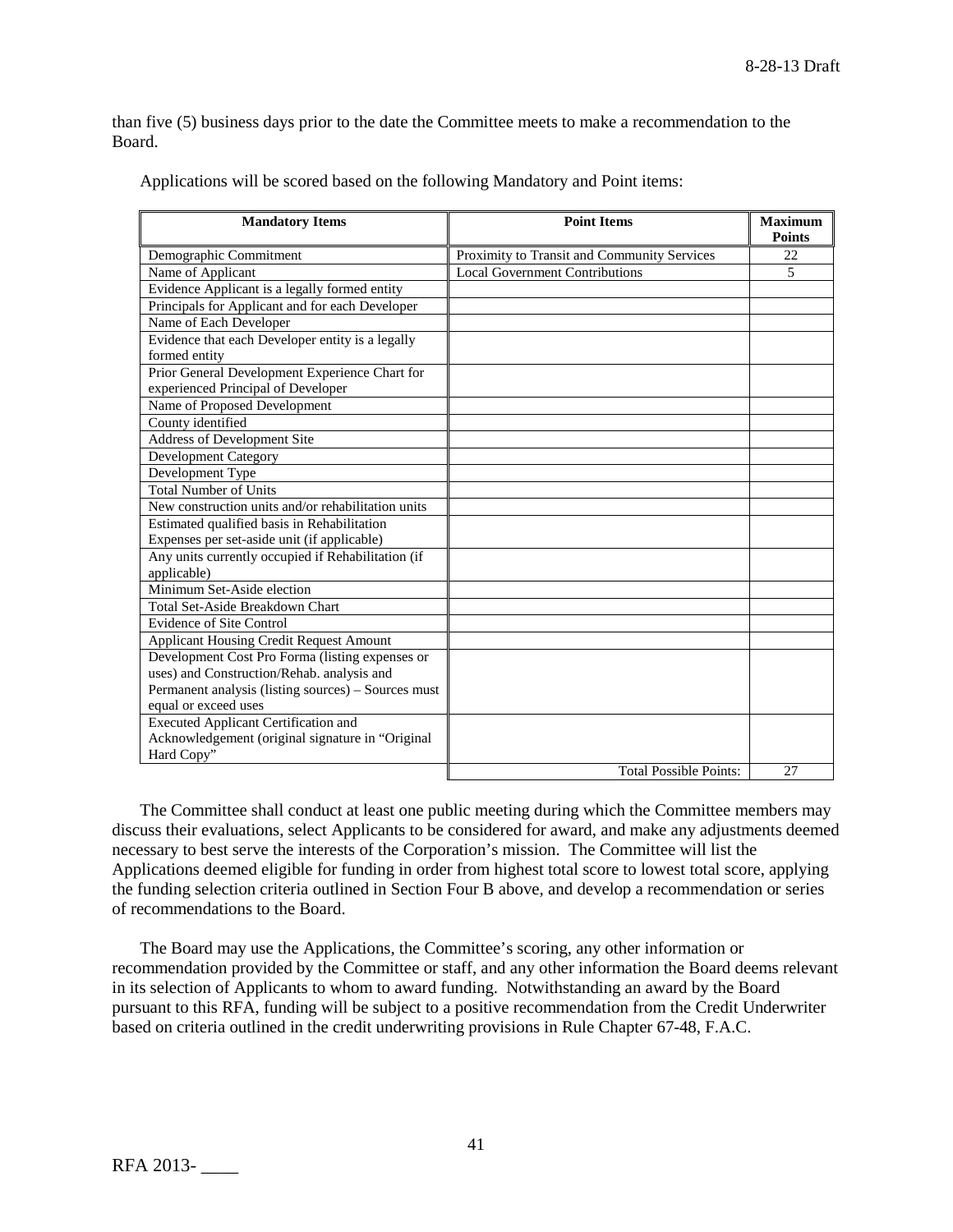than five (5) business days prior to the date the Committee meets to make a recommendation to the Board.

Applications will be scored based on the following Mandatory and Point items:

| Mandatory Items | Point Items | Maximum Points |
|---|---|---|
| Demographic Commitment | Proximity to Transit and Community Services | 22 |
| Name of Applicant | Local Government Contributions | 5 |
| Evidence Applicant is a legally formed entity | | |
| Principals for Applicant and for each Developer | | |
| Name of Each Developer | | |
| Evidence that each Developer entity is a legally formed entity | | |
| Prior General Development Experience Chart for experienced Principal of Developer | | |
| Name of Proposed Development | | |
| County identified | | |
| Address of Development Site | | |
| Development Category | | |
| Development Type | | |
| Total Number of Units | | |
| New construction units and/or rehabilitation units | | |
| Estimated qualified basis in Rehabilitation Expenses per set-aside unit (if applicable) | | |
| Any units currently occupied if Rehabilitation (if applicable) | | |
| Minimum Set-Aside election | | |
| Total Set-Aside Breakdown Chart | | |
| Evidence of Site Control | | |
| Applicant Housing Credit Request Amount | | |
| Development Cost Pro Forma (listing expenses or uses) and Construction/Rehab. analysis and Permanent analysis (listing sources) – Sources must equal or exceed uses | | |
| Executed Applicant Certification and Acknowledgement (original signature in "Original Hard Copy" | | |
| | Total Possible Points: | 27 |

The Committee shall conduct at least one public meeting during which the Committee members may discuss their evaluations, select Applicants to be considered for award, and make any adjustments deemed necessary to best serve the interests of the Corporation's mission. The Committee will list the Applications deemed eligible for funding in order from highest total score to lowest total score, applying the funding selection criteria outlined in Section Four B above, and develop a recommendation or series of recommendations to the Board.

The Board may use the Applications, the Committee's scoring, any other information or recommendation provided by the Committee or staff, and any other information the Board deems relevant in its selection of Applicants to whom to award funding. Notwithstanding an award by the Board pursuant to this RFA, funding will be subject to a positive recommendation from the Credit Underwriter based on criteria outlined in the credit underwriting provisions in Rule Chapter 67-48, F.A.C.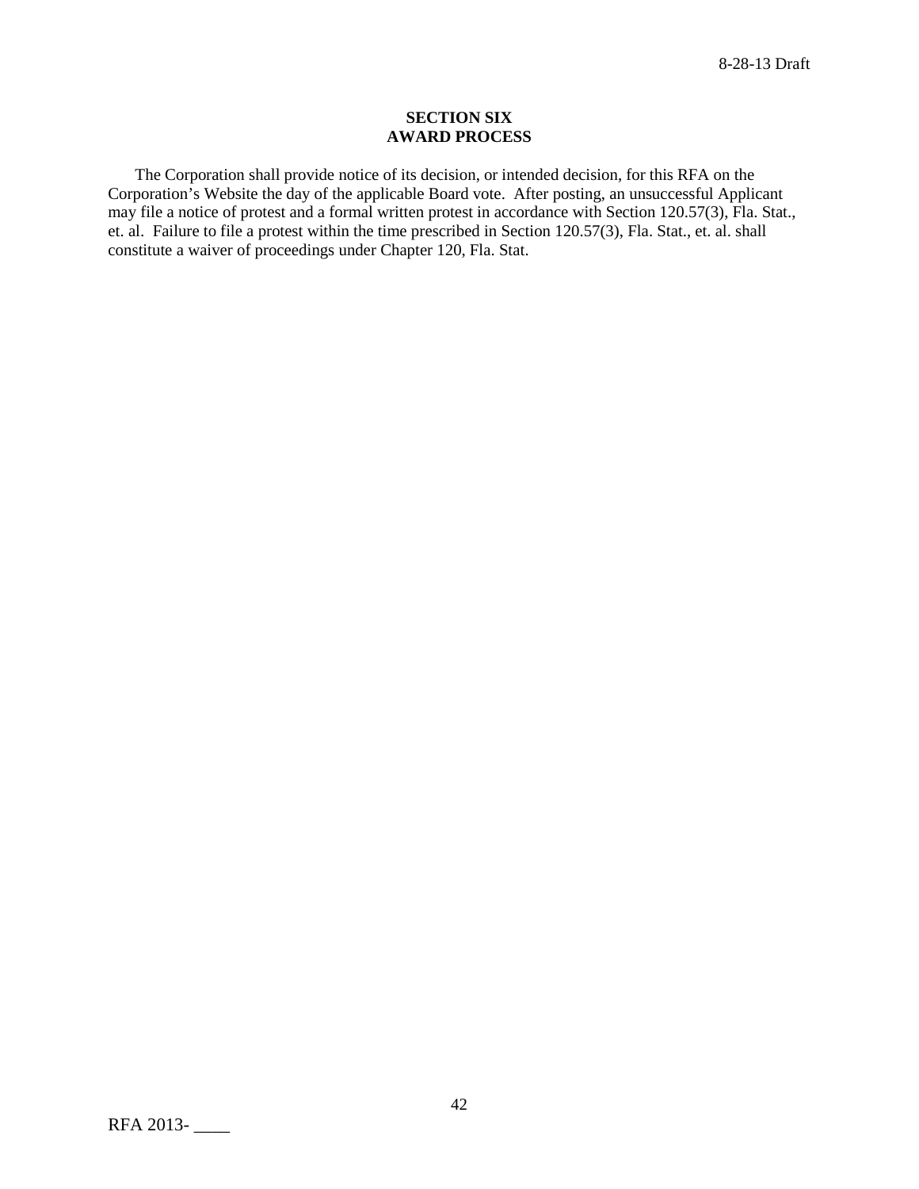## SECTION SIX
## AWARD PROCESS

The Corporation shall provide notice of its decision, or intended decision, for this RFA on the Corporation's Website the day of the applicable Board vote. After posting, an unsuccessful Applicant may file a notice of protest and a formal written protest in accordance with Section 120.57(3), Fla. Stat., et. al. Failure to file a protest within the time prescribed in Section 120.57(3), Fla. Stat., et. al. shall constitute a waiver of proceedings under Chapter 120, Fla. Stat.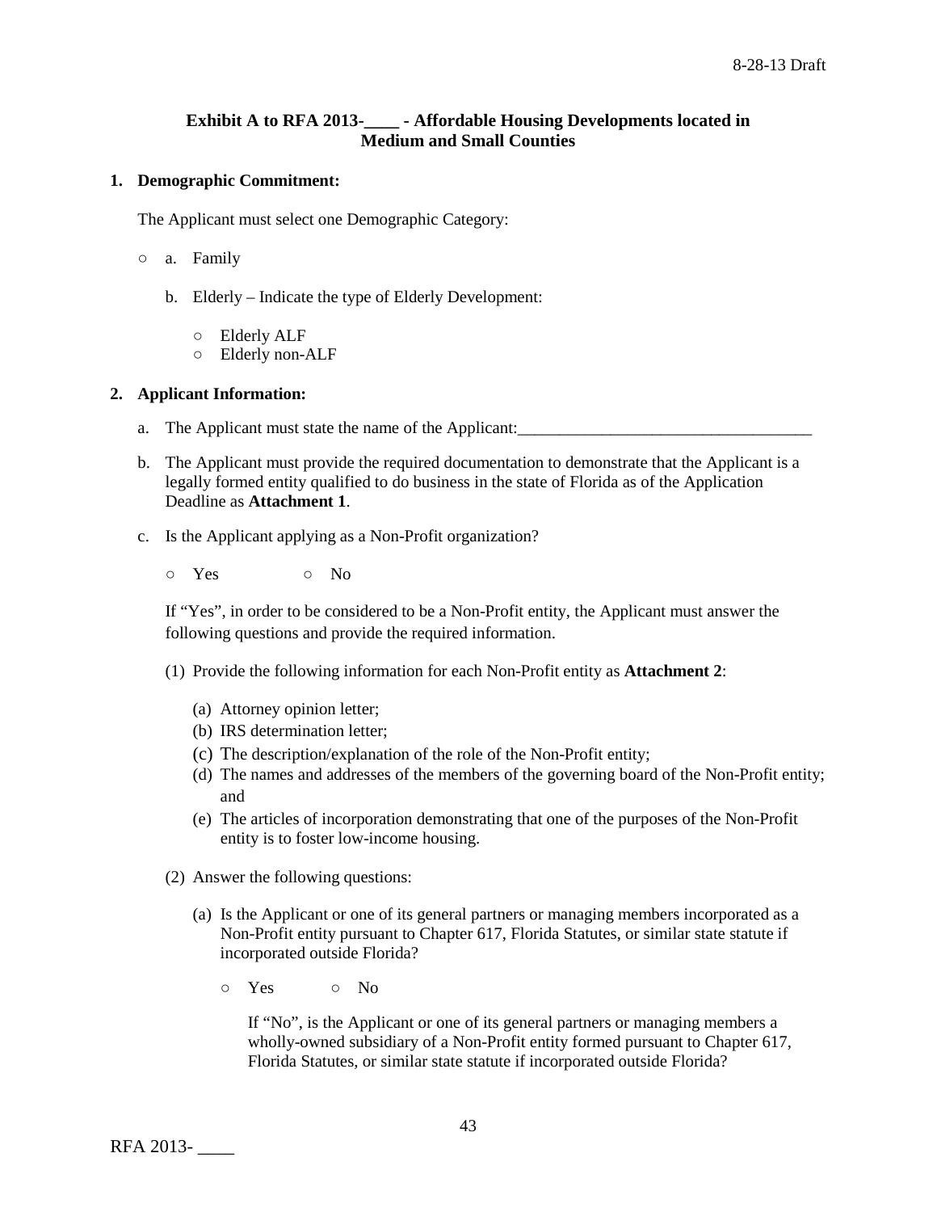### Exhibit A to RFA 2013-____ - Affordable Housing Developments located in Medium and Small Counties

**1. Demographic Commitment:**

The Applicant must select one Demographic Category:

○ a. Family

b. Elderly – Indicate the type of Elderly Development:

○ Elderly ALF
○ Elderly non-ALF

**2. Applicant Information:**

a. The Applicant must state the name of the Applicant:___________________________________

b. The Applicant must provide the required documentation to demonstrate that the Applicant is a legally formed entity qualified to do business in the state of Florida as of the Application Deadline as **Attachment 1**.

c. Is the Applicant applying as a Non-Profit organization?

○ Yes ○ No

If "Yes", in order to be considered to be a Non-Profit entity, the Applicant must answer the following questions and provide the required information.

(1) Provide the following information for each Non-Profit entity as **Attachment 2**:

(a) Attorney opinion letter;
(b) IRS determination letter;
(c) The description/explanation of the role of the Non-Profit entity;
(d) The names and addresses of the members of the governing board of the Non-Profit entity; and
(e) The articles of incorporation demonstrating that one of the purposes of the Non-Profit entity is to foster low-income housing.

(2) Answer the following questions:

(a) Is the Applicant or one of its general partners or managing members incorporated as a Non-Profit entity pursuant to Chapter 617, Florida Statutes, or similar state statute if incorporated outside Florida?

○ Yes ○ No

If "No", is the Applicant or one of its general partners or managing members a wholly-owned subsidiary of a Non-Profit entity formed pursuant to Chapter 617, Florida Statutes, or similar state statute if incorporated outside Florida?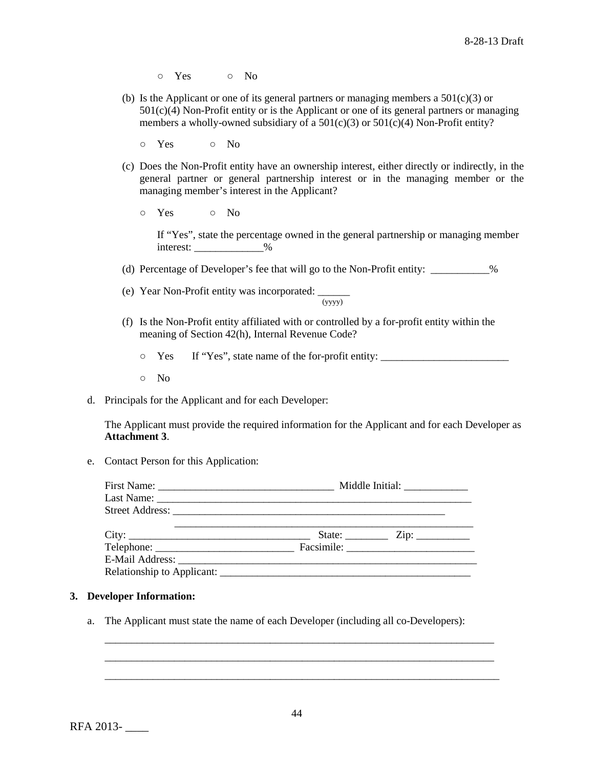○ Yes ○ No

(b) Is the Applicant or one of its general partners or managing members a 501(c)(3) or 501(c)(4) Non-Profit entity or is the Applicant or one of its general partners or managing members a wholly-owned subsidiary of a 501(c)(3) or 501(c)(4) Non-Profit entity?

○ Yes ○ No

(c) Does the Non-Profit entity have an ownership interest, either directly or indirectly, in the general partner or general partnership interest or in the managing member or the managing member's interest in the Applicant?

○ Yes ○ No

If "Yes", state the percentage owned in the general partnership or managing member interest: _____________%

(d) Percentage of Developer's fee that will go to the Non-Profit entity: ___________%

(e) Year Non-Profit entity was incorporated: ______ (yyyy)

(f) Is the Non-Profit entity affiliated with or controlled by a for-profit entity within the meaning of Section 42(h), Internal Revenue Code?

○ Yes If "Yes", state name of the for-profit entity: ________________________

○ No

d. Principals for the Applicant and for each Developer:

The Applicant must provide the required information for the Applicant and for each Developer as **Attachment 3**.

e. Contact Person for this Application:

First Name: _________________________________ Middle Initial: ____________
Last Name: ____________________________________________________________
Street Address: ______________________________________________________
_________________________________________________________
City: __________________________________ State: ________ Zip: __________
Telephone: __________________________ Facsimile: ________________________
E-Mail Address: _______________________________________________________
Relationship to Applicant: _______________________________________________

**3. Developer Information:**

a. The Applicant must state the name of each Developer (including all co-Developers):

_____________________________________________________________________________
_____________________________________________________________________________
_____________________________________________________________________________

RFA 2013- ____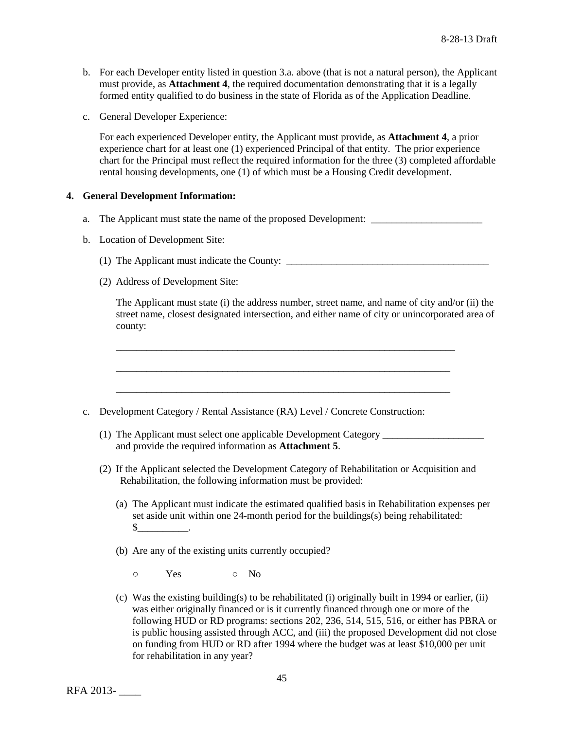b. For each Developer entity listed in question 3.a. above (that is not a natural person), the Applicant must provide, as **Attachment 4**, the required documentation demonstrating that it is a legally formed entity qualified to do business in the state of Florida as of the Application Deadline.

c. General Developer Experience:

For each experienced Developer entity, the Applicant must provide, as **Attachment 4**, a prior experience chart for at least one (1) experienced Principal of that entity. The prior experience chart for the Principal must reflect the required information for the three (3) completed affordable rental housing developments, one (1) of which must be a Housing Credit development.

**4. General Development Information:**

a. The Applicant must state the name of the proposed Development: ______________________

b. Location of Development Site:

(1) The Applicant must indicate the County: ________________________________________

(2) Address of Development Site:

The Applicant must state (i) the address number, street name, and name of city and/or (ii) the street name, closest designated intersection, and either name of city or unincorporated area of county:

_____________________________________________________________________

_____________________________________________________________________

_____________________________________________________________________

c. Development Category / Rental Assistance (RA) Level / Concrete Construction:

(1) The Applicant must select one applicable Development Category ____________________ and provide the required information as **Attachment 5**.

(2) If the Applicant selected the Development Category of Rehabilitation or Acquisition and Rehabilitation, the following information must be provided:

(a) The Applicant must indicate the estimated qualified basis in Rehabilitation expenses per set aside unit within one 24-month period for the buildings(s) being rehabilitated: $__________.

(b) Are any of the existing units currently occupied?

○ Yes ○ No

(c) Was the existing building(s) to be rehabilitated (i) originally built in 1994 or earlier, (ii) was either originally financed or is it currently financed through one or more of the following HUD or RD programs: sections 202, 236, 514, 515, 516, or either has PBRA or is public housing assisted through ACC, and (iii) the proposed Development did not close on funding from HUD or RD after 1994 where the budget was at least $10,000 per unit for rehabilitation in any year?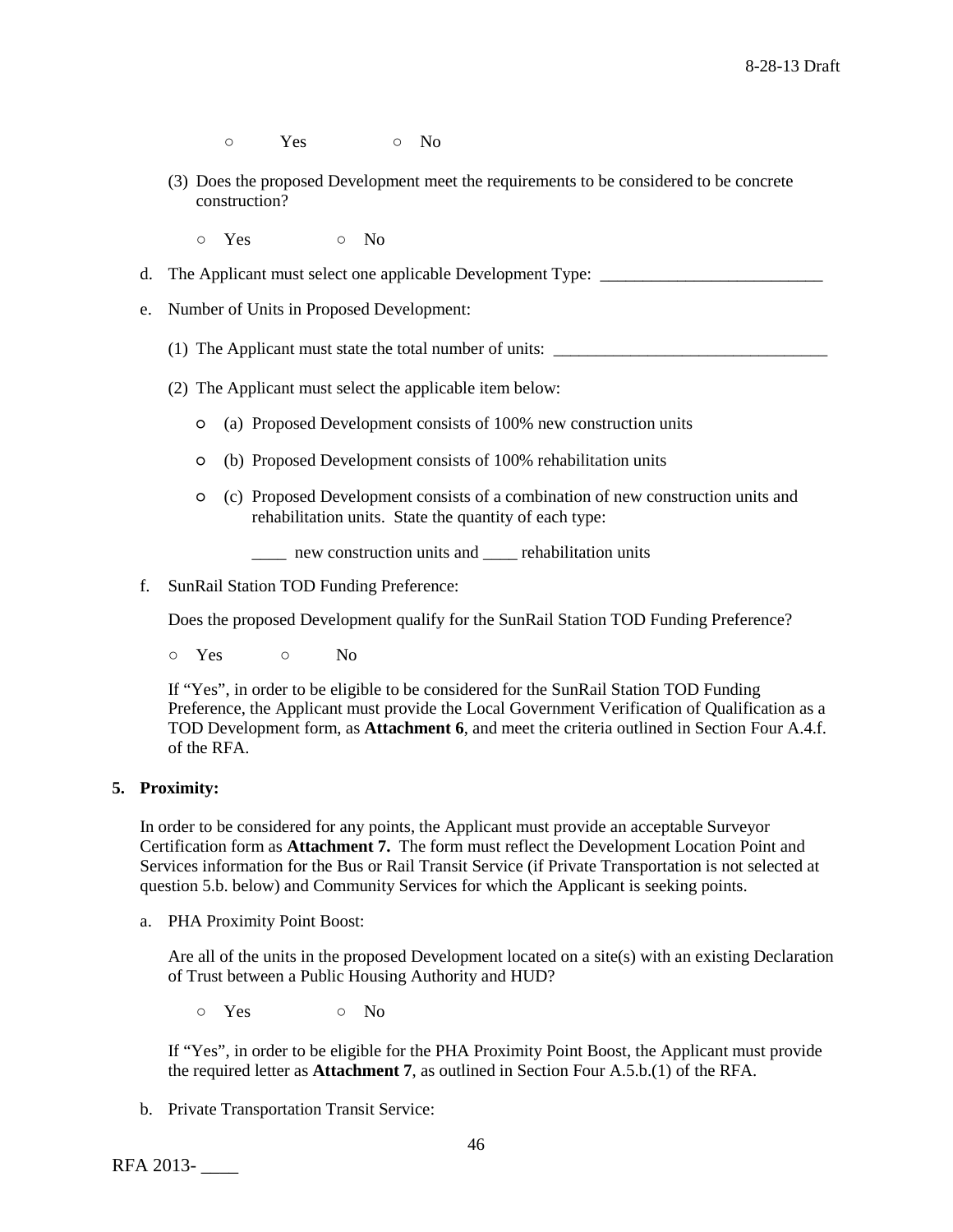○ Yes ○ No

(3) Does the proposed Development meet the requirements to be considered to be concrete construction?

○ Yes ○ No

d. The Applicant must select one applicable Development Type: __________________________

e. Number of Units in Proposed Development:

(1) The Applicant must state the total number of units: ________________________________

(2) The Applicant must select the applicable item below:

○ (a) Proposed Development consists of 100% new construction units

○ (b) Proposed Development consists of 100% rehabilitation units

○ (c) Proposed Development consists of a combination of new construction units and rehabilitation units. State the quantity of each type:

____ new construction units and ____ rehabilitation units

f. SunRail Station TOD Funding Preference:

Does the proposed Development qualify for the SunRail Station TOD Funding Preference?

○ Yes ○ No

If "Yes", in order to be eligible to be considered for the SunRail Station TOD Funding Preference, the Applicant must provide the Local Government Verification of Qualification as a TOD Development form, as **Attachment 6**, and meet the criteria outlined in Section Four A.4.f. of the RFA.

**5. Proximity:**

In order to be considered for any points, the Applicant must provide an acceptable Surveyor Certification form as **Attachment 7.** The form must reflect the Development Location Point and Services information for the Bus or Rail Transit Service (if Private Transportation is not selected at question 5.b. below) and Community Services for which the Applicant is seeking points.

a. PHA Proximity Point Boost:

Are all of the units in the proposed Development located on a site(s) with an existing Declaration of Trust between a Public Housing Authority and HUD?

○ Yes ○ No

If "Yes", in order to be eligible for the PHA Proximity Point Boost, the Applicant must provide the required letter as **Attachment 7**, as outlined in Section Four A.5.b.(1) of the RFA.

b. Private Transportation Transit Service: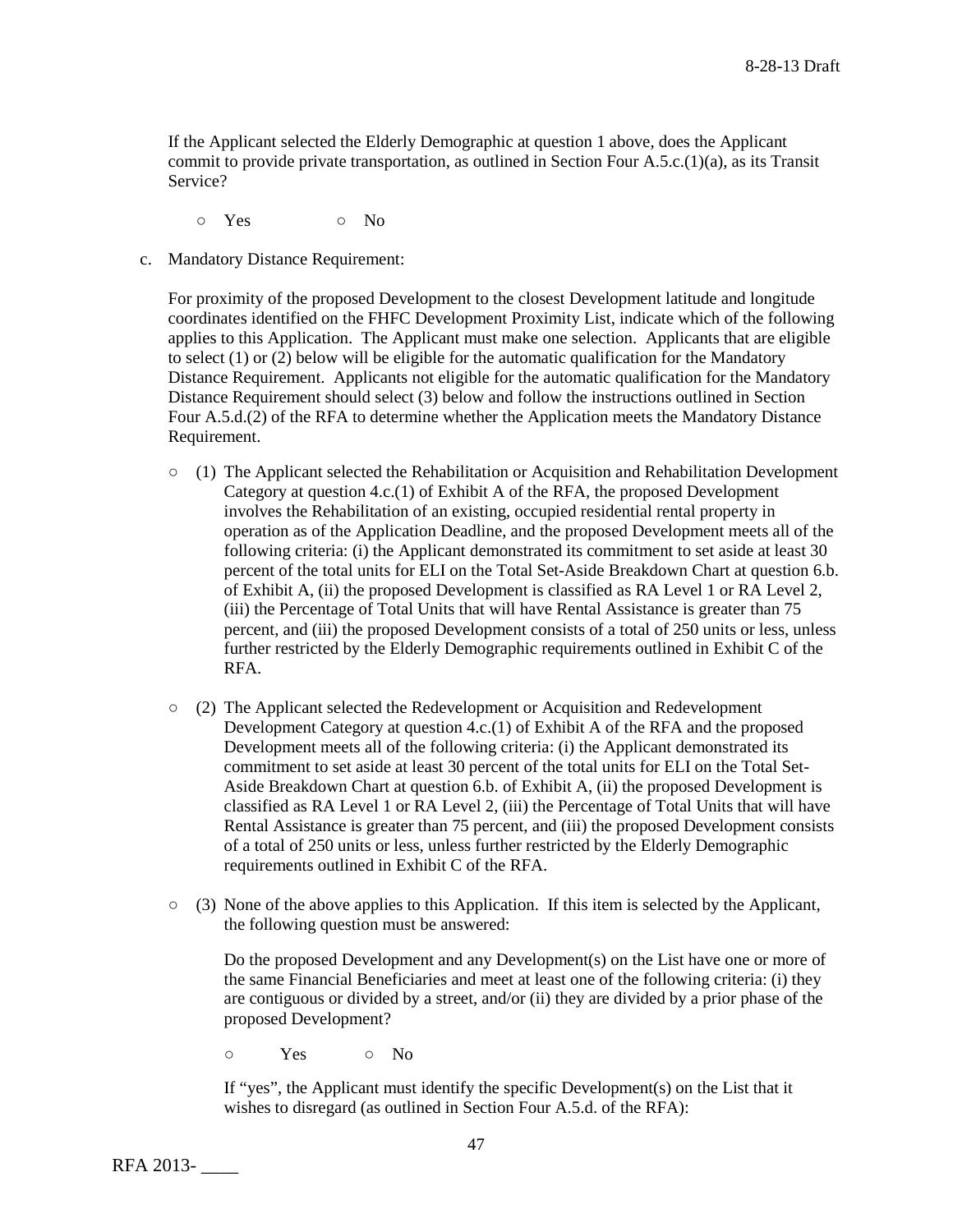If the Applicant selected the Elderly Demographic at question 1 above, does the Applicant commit to provide private transportation, as outlined in Section Four A.5.c.(1)(a), as its Transit Service?

○ Yes ○ No

c. Mandatory Distance Requirement:

For proximity of the proposed Development to the closest Development latitude and longitude coordinates identified on the FHFC Development Proximity List, indicate which of the following applies to this Application. The Applicant must make one selection. Applicants that are eligible to select (1) or (2) below will be eligible for the automatic qualification for the Mandatory Distance Requirement. Applicants not eligible for the automatic qualification for the Mandatory Distance Requirement should select (3) below and follow the instructions outlined in Section Four A.5.d.(2) of the RFA to determine whether the Application meets the Mandatory Distance Requirement.

○ (1) The Applicant selected the Rehabilitation or Acquisition and Rehabilitation Development Category at question 4.c.(1) of Exhibit A of the RFA, the proposed Development involves the Rehabilitation of an existing, occupied residential rental property in operation as of the Application Deadline, and the proposed Development meets all of the following criteria: (i) the Applicant demonstrated its commitment to set aside at least 30 percent of the total units for ELI on the Total Set-Aside Breakdown Chart at question 6.b. of Exhibit A, (ii) the proposed Development is classified as RA Level 1 or RA Level 2, (iii) the Percentage of Total Units that will have Rental Assistance is greater than 75 percent, and (iii) the proposed Development consists of a total of 250 units or less, unless further restricted by the Elderly Demographic requirements outlined in Exhibit C of the RFA.

○ (2) The Applicant selected the Redevelopment or Acquisition and Redevelopment Development Category at question 4.c.(1) of Exhibit A of the RFA and the proposed Development meets all of the following criteria: (i) the Applicant demonstrated its commitment to set aside at least 30 percent of the total units for ELI on the Total Set-Aside Breakdown Chart at question 6.b. of Exhibit A, (ii) the proposed Development is classified as RA Level 1 or RA Level 2, (iii) the Percentage of Total Units that will have Rental Assistance is greater than 75 percent, and (iii) the proposed Development consists of a total of 250 units or less, unless further restricted by the Elderly Demographic requirements outlined in Exhibit C of the RFA.

○ (3) None of the above applies to this Application. If this item is selected by the Applicant, the following question must be answered:

Do the proposed Development and any Development(s) on the List have one or more of the same Financial Beneficiaries and meet at least one of the following criteria: (i) they are contiguous or divided by a street, and/or (ii) they are divided by a prior phase of the proposed Development?

○ Yes ○ No

If "yes", the Applicant must identify the specific Development(s) on the List that it wishes to disregard (as outlined in Section Four A.5.d. of the RFA):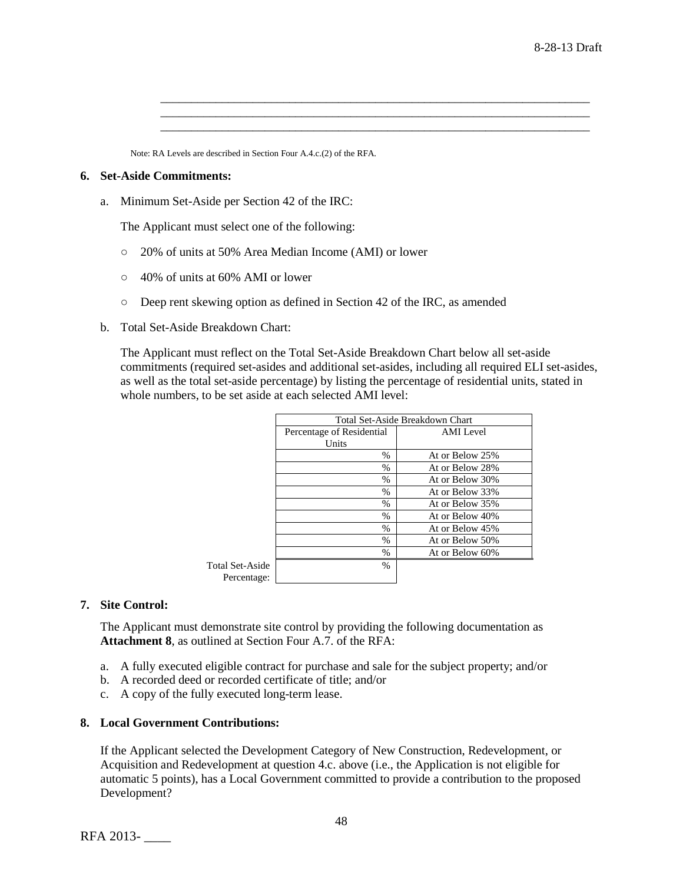\_\_\_\_\_\_\_\_\_\_\_\_\_\_\_\_\_\_\_\_\_\_\_\_\_\_\_\_\_\_\_\_\_\_\_\_\_\_\_\_\_\_\_\_\_\_\_\_\_\_\_\_\_\_\_\_\_\_\_\_\_\_\_\_\_\_\_\_\_\_\_\_\_\_
\_\_\_\_\_\_\_\_\_\_\_\_\_\_\_\_\_\_\_\_\_\_\_\_\_\_\_\_\_\_\_\_\_\_\_\_\_\_\_\_\_\_\_\_\_\_\_\_\_\_\_\_\_\_\_\_\_\_\_\_\_\_\_\_\_\_\_\_\_\_\_\_\_\_
\_\_\_\_\_\_\_\_\_\_\_\_\_\_\_\_\_\_\_\_\_\_\_\_\_\_\_\_\_\_\_\_\_\_\_\_\_\_\_\_\_\_\_\_\_\_\_\_\_\_\_\_\_\_\_\_\_\_\_\_\_\_\_\_\_\_\_\_\_\_\_\_\_\_

Note: RA Levels are described in Section Four A.4.c.(2) of the RFA.

**6. Set-Aside Commitments:**

a. Minimum Set-Aside per Section 42 of the IRC:

The Applicant must select one of the following:

- ○ 20% of units at 50% Area Median Income (AMI) or lower
- ○ 40% of units at 60% AMI or lower
- ○ Deep rent skewing option as defined in Section 42 of the IRC, as amended

b. Total Set-Aside Breakdown Chart:

The Applicant must reflect on the Total Set-Aside Breakdown Chart below all set-aside commitments (required set-asides and additional set-asides, including all required ELI set-asides, as well as the total set-aside percentage) by listing the percentage of residential units, stated in whole numbers, to be set aside at each selected AMI level:

| | Total Set-Aside Breakdown Chart | |
|---|---|---|
| | Percentage of Residential Units | AMI Level |
| | % | At or Below 25% |
| | % | At or Below 28% |
| | % | At or Below 30% |
| | % | At or Below 33% |
| | % | At or Below 35% |
| | % | At or Below 40% |
| | % | At or Below 45% |
| | % | At or Below 50% |
| | % | At or Below 60% |
| Total Set-Aside Percentage: | % | |

**7. Site Control:**

The Applicant must demonstrate site control by providing the following documentation as **Attachment 8**, as outlined at Section Four A.7. of the RFA:

a. A fully executed eligible contract for purchase and sale for the subject property; and/or
b. A recorded deed or recorded certificate of title; and/or
c. A copy of the fully executed long-term lease.

**8. Local Government Contributions:**

If the Applicant selected the Development Category of New Construction, Redevelopment, or Acquisition and Redevelopment at question 4.c. above (i.e., the Application is not eligible for automatic 5 points), has a Local Government committed to provide a contribution to the proposed Development?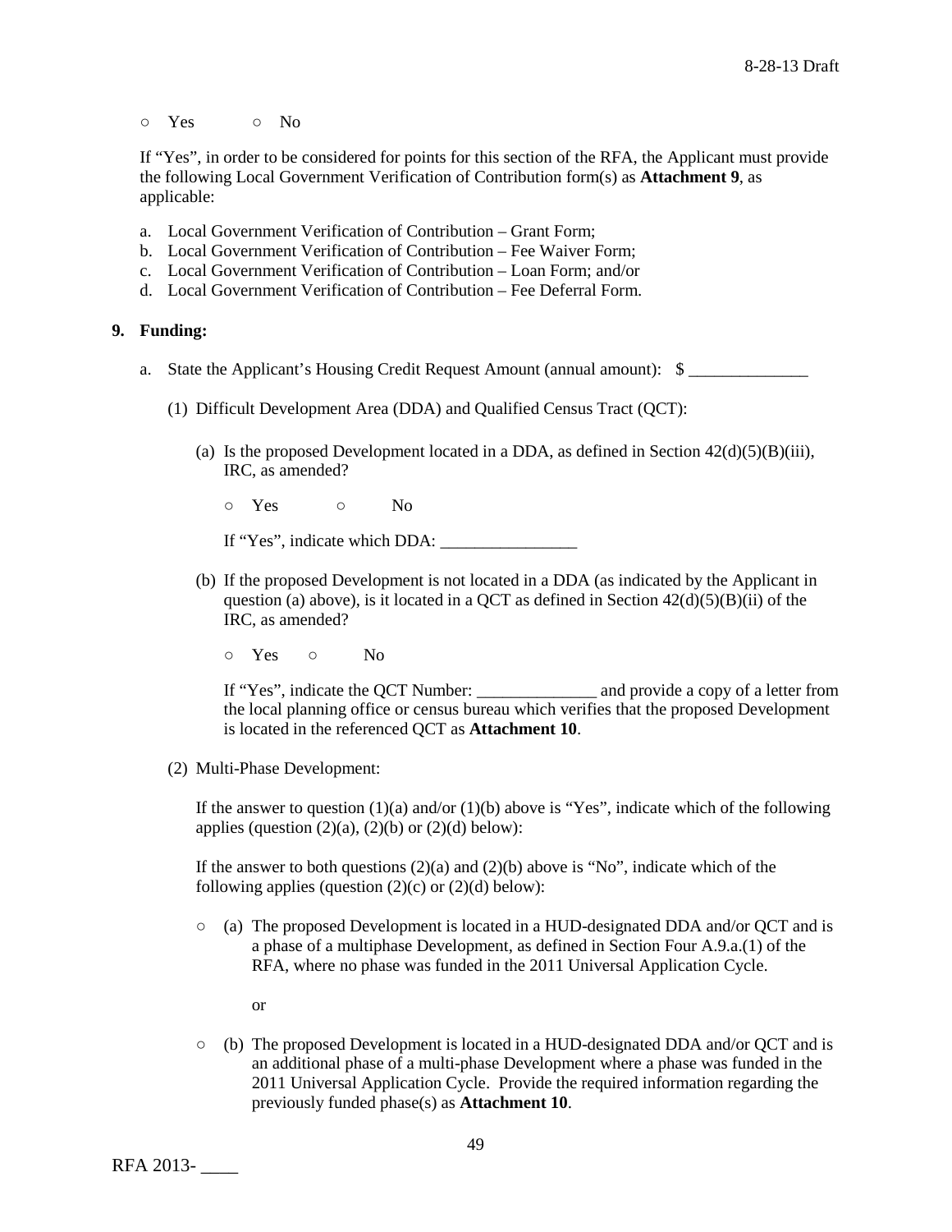○ Yes ○ No

If "Yes", in order to be considered for points for this section of the RFA, the Applicant must provide the following Local Government Verification of Contribution form(s) as **Attachment 9**, as applicable:

a. Local Government Verification of Contribution – Grant Form;
b. Local Government Verification of Contribution – Fee Waiver Form;
c. Local Government Verification of Contribution – Loan Form; and/or
d. Local Government Verification of Contribution – Fee Deferral Form.

**9. Funding:**

a. State the Applicant's Housing Credit Request Amount (annual amount): $ ______________

(1) Difficult Development Area (DDA) and Qualified Census Tract (QCT):

(a) Is the proposed Development located in a DDA, as defined in Section 42(d)(5)(B)(iii), IRC, as amended?

○ Yes ○ No

If "Yes", indicate which DDA: ________________

(b) If the proposed Development is not located in a DDA (as indicated by the Applicant in question (a) above), is it located in a QCT as defined in Section 42(d)(5)(B)(ii) of the IRC, as amended?

○ Yes ○ No

If "Yes", indicate the QCT Number: ______________ and provide a copy of a letter from the local planning office or census bureau which verifies that the proposed Development is located in the referenced QCT as **Attachment 10**.

(2) Multi-Phase Development:

If the answer to question (1)(a) and/or (1)(b) above is "Yes", indicate which of the following applies (question (2)(a), (2)(b) or (2)(d) below):

If the answer to both questions (2)(a) and (2)(b) above is "No", indicate which of the following applies (question (2)(c) or (2)(d) below):

○ (a) The proposed Development is located in a HUD-designated DDA and/or QCT and is a phase of a multiphase Development, as defined in Section Four A.9.a.(1) of the RFA, where no phase was funded in the 2011 Universal Application Cycle.

or

○ (b) The proposed Development is located in a HUD-designated DDA and/or QCT and is an additional phase of a multi-phase Development where a phase was funded in the 2011 Universal Application Cycle. Provide the required information regarding the previously funded phase(s) as **Attachment 10**.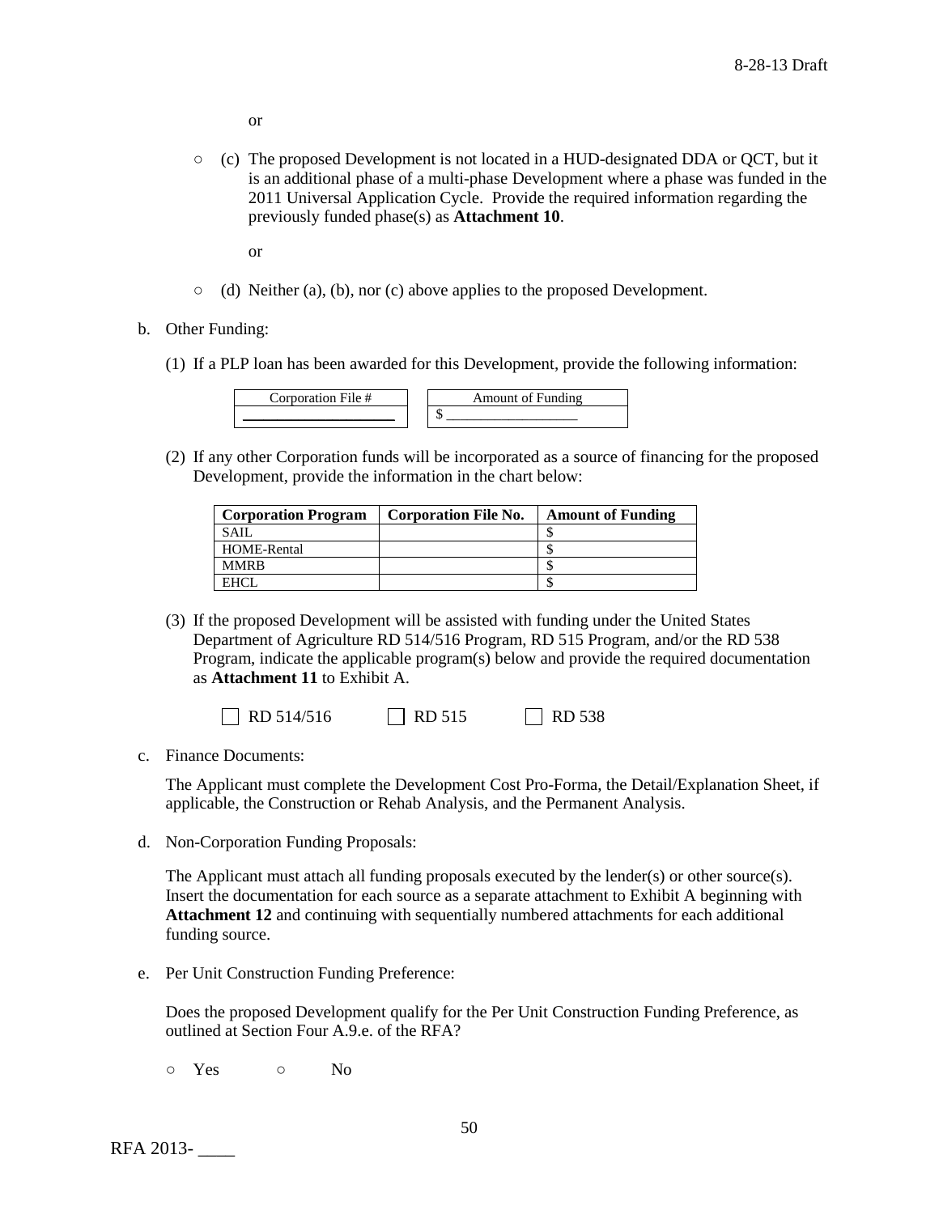or

○ (c) The proposed Development is not located in a HUD-designated DDA or QCT, but it is an additional phase of a multi-phase Development where a phase was funded in the 2011 Universal Application Cycle. Provide the required information regarding the previously funded phase(s) as **Attachment 10**.

or

○ (d) Neither (a), (b), nor (c) above applies to the proposed Development.

b. Other Funding:

(1) If a PLP loan has been awarded for this Development, provide the following information:

| Corporation File # |
| --- |
| ____________________ |

| Amount of Funding |
| --- |
| $ __________________ |

(2) If any other Corporation funds will be incorporated as a source of financing for the proposed Development, provide the information in the chart below:

| Corporation Program | Corporation File No. | Amount of Funding |
| --- | --- | --- |
| SAIL | | $ |
| HOME-Rental | | $ |
| MMRB | | $ |
| EHCL | | $ |

(3) If the proposed Development will be assisted with funding under the United States Department of Agriculture RD 514/516 Program, RD 515 Program, and/or the RD 538 Program, indicate the applicable program(s) below and provide the required documentation as **Attachment 11** to Exhibit A.

☐ RD 514/516 ☐ RD 515 ☐ RD 538

c. Finance Documents:

The Applicant must complete the Development Cost Pro-Forma, the Detail/Explanation Sheet, if applicable, the Construction or Rehab Analysis, and the Permanent Analysis.

d. Non-Corporation Funding Proposals:

The Applicant must attach all funding proposals executed by the lender(s) or other source(s). Insert the documentation for each source as a separate attachment to Exhibit A beginning with **Attachment 12** and continuing with sequentially numbered attachments for each additional funding source.

e. Per Unit Construction Funding Preference:

Does the proposed Development qualify for the Per Unit Construction Funding Preference, as outlined at Section Four A.9.e. of the RFA?

○ Yes ○ No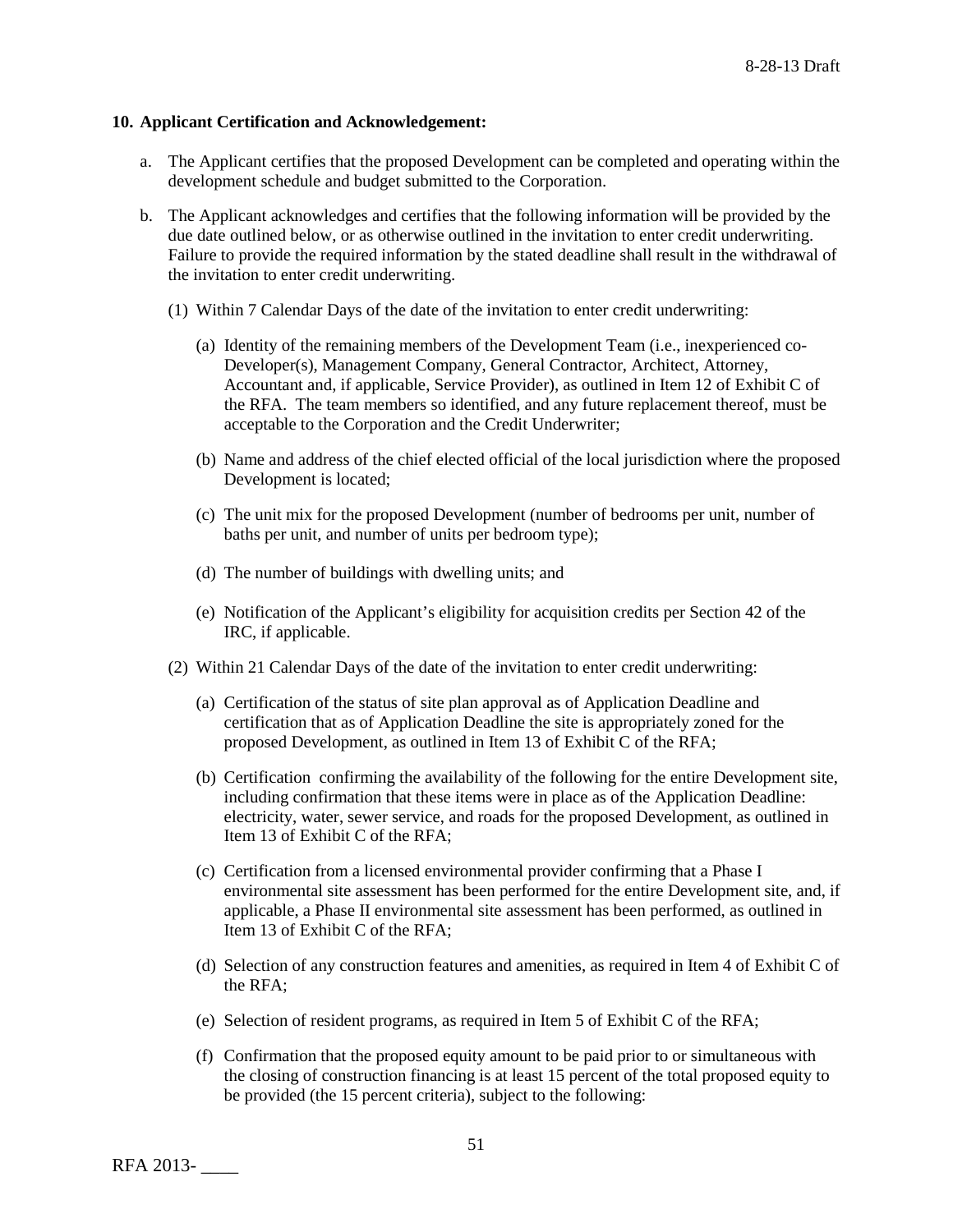**10. Applicant Certification and Acknowledgement:**

a. The Applicant certifies that the proposed Development can be completed and operating within the development schedule and budget submitted to the Corporation.

b. The Applicant acknowledges and certifies that the following information will be provided by the due date outlined below, or as otherwise outlined in the invitation to enter credit underwriting. Failure to provide the required information by the stated deadline shall result in the withdrawal of the invitation to enter credit underwriting.

   (1) Within 7 Calendar Days of the date of the invitation to enter credit underwriting:

      (a) Identity of the remaining members of the Development Team (i.e., inexperienced co-Developer(s), Management Company, General Contractor, Architect, Attorney, Accountant and, if applicable, Service Provider), as outlined in Item 12 of Exhibit C of the RFA. The team members so identified, and any future replacement thereof, must be acceptable to the Corporation and the Credit Underwriter;

      (b) Name and address of the chief elected official of the local jurisdiction where the proposed Development is located;

      (c) The unit mix for the proposed Development (number of bedrooms per unit, number of baths per unit, and number of units per bedroom type);

      (d) The number of buildings with dwelling units; and

      (e) Notification of the Applicant's eligibility for acquisition credits per Section 42 of the IRC, if applicable.

   (2) Within 21 Calendar Days of the date of the invitation to enter credit underwriting:

      (a) Certification of the status of site plan approval as of Application Deadline and certification that as of Application Deadline the site is appropriately zoned for the proposed Development, as outlined in Item 13 of Exhibit C of the RFA;

      (b) Certification confirming the availability of the following for the entire Development site, including confirmation that these items were in place as of the Application Deadline: electricity, water, sewer service, and roads for the proposed Development, as outlined in Item 13 of Exhibit C of the RFA;

      (c) Certification from a licensed environmental provider confirming that a Phase I environmental site assessment has been performed for the entire Development site, and, if applicable, a Phase II environmental site assessment has been performed, as outlined in Item 13 of Exhibit C of the RFA;

      (d) Selection of any construction features and amenities, as required in Item 4 of Exhibit C of the RFA;

      (e) Selection of resident programs, as required in Item 5 of Exhibit C of the RFA;

      (f) Confirmation that the proposed equity amount to be paid prior to or simultaneous with the closing of construction financing is at least 15 percent of the total proposed equity to be provided (the 15 percent criteria), subject to the following: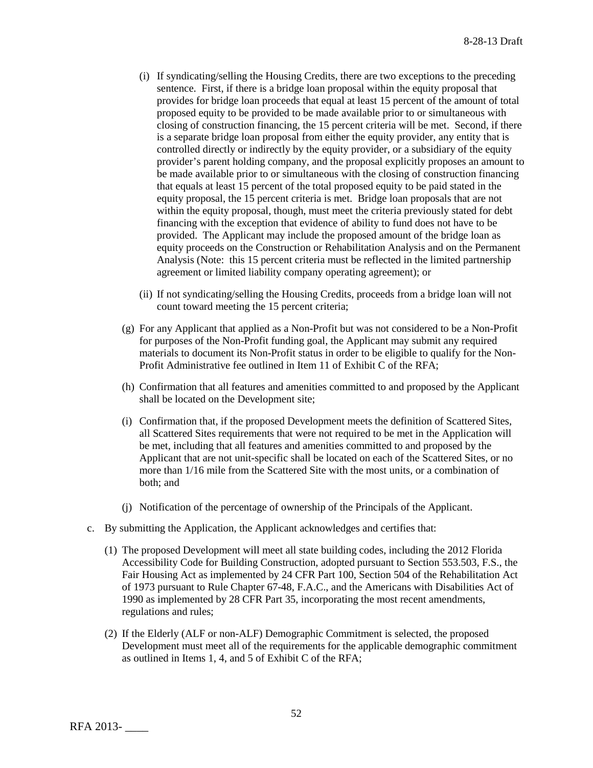(i) If syndicating/selling the Housing Credits, there are two exceptions to the preceding sentence. First, if there is a bridge loan proposal within the equity proposal that provides for bridge loan proceeds that equal at least 15 percent of the amount of total proposed equity to be provided to be made available prior to or simultaneous with closing of construction financing, the 15 percent criteria will be met. Second, if there is a separate bridge loan proposal from either the equity provider, any entity that is controlled directly or indirectly by the equity provider, or a subsidiary of the equity provider's parent holding company, and the proposal explicitly proposes an amount to be made available prior to or simultaneous with the closing of construction financing that equals at least 15 percent of the total proposed equity to be paid stated in the equity proposal, the 15 percent criteria is met. Bridge loan proposals that are not within the equity proposal, though, must meet the criteria previously stated for debt financing with the exception that evidence of ability to fund does not have to be provided. The Applicant may include the proposed amount of the bridge loan as equity proceeds on the Construction or Rehabilitation Analysis and on the Permanent Analysis (Note: this 15 percent criteria must be reflected in the limited partnership agreement or limited liability company operating agreement); or

(ii) If not syndicating/selling the Housing Credits, proceeds from a bridge loan will not count toward meeting the 15 percent criteria;

(g) For any Applicant that applied as a Non-Profit but was not considered to be a Non-Profit for purposes of the Non-Profit funding goal, the Applicant may submit any required materials to document its Non-Profit status in order to be eligible to qualify for the Non-Profit Administrative fee outlined in Item 11 of Exhibit C of the RFA;

(h) Confirmation that all features and amenities committed to and proposed by the Applicant shall be located on the Development site;

(i) Confirmation that, if the proposed Development meets the definition of Scattered Sites, all Scattered Sites requirements that were not required to be met in the Application will be met, including that all features and amenities committed to and proposed by the Applicant that are not unit-specific shall be located on each of the Scattered Sites, or no more than 1/16 mile from the Scattered Site with the most units, or a combination of both; and

(j) Notification of the percentage of ownership of the Principals of the Applicant.

c. By submitting the Application, the Applicant acknowledges and certifies that:

(1) The proposed Development will meet all state building codes, including the 2012 Florida Accessibility Code for Building Construction, adopted pursuant to Section 553.503, F.S., the Fair Housing Act as implemented by 24 CFR Part 100, Section 504 of the Rehabilitation Act of 1973 pursuant to Rule Chapter 67-48, F.A.C., and the Americans with Disabilities Act of 1990 as implemented by 28 CFR Part 35, incorporating the most recent amendments, regulations and rules;

(2) If the Elderly (ALF or non-ALF) Demographic Commitment is selected, the proposed Development must meet all of the requirements for the applicable demographic commitment as outlined in Items 1, 4, and 5 of Exhibit C of the RFA;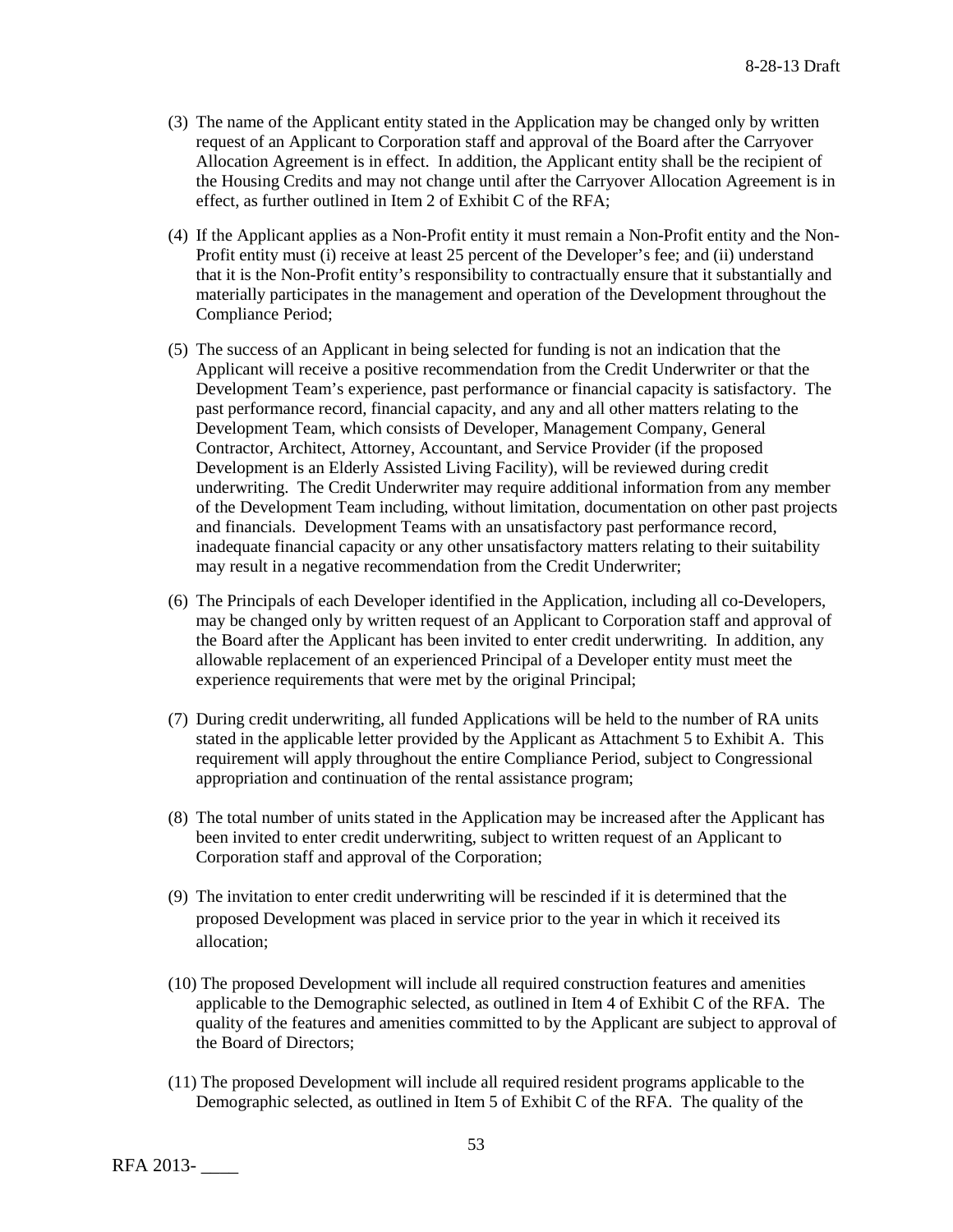(3) The name of the Applicant entity stated in the Application may be changed only by written request of an Applicant to Corporation staff and approval of the Board after the Carryover Allocation Agreement is in effect. In addition, the Applicant entity shall be the recipient of the Housing Credits and may not change until after the Carryover Allocation Agreement is in effect, as further outlined in Item 2 of Exhibit C of the RFA;

(4) If the Applicant applies as a Non-Profit entity it must remain a Non-Profit entity and the Non-Profit entity must (i) receive at least 25 percent of the Developer's fee; and (ii) understand that it is the Non-Profit entity's responsibility to contractually ensure that it substantially and materially participates in the management and operation of the Development throughout the Compliance Period;

(5) The success of an Applicant in being selected for funding is not an indication that the Applicant will receive a positive recommendation from the Credit Underwriter or that the Development Team's experience, past performance or financial capacity is satisfactory. The past performance record, financial capacity, and any and all other matters relating to the Development Team, which consists of Developer, Management Company, General Contractor, Architect, Attorney, Accountant, and Service Provider (if the proposed Development is an Elderly Assisted Living Facility), will be reviewed during credit underwriting. The Credit Underwriter may require additional information from any member of the Development Team including, without limitation, documentation on other past projects and financials. Development Teams with an unsatisfactory past performance record, inadequate financial capacity or any other unsatisfactory matters relating to their suitability may result in a negative recommendation from the Credit Underwriter;

(6) The Principals of each Developer identified in the Application, including all co-Developers, may be changed only by written request of an Applicant to Corporation staff and approval of the Board after the Applicant has been invited to enter credit underwriting. In addition, any allowable replacement of an experienced Principal of a Developer entity must meet the experience requirements that were met by the original Principal;

(7) During credit underwriting, all funded Applications will be held to the number of RA units stated in the applicable letter provided by the Applicant as Attachment 5 to Exhibit A. This requirement will apply throughout the entire Compliance Period, subject to Congressional appropriation and continuation of the rental assistance program;

(8) The total number of units stated in the Application may be increased after the Applicant has been invited to enter credit underwriting, subject to written request of an Applicant to Corporation staff and approval of the Corporation;

(9) The invitation to enter credit underwriting will be rescinded if it is determined that the proposed Development was placed in service prior to the year in which it received its allocation;

(10) The proposed Development will include all required construction features and amenities applicable to the Demographic selected, as outlined in Item 4 of Exhibit C of the RFA. The quality of the features and amenities committed to by the Applicant are subject to approval of the Board of Directors;

(11) The proposed Development will include all required resident programs applicable to the Demographic selected, as outlined in Item 5 of Exhibit C of the RFA. The quality of the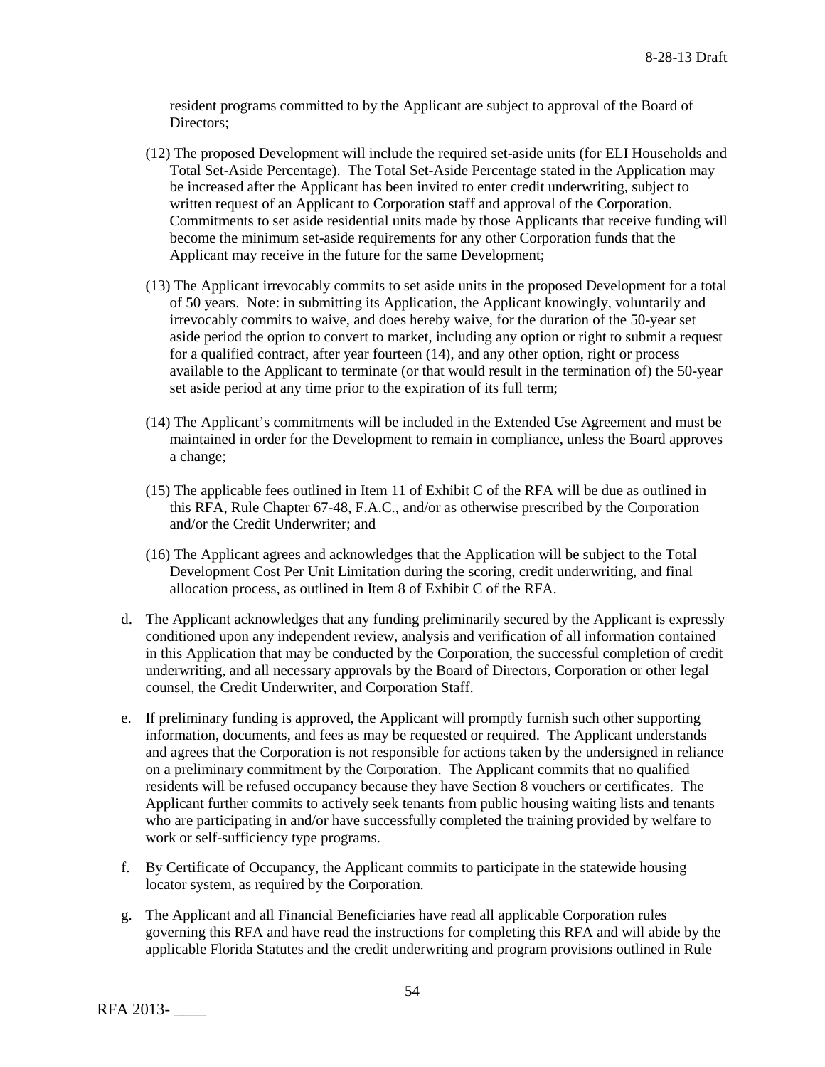resident programs committed to by the Applicant are subject to approval of the Board of Directors;

(12) The proposed Development will include the required set-aside units (for ELI Households and Total Set-Aside Percentage). The Total Set-Aside Percentage stated in the Application may be increased after the Applicant has been invited to enter credit underwriting, subject to written request of an Applicant to Corporation staff and approval of the Corporation. Commitments to set aside residential units made by those Applicants that receive funding will become the minimum set-aside requirements for any other Corporation funds that the Applicant may receive in the future for the same Development;

(13) The Applicant irrevocably commits to set aside units in the proposed Development for a total of 50 years. Note: in submitting its Application, the Applicant knowingly, voluntarily and irrevocably commits to waive, and does hereby waive, for the duration of the 50-year set aside period the option to convert to market, including any option or right to submit a request for a qualified contract, after year fourteen (14), and any other option, right or process available to the Applicant to terminate (or that would result in the termination of) the 50-year set aside period at any time prior to the expiration of its full term;

(14) The Applicant's commitments will be included in the Extended Use Agreement and must be maintained in order for the Development to remain in compliance, unless the Board approves a change;

(15) The applicable fees outlined in Item 11 of Exhibit C of the RFA will be due as outlined in this RFA, Rule Chapter 67-48, F.A.C., and/or as otherwise prescribed by the Corporation and/or the Credit Underwriter; and

(16) The Applicant agrees and acknowledges that the Application will be subject to the Total Development Cost Per Unit Limitation during the scoring, credit underwriting, and final allocation process, as outlined in Item 8 of Exhibit C of the RFA.

d. The Applicant acknowledges that any funding preliminarily secured by the Applicant is expressly conditioned upon any independent review, analysis and verification of all information contained in this Application that may be conducted by the Corporation, the successful completion of credit underwriting, and all necessary approvals by the Board of Directors, Corporation or other legal counsel, the Credit Underwriter, and Corporation Staff.

e. If preliminary funding is approved, the Applicant will promptly furnish such other supporting information, documents, and fees as may be requested or required. The Applicant understands and agrees that the Corporation is not responsible for actions taken by the undersigned in reliance on a preliminary commitment by the Corporation. The Applicant commits that no qualified residents will be refused occupancy because they have Section 8 vouchers or certificates. The Applicant further commits to actively seek tenants from public housing waiting lists and tenants who are participating in and/or have successfully completed the training provided by welfare to work or self-sufficiency type programs.

f. By Certificate of Occupancy, the Applicant commits to participate in the statewide housing locator system, as required by the Corporation.

g. The Applicant and all Financial Beneficiaries have read all applicable Corporation rules governing this RFA and have read the instructions for completing this RFA and will abide by the applicable Florida Statutes and the credit underwriting and program provisions outlined in Rule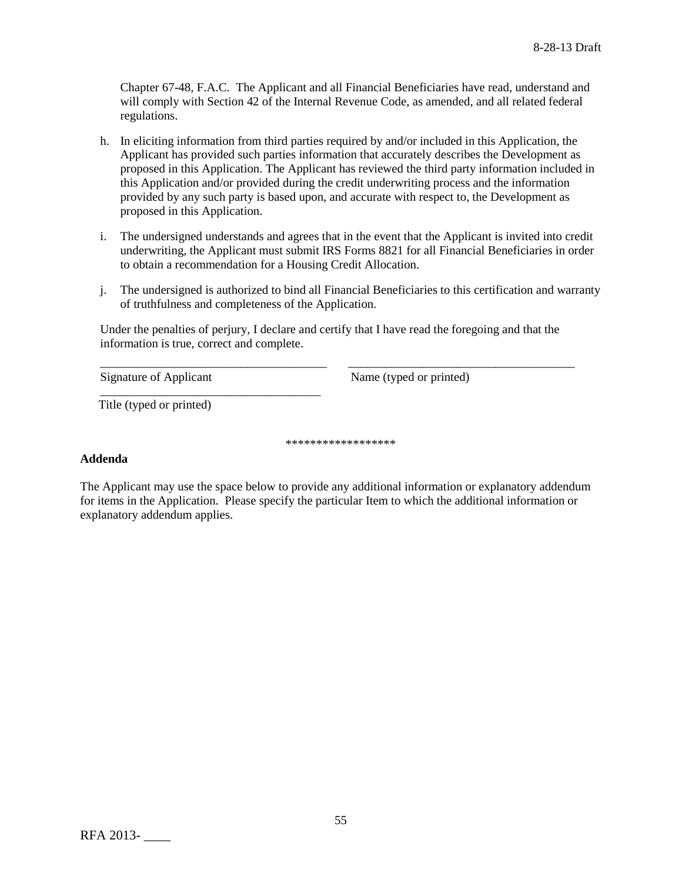Chapter 67-48, F.A.C. The Applicant and all Financial Beneficiaries have read, understand and will comply with Section 42 of the Internal Revenue Code, as amended, and all related federal regulations.

h. In eliciting information from third parties required by and/or included in this Application, the Applicant has provided such parties information that accurately describes the Development as proposed in this Application. The Applicant has reviewed the third party information included in this Application and/or provided during the credit underwriting process and the information provided by any such party is based upon, and accurate with respect to, the Development as proposed in this Application.

i. The undersigned understands and agrees that in the event that the Applicant is invited into credit underwriting, the Applicant must submit IRS Forms 8821 for all Financial Beneficiaries in order to obtain a recommendation for a Housing Credit Allocation.

j. The undersigned is authorized to bind all Financial Beneficiaries to this certification and warranty of truthfulness and completeness of the Application.

Under the penalties of perjury, I declare and certify that I have read the foregoing and that the information is true, correct and complete.

_____________________________________ _____________________________________

Signature of Applicant Name (typed or printed)

_____________________________________

Title (typed or printed)

******************

**Addenda**

The Applicant may use the space below to provide any additional information or explanatory addendum for items in the Application. Please specify the particular Item to which the additional information or explanatory addendum applies.

RFA 2013- ____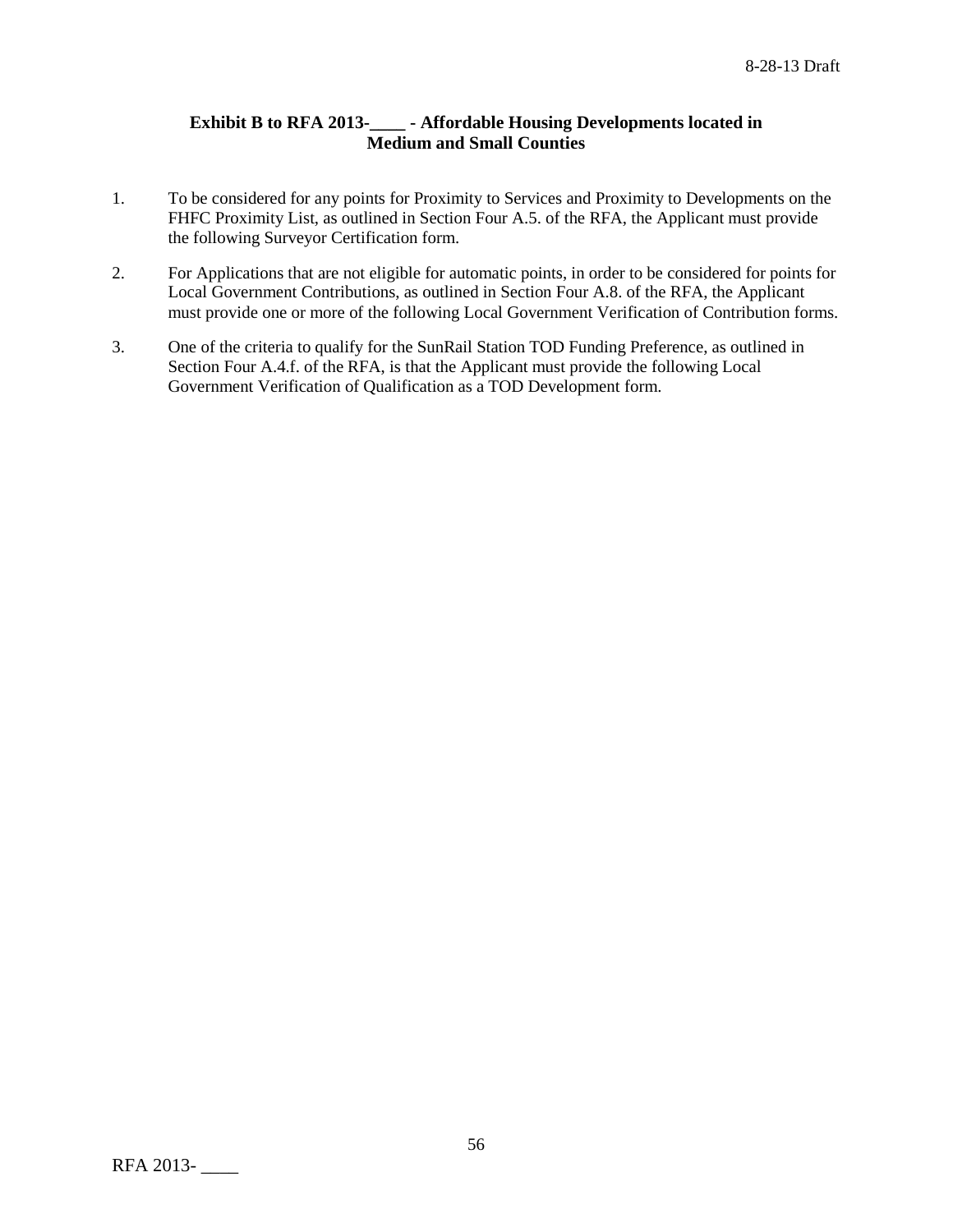**Exhibit B to RFA 2013-____ - Affordable Housing Developments located in Medium and Small Counties**

1. To be considered for any points for Proximity to Services and Proximity to Developments on the FHFC Proximity List, as outlined in Section Four A.5. of the RFA, the Applicant must provide the following Surveyor Certification form.

2. For Applications that are not eligible for automatic points, in order to be considered for points for Local Government Contributions, as outlined in Section Four A.8. of the RFA, the Applicant must provide one or more of the following Local Government Verification of Contribution forms.

3. One of the criteria to qualify for the SunRail Station TOD Funding Preference, as outlined in Section Four A.4.f. of the RFA, is that the Applicant must provide the following Local Government Verification of Qualification as a TOD Development form.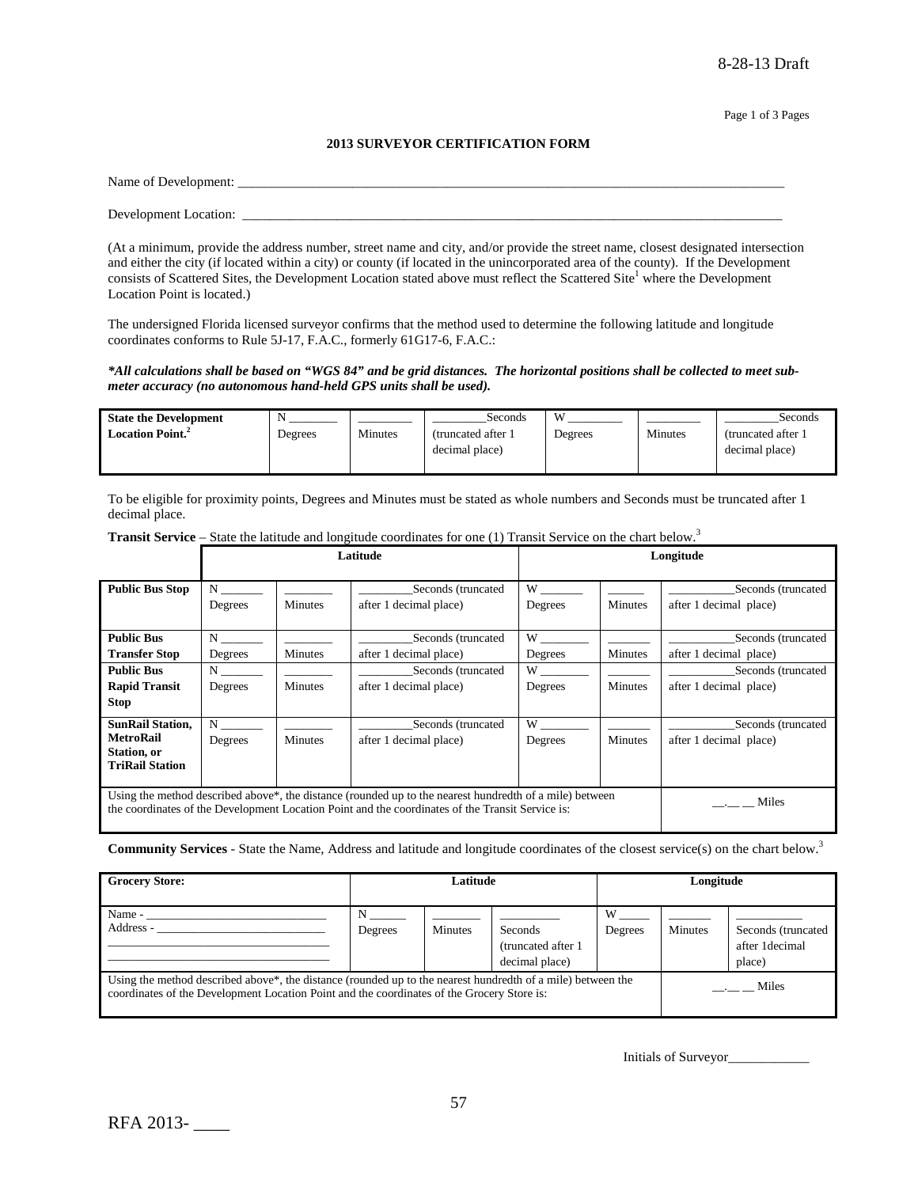8-28-13 Draft

Page 1 of 3 Pages

### 2013 SURVEYOR CERTIFICATION FORM

Name of Development: ___________________________________________________________________________________

Development Location: __________________________________________________________________________________

(At a minimum, provide the address number, street name and city, and/or provide the street name, closest designated intersection and either the city (if located within a city) or county (if located in the unincorporated area of the county). If the Development consists of Scattered Sites, the Development Location stated above must reflect the Scattered Site[1] where the Development Location Point is located.)

The undersigned Florida licensed surveyor confirms that the method used to determine the following latitude and longitude coordinates conforms to Rule 5J-17, F.A.C., formerly 61G17-6, F.A.C.:

***All calculations shall be based on "WGS 84" and be grid distances. The horizontal positions shall be collected to meet sub-meter accuracy (no autonomous hand-held GPS units shall be used).***

| **State the Development Location Point.**[2] | N _______ Degrees | _______ Minutes | _______Seconds (truncated after 1 decimal place) | W _______ Degrees | _______ Minutes | _______Seconds (truncated after 1 decimal place) |
|---|---|---|---|---|---|---|

To be eligible for proximity points, Degrees and Minutes must be stated as whole numbers and Seconds must be truncated after 1 decimal place.

**Transit Service** – State the latitude and longitude coordinates for one (1) Transit Service on the chart below.[3]

| | **Latitude** | | | **Longitude** | | |
|---|---|---|---|---|---|---|
| **Public Bus Stop** | N _______ Degrees | _______ Minutes | _______Seconds (truncated after 1 decimal place) | W _______ Degrees | _______ Minutes | _______Seconds (truncated after 1 decimal place) |
| **Public Bus Transfer Stop** | N _______ Degrees | _______ Minutes | _______Seconds (truncated after 1 decimal place) | W _______ Degrees | _______ Minutes | _______Seconds (truncated after 1 decimal place) |
| **Public Bus Rapid Transit Stop** | N _______ Degrees | _______ Minutes | _______Seconds (truncated after 1 decimal place) | W _______ Degrees | _______ Minutes | _______Seconds (truncated after 1 decimal place) |
| **SunRail Station, MetroRail Station, or TriRail Station** | N _______ Degrees | _______ Minutes | _______Seconds (truncated after 1 decimal place) | W _______ Degrees | _______ Minutes | _______Seconds (truncated after 1 decimal place) |
| Using the method described above*, the distance (rounded up to the nearest hundredth of a mile) between the coordinates of the Development Location Point and the coordinates of the Transit Service is: | | | | | | __.__ __ Miles |

**Community Services** - State the Name, Address and latitude and longitude coordinates of the closest service(s) on the chart below.[3]

| **Grocery Store:** | **Latitude** | | | **Longitude** | | |
|---|---|---|---|---|---|---|
| Name - _______________ Address - _______________ | N _______ Degrees | _______ Minutes | _______ Seconds (truncated after 1 decimal place) | W _______ Degrees | _______ Minutes | _______ Seconds (truncated after 1decimal place) |
| Using the method described above*, the distance (rounded up to the nearest hundredth of a mile) between the coordinates of the Development Location Point and the coordinates of the Grocery Store is: | | | | | | __.__ __ Miles |

Initials of Surveyor____________

RFA 2013- ____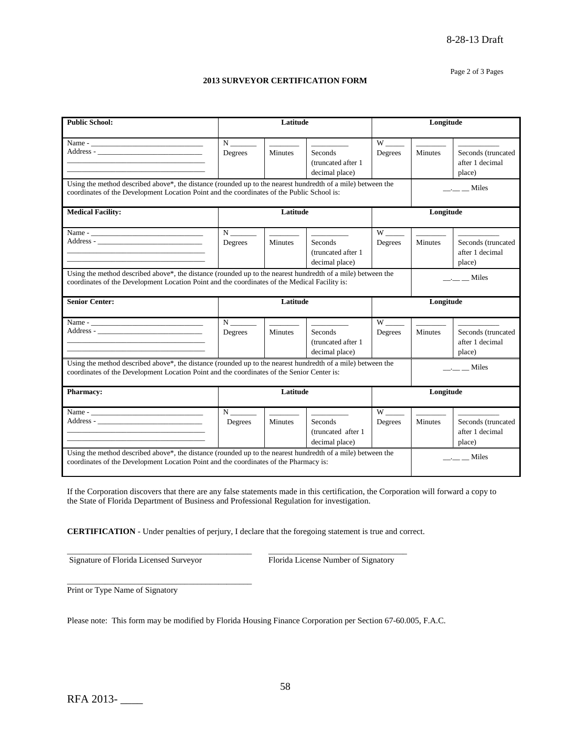8-28-13 Draft

Page 2 of 3 Pages

**2013 SURVEYOR CERTIFICATION FORM**

| **Public School:** | **Latitude** | | | **Longitude** | | |
|---|---|---|---|---|---|---|
| Name - ______________________________<br>Address - ____________________________<br>___________________________________<br>___________________________________ | N _______<br>Degrees | _______<br>Minutes | _________<br>Seconds (truncated after 1 decimal place) | W _____<br>Degrees | _______<br>Minutes | _________<br>Seconds (truncated after 1 decimal place) |
| Using the method described above*, the distance (rounded up to the nearest hundredth of a mile) between the coordinates of the Development Location Point and the coordinates of the Public School is: | | | | | __.__ __ Miles | |
| **Medical Facility:** | **Latitude** | | | **Longitude** | | |
| Name - ______________________________<br>Address - ____________________________<br>___________________________________<br>___________________________________ | N _______<br>Degrees | _______<br>Minutes | _________<br>Seconds (truncated after 1 decimal place) | W _____<br>Degrees | _______<br>Minutes | _________<br>Seconds (truncated after 1 decimal place) |
| Using the method described above*, the distance (rounded up to the nearest hundredth of a mile) between the coordinates of the Development Location Point and the coordinates of the Medical Facility is: | | | | | __.__ __ Miles | |
| **Senior Center:** | **Latitude** | | | **Longitude** | | |
| Name - ______________________________<br>Address - ____________________________<br>___________________________________<br>___________________________________ | N _______<br>Degrees | _______<br>Minutes | _________<br>Seconds (truncated after 1 decimal place) | W _____<br>Degrees | _______<br>Minutes | _________<br>Seconds (truncated after 1 decimal place) |
| Using the method described above*, the distance (rounded up to the nearest hundredth of a mile) between the coordinates of the Development Location Point and the coordinates of the Senior Center is: | | | | | __.__ __ Miles | |
| **Pharmacy:** | **Latitude** | | | **Longitude** | | |
| Name - ______________________________<br>Address - ____________________________<br>___________________________________<br>___________________________________ | N _______<br>Degrees | _______<br>Minutes | _________<br>Seconds (truncated after 1 decimal place) | W _____<br>Degrees | _______<br>Minutes | _________<br>Seconds (truncated after 1 decimal place) |
| Using the method described above*, the distance (rounded up to the nearest hundredth of a mile) between the coordinates of the Development Location Point and the coordinates of the Pharmacy is: | | | | | __.__ __ Miles | |

If the Corporation discovers that there are any false statements made in this certification, the Corporation will forward a copy to the State of Florida Department of Business and Professional Regulation for investigation.

**CERTIFICATION** - Under penalties of perjury, I declare that the foregoing statement is true and correct.

_____________________________________________  _________________________________
Signature of Florida Licensed Surveyor  Florida License Number of Signatory

_____________________________________________
Print or Type Name of Signatory

Please note: This form may be modified by Florida Housing Finance Corporation per Section 67-60.005, F.A.C.

RFA 2013- ____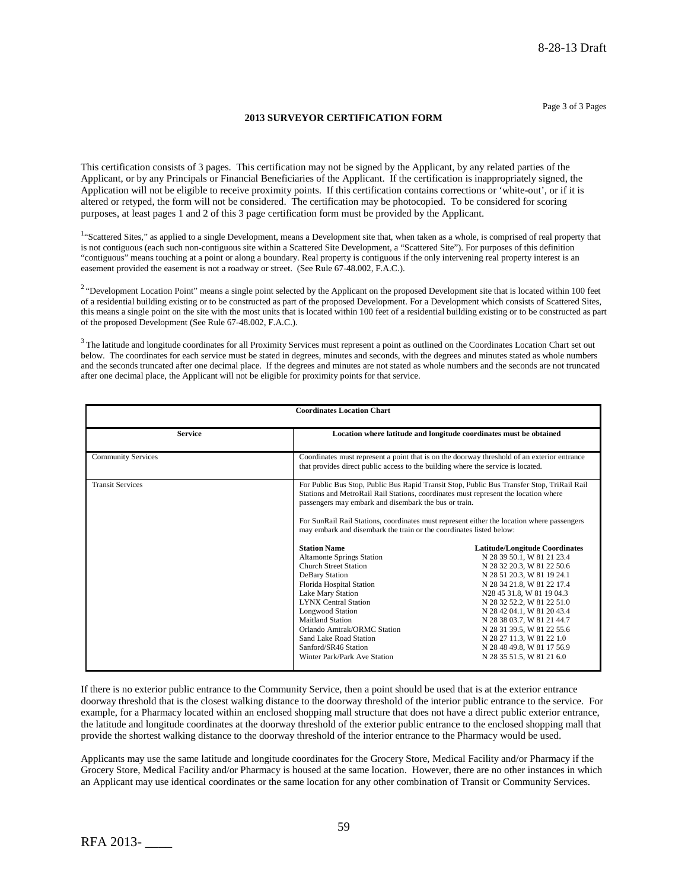## 2013 SURVEYOR CERTIFICATION FORM

This certification consists of 3 pages. This certification may not be signed by the Applicant, by any related parties of the Applicant, or by any Principals or Financial Beneficiaries of the Applicant. If the certification is inappropriately signed, the Application will not be eligible to receive proximity points. If this certification contains corrections or 'white-out', or if it is altered or retyped, the form will not be considered. The certification may be photocopied. To be considered for scoring purposes, at least pages 1 and 2 of this 3 page certification form must be provided by the Applicant.

[1]"Scattered Sites," as applied to a single Development, means a Development site that, when taken as a whole, is comprised of real property that is not contiguous (each such non-contiguous site within a Scattered Site Development, a "Scattered Site"). For purposes of this definition "contiguous" means touching at a point or along a boundary. Real property is contiguous if the only intervening real property interest is an easement provided the easement is not a roadway or street. (See Rule 67-48.002, F.A.C.).

[2] "Development Location Point" means a single point selected by the Applicant on the proposed Development site that is located within 100 feet of a residential building existing or to be constructed as part of the proposed Development. For a Development which consists of Scattered Sites, this means a single point on the site with the most units that is located within 100 feet of a residential building existing or to be constructed as part of the proposed Development (See Rule 67-48.002, F.A.C.).

[3] The latitude and longitude coordinates for all Proximity Services must represent a point as outlined on the Coordinates Location Chart set out below. The coordinates for each service must be stated in degrees, minutes and seconds, with the degrees and minutes stated as whole numbers and the seconds truncated after one decimal place. If the degrees and minutes are not stated as whole numbers and the seconds are not truncated after one decimal place, the Applicant will not be eligible for proximity points for that service.

**Coordinates Location Chart**

| Service | Location where latitude and longitude coordinates must be obtained |
|---|---|
| Community Services | Coordinates must represent a point that is on the doorway threshold of an exterior entrance that provides direct public access to the building where the service is located. |
| Transit Services | For Public Bus Stop, Public Bus Rapid Transit Stop, Public Bus Transfer Stop, TriRail Rail Stations and MetroRail Rail Stations, coordinates must represent the location where passengers may embark and disembark the bus or train.<br><br>For SunRail Rail Stations, coordinates must represent either the location where passengers may embark and disembark the train or the coordinates listed below: |

| Station Name | Latitude/Longitude Coordinates |
|---|---|
| Altamonte Springs Station | N 28 39 50.1, W 81 21 23.4 |
| Church Street Station | N 28 32 20.3, W 81 22 50.6 |
| DeBary Station | N 28 51 20.3, W 81 19 24.1 |
| Florida Hospital Station | N 28 34 21.8, W 81 22 17.4 |
| Lake Mary Station | N28 45 31.8, W 81 19 04.3 |
| LYNX Central Station | N 28 32 52.2, W 81 22 51.0 |
| Longwood Station | N 28 42 04.1, W 81 20 43.4 |
| Maitland Station | N 28 38 03.7, W 81 21 44.7 |
| Orlando Amtrak/ORMC Station | N 28 31 39.5, W 81 22 55.6 |
| Sand Lake Road Station | N 28 27 11.3, W 81 22 1.0 |
| Sanford/SR46 Station | N 28 48 49.8, W 81 17 56.9 |
| Winter Park/Park Ave Station | N 28 35 51.5, W 81 21 6.0 |

If there is no exterior public entrance to the Community Service, then a point should be used that is at the exterior entrance doorway threshold that is the closest walking distance to the doorway threshold of the interior public entrance to the service. For example, for a Pharmacy located within an enclosed shopping mall structure that does not have a direct public exterior entrance, the latitude and longitude coordinates at the doorway threshold of the exterior public entrance to the enclosed shopping mall that provide the shortest walking distance to the doorway threshold of the interior entrance to the Pharmacy would be used.

Applicants may use the same latitude and longitude coordinates for the Grocery Store, Medical Facility and/or Pharmacy if the Grocery Store, Medical Facility and/or Pharmacy is housed at the same location. However, there are no other instances in which an Applicant may use identical coordinates or the same location for any other combination of Transit or Community Services.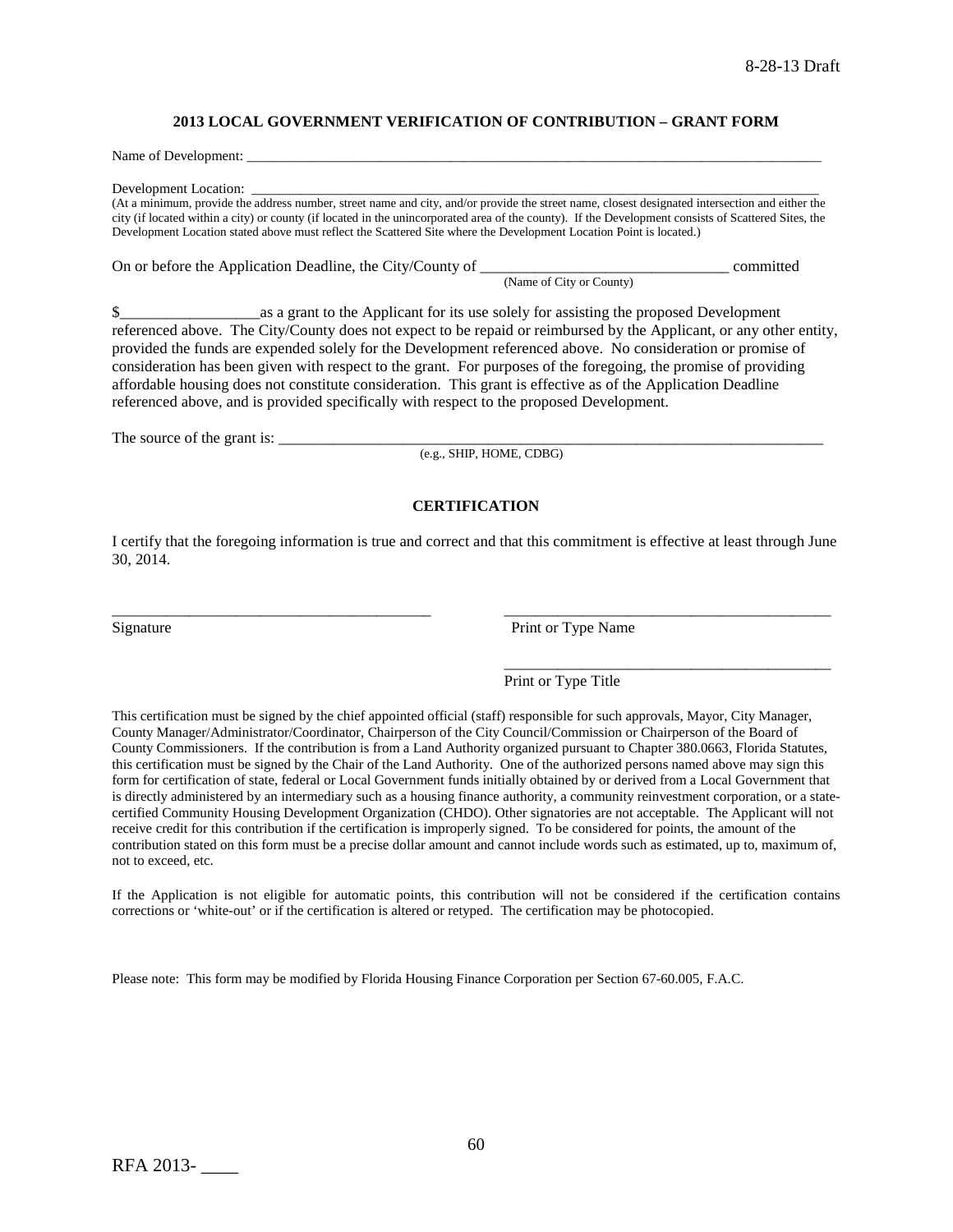## 2013 LOCAL GOVERNMENT VERIFICATION OF CONTRIBUTION – GRANT FORM

Name of Development: ___________________________________________________________________________________

Development Location: ___________________________________________________________________________________
(At a minimum, provide the address number, street name and city, and/or provide the street name, closest designated intersection and either the city (if located within a city) or county (if located in the unincorporated area of the county). If the Development consists of Scattered Sites, the Development Location stated above must reflect the Scattered Site where the Development Location Point is located.)

On or before the Application Deadline, the City/County of _______________________________ committed
(Name of City or County)

$__________________as a grant to the Applicant for its use solely for assisting the proposed Development referenced above. The City/County does not expect to be repaid or reimbursed by the Applicant, or any other entity, provided the funds are expended solely for the Development referenced above. No consideration or promise of consideration has been given with respect to the grant. For purposes of the foregoing, the promise of providing affordable housing does not constitute consideration. This grant is effective as of the Application Deadline referenced above, and is provided specifically with respect to the proposed Development.

The source of the grant is: ___________________________________________________________________________
(e.g., SHIP, HOME, CDBG)

### CERTIFICATION

I certify that the foregoing information is true and correct and that this commitment is effective at least through June 30, 2014.

_________________________________________ _________________________________________
Signature Print or Type Name

_________________________________________
Print or Type Title

This certification must be signed by the chief appointed official (staff) responsible for such approvals, Mayor, City Manager, County Manager/Administrator/Coordinator, Chairperson of the City Council/Commission or Chairperson of the Board of County Commissioners. If the contribution is from a Land Authority organized pursuant to Chapter 380.0663, Florida Statutes, this certification must be signed by the Chair of the Land Authority. One of the authorized persons named above may sign this form for certification of state, federal or Local Government funds initially obtained by or derived from a Local Government that is directly administered by an intermediary such as a housing finance authority, a community reinvestment corporation, or a state-certified Community Housing Development Organization (CHDO). Other signatories are not acceptable. The Applicant will not receive credit for this contribution if the certification is improperly signed. To be considered for points, the amount of the contribution stated on this form must be a precise dollar amount and cannot include words such as estimated, up to, maximum of, not to exceed, etc.

If the Application is not eligible for automatic points, this contribution will not be considered if the certification contains corrections or 'white-out' or if the certification is altered or retyped. The certification may be photocopied.

Please note: This form may be modified by Florida Housing Finance Corporation per Section 67-60.005, F.A.C.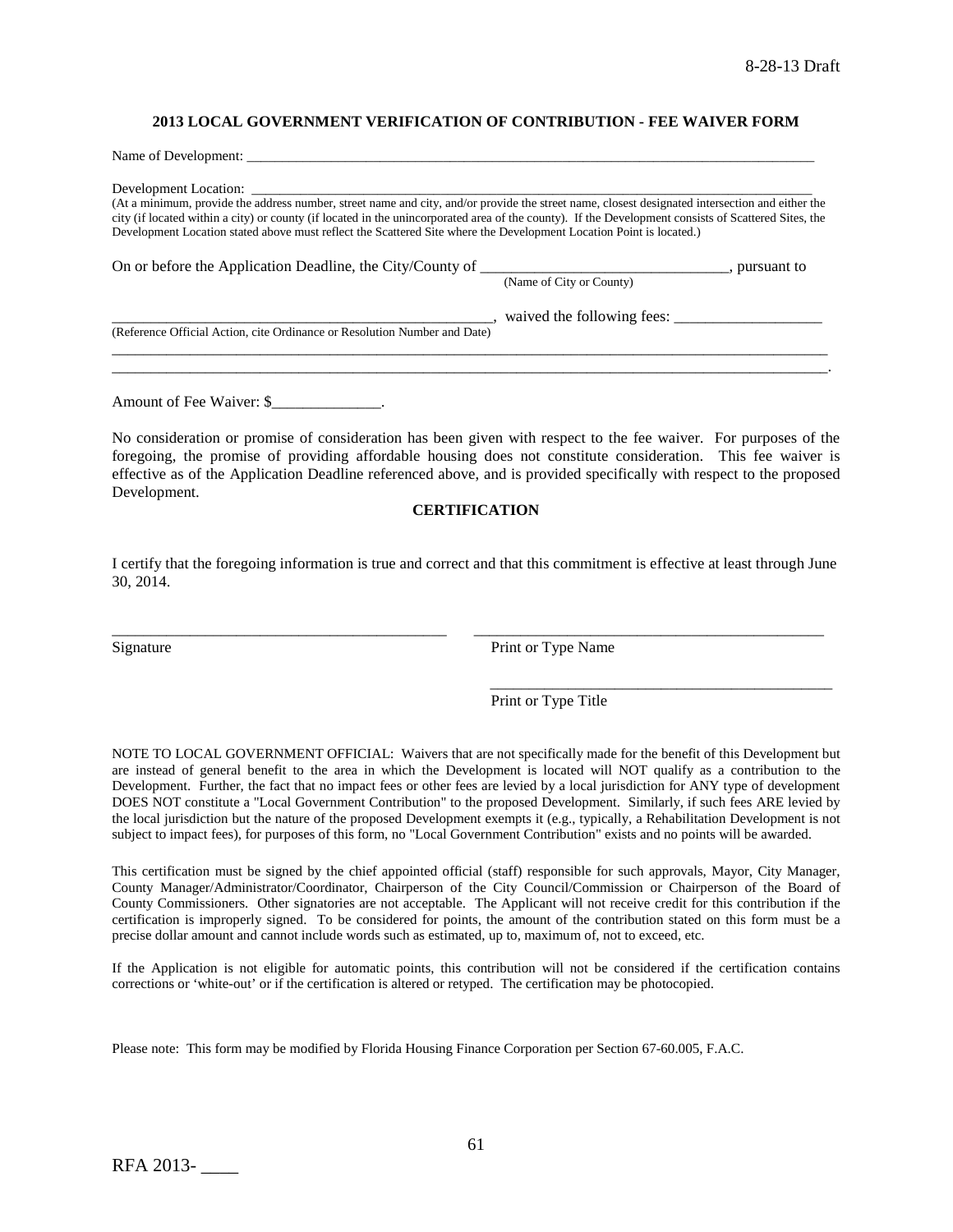## 2013 LOCAL GOVERNMENT VERIFICATION OF CONTRIBUTION - FEE WAIVER FORM

Name of Development: ___________________________________________________________________________

Development Location: ___________________________________________________________________________

(At a minimum, provide the address number, street name and city, and/or provide the street name, closest designated intersection and either the city (if located within a city) or county (if located in the unincorporated area of the county). If the Development consists of Scattered Sites, the Development Location stated above must reflect the Scattered Site where the Development Location Point is located.)

On or before the Application Deadline, the City/County of _______________________________, pursuant to
(Name of City or County)

___________________________________________________, waived the following fees: ___________________
(Reference Official Action, cite Ordinance or Resolution Number and Date)

_____________________________________________________________________________________________
_____________________________________________________________________________________________.

Amount of Fee Waiver: $______________.

No consideration or promise of consideration has been given with respect to the fee waiver. For purposes of the foregoing, the promise of providing affordable housing does not constitute consideration. This fee waiver is effective as of the Application Deadline referenced above, and is provided specifically with respect to the proposed Development.

**CERTIFICATION**

I certify that the foregoing information is true and correct and that this commitment is effective at least through June 30, 2014.

___________________________________________ ______________________________________________
Signature Print or Type Name

______________________________________________
Print or Type Title

NOTE TO LOCAL GOVERNMENT OFFICIAL: Waivers that are not specifically made for the benefit of this Development but are instead of general benefit to the area in which the Development is located will NOT qualify as a contribution to the Development. Further, the fact that no impact fees or other fees are levied by a local jurisdiction for ANY type of development DOES NOT constitute a "Local Government Contribution" to the proposed Development. Similarly, if such fees ARE levied by the local jurisdiction but the nature of the proposed Development exempts it (e.g., typically, a Rehabilitation Development is not subject to impact fees), for purposes of this form, no "Local Government Contribution" exists and no points will be awarded.

This certification must be signed by the chief appointed official (staff) responsible for such approvals, Mayor, City Manager, County Manager/Administrator/Coordinator, Chairperson of the City Council/Commission or Chairperson of the Board of County Commissioners. Other signatories are not acceptable. The Applicant will not receive credit for this contribution if the certification is improperly signed. To be considered for points, the amount of the contribution stated on this form must be a precise dollar amount and cannot include words such as estimated, up to, maximum of, not to exceed, etc.

If the Application is not eligible for automatic points, this contribution will not be considered if the certification contains corrections or 'white-out' or if the certification is altered or retyped. The certification may be photocopied.

Please note: This form may be modified by Florida Housing Finance Corporation per Section 67-60.005, F.A.C.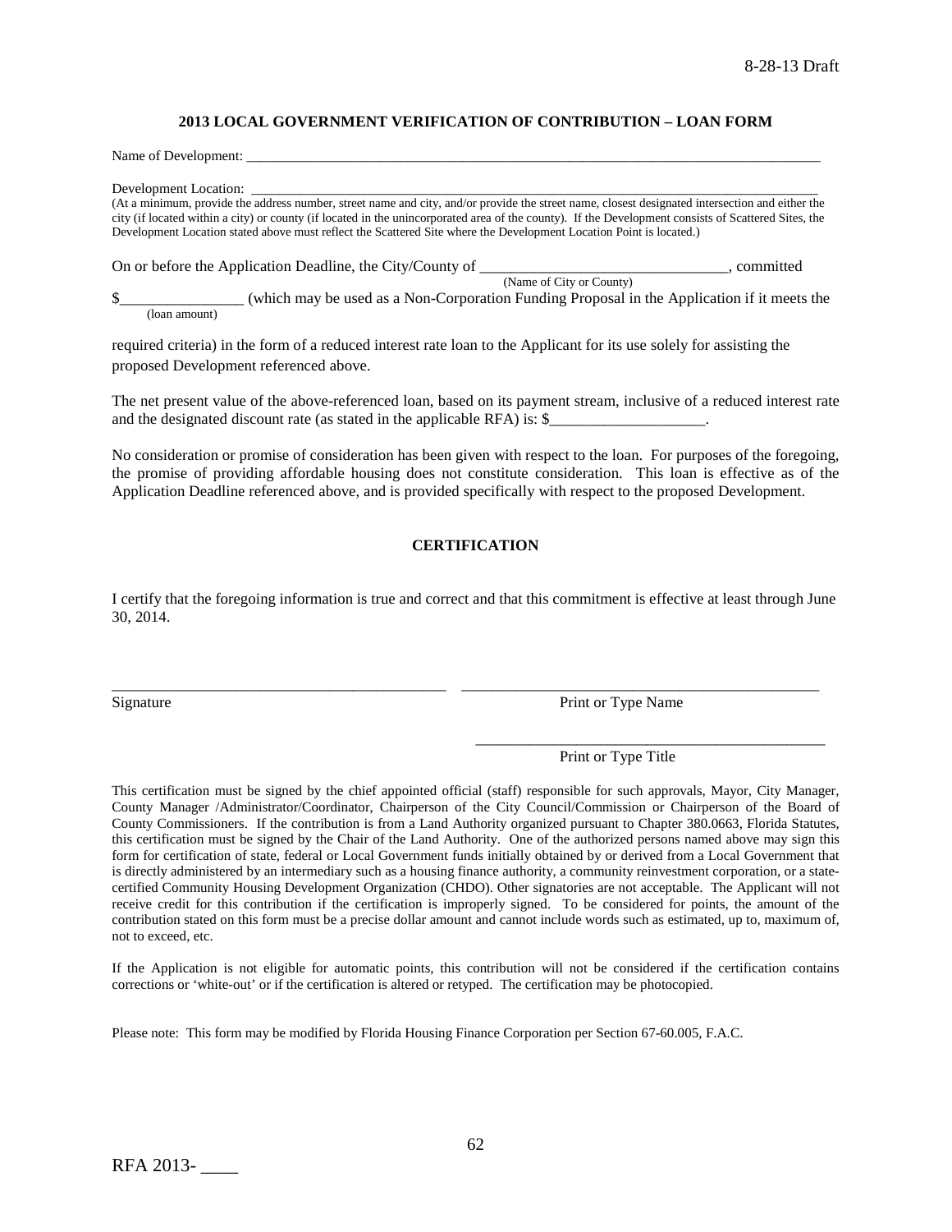## 2013 LOCAL GOVERNMENT VERIFICATION OF CONTRIBUTION – LOAN FORM

Name of Development: ___________________________________________________________________________

Development Location: __________________________________________________________________________

(At a minimum, provide the address number, street name and city, and/or provide the street name, closest designated intersection and either the city (if located within a city) or county (if located in the unincorporated area of the county). If the Development consists of Scattered Sites, the Development Location stated above must reflect the Scattered Site where the Development Location Point is located.)

On or before the Application Deadline, the City/County of ______________________________, committed
(Name of City or County)

$________________ (which may be used as a Non-Corporation Funding Proposal in the Application if it meets the
(loan amount)

required criteria) in the form of a reduced interest rate loan to the Applicant for its use solely for assisting the proposed Development referenced above.

The net present value of the above-referenced loan, based on its payment stream, inclusive of a reduced interest rate and the designated discount rate (as stated in the applicable RFA) is: $____________________.

No consideration or promise of consideration has been given with respect to the loan. For purposes of the foregoing, the promise of providing affordable housing does not constitute consideration. This loan is effective as of the Application Deadline referenced above, and is provided specifically with respect to the proposed Development.

### CERTIFICATION

I certify that the foregoing information is true and correct and that this commitment is effective at least through June 30, 2014.

_____________________________________ _____________________________________
Signature Print or Type Name

_____________________________________
Print or Type Title

This certification must be signed by the chief appointed official (staff) responsible for such approvals, Mayor, City Manager, County Manager /Administrator/Coordinator, Chairperson of the City Council/Commission or Chairperson of the Board of County Commissioners. If the contribution is from a Land Authority organized pursuant to Chapter 380.0663, Florida Statutes, this certification must be signed by the Chair of the Land Authority. One of the authorized persons named above may sign this form for certification of state, federal or Local Government funds initially obtained by or derived from a Local Government that is directly administered by an intermediary such as a housing finance authority, a community reinvestment corporation, or a state-certified Community Housing Development Organization (CHDO). Other signatories are not acceptable. The Applicant will not receive credit for this contribution if the certification is improperly signed. To be considered for points, the amount of the contribution stated on this form must be a precise dollar amount and cannot include words such as estimated, up to, maximum of, not to exceed, etc.

If the Application is not eligible for automatic points, this contribution will not be considered if the certification contains corrections or 'white-out' or if the certification is altered or retyped. The certification may be photocopied.

Please note: This form may be modified by Florida Housing Finance Corporation per Section 67-60.005, F.A.C.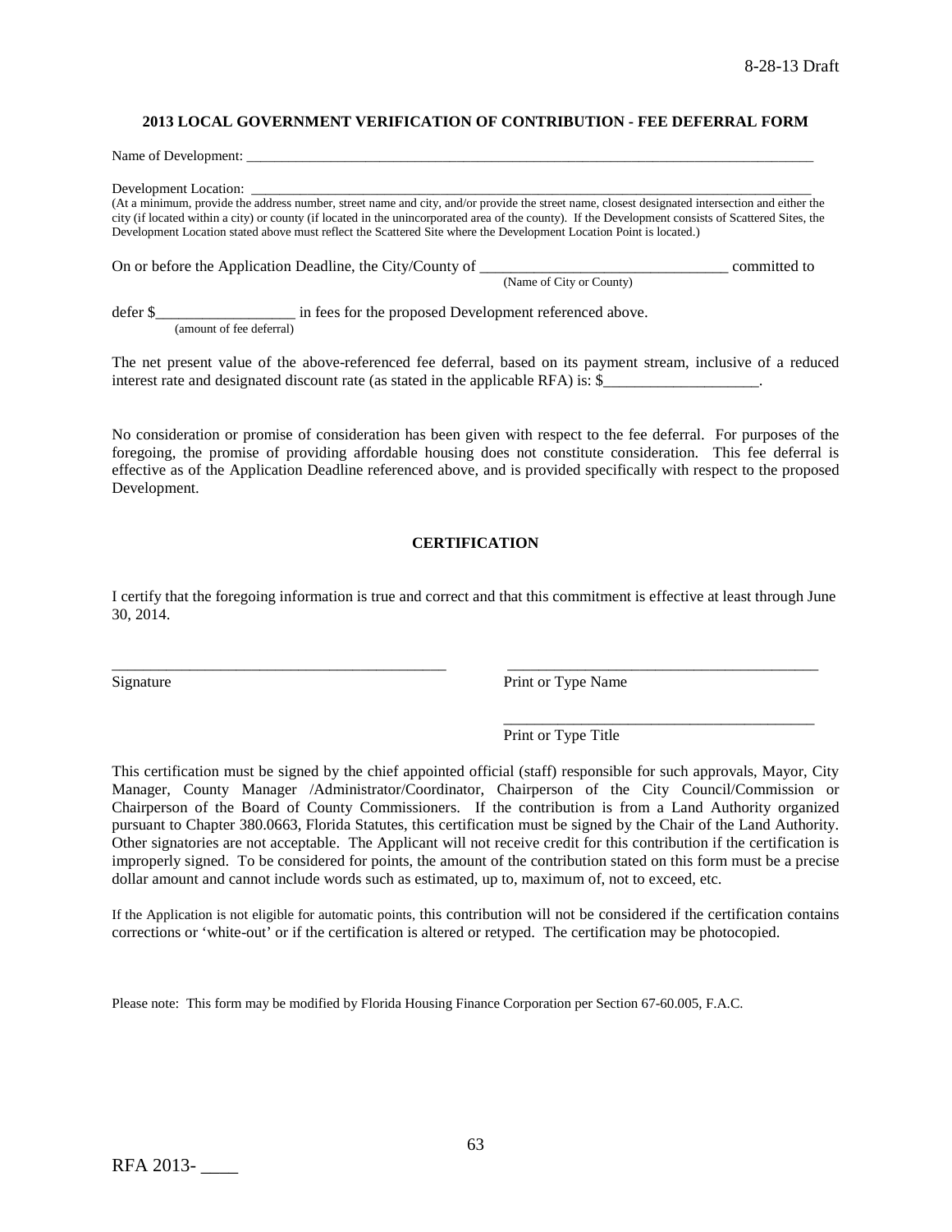8-28-13 Draft

## 2013 LOCAL GOVERNMENT VERIFICATION OF CONTRIBUTION - FEE DEFERRAL FORM

Name of Development: ___________________________________________________________________________

Development Location: ___________________________________________________________________________
(At a minimum, provide the address number, street name and city, and/or provide the street name, closest designated intersection and either the city (if located within a city) or county (if located in the unincorporated area of the county). If the Development consists of Scattered Sites, the Development Location stated above must reflect the Scattered Site where the Development Location Point is located.)

On or before the Application Deadline, the City/County of ________________________________ committed to
(Name of City or County)

defer $__________________ in fees for the proposed Development referenced above.
(amount of fee deferral)

The net present value of the above-referenced fee deferral, based on its payment stream, inclusive of a reduced interest rate and designated discount rate (as stated in the applicable RFA) is: $____________________.

No consideration or promise of consideration has been given with respect to the fee deferral. For purposes of the foregoing, the promise of providing affordable housing does not constitute consideration. This fee deferral is effective as of the Application Deadline referenced above, and is provided specifically with respect to the proposed Development.

### CERTIFICATION

I certify that the foregoing information is true and correct and that this commitment is effective at least through June 30, 2014.

____________________________________________ ____________________________________________
Signature Print or Type Name

____________________________________________
Print or Type Title

This certification must be signed by the chief appointed official (staff) responsible for such approvals, Mayor, City Manager, County Manager /Administrator/Coordinator, Chairperson of the City Council/Commission or Chairperson of the Board of County Commissioners. If the contribution is from a Land Authority organized pursuant to Chapter 380.0663, Florida Statutes, this certification must be signed by the Chair of the Land Authority. Other signatories are not acceptable. The Applicant will not receive credit for this contribution if the certification is improperly signed. To be considered for points, the amount of the contribution stated on this form must be a precise dollar amount and cannot include words such as estimated, up to, maximum of, not to exceed, etc.

If the Application is not eligible for automatic points, this contribution will not be considered if the certification contains corrections or 'white-out' or if the certification is altered or retyped. The certification may be photocopied.

Please note: This form may be modified by Florida Housing Finance Corporation per Section 67-60.005, F.A.C.

RFA 2013- ____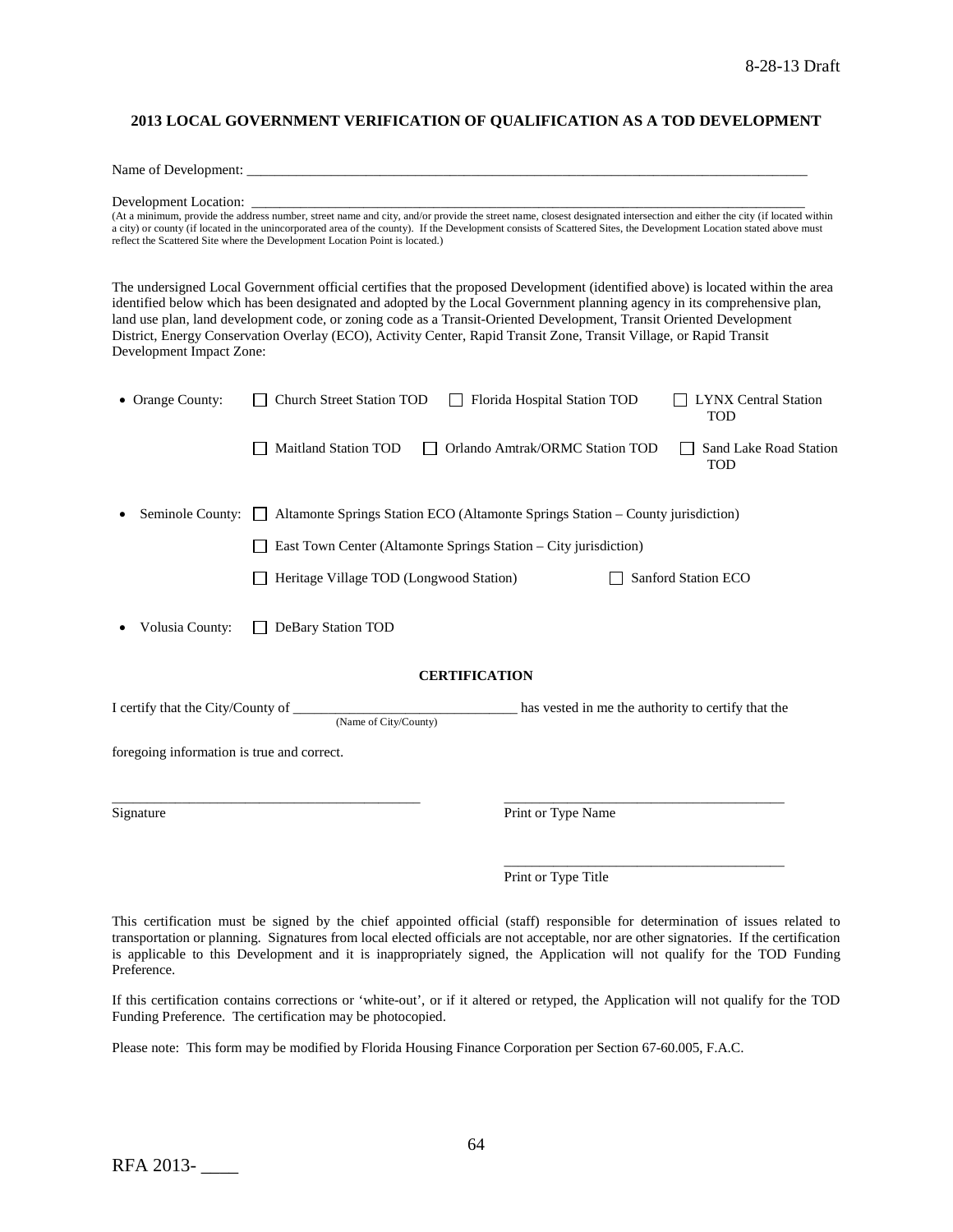8-28-13 Draft

## 2013 LOCAL GOVERNMENT VERIFICATION OF QUALIFICATION AS A TOD DEVELOPMENT

Name of Development: ___________________________________________________________________________

Development Location: __________________________________________________________________________

(At a minimum, provide the address number, street name and city, and/or provide the street name, closest designated intersection and either the city (if located within a city) or county (if located in the unincorporated area of the county). If the Development consists of Scattered Sites, the Development Location stated above must reflect the Scattered Site where the Development Location Point is located.)

The undersigned Local Government official certifies that the proposed Development (identified above) is located within the area identified below which has been designated and adopted by the Local Government planning agency in its comprehensive plan, land use plan, land development code, or zoning code as a Transit-Oriented Development, Transit Oriented Development District, Energy Conservation Overlay (ECO), Activity Center, Rapid Transit Zone, Transit Village, or Rapid Transit Development Impact Zone:

- Orange County:
  - ☐ Church Street Station TOD
  - ☐ Florida Hospital Station TOD
  - ☐ LYNX Central Station TOD
  - ☐ Maitland Station TOD
  - ☐ Orlando Amtrak/ORMC Station TOD
  - ☐ Sand Lake Road Station TOD
- Seminole County:
  - ☐ Altamonte Springs Station ECO (Altamonte Springs Station – County jurisdiction)
  - ☐ East Town Center (Altamonte Springs Station – City jurisdiction)
  - ☐ Heritage Village TOD (Longwood Station)
  - ☐ Sanford Station ECO
- Volusia County:
  - ☐ DeBary Station TOD

### CERTIFICATION

I certify that the City/County of ________________________________ has vested in me the authority to certify that the
(Name of City/County)

foregoing information is true and correct.

_____________________________________________ Signature

_________________________________________ Print or Type Name

_________________________________________ Print or Type Title

This certification must be signed by the chief appointed official (staff) responsible for determination of issues related to transportation or planning. Signatures from local elected officials are not acceptable, nor are other signatories. If the certification is applicable to this Development and it is inappropriately signed, the Application will not qualify for the TOD Funding Preference.

If this certification contains corrections or 'white-out', or if it altered or retyped, the Application will not qualify for the TOD Funding Preference. The certification may be photocopied.

Please note: This form may be modified by Florida Housing Finance Corporation per Section 67-60.005, F.A.C.

RFA 2013- ____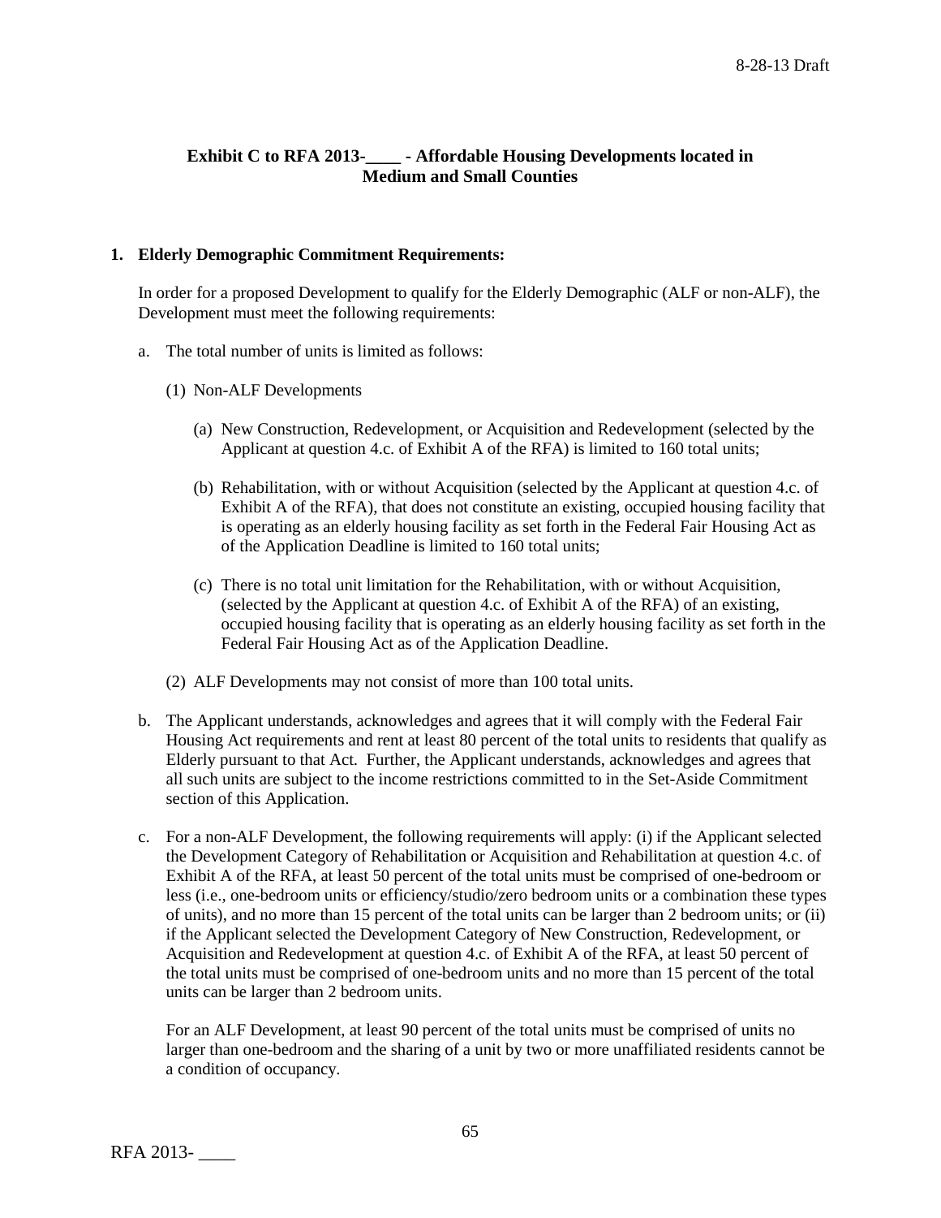## Exhibit C to RFA 2013-____ - Affordable Housing Developments located in Medium and Small Counties

**1. Elderly Demographic Commitment Requirements:**

In order for a proposed Development to qualify for the Elderly Demographic (ALF or non-ALF), the Development must meet the following requirements:

a. The total number of units is limited as follows:

(1) Non-ALF Developments

(a) New Construction, Redevelopment, or Acquisition and Redevelopment (selected by the Applicant at question 4.c. of Exhibit A of the RFA) is limited to 160 total units;

(b) Rehabilitation, with or without Acquisition (selected by the Applicant at question 4.c. of Exhibit A of the RFA), that does not constitute an existing, occupied housing facility that is operating as an elderly housing facility as set forth in the Federal Fair Housing Act as of the Application Deadline is limited to 160 total units;

(c) There is no total unit limitation for the Rehabilitation, with or without Acquisition, (selected by the Applicant at question 4.c. of Exhibit A of the RFA) of an existing, occupied housing facility that is operating as an elderly housing facility as set forth in the Federal Fair Housing Act as of the Application Deadline.

(2) ALF Developments may not consist of more than 100 total units.

b. The Applicant understands, acknowledges and agrees that it will comply with the Federal Fair Housing Act requirements and rent at least 80 percent of the total units to residents that qualify as Elderly pursuant to that Act. Further, the Applicant understands, acknowledges and agrees that all such units are subject to the income restrictions committed to in the Set-Aside Commitment section of this Application.

c. For a non-ALF Development, the following requirements will apply: (i) if the Applicant selected the Development Category of Rehabilitation or Acquisition and Rehabilitation at question 4.c. of Exhibit A of the RFA, at least 50 percent of the total units must be comprised of one-bedroom or less (i.e., one-bedroom units or efficiency/studio/zero bedroom units or a combination these types of units), and no more than 15 percent of the total units can be larger than 2 bedroom units; or (ii) if the Applicant selected the Development Category of New Construction, Redevelopment, or Acquisition and Redevelopment at question 4.c. of Exhibit A of the RFA, at least 50 percent of the total units must be comprised of one-bedroom units and no more than 15 percent of the total units can be larger than 2 bedroom units.

For an ALF Development, at least 90 percent of the total units must be comprised of units no larger than one-bedroom and the sharing of a unit by two or more unaffiliated residents cannot be a condition of occupancy.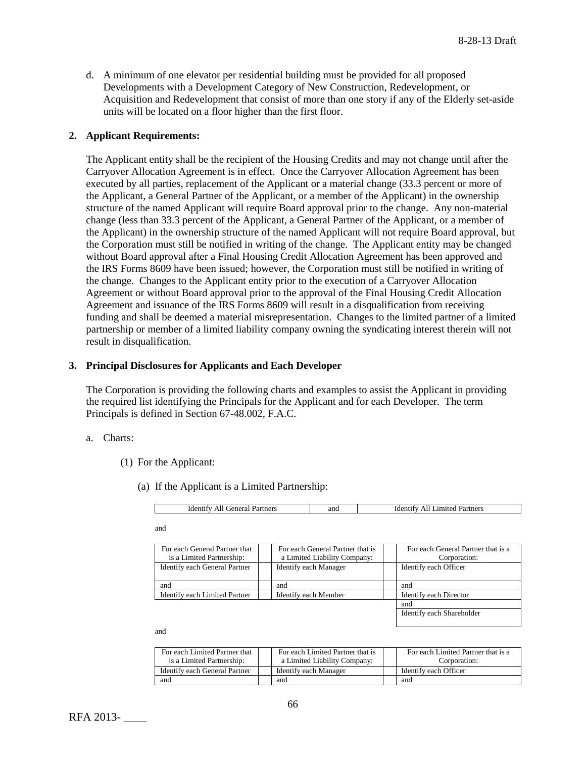d. A minimum of one elevator per residential building must be provided for all proposed Developments with a Development Category of New Construction, Redevelopment, or Acquisition and Redevelopment that consist of more than one story if any of the Elderly set-aside units will be located on a floor higher than the first floor.

**2. Applicant Requirements:**

The Applicant entity shall be the recipient of the Housing Credits and may not change until after the Carryover Allocation Agreement is in effect. Once the Carryover Allocation Agreement has been executed by all parties, replacement of the Applicant or a material change (33.3 percent or more of the Applicant, a General Partner of the Applicant, or a member of the Applicant) in the ownership structure of the named Applicant will require Board approval prior to the change. Any non-material change (less than 33.3 percent of the Applicant, a General Partner of the Applicant, or a member of the Applicant) in the ownership structure of the named Applicant will not require Board approval, but the Corporation must still be notified in writing of the change. The Applicant entity may be changed without Board approval after a Final Housing Credit Allocation Agreement has been approved and the IRS Forms 8609 have been issued; however, the Corporation must still be notified in writing of the change. Changes to the Applicant entity prior to the execution of a Carryover Allocation Agreement or without Board approval prior to the approval of the Final Housing Credit Allocation Agreement and issuance of the IRS Forms 8609 will result in a disqualification from receiving funding and shall be deemed a material misrepresentation. Changes to the limited partner of a limited partnership or member of a limited liability company owning the syndicating interest therein will not result in disqualification.

**3. Principal Disclosures for Applicants and Each Developer**

The Corporation is providing the following charts and examples to assist the Applicant in providing the required list identifying the Principals for the Applicant and for each Developer. The term Principals is defined in Section 67-48.002, F.A.C.

a. Charts:

(1) For the Applicant:

(a) If the Applicant is a Limited Partnership:

| Identify All General Partners | and | Identify All Limited Partners |
|---|---|---|

and

| For each General Partner that is a Limited Partnership: | | For each General Partner that is a Limited Liability Company: | | For each General Partner that is a Corporation: |
|---|---|---|---|---|
| Identify each General Partner | | Identify each Manager | | Identify each Officer |
| and | | and | | and |
| Identify each Limited Partner | | Identify each Member | | Identify each Director |
| | | | | and |
| | | | | Identify each Shareholder |

and

| For each Limited Partner that is a Limited Partnership: | | For each Limited Partner that is a Limited Liability Company: | | For each Limited Partner that is a Corporation: |
|---|---|---|---|---|
| Identify each General Partner | | Identify each Manager | | Identify each Officer |
| and | | and | | and |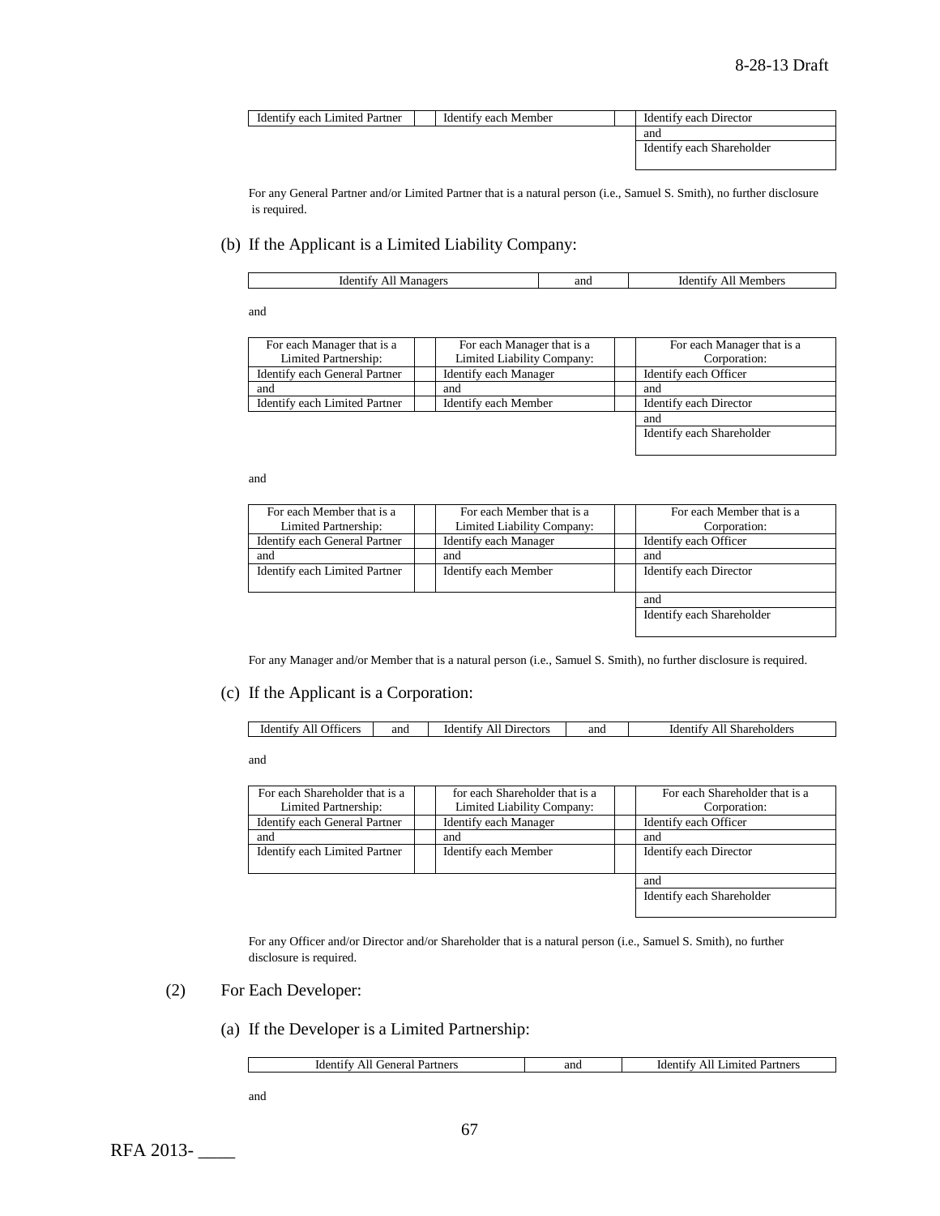| Identify each Limited Partner | | Identify each Member | | Identify each Director |
|---|---|---|---|---|
| | | | | and |
| | | | | Identify each Shareholder |

For any General Partner and/or Limited Partner that is a natural person (i.e., Samuel S. Smith), no further disclosure is required.

(b) If the Applicant is a Limited Liability Company:

| Identify All Managers | and | Identify All Members |
|---|---|---|

and

| For each Manager that is a Limited Partnership: | | For each Manager that is a Limited Liability Company: | | For each Manager that is a Corporation: |
|---|---|---|---|---|
| Identify each General Partner | | Identify each Manager | | Identify each Officer |
| and | | and | | and |
| Identify each Limited Partner | | Identify each Member | | Identify each Director |
| | | | | and |
| | | | | Identify each Shareholder |

and

| For each Member that is a Limited Partnership: | | For each Member that is a Limited Liability Company: | | For each Member that is a Corporation: |
|---|---|---|---|---|
| Identify each General Partner | | Identify each Manager | | Identify each Officer |
| and | | and | | and |
| Identify each Limited Partner | | Identify each Member | | Identify each Director |
| | | | | and |
| | | | | Identify each Shareholder |

For any Manager and/or Member that is a natural person (i.e., Samuel S. Smith), no further disclosure is required.

(c) If the Applicant is a Corporation:

| Identify All Officers | and | Identify All Directors | and | Identify All Shareholders |
|---|---|---|---|---|

and

| For each Shareholder that is a Limited Partnership: | | for each Shareholder that is a Limited Liability Company: | | For each Shareholder that is a Corporation: |
|---|---|---|---|---|
| Identify each General Partner | | Identify each Manager | | Identify each Officer |
| and | | and | | and |
| Identify each Limited Partner | | Identify each Member | | Identify each Director |
| | | | | and |
| | | | | Identify each Shareholder |

For any Officer and/or Director and/or Shareholder that is a natural person (i.e., Samuel S. Smith), no further disclosure is required.

(2) For Each Developer:

(a) If the Developer is a Limited Partnership:

| Identify All General Partners | and | Identify All Limited Partners |
|---|---|---|

and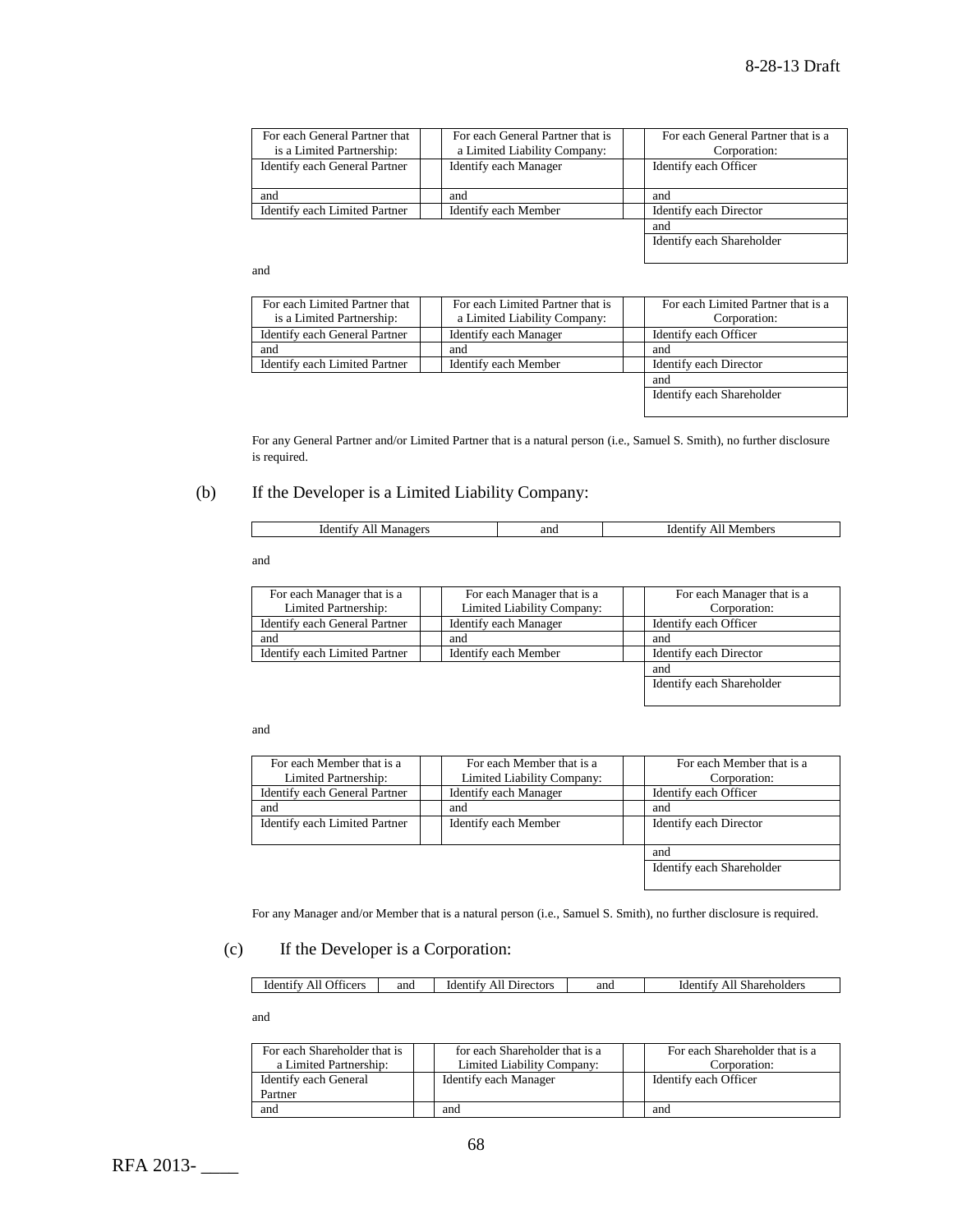| For each General Partner that is a Limited Partnership: | For each General Partner that is a Limited Liability Company: | For each General Partner that is a Corporation: |
|---|---|---|
| Identify each General Partner | Identify each Manager | Identify each Officer |
| and | and | and |
| Identify each Limited Partner | Identify each Member | Identify each Director |
| | | and |
| | | Identify each Shareholder |

and

| For each Limited Partner that is a Limited Partnership: | For each Limited Partner that is a Limited Liability Company: | For each Limited Partner that is a Corporation: |
|---|---|---|
| Identify each General Partner | Identify each Manager | Identify each Officer |
| and | and | and |
| Identify each Limited Partner | Identify each Member | Identify each Director |
| | | and |
| | | Identify each Shareholder |

For any General Partner and/or Limited Partner that is a natural person (i.e., Samuel S. Smith), no further disclosure is required.

(b) If the Developer is a Limited Liability Company:

| Identify All Managers | and | Identify All Members |
|---|---|---|

and

| For each Manager that is a Limited Partnership: | For each Manager that is a Limited Liability Company: | For each Manager that is a Corporation: |
|---|---|---|
| Identify each General Partner | Identify each Manager | Identify each Officer |
| and | and | and |
| Identify each Limited Partner | Identify each Member | Identify each Director |
| | | and |
| | | Identify each Shareholder |

and

| For each Member that is a Limited Partnership: | For each Member that is a Limited Liability Company: | For each Member that is a Corporation: |
|---|---|---|
| Identify each General Partner | Identify each Manager | Identify each Officer |
| and | and | and |
| Identify each Limited Partner | Identify each Member | Identify each Director |
| | | and |
| | | Identify each Shareholder |

For any Manager and/or Member that is a natural person (i.e., Samuel S. Smith), no further disclosure is required.

(c) If the Developer is a Corporation:

| Identify All Officers | and | Identify All Directors | and | Identify All Shareholders |
|---|---|---|---|---|

and

| For each Shareholder that is a Limited Partnership: | for each Shareholder that is a Limited Liability Company: | For each Shareholder that is a Corporation: |
|---|---|---|
| Identify each General Partner | Identify each Manager | Identify each Officer |
| and | and | and |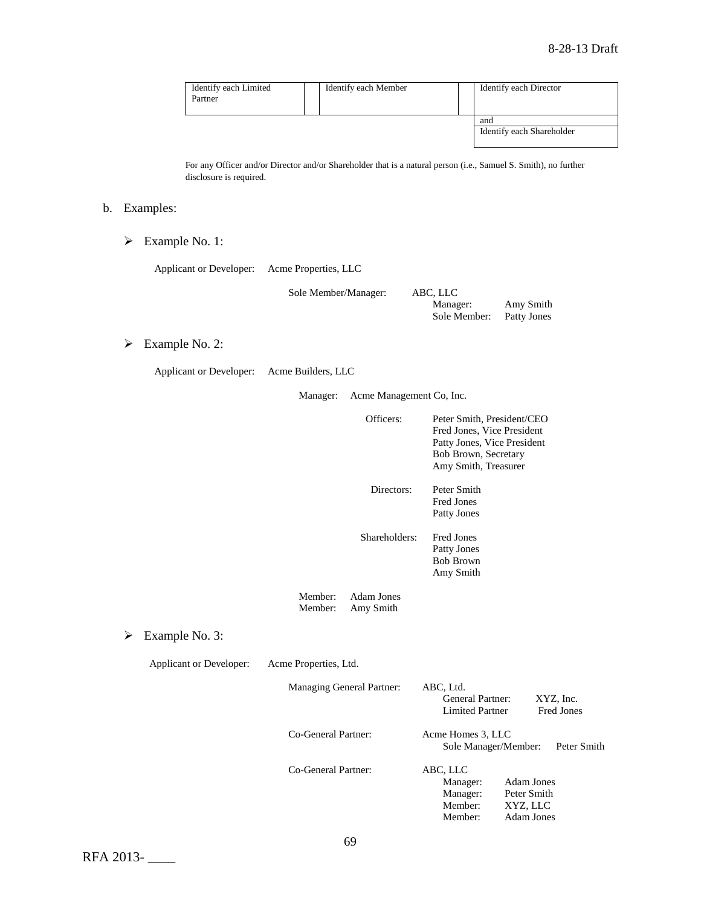| Identify each Limited Partner | | Identify each Member | | Identify each Director |
|---|---|---|---|---|
| | | | | and |
| | | | | Identify each Shareholder |

For any Officer and/or Director and/or Shareholder that is a natural person (i.e., Samuel S. Smith), no further disclosure is required.

b. Examples:

- Example No. 1:

Applicant or Developer: Acme Properties, LLC

Sole Member/Manager: ABC, LLC
  - Manager: Amy Smith
  - Sole Member: Patty Jones

- Example No. 2:

Applicant or Developer: Acme Builders, LLC

Manager: Acme Management Co, Inc.

Officers:
- Peter Smith, President/CEO
- Fred Jones, Vice President
- Patty Jones, Vice President
- Bob Brown, Secretary
- Amy Smith, Treasurer

Directors:
- Peter Smith
- Fred Jones
- Patty Jones

Shareholders:
- Fred Jones
- Patty Jones
- Bob Brown
- Amy Smith

Member: Adam Jones
Member: Amy Smith

- Example No. 3:

Applicant or Developer: Acme Properties, Ltd.

Managing General Partner: ABC, Ltd.
  - General Partner: XYZ, Inc.
  - Limited Partner Fred Jones

Co-General Partner: Acme Homes 3, LLC
  - Sole Manager/Member: Peter Smith

Co-General Partner: ABC, LLC
  - Manager: Adam Jones
  - Manager: Peter Smith
  - Member: XYZ, LLC
  - Member: Adam Jones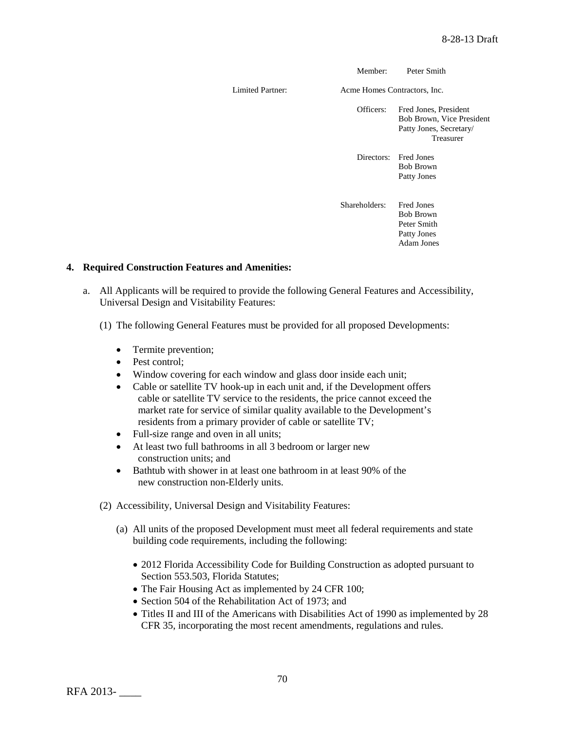Member: Peter Smith

Limited Partner: Acme Homes Contractors, Inc.

Officers: Fred Jones, President
Bob Brown, Vice President
Patty Jones, Secretary/Treasurer

Directors: Fred Jones
Bob Brown
Patty Jones

Shareholders: Fred Jones
Bob Brown
Peter Smith
Patty Jones
Adam Jones

**4. Required Construction Features and Amenities:**

a. All Applicants will be required to provide the following General Features and Accessibility, Universal Design and Visitability Features:

(1) The following General Features must be provided for all proposed Developments:

- Termite prevention;
- Pest control;
- Window covering for each window and glass door inside each unit;
- Cable or satellite TV hook-up in each unit and, if the Development offers cable or satellite TV service to the residents, the price cannot exceed the market rate for service of similar quality available to the Development's residents from a primary provider of cable or satellite TV;
- Full-size range and oven in all units;
- At least two full bathrooms in all 3 bedroom or larger new construction units; and
- Bathtub with shower in at least one bathroom in at least 90% of the new construction non-Elderly units.

(2) Accessibility, Universal Design and Visitability Features:

(a) All units of the proposed Development must meet all federal requirements and state building code requirements, including the following:

- 2012 Florida Accessibility Code for Building Construction as adopted pursuant to Section 553.503, Florida Statutes;
- The Fair Housing Act as implemented by 24 CFR 100;
- Section 504 of the Rehabilitation Act of 1973; and
- Titles II and III of the Americans with Disabilities Act of 1990 as implemented by 28 CFR 35, incorporating the most recent amendments, regulations and rules.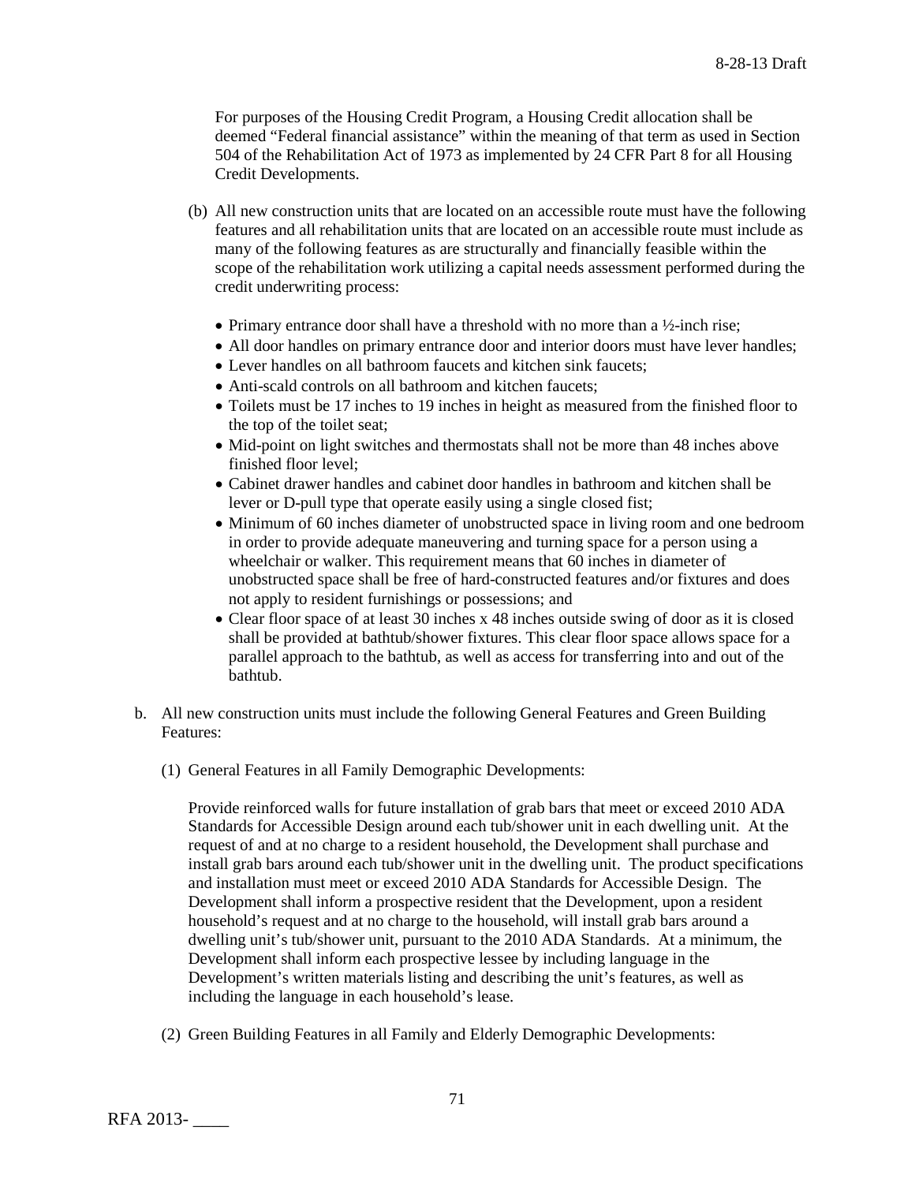For purposes of the Housing Credit Program, a Housing Credit allocation shall be deemed "Federal financial assistance" within the meaning of that term as used in Section 504 of the Rehabilitation Act of 1973 as implemented by 24 CFR Part 8 for all Housing Credit Developments.

(b) All new construction units that are located on an accessible route must have the following features and all rehabilitation units that are located on an accessible route must include as many of the following features as are structurally and financially feasible within the scope of the rehabilitation work utilizing a capital needs assessment performed during the credit underwriting process:

- Primary entrance door shall have a threshold with no more than a ½-inch rise;
- All door handles on primary entrance door and interior doors must have lever handles;
- Lever handles on all bathroom faucets and kitchen sink faucets;
- Anti-scald controls on all bathroom and kitchen faucets;
- Toilets must be 17 inches to 19 inches in height as measured from the finished floor to the top of the toilet seat;
- Mid-point on light switches and thermostats shall not be more than 48 inches above finished floor level;
- Cabinet drawer handles and cabinet door handles in bathroom and kitchen shall be lever or D-pull type that operate easily using a single closed fist;
- Minimum of 60 inches diameter of unobstructed space in living room and one bedroom in order to provide adequate maneuvering and turning space for a person using a wheelchair or walker. This requirement means that 60 inches in diameter of unobstructed space shall be free of hard-constructed features and/or fixtures and does not apply to resident furnishings or possessions; and
- Clear floor space of at least 30 inches x 48 inches outside swing of door as it is closed shall be provided at bathtub/shower fixtures. This clear floor space allows space for a parallel approach to the bathtub, as well as access for transferring into and out of the bathtub.

b. All new construction units must include the following General Features and Green Building Features:

(1) General Features in all Family Demographic Developments:

Provide reinforced walls for future installation of grab bars that meet or exceed 2010 ADA Standards for Accessible Design around each tub/shower unit in each dwelling unit. At the request of and at no charge to a resident household, the Development shall purchase and install grab bars around each tub/shower unit in the dwelling unit. The product specifications and installation must meet or exceed 2010 ADA Standards for Accessible Design. The Development shall inform a prospective resident that the Development, upon a resident household's request and at no charge to the household, will install grab bars around a dwelling unit's tub/shower unit, pursuant to the 2010 ADA Standards. At a minimum, the Development shall inform each prospective lessee by including language in the Development's written materials listing and describing the unit's features, as well as including the language in each household's lease.

(2) Green Building Features in all Family and Elderly Demographic Developments: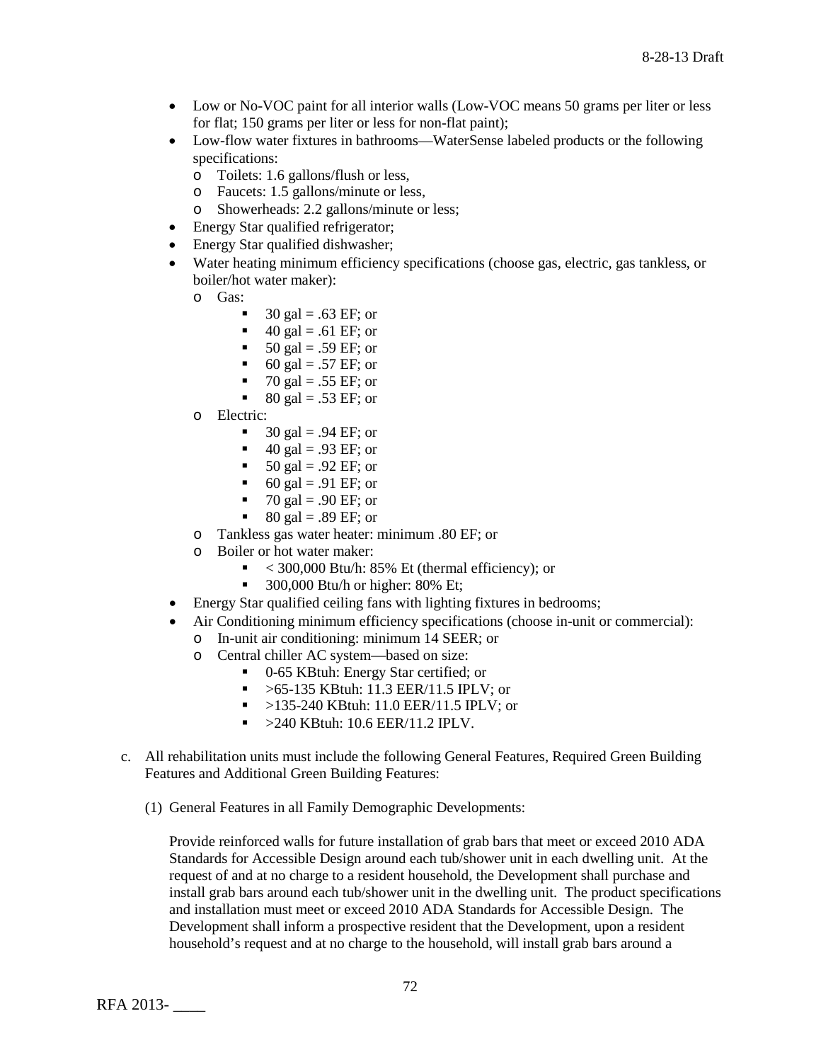- Low or No-VOC paint for all interior walls (Low-VOC means 50 grams per liter or less for flat; 150 grams per liter or less for non-flat paint);
- Low-flow water fixtures in bathrooms—WaterSense labeled products or the following specifications:
  - Toilets: 1.6 gallons/flush or less,
  - Faucets: 1.5 gallons/minute or less,
  - Showerheads: 2.2 gallons/minute or less;
- Energy Star qualified refrigerator;
- Energy Star qualified dishwasher;
- Water heating minimum efficiency specifications (choose gas, electric, gas tankless, or boiler/hot water maker):
  - Gas:
    - 30 gal = .63 EF; or
    - 40 gal = .61 EF; or
    - 50 gal = .59 EF; or
    - 60 gal = .57 EF; or
    - 70 gal = .55 EF; or
    - 80 gal = .53 EF; or
  - Electric:
    - 30 gal = .94 EF; or
    - 40 gal = .93 EF; or
    - 50 gal = .92 EF; or
    - 60 gal = .91 EF; or
    - 70 gal = .90 EF; or
    - 80 gal = .89 EF; or
  - Tankless gas water heater: minimum .80 EF; or
  - Boiler or hot water maker:
    - < 300,000 Btu/h: 85% Et (thermal efficiency); or
    - 300,000 Btu/h or higher: 80% Et;
- Energy Star qualified ceiling fans with lighting fixtures in bedrooms;
- Air Conditioning minimum efficiency specifications (choose in-unit or commercial):
  - In-unit air conditioning: minimum 14 SEER; or
  - Central chiller AC system—based on size:
    - 0-65 KBtuh: Energy Star certified; or
    - >65-135 KBtuh: 11.3 EER/11.5 IPLV; or
    - >135-240 KBtuh: 11.0 EER/11.5 IPLV; or
    - >240 KBtuh: 10.6 EER/11.2 IPLV.

c. All rehabilitation units must include the following General Features, Required Green Building Features and Additional Green Building Features:

(1) General Features in all Family Demographic Developments:

Provide reinforced walls for future installation of grab bars that meet or exceed 2010 ADA Standards for Accessible Design around each tub/shower unit in each dwelling unit. At the request of and at no charge to a resident household, the Development shall purchase and install grab bars around each tub/shower unit in the dwelling unit. The product specifications and installation must meet or exceed 2010 ADA Standards for Accessible Design. The Development shall inform a prospective resident that the Development, upon a resident household's request and at no charge to the household, will install grab bars around a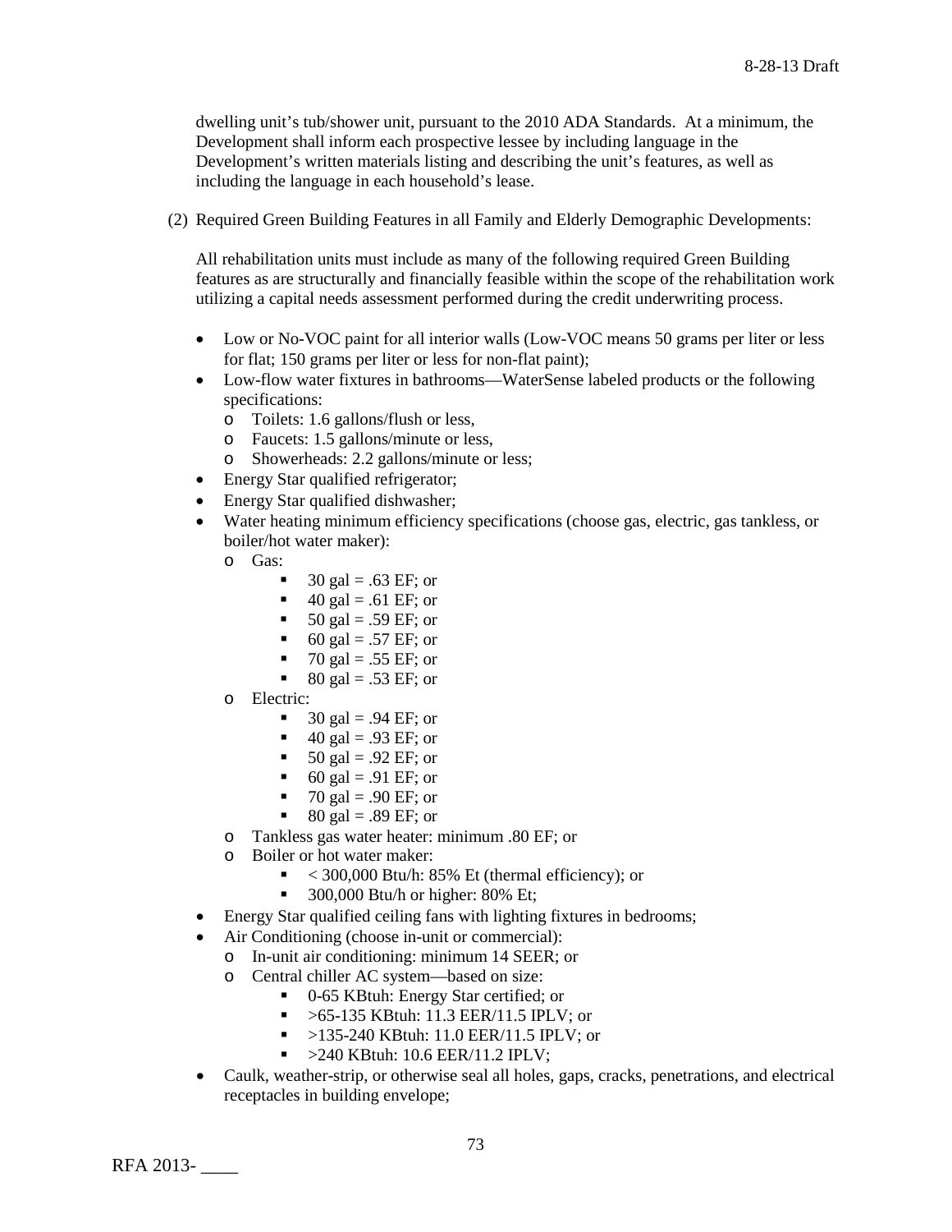dwelling unit's tub/shower unit, pursuant to the 2010 ADA Standards. At a minimum, the Development shall inform each prospective lessee by including language in the Development's written materials listing and describing the unit's features, as well as including the language in each household's lease.

(2) Required Green Building Features in all Family and Elderly Demographic Developments:

All rehabilitation units must include as many of the following required Green Building features as are structurally and financially feasible within the scope of the rehabilitation work utilizing a capital needs assessment performed during the credit underwriting process.

- Low or No-VOC paint for all interior walls (Low-VOC means 50 grams per liter or less for flat; 150 grams per liter or less for non-flat paint);
- Low-flow water fixtures in bathrooms—WaterSense labeled products or the following specifications:
  - Toilets: 1.6 gallons/flush or less,
  - Faucets: 1.5 gallons/minute or less,
  - Showerheads: 2.2 gallons/minute or less;
- Energy Star qualified refrigerator;
- Energy Star qualified dishwasher;
- Water heating minimum efficiency specifications (choose gas, electric, gas tankless, or boiler/hot water maker):
  - Gas:
    - 30 gal = .63 EF; or
    - 40 gal = .61 EF; or
    - 50 gal = .59 EF; or
    - 60 gal = .57 EF; or
    - 70 gal = .55 EF; or
    - 80 gal = .53 EF; or
  - Electric:
    - 30 gal = .94 EF; or
    - 40 gal = .93 EF; or
    - 50 gal = .92 EF; or
    - 60 gal = .91 EF; or
    - 70 gal = .90 EF; or
    - 80 gal = .89 EF; or
  - Tankless gas water heater: minimum .80 EF; or
  - Boiler or hot water maker:
    - < 300,000 Btu/h: 85% Et (thermal efficiency); or
    - 300,000 Btu/h or higher: 80% Et;
- Energy Star qualified ceiling fans with lighting fixtures in bedrooms;
- Air Conditioning (choose in-unit or commercial):
  - In-unit air conditioning: minimum 14 SEER; or
  - Central chiller AC system—based on size:
    - 0-65 KBtuh: Energy Star certified; or
    - >65-135 KBtuh: 11.3 EER/11.5 IPLV; or
    - >135-240 KBtuh: 11.0 EER/11.5 IPLV; or
    - >240 KBtuh: 10.6 EER/11.2 IPLV;
- Caulk, weather-strip, or otherwise seal all holes, gaps, cracks, penetrations, and electrical receptacles in building envelope;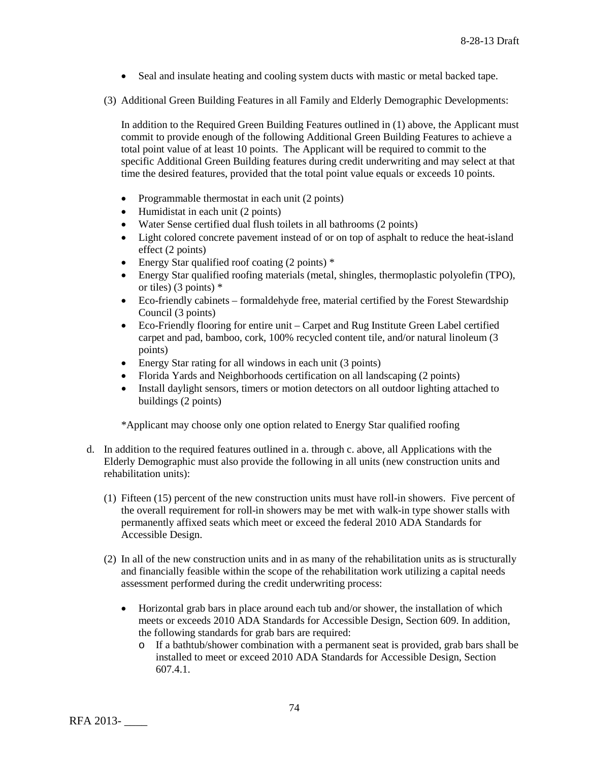- Seal and insulate heating and cooling system ducts with mastic or metal backed tape.

(3) Additional Green Building Features in all Family and Elderly Demographic Developments:

In addition to the Required Green Building Features outlined in (1) above, the Applicant must commit to provide enough of the following Additional Green Building Features to achieve a total point value of at least 10 points. The Applicant will be required to commit to the specific Additional Green Building features during credit underwriting and may select at that time the desired features, provided that the total point value equals or exceeds 10 points.

- Programmable thermostat in each unit (2 points)
- Humidistat in each unit (2 points)
- Water Sense certified dual flush toilets in all bathrooms (2 points)
- Light colored concrete pavement instead of or on top of asphalt to reduce the heat-island effect (2 points)
- Energy Star qualified roof coating (2 points) *
- Energy Star qualified roofing materials (metal, shingles, thermoplastic polyolefin (TPO), or tiles) (3 points) *
- Eco-friendly cabinets – formaldehyde free, material certified by the Forest Stewardship Council (3 points)
- Eco-Friendly flooring for entire unit – Carpet and Rug Institute Green Label certified carpet and pad, bamboo, cork, 100% recycled content tile, and/or natural linoleum (3 points)
- Energy Star rating for all windows in each unit (3 points)
- Florida Yards and Neighborhoods certification on all landscaping (2 points)
- Install daylight sensors, timers or motion detectors on all outdoor lighting attached to buildings (2 points)

*Applicant may choose only one option related to Energy Star qualified roofing

d. In addition to the required features outlined in a. through c. above, all Applications with the Elderly Demographic must also provide the following in all units (new construction units and rehabilitation units):

(1) Fifteen (15) percent of the new construction units must have roll-in showers. Five percent of the overall requirement for roll-in showers may be met with walk-in type shower stalls with permanently affixed seats which meet or exceed the federal 2010 ADA Standards for Accessible Design.

(2) In all of the new construction units and in as many of the rehabilitation units as is structurally and financially feasible within the scope of the rehabilitation work utilizing a capital needs assessment performed during the credit underwriting process:

- Horizontal grab bars in place around each tub and/or shower, the installation of which meets or exceeds 2010 ADA Standards for Accessible Design, Section 609. In addition, the following standards for grab bars are required:
  - If a bathtub/shower combination with a permanent seat is provided, grab bars shall be installed to meet or exceed 2010 ADA Standards for Accessible Design, Section 607.4.1.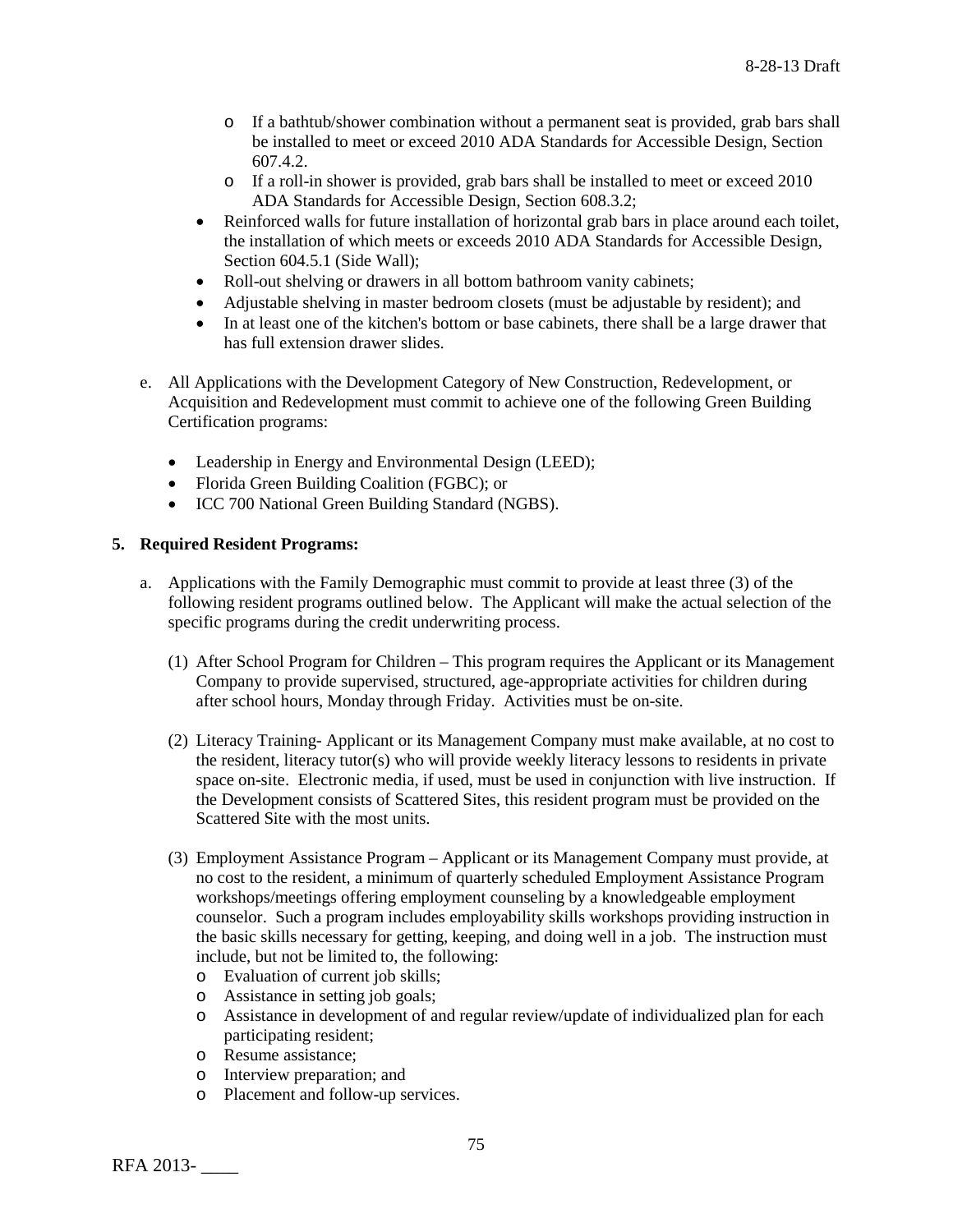- If a bathtub/shower combination without a permanent seat is provided, grab bars shall be installed to meet or exceed 2010 ADA Standards for Accessible Design, Section 607.4.2.
   - If a roll-in shower is provided, grab bars shall be installed to meet or exceed 2010 ADA Standards for Accessible Design, Section 608.3.2;
- Reinforced walls for future installation of horizontal grab bars in place around each toilet, the installation of which meets or exceeds 2010 ADA Standards for Accessible Design, Section 604.5.1 (Side Wall);
- Roll-out shelving or drawers in all bottom bathroom vanity cabinets;
- Adjustable shelving in master bedroom closets (must be adjustable by resident); and
- In at least one of the kitchen's bottom or base cabinets, there shall be a large drawer that has full extension drawer slides.

e. All Applications with the Development Category of New Construction, Redevelopment, or Acquisition and Redevelopment must commit to achieve one of the following Green Building Certification programs:

- Leadership in Energy and Environmental Design (LEED);
- Florida Green Building Coalition (FGBC); or
- ICC 700 National Green Building Standard (NGBS).

**5. Required Resident Programs:**

a. Applications with the Family Demographic must commit to provide at least three (3) of the following resident programs outlined below. The Applicant will make the actual selection of the specific programs during the credit underwriting process.

(1) After School Program for Children – This program requires the Applicant or its Management Company to provide supervised, structured, age-appropriate activities for children during after school hours, Monday through Friday. Activities must be on-site.

(2) Literacy Training- Applicant or its Management Company must make available, at no cost to the resident, literacy tutor(s) who will provide weekly literacy lessons to residents in private space on-site. Electronic media, if used, must be used in conjunction with live instruction. If the Development consists of Scattered Sites, this resident program must be provided on the Scattered Site with the most units.

(3) Employment Assistance Program – Applicant or its Management Company must provide, at no cost to the resident, a minimum of quarterly scheduled Employment Assistance Program workshops/meetings offering employment counseling by a knowledgeable employment counselor. Such a program includes employability skills workshops providing instruction in the basic skills necessary for getting, keeping, and doing well in a job. The instruction must include, but not be limited to, the following:

- Evaluation of current job skills;
- Assistance in setting job goals;
- Assistance in development of and regular review/update of individualized plan for each participating resident;
- Resume assistance;
- Interview preparation; and
- Placement and follow-up services.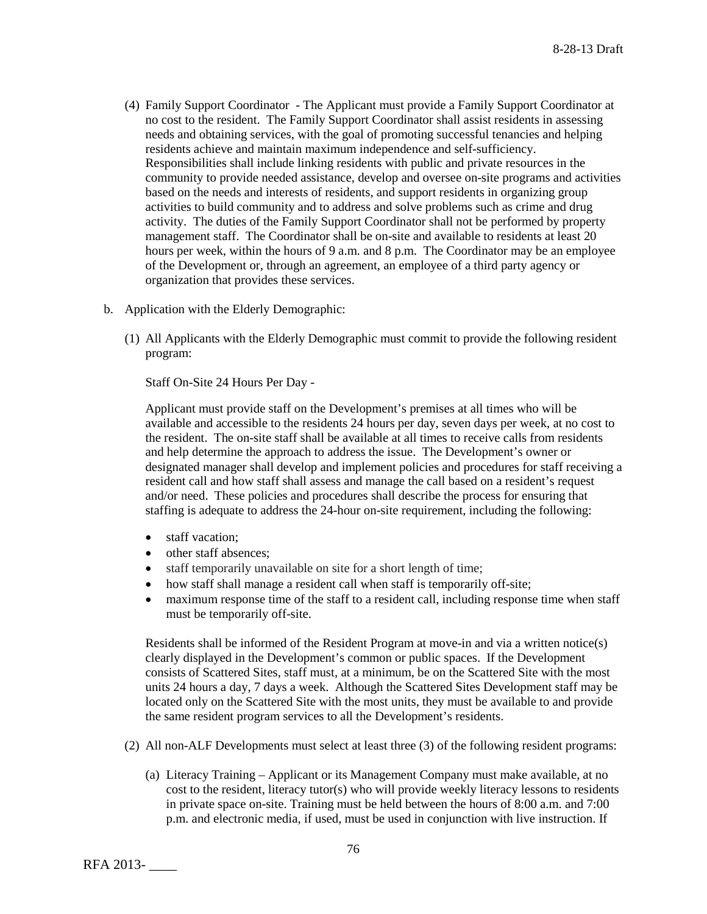(4) Family Support Coordinator - The Applicant must provide a Family Support Coordinator at no cost to the resident. The Family Support Coordinator shall assist residents in assessing needs and obtaining services, with the goal of promoting successful tenancies and helping residents achieve and maintain maximum independence and self-sufficiency. Responsibilities shall include linking residents with public and private resources in the community to provide needed assistance, develop and oversee on-site programs and activities based on the needs and interests of residents, and support residents in organizing group activities to build community and to address and solve problems such as crime and drug activity. The duties of the Family Support Coordinator shall not be performed by property management staff. The Coordinator shall be on-site and available to residents at least 20 hours per week, within the hours of 9 a.m. and 8 p.m. The Coordinator may be an employee of the Development or, through an agreement, an employee of a third party agency or organization that provides these services.

b. Application with the Elderly Demographic:

(1) All Applicants with the Elderly Demographic must commit to provide the following resident program:

Staff On-Site 24 Hours Per Day -

Applicant must provide staff on the Development's premises at all times who will be available and accessible to the residents 24 hours per day, seven days per week, at no cost to the resident. The on-site staff shall be available at all times to receive calls from residents and help determine the approach to address the issue. The Development's owner or designated manager shall develop and implement policies and procedures for staff receiving a resident call and how staff shall assess and manage the call based on a resident's request and/or need. These policies and procedures shall describe the process for ensuring that staffing is adequate to address the 24-hour on-site requirement, including the following:

- staff vacation;
- other staff absences;
- staff temporarily unavailable on site for a short length of time;
- how staff shall manage a resident call when staff is temporarily off-site;
- maximum response time of the staff to a resident call, including response time when staff must be temporarily off-site.

Residents shall be informed of the Resident Program at move-in and via a written notice(s) clearly displayed in the Development's common or public spaces. If the Development consists of Scattered Sites, staff must, at a minimum, be on the Scattered Site with the most units 24 hours a day, 7 days a week. Although the Scattered Sites Development staff may be located only on the Scattered Site with the most units, they must be available to and provide the same resident program services to all the Development's residents.

(2) All non-ALF Developments must select at least three (3) of the following resident programs:

(a) Literacy Training – Applicant or its Management Company must make available, at no cost to the resident, literacy tutor(s) who will provide weekly literacy lessons to residents in private space on-site. Training must be held between the hours of 8:00 a.m. and 7:00 p.m. and electronic media, if used, must be used in conjunction with live instruction. If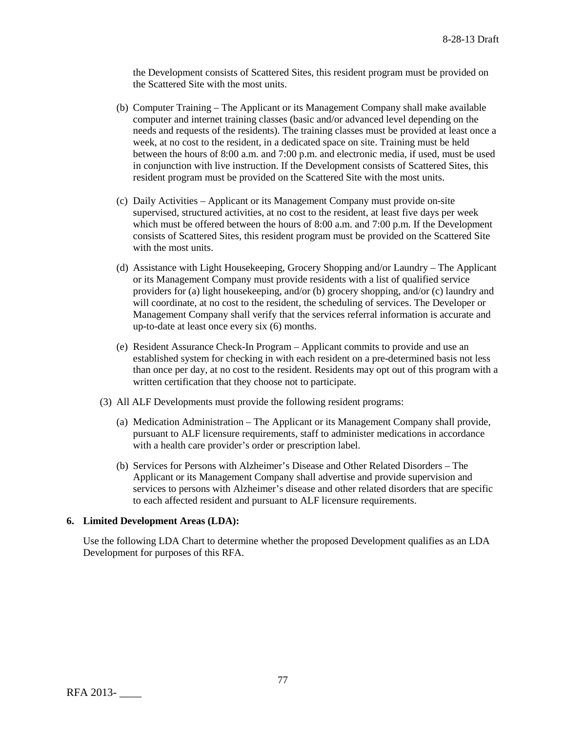the Development consists of Scattered Sites, this resident program must be provided on the Scattered Site with the most units.

(b) Computer Training – The Applicant or its Management Company shall make available computer and internet training classes (basic and/or advanced level depending on the needs and requests of the residents). The training classes must be provided at least once a week, at no cost to the resident, in a dedicated space on site. Training must be held between the hours of 8:00 a.m. and 7:00 p.m. and electronic media, if used, must be used in conjunction with live instruction. If the Development consists of Scattered Sites, this resident program must be provided on the Scattered Site with the most units.

(c) Daily Activities – Applicant or its Management Company must provide on-site supervised, structured activities, at no cost to the resident, at least five days per week which must be offered between the hours of 8:00 a.m. and 7:00 p.m. If the Development consists of Scattered Sites, this resident program must be provided on the Scattered Site with the most units.

(d) Assistance with Light Housekeeping, Grocery Shopping and/or Laundry – The Applicant or its Management Company must provide residents with a list of qualified service providers for (a) light housekeeping, and/or (b) grocery shopping, and/or (c) laundry and will coordinate, at no cost to the resident, the scheduling of services. The Developer or Management Company shall verify that the services referral information is accurate and up-to-date at least once every six (6) months.

(e) Resident Assurance Check-In Program – Applicant commits to provide and use an established system for checking in with each resident on a pre-determined basis not less than once per day, at no cost to the resident. Residents may opt out of this program with a written certification that they choose not to participate.

(3) All ALF Developments must provide the following resident programs:

(a) Medication Administration – The Applicant or its Management Company shall provide, pursuant to ALF licensure requirements, staff to administer medications in accordance with a health care provider's order or prescription label.

(b) Services for Persons with Alzheimer's Disease and Other Related Disorders – The Applicant or its Management Company shall advertise and provide supervision and services to persons with Alzheimer's disease and other related disorders that are specific to each affected resident and pursuant to ALF licensure requirements.

**6. Limited Development Areas (LDA):**

Use the following LDA Chart to determine whether the proposed Development qualifies as an LDA Development for purposes of this RFA.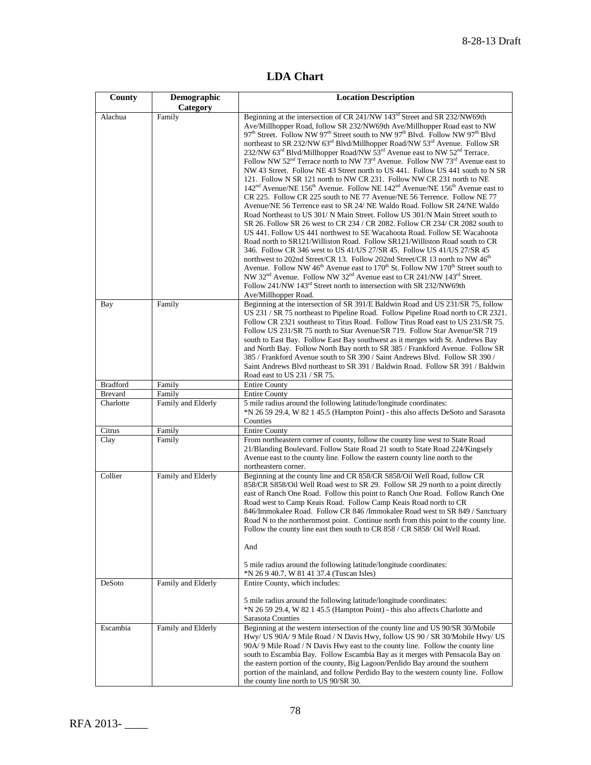## LDA Chart

| County | Demographic Category | Location Description |
|---|---|---|
| Alachua | Family | Beginning at the intersection of CR 241/NW 143rd Street and SR 232/NW69th Ave/Millhopper Road, follow SR 232/NW69th Ave/Millhopper Road east to NW 97th Street. Follow NW 97th Street south to NW 97th Blvd. Follow NW 97th Blvd northeast to SR 232/NW 63rd Blvd/Millhopper Road/NW 53rd Avenue. Follow SR 232/NW 63rd Blvd/Millhopper Road/NW 53rd Avenue east to NW 52nd Terrace. Follow NW 52nd Terrace north to NW 73rd Avenue. Follow NW 73rd Avenue east to NW 43 Street. Follow NE 43 Street north to US 441. Follow US 441 south to N SR 121. Follow N SR 121 north to NW CR 231. Follow NW CR 231 north to NE 142nd Avenue/NE 156th Avenue. Follow NE 142nd Avenue/NE 156th Avenue east to CR 225. Follow CR 225 south to NE 77 Avenue/NE 56 Terrence. Follow NE 77 Avenue/NE 56 Terrence east to SR 24/ NE Waldo Road. Follow SR 24/NE Waldo Road Northeast to US 301/ N Main Street. Follow US 301/N Main Street south to SR 26. Follow SR 26 west to CR 234 / CR 2082. Follow CR 234/ CR 2082 south to US 441. Follow US 441 northwest to SE Wacahoota Road. Follow SE Wacahoota Road north to SR121/Williston Road. Follow SR121/Williston Road south to CR 346. Follow CR 346 west to US 41/US 27/SR 45. Follow US 41/US 27/SR 45 northwest to 202nd Street/CR 13. Follow 202nd Street/CR 13 north to NW 46th Avenue. Follow NW 46th Avenue east to 170th St. Follow NW 170th Street south to NW 32nd Avenue. Follow NW 32nd Avenue east to CR 241/NW 143rd Street. Follow 241/NW 143rd Street north to intersection with SR 232/NW69th Ave/Millhopper Road. |
| Bay | Family | Beginning at the intersection of SR 391/E Baldwin Road and US 231/SR 75, follow US 231 / SR 75 northeast to Pipeline Road. Follow Pipeline Road north to CR 2321. Follow CR 2321 southeast to Titus Road. Follow Titus Road east to US 231/SR 75. Follow US 231/SR 75 north to Star Avenue/SR 719. Follow Star Avenue/SR 719 south to East Bay. Follow East Bay southwest as it merges with St. Andrews Bay and North Bay. Follow North Bay north to SR 385 / Frankford Avenue. Follow SR 385 / Frankford Avenue south to SR 390 / Saint Andrews Blvd. Follow SR 390 / Saint Andrews Blvd northeast to SR 391 / Baldwin Road. Follow SR 391 / Baldwin Road east to US 231 / SR 75. |
| Bradford | Family | Entire County |
| Brevard | Family | Entire County |
| Charlotte | Family and Elderly | 5 mile radius around the following latitude/longitude coordinates:<br>*N 26 59 29.4, W 82 1 45.5 (Hampton Point) - this also affects DeSoto and Sarasota Counties |
| Citrus | Family | Entire County |
| Clay | Family | From northeastern corner of county, follow the county line west to State Road 21/Blanding Boulevard. Follow State Road 21 south to State Road 224/Kingsely Avenue east to the county line. Follow the eastern county line north to the northeastern corner. |
| Collier | Family and Elderly | Beginning at the county line and CR 858/CR S858/Oil Well Road, follow CR 858/CR S858/Oil Well Road west to SR 29. Follow SR 29 north to a point directly east of Ranch One Road. Follow this point to Ranch One Road. Follow Ranch One Road west to Camp Keais Road. Follow Camp Keais Road north to CR 846/Immokalee Road. Follow CR 846 /Immokalee Road west to SR 849 / Sanctuary Road N to the northernmost point. Continue north from this point to the county line. Follow the county line east then south to CR 858 / CR S858/ Oil Well Road.<br><br>And<br><br>5 mile radius around the following latitude/longitude coordinates:<br>*N 26 9 40.7, W 81 41 37.4 (Tuscan Isles) |
| DeSoto | Family and Elderly | Entire County, which includes:<br><br>5 mile radius around the following latitude/longitude coordinates:<br>*N 26 59 29.4, W 82 1 45.5 (Hampton Point) - this also affects Charlotte and Sarasota Counties |
| Escambia | Family and Elderly | Beginning at the western intersection of the county line and US 90/SR 30/Mobile Hwy/ US 90A/ 9 Mile Road / N Davis Hwy, follow US 90 / SR 30/Mobile Hwy/ US 90A/ 9 Mile Road / N Davis Hwy east to the county line. Follow the county line south to Escambia Bay. Follow Escambia Bay as it merges with Pensacola Bay on the eastern portion of the county, Big Lagoon/Perdido Bay around the southern portion of the mainland, and follow Perdido Bay to the western county line. Follow the county line north to US 90/SR 30. |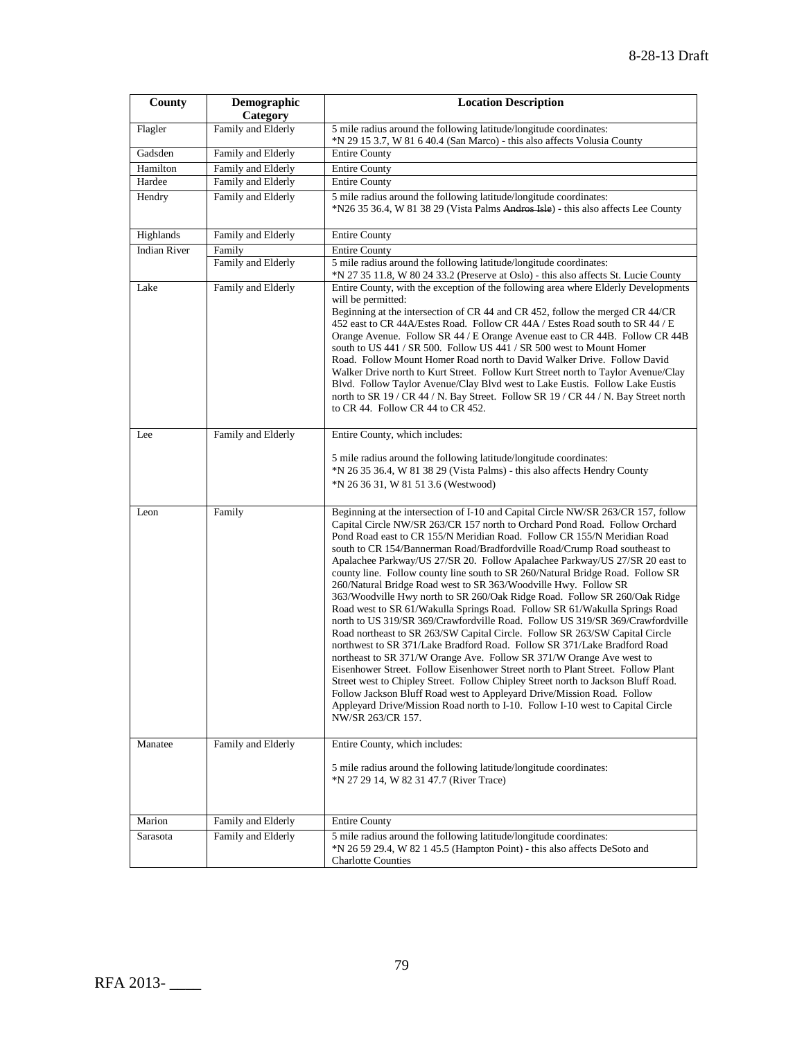| County | Demographic Category | Location Description |
|---|---|---|
| Flagler | Family and Elderly | 5 mile radius around the following latitude/longitude coordinates: *N 29 15 3.7, W 81 6 40.4 (San Marco) - this also affects Volusia County |
| Gadsden | Family and Elderly | Entire County |
| Hamilton | Family and Elderly | Entire County |
| Hardee | Family and Elderly | Entire County |
| Hendry | Family and Elderly | 5 mile radius around the following latitude/longitude coordinates: *N26 35 36.4, W 81 38 29 (Vista Palms ~~Andros Isle~~) - this also affects Lee County |
| Highlands | Family and Elderly | Entire County |
| Indian River | Family | Entire County |
| | Family and Elderly | 5 mile radius around the following latitude/longitude coordinates: *N 27 35 11.8, W 80 24 33.2 (Preserve at Oslo) - this also affects St. Lucie County |
| Lake | Family and Elderly | Entire County, with the exception of the following area where Elderly Developments will be permitted: Beginning at the intersection of CR 44 and CR 452, follow the merged CR 44/CR 452 east to CR 44A/Estes Road. Follow CR 44A / Estes Road south to SR 44 / E Orange Avenue. Follow SR 44 / E Orange Avenue east to CR 44B. Follow CR 44B south to US 441 / SR 500. Follow US 441 / SR 500 west to Mount Homer Road. Follow Mount Homer Road north to David Walker Drive. Follow David Walker Drive north to Kurt Street. Follow Kurt Street north to Taylor Avenue/Clay Blvd. Follow Taylor Avenue/Clay Blvd west to Lake Eustis. Follow Lake Eustis north to SR 19 / CR 44 / N. Bay Street. Follow SR 19 / CR 44 / N. Bay Street north to CR 44. Follow CR 44 to CR 452. |
| Lee | Family and Elderly | Entire County, which includes:<br><br>5 mile radius around the following latitude/longitude coordinates:<br>*N 26 35 36.4, W 81 38 29 (Vista Palms) - this also affects Hendry County<br>*N 26 36 31, W 81 51 3.6 (Westwood) |
| Leon | Family | Beginning at the intersection of I-10 and Capital Circle NW/SR 263/CR 157, follow Capital Circle NW/SR 263/CR 157 north to Orchard Pond Road. Follow Orchard Pond Road east to CR 155/N Meridian Road. Follow CR 155/N Meridian Road south to CR 154/Bannerman Road/Bradfordville Road/Crump Road southeast to Apalachee Parkway/US 27/SR 20. Follow Apalachee Parkway/US 27/SR 20 east to county line. Follow county line south to SR 260/Natural Bridge Road. Follow SR 260/Natural Bridge Road west to SR 363/Woodville Hwy. Follow SR 363/Woodville Hwy north to SR 260/Oak Ridge Road. Follow SR 260/Oak Ridge Road west to SR 61/Wakulla Springs Road. Follow SR 61/Wakulla Springs Road north to US 319/SR 369/Crawfordville Road. Follow US 319/SR 369/Crawfordville Road northeast to SR 263/SW Capital Circle. Follow SR 263/SW Capital Circle northwest to SR 371/Lake Bradford Road. Follow SR 371/Lake Bradford Road northeast to SR 371/W Orange Ave. Follow SR 371/W Orange Ave west to Eisenhower Street. Follow Eisenhower Street north to Plant Street. Follow Plant Street west to Chipley Street. Follow Chipley Street north to Jackson Bluff Road. Follow Jackson Bluff Road west to Appleyard Drive/Mission Road. Follow Appleyard Drive/Mission Road north to I-10. Follow I-10 west to Capital Circle NW/SR 263/CR 157. |
| Manatee | Family and Elderly | Entire County, which includes:<br><br>5 mile radius around the following latitude/longitude coordinates:<br>*N 27 29 14, W 82 31 47.7 (River Trace) |
| Marion | Family and Elderly | Entire County |
| Sarasota | Family and Elderly | 5 mile radius around the following latitude/longitude coordinates: *N 26 59 29.4, W 82 1 45.5 (Hampton Point) - this also affects DeSoto and Charlotte Counties |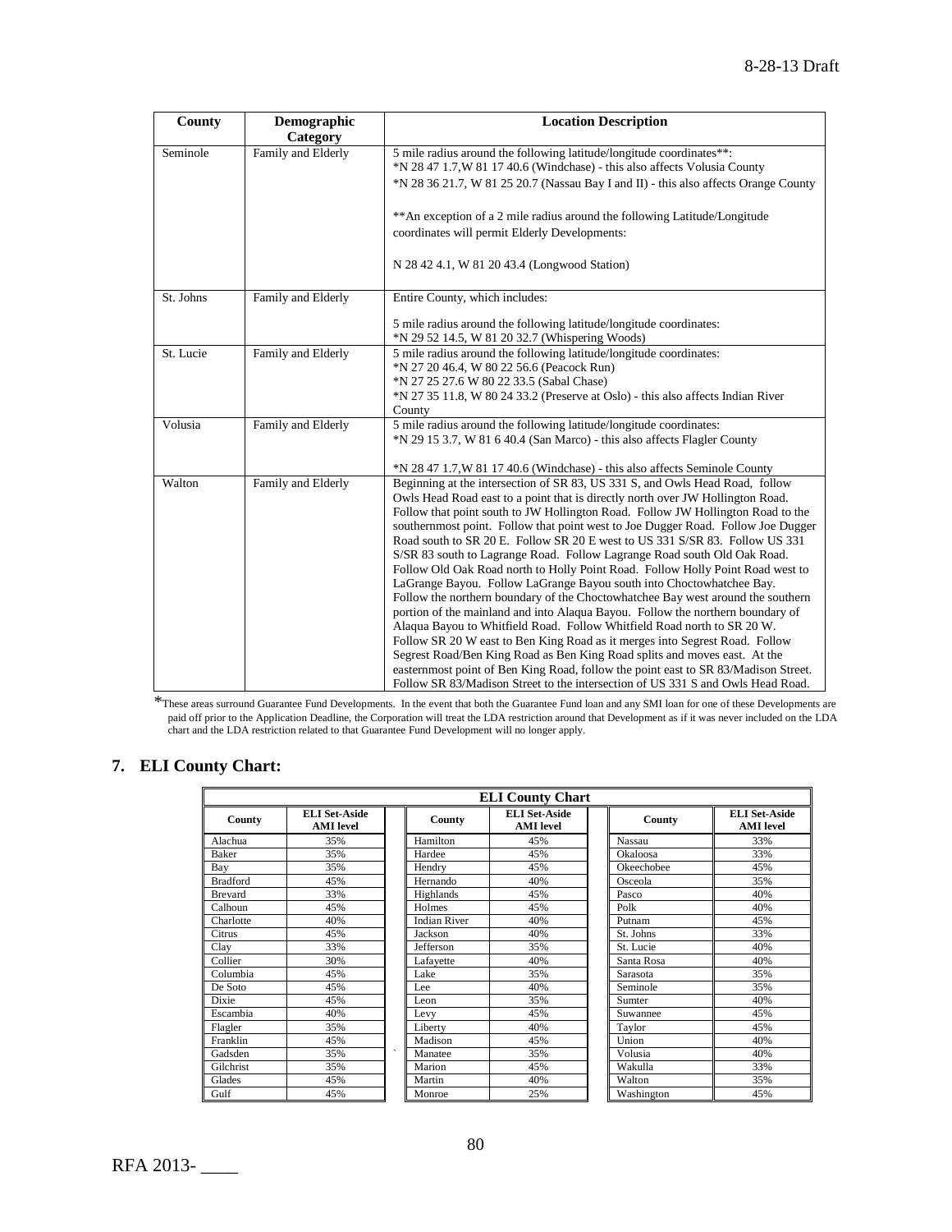| County | Demographic Category | Location Description |
| --- | --- | --- |
| Seminole | Family and Elderly | 5 mile radius around the following latitude/longitude coordinates**:<br>*N 28 47 1.7,W 81 17 40.6 (Windchase) - this also affects Volusia County<br>*N 28 36 21.7, W 81 25 20.7 (Nassau Bay I and II) - this also affects Orange County<br><br>**An exception of a 2 mile radius around the following Latitude/Longitude coordinates will permit Elderly Developments:<br><br>N 28 42 4.1, W 81 20 43.4 (Longwood Station) |
| St. Johns | Family and Elderly | Entire County, which includes:<br><br>5 mile radius around the following latitude/longitude coordinates:<br>*N 29 52 14.5, W 81 20 32.7 (Whispering Woods) |
| St. Lucie | Family and Elderly | 5 mile radius around the following latitude/longitude coordinates:<br>*N 27 20 46.4, W 80 22 56.6 (Peacock Run)<br>*N 27 25 27.6 W 80 22 33.5 (Sabal Chase)<br>*N 27 35 11.8, W 80 24 33.2 (Preserve at Oslo) - this also affects Indian River County |
| Volusia | Family and Elderly | 5 mile radius around the following latitude/longitude coordinates:<br>*N 29 15 3.7, W 81 6 40.4 (San Marco) - this also affects Flagler County<br><br>*N 28 47 1.7,W 81 17 40.6 (Windchase) - this also affects Seminole County |
| Walton | Family and Elderly | Beginning at the intersection of SR 83, US 331 S, and Owls Head Road, follow Owls Head Road east to a point that is directly north over JW Hollington Road. Follow that point south to JW Hollington Road. Follow JW Hollington Road to the southernmost point. Follow that point west to Joe Dugger Road. Follow Joe Dugger Road south to SR 20 E. Follow SR 20 E west to US 331 S/SR 83. Follow US 331 S/SR 83 south to Lagrange Road. Follow Lagrange Road south Old Oak Road. Follow Old Oak Road north to Holly Point Road. Follow Holly Point Road west to LaGrange Bayou. Follow LaGrange Bayou south into Choctowhatchee Bay. Follow the northern boundary of the Choctowhatchee Bay west around the southern portion of the mainland and into Alaqua Bayou. Follow the northern boundary of Alaqua Bayou to Whitfield Road. Follow Whitfield Road north to SR 20 W. Follow SR 20 W east to Ben King Road as it merges into Segrest Road. Follow Segrest Road/Ben King Road as Ben King Road splits and moves east. At the easternmost point of Ben King Road, follow the point east to SR 83/Madison Street. Follow SR 83/Madison Street to the intersection of US 331 S and Owls Head Road. |

*These areas surround Guarantee Fund Developments. In the event that both the Guarantee Fund loan and any SMI loan for one of these Developments are paid off prior to the Application Deadline, the Corporation will treat the LDA restriction around that Development as if it was never included on the LDA chart and the LDA restriction related to that Guarantee Fund Development will no longer apply.

## 7. ELI County Chart:

**ELI County Chart**

| County | ELI Set-Aside AMI level | County | ELI Set-Aside AMI level | County | ELI Set-Aside AMI level |
| --- | --- | --- | --- | --- | --- |
| Alachua | 35% | Hamilton | 45% | Nassau | 33% |
| Baker | 35% | Hardee | 45% | Okaloosa | 33% |
| Bay | 35% | Hendry | 45% | Okeechobee | 45% |
| Bradford | 45% | Hernando | 40% | Osceola | 35% |
| Brevard | 33% | Highlands | 45% | Pasco | 40% |
| Calhoun | 45% | Holmes | 45% | Polk | 40% |
| Charlotte | 40% | Indian River | 40% | Putnam | 45% |
| Citrus | 45% | Jackson | 40% | St. Johns | 33% |
| Clay | 33% | Jefferson | 35% | St. Lucie | 40% |
| Collier | 30% | Lafayette | 40% | Santa Rosa | 40% |
| Columbia | 45% | Lake | 35% | Sarasota | 35% |
| De Soto | 45% | Lee | 40% | Seminole | 35% |
| Dixie | 45% | Leon | 35% | Sumter | 40% |
| Escambia | 40% | Levy | 45% | Suwannee | 45% |
| Flagler | 35% | Liberty | 40% | Taylor | 45% |
| Franklin | 45% | Madison | 45% | Union | 40% |
| Gadsden | 35% | Manatee | 35% | Volusia | 40% |
| Gilchrist | 35% | Marion | 45% | Wakulla | 33% |
| Glades | 45% | Martin | 40% | Walton | 35% |
| Gulf | 45% | Monroe | 25% | Washington | 45% |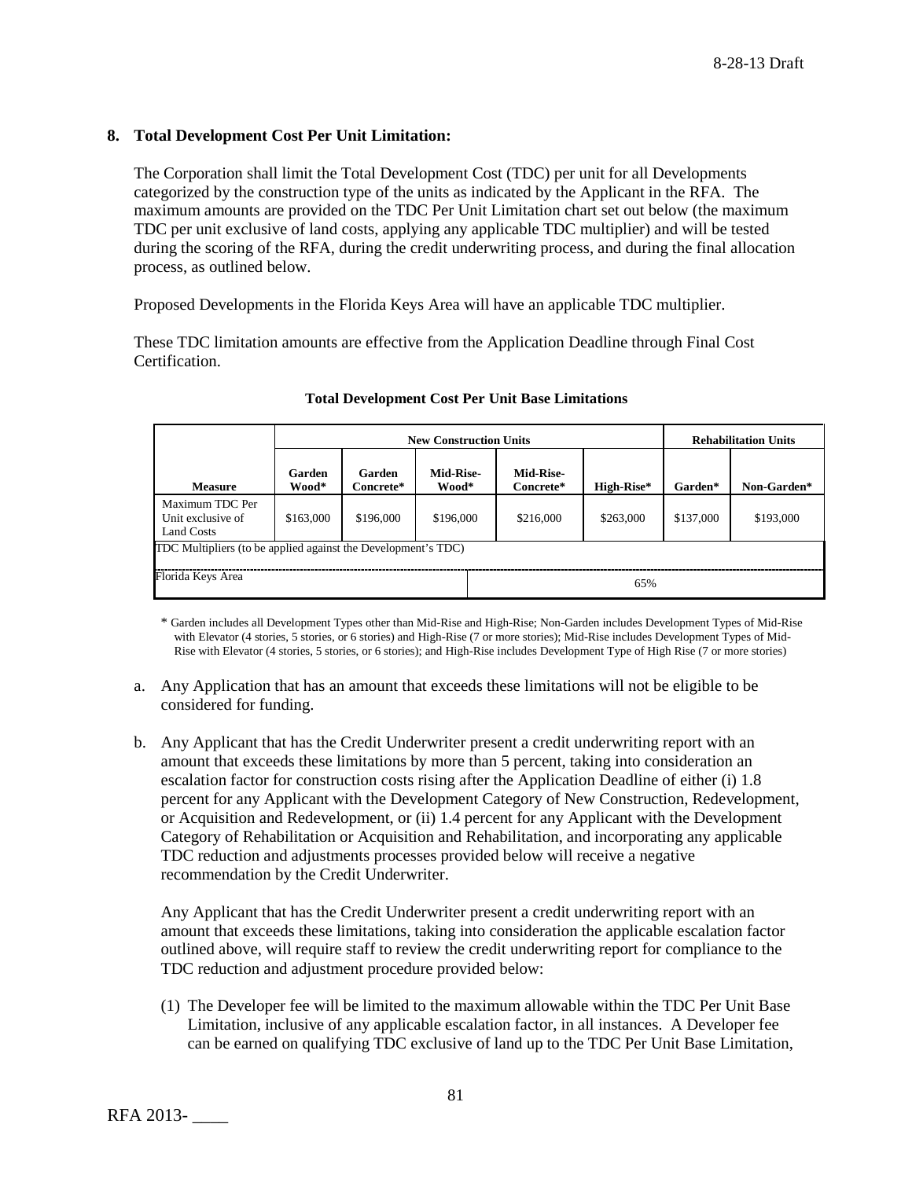**8. Total Development Cost Per Unit Limitation:**

The Corporation shall limit the Total Development Cost (TDC) per unit for all Developments categorized by the construction type of the units as indicated by the Applicant in the RFA. The maximum amounts are provided on the TDC Per Unit Limitation chart set out below (the maximum TDC per unit exclusive of land costs, applying any applicable TDC multiplier) and will be tested during the scoring of the RFA, during the credit underwriting process, and during the final allocation process, as outlined below.

Proposed Developments in the Florida Keys Area will have an applicable TDC multiplier.

These TDC limitation amounts are effective from the Application Deadline through Final Cost Certification.

**Total Development Cost Per Unit Base Limitations**

| | New Construction Units | | | | | Rehabilitation Units | |
|---|---|---|---|---|---|---|---|
| **Measure** | **Garden Wood*** | **Garden Concrete*** | **Mid-Rise-Wood*** | **Mid-Rise-Concrete*** | **High-Rise*** | **Garden*** | **Non-Garden*** |
| Maximum TDC Per Unit exclusive of Land Costs | $163,000 | $196,000 | $196,000 | $216,000 | $263,000 | $137,000 | $193,000 |
| TDC Multipliers (to be applied against the Development's TDC) | | | | | | | |
| Florida Keys Area | | | | 65% | | | |

\* Garden includes all Development Types other than Mid-Rise and High-Rise; Non-Garden includes Development Types of Mid-Rise with Elevator (4 stories, 5 stories, or 6 stories) and High-Rise (7 or more stories); Mid-Rise includes Development Types of Mid-Rise with Elevator (4 stories, 5 stories, or 6 stories); and High-Rise includes Development Type of High Rise (7 or more stories)

a. Any Application that has an amount that exceeds these limitations will not be eligible to be considered for funding.

b. Any Applicant that has the Credit Underwriter present a credit underwriting report with an amount that exceeds these limitations by more than 5 percent, taking into consideration an escalation factor for construction costs rising after the Application Deadline of either (i) 1.8 percent for any Applicant with the Development Category of New Construction, Redevelopment, or Acquisition and Redevelopment, or (ii) 1.4 percent for any Applicant with the Development Category of Rehabilitation or Acquisition and Rehabilitation, and incorporating any applicable TDC reduction and adjustments processes provided below will receive a negative recommendation by the Credit Underwriter.

   Any Applicant that has the Credit Underwriter present a credit underwriting report with an amount that exceeds these limitations, taking into consideration the applicable escalation factor outlined above, will require staff to review the credit underwriting report for compliance to the TDC reduction and adjustment procedure provided below:

   (1) The Developer fee will be limited to the maximum allowable within the TDC Per Unit Base Limitation, inclusive of any applicable escalation factor, in all instances. A Developer fee can be earned on qualifying TDC exclusive of land up to the TDC Per Unit Base Limitation,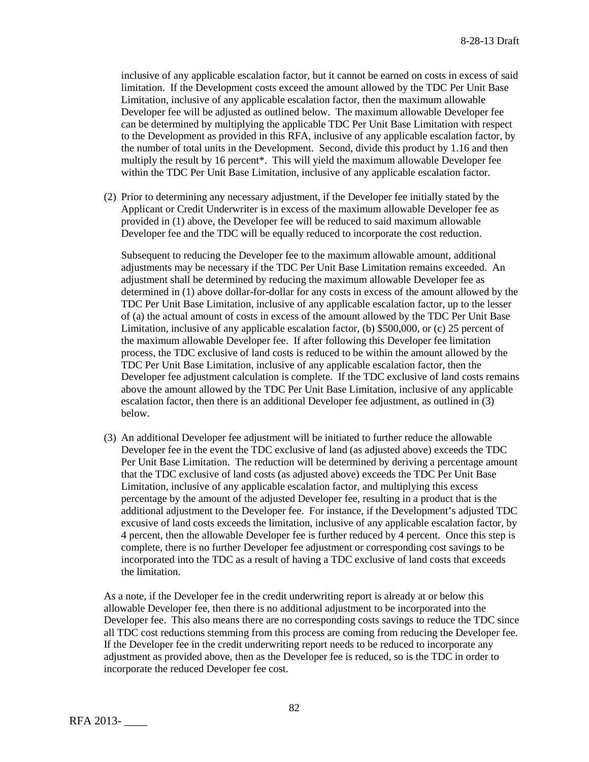inclusive of any applicable escalation factor, but it cannot be earned on costs in excess of said limitation. If the Development costs exceed the amount allowed by the TDC Per Unit Base Limitation, inclusive of any applicable escalation factor, then the maximum allowable Developer fee will be adjusted as outlined below. The maximum allowable Developer fee can be determined by multiplying the applicable TDC Per Unit Base Limitation with respect to the Development as provided in this RFA, inclusive of any applicable escalation factor, by the number of total units in the Development. Second, divide this product by 1.16 and then multiply the result by 16 percent*. This will yield the maximum allowable Developer fee within the TDC Per Unit Base Limitation, inclusive of any applicable escalation factor.

(2) Prior to determining any necessary adjustment, if the Developer fee initially stated by the Applicant or Credit Underwriter is in excess of the maximum allowable Developer fee as provided in (1) above, the Developer fee will be reduced to said maximum allowable Developer fee and the TDC will be equally reduced to incorporate the cost reduction.

Subsequent to reducing the Developer fee to the maximum allowable amount, additional adjustments may be necessary if the TDC Per Unit Base Limitation remains exceeded. An adjustment shall be determined by reducing the maximum allowable Developer fee as determined in (1) above dollar-for-dollar for any costs in excess of the amount allowed by the TDC Per Unit Base Limitation, inclusive of any applicable escalation factor, up to the lesser of (a) the actual amount of costs in excess of the amount allowed by the TDC Per Unit Base Limitation, inclusive of any applicable escalation factor, (b) $500,000, or (c) 25 percent of the maximum allowable Developer fee. If after following this Developer fee limitation process, the TDC exclusive of land costs is reduced to be within the amount allowed by the TDC Per Unit Base Limitation, inclusive of any applicable escalation factor, then the Developer fee adjustment calculation is complete. If the TDC exclusive of land costs remains above the amount allowed by the TDC Per Unit Base Limitation, inclusive of any applicable escalation factor, then there is an additional Developer fee adjustment, as outlined in (3) below.

(3) An additional Developer fee adjustment will be initiated to further reduce the allowable Developer fee in the event the TDC exclusive of land (as adjusted above) exceeds the TDC Per Unit Base Limitation. The reduction will be determined by deriving a percentage amount that the TDC exclusive of land costs (as adjusted above) exceeds the TDC Per Unit Base Limitation, inclusive of any applicable escalation factor, and multiplying this excess percentage by the amount of the adjusted Developer fee, resulting in a product that is the additional adjustment to the Developer fee. For instance, if the Development's adjusted TDC excusive of land costs exceeds the limitation, inclusive of any applicable escalation factor, by 4 percent, then the allowable Developer fee is further reduced by 4 percent. Once this step is complete, there is no further Developer fee adjustment or corresponding cost savings to be incorporated into the TDC as a result of having a TDC exclusive of land costs that exceeds the limitation.

As a note, if the Developer fee in the credit underwriting report is already at or below this allowable Developer fee, then there is no additional adjustment to be incorporated into the Developer fee. This also means there are no corresponding costs savings to reduce the TDC since all TDC cost reductions stemming from this process are coming from reducing the Developer fee. If the Developer fee in the credit underwriting report needs to be reduced to incorporate any adjustment as provided above, then as the Developer fee is reduced, so is the TDC in order to incorporate the reduced Developer fee cost.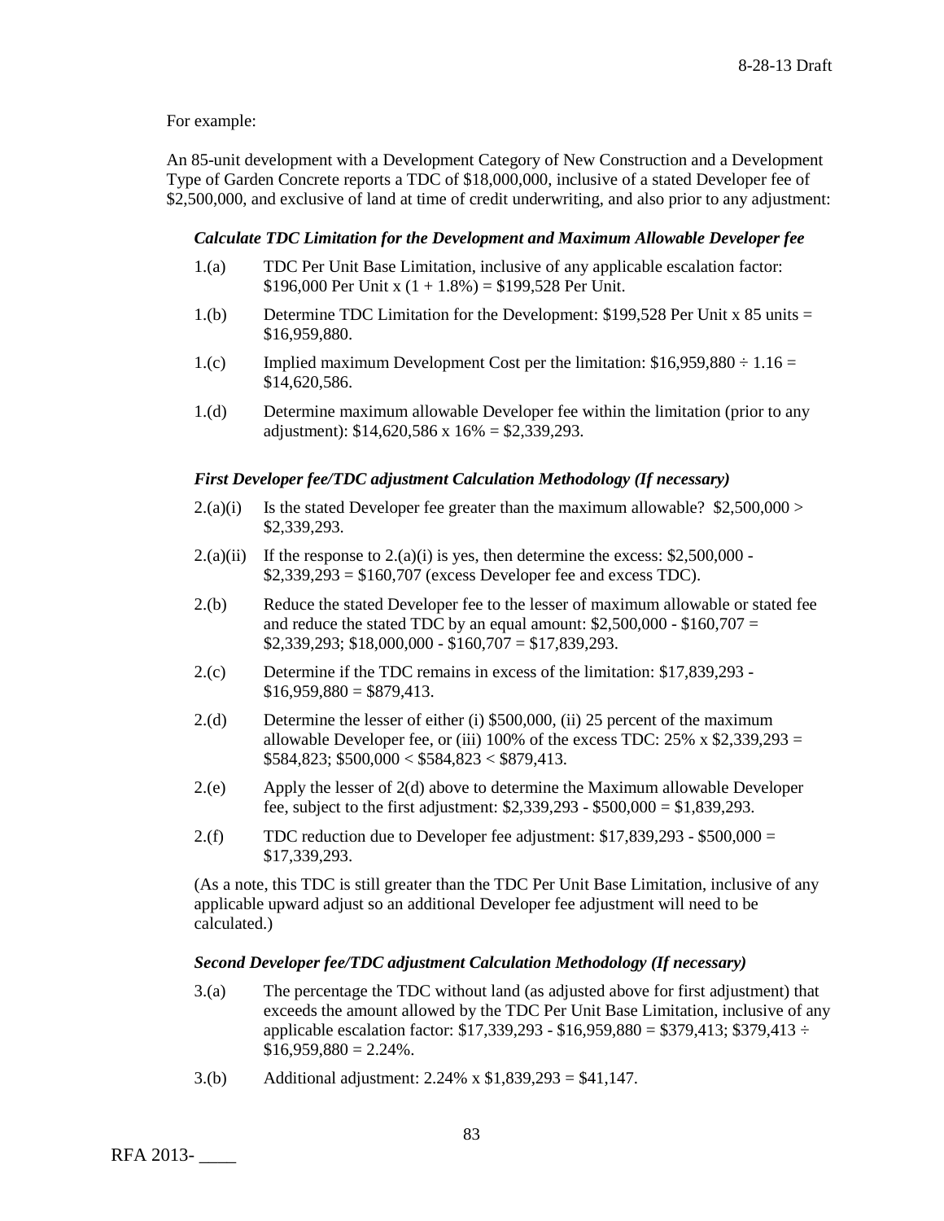For example:

An 85-unit development with a Development Category of New Construction and a Development Type of Garden Concrete reports a TDC of $18,000,000, inclusive of a stated Developer fee of $2,500,000, and exclusive of land at time of credit underwriting, and also prior to any adjustment:

***Calculate TDC Limitation for the Development and Maximum Allowable Developer fee***

1.(a) TDC Per Unit Base Limitation, inclusive of any applicable escalation factor: $196,000 Per Unit x (1 + 1.8%) = $199,528 Per Unit.

1.(b) Determine TDC Limitation for the Development: $199,528 Per Unit x 85 units = $16,959,880.

1.(c) Implied maximum Development Cost per the limitation: $16,959,880 ÷ 1.16 = $14,620,586.

1.(d) Determine maximum allowable Developer fee within the limitation (prior to any adjustment): $14,620,586 x 16% = $2,339,293.

***First Developer fee/TDC adjustment Calculation Methodology (If necessary)***

2.(a)(i) Is the stated Developer fee greater than the maximum allowable? $2,500,000 > $2,339,293.

2.(a)(ii) If the response to 2.(a)(i) is yes, then determine the excess: $2,500,000 - $2,339,293 = $160,707 (excess Developer fee and excess TDC).

2.(b) Reduce the stated Developer fee to the lesser of maximum allowable or stated fee and reduce the stated TDC by an equal amount: $2,500,000 - $160,707 = $2,339,293; $18,000,000 - $160,707 = $17,839,293.

2.(c) Determine if the TDC remains in excess of the limitation: $17,839,293 - $16,959,880 = $879,413.

2.(d) Determine the lesser of either (i) $500,000, (ii) 25 percent of the maximum allowable Developer fee, or (iii) 100% of the excess TDC: 25% x $2,339,293 = $584,823; $500,000 < $584,823 < $879,413.

2.(e) Apply the lesser of 2(d) above to determine the Maximum allowable Developer fee, subject to the first adjustment: $2,339,293 - $500,000 = $1,839,293.

2.(f) TDC reduction due to Developer fee adjustment: $17,839,293 - $500,000 = $17,339,293.

(As a note, this TDC is still greater than the TDC Per Unit Base Limitation, inclusive of any applicable upward adjust so an additional Developer fee adjustment will need to be calculated.)

***Second Developer fee/TDC adjustment Calculation Methodology (If necessary)***

3.(a) The percentage the TDC without land (as adjusted above for first adjustment) that exceeds the amount allowed by the TDC Per Unit Base Limitation, inclusive of any applicable escalation factor: $17,339,293 - $16,959,880 = $379,413; $379,413 ÷ $16,959,880 = 2.24%.

3.(b) Additional adjustment: 2.24% x $1,839,293 = $41,147.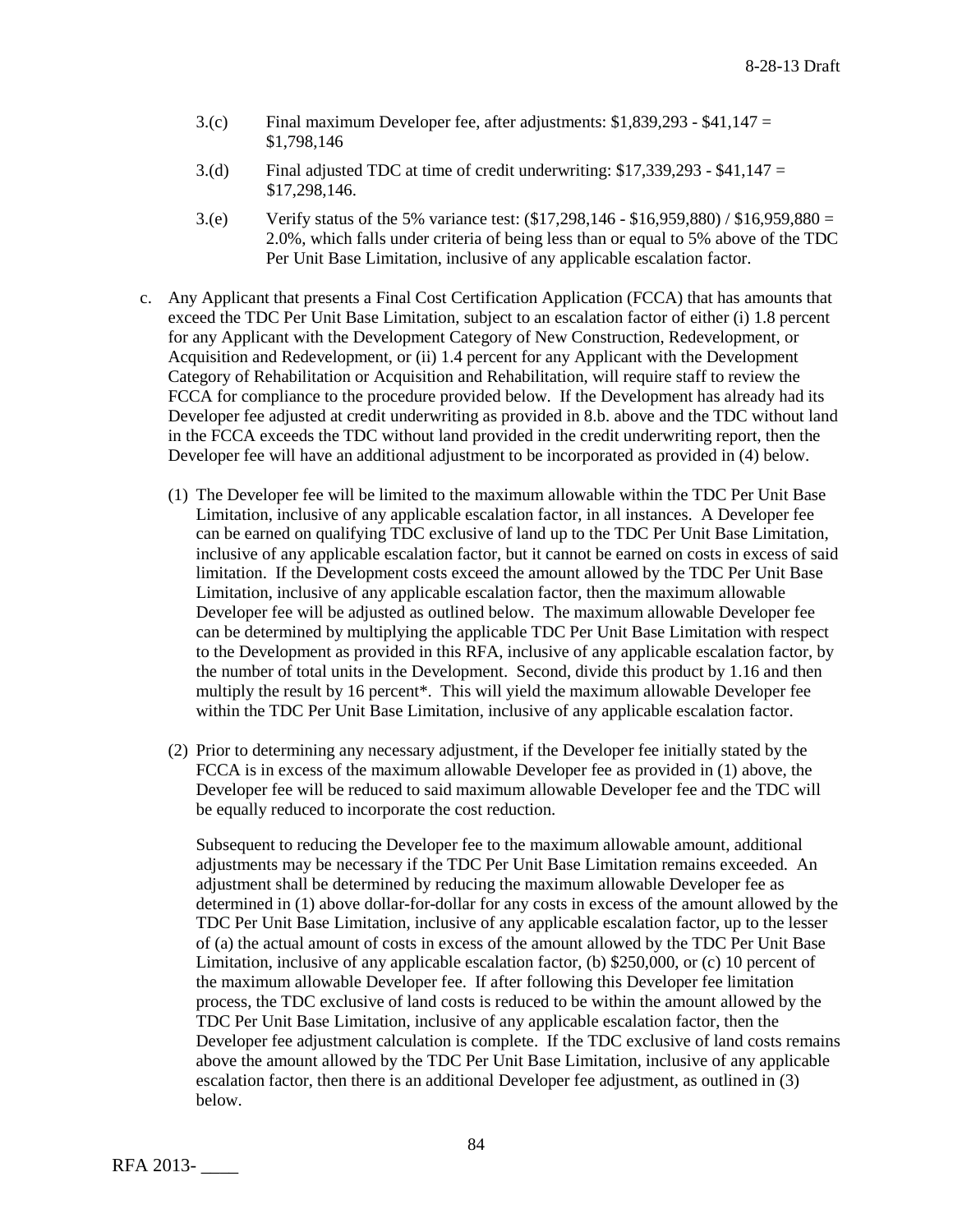3.(c) Final maximum Developer fee, after adjustments: $1,839,293 - $41,147 = $1,798,146

3.(d) Final adjusted TDC at time of credit underwriting: $17,339,293 - $41,147 = $17,298,146.

3.(e) Verify status of the 5% variance test: ($17,298,146 - $16,959,880) / $16,959,880 = 2.0%, which falls under criteria of being less than or equal to 5% above of the TDC Per Unit Base Limitation, inclusive of any applicable escalation factor.

c. Any Applicant that presents a Final Cost Certification Application (FCCA) that has amounts that exceed the TDC Per Unit Base Limitation, subject to an escalation factor of either (i) 1.8 percent for any Applicant with the Development Category of New Construction, Redevelopment, or Acquisition and Redevelopment, or (ii) 1.4 percent for any Applicant with the Development Category of Rehabilitation or Acquisition and Rehabilitation, will require staff to review the FCCA for compliance to the procedure provided below. If the Development has already had its Developer fee adjusted at credit underwriting as provided in 8.b. above and the TDC without land in the FCCA exceeds the TDC without land provided in the credit underwriting report, then the Developer fee will have an additional adjustment to be incorporated as provided in (4) below.

(1) The Developer fee will be limited to the maximum allowable within the TDC Per Unit Base Limitation, inclusive of any applicable escalation factor, in all instances. A Developer fee can be earned on qualifying TDC exclusive of land up to the TDC Per Unit Base Limitation, inclusive of any applicable escalation factor, but it cannot be earned on costs in excess of said limitation. If the Development costs exceed the amount allowed by the TDC Per Unit Base Limitation, inclusive of any applicable escalation factor, then the maximum allowable Developer fee will be adjusted as outlined below. The maximum allowable Developer fee can be determined by multiplying the applicable TDC Per Unit Base Limitation with respect to the Development as provided in this RFA, inclusive of any applicable escalation factor, by the number of total units in the Development. Second, divide this product by 1.16 and then multiply the result by 16 percent*. This will yield the maximum allowable Developer fee within the TDC Per Unit Base Limitation, inclusive of any applicable escalation factor.

(2) Prior to determining any necessary adjustment, if the Developer fee initially stated by the FCCA is in excess of the maximum allowable Developer fee as provided in (1) above, the Developer fee will be reduced to said maximum allowable Developer fee and the TDC will be equally reduced to incorporate the cost reduction.

Subsequent to reducing the Developer fee to the maximum allowable amount, additional adjustments may be necessary if the TDC Per Unit Base Limitation remains exceeded. An adjustment shall be determined by reducing the maximum allowable Developer fee as determined in (1) above dollar-for-dollar for any costs in excess of the amount allowed by the TDC Per Unit Base Limitation, inclusive of any applicable escalation factor, up to the lesser of (a) the actual amount of costs in excess of the amount allowed by the TDC Per Unit Base Limitation, inclusive of any applicable escalation factor, (b) $250,000, or (c) 10 percent of the maximum allowable Developer fee. If after following this Developer fee limitation process, the TDC exclusive of land costs is reduced to be within the amount allowed by the TDC Per Unit Base Limitation, inclusive of any applicable escalation factor, then the Developer fee adjustment calculation is complete. If the TDC exclusive of land costs remains above the amount allowed by the TDC Per Unit Base Limitation, inclusive of any applicable escalation factor, then there is an additional Developer fee adjustment, as outlined in (3) below.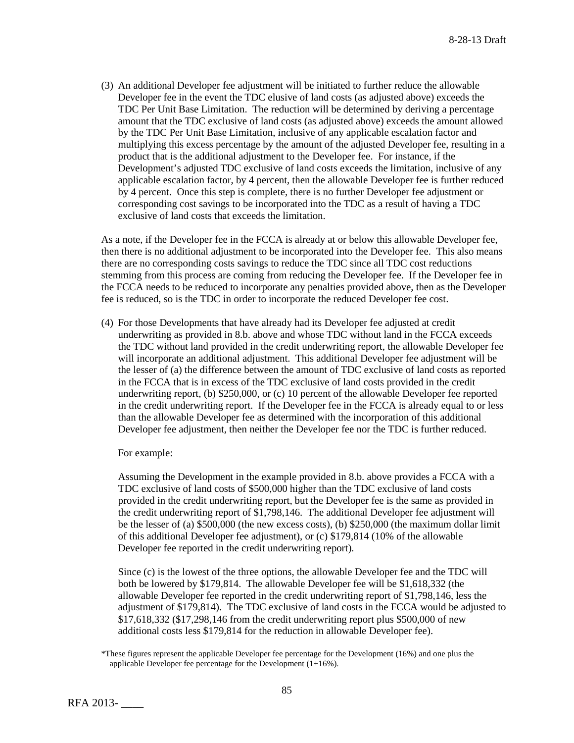(3) An additional Developer fee adjustment will be initiated to further reduce the allowable Developer fee in the event the TDC elusive of land costs (as adjusted above) exceeds the TDC Per Unit Base Limitation. The reduction will be determined by deriving a percentage amount that the TDC exclusive of land costs (as adjusted above) exceeds the amount allowed by the TDC Per Unit Base Limitation, inclusive of any applicable escalation factor and multiplying this excess percentage by the amount of the adjusted Developer fee, resulting in a product that is the additional adjustment to the Developer fee. For instance, if the Development's adjusted TDC exclusive of land costs exceeds the limitation, inclusive of any applicable escalation factor, by 4 percent, then the allowable Developer fee is further reduced by 4 percent. Once this step is complete, there is no further Developer fee adjustment or corresponding cost savings to be incorporated into the TDC as a result of having a TDC exclusive of land costs that exceeds the limitation.

As a note, if the Developer fee in the FCCA is already at or below this allowable Developer fee, then there is no additional adjustment to be incorporated into the Developer fee. This also means there are no corresponding costs savings to reduce the TDC since all TDC cost reductions stemming from this process are coming from reducing the Developer fee. If the Developer fee in the FCCA needs to be reduced to incorporate any penalties provided above, then as the Developer fee is reduced, so is the TDC in order to incorporate the reduced Developer fee cost.

(4) For those Developments that have already had its Developer fee adjusted at credit underwriting as provided in 8.b. above and whose TDC without land in the FCCA exceeds the TDC without land provided in the credit underwriting report, the allowable Developer fee will incorporate an additional adjustment. This additional Developer fee adjustment will be the lesser of (a) the difference between the amount of TDC exclusive of land costs as reported in the FCCA that is in excess of the TDC exclusive of land costs provided in the credit underwriting report, (b) $250,000, or (c) 10 percent of the allowable Developer fee reported in the credit underwriting report. If the Developer fee in the FCCA is already equal to or less than the allowable Developer fee as determined with the incorporation of this additional Developer fee adjustment, then neither the Developer fee nor the TDC is further reduced.

For example:

Assuming the Development in the example provided in 8.b. above provides a FCCA with a TDC exclusive of land costs of $500,000 higher than the TDC exclusive of land costs provided in the credit underwriting report, but the Developer fee is the same as provided in the credit underwriting report of $1,798,146. The additional Developer fee adjustment will be the lesser of (a) $500,000 (the new excess costs), (b) $250,000 (the maximum dollar limit of this additional Developer fee adjustment), or (c) $179,814 (10% of the allowable Developer fee reported in the credit underwriting report).

Since (c) is the lowest of the three options, the allowable Developer fee and the TDC will both be lowered by $179,814. The allowable Developer fee will be $1,618,332 (the allowable Developer fee reported in the credit underwriting report of $1,798,146, less the adjustment of $179,814). The TDC exclusive of land costs in the FCCA would be adjusted to $17,618,332 ($17,298,146 from the credit underwriting report plus $500,000 of new additional costs less $179,814 for the reduction in allowable Developer fee).

*These figures represent the applicable Developer fee percentage for the Development (16%) and one plus the applicable Developer fee percentage for the Development (1+16%).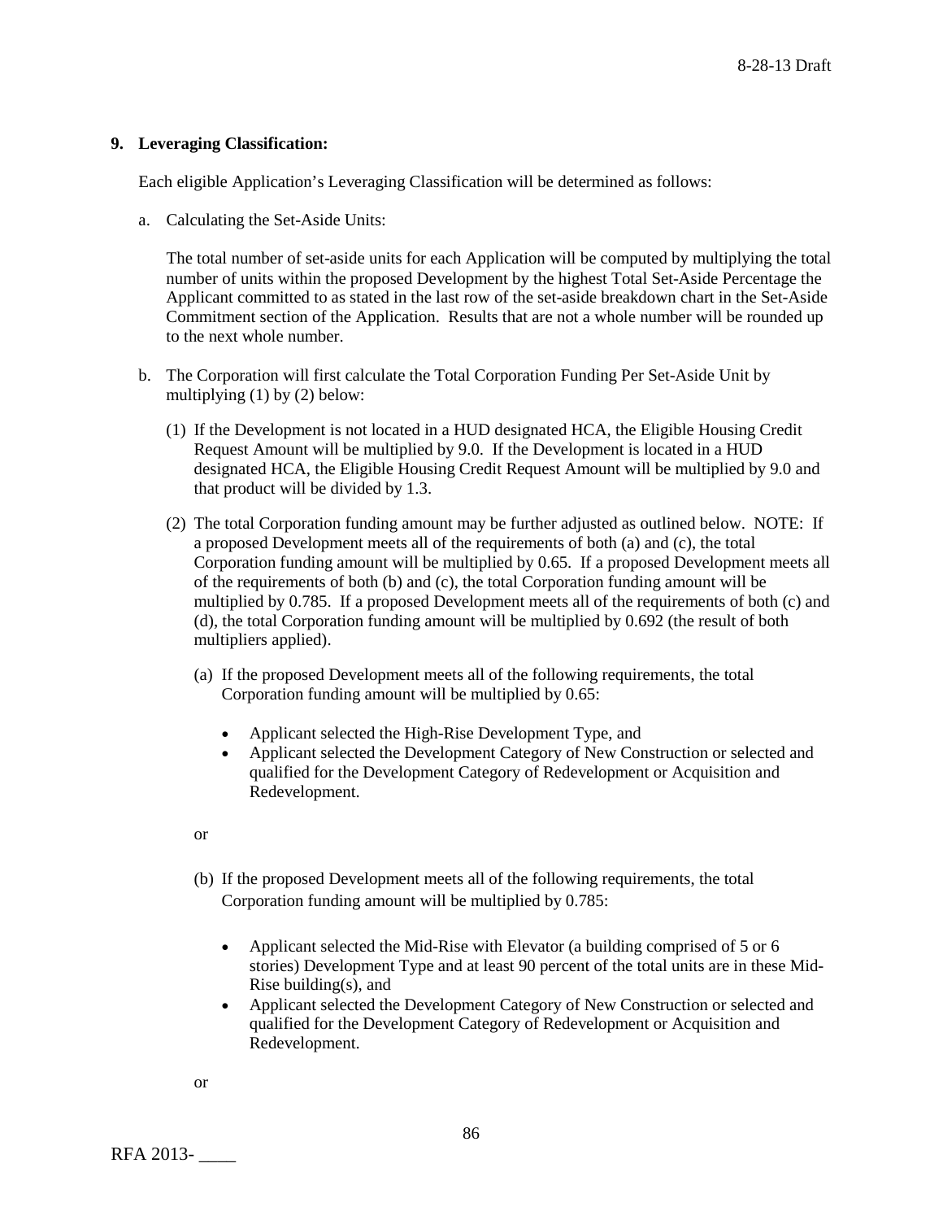**9. Leveraging Classification:**

Each eligible Application's Leveraging Classification will be determined as follows:

a. Calculating the Set-Aside Units:

The total number of set-aside units for each Application will be computed by multiplying the total number of units within the proposed Development by the highest Total Set-Aside Percentage the Applicant committed to as stated in the last row of the set-aside breakdown chart in the Set-Aside Commitment section of the Application. Results that are not a whole number will be rounded up to the next whole number.

b. The Corporation will first calculate the Total Corporation Funding Per Set-Aside Unit by multiplying (1) by (2) below:

(1) If the Development is not located in a HUD designated HCA, the Eligible Housing Credit Request Amount will be multiplied by 9.0. If the Development is located in a HUD designated HCA, the Eligible Housing Credit Request Amount will be multiplied by 9.0 and that product will be divided by 1.3.

(2) The total Corporation funding amount may be further adjusted as outlined below. NOTE: If a proposed Development meets all of the requirements of both (a) and (c), the total Corporation funding amount will be multiplied by 0.65. If a proposed Development meets all of the requirements of both (b) and (c), the total Corporation funding amount will be multiplied by 0.785. If a proposed Development meets all of the requirements of both (c) and (d), the total Corporation funding amount will be multiplied by 0.692 (the result of both multipliers applied).

(a) If the proposed Development meets all of the following requirements, the total Corporation funding amount will be multiplied by 0.65:

- Applicant selected the High-Rise Development Type, and
- Applicant selected the Development Category of New Construction or selected and qualified for the Development Category of Redevelopment or Acquisition and Redevelopment.

or

(b) If the proposed Development meets all of the following requirements, the total Corporation funding amount will be multiplied by 0.785:

- Applicant selected the Mid-Rise with Elevator (a building comprised of 5 or 6 stories) Development Type and at least 90 percent of the total units are in these Mid-Rise building(s), and
- Applicant selected the Development Category of New Construction or selected and qualified for the Development Category of Redevelopment or Acquisition and Redevelopment.

or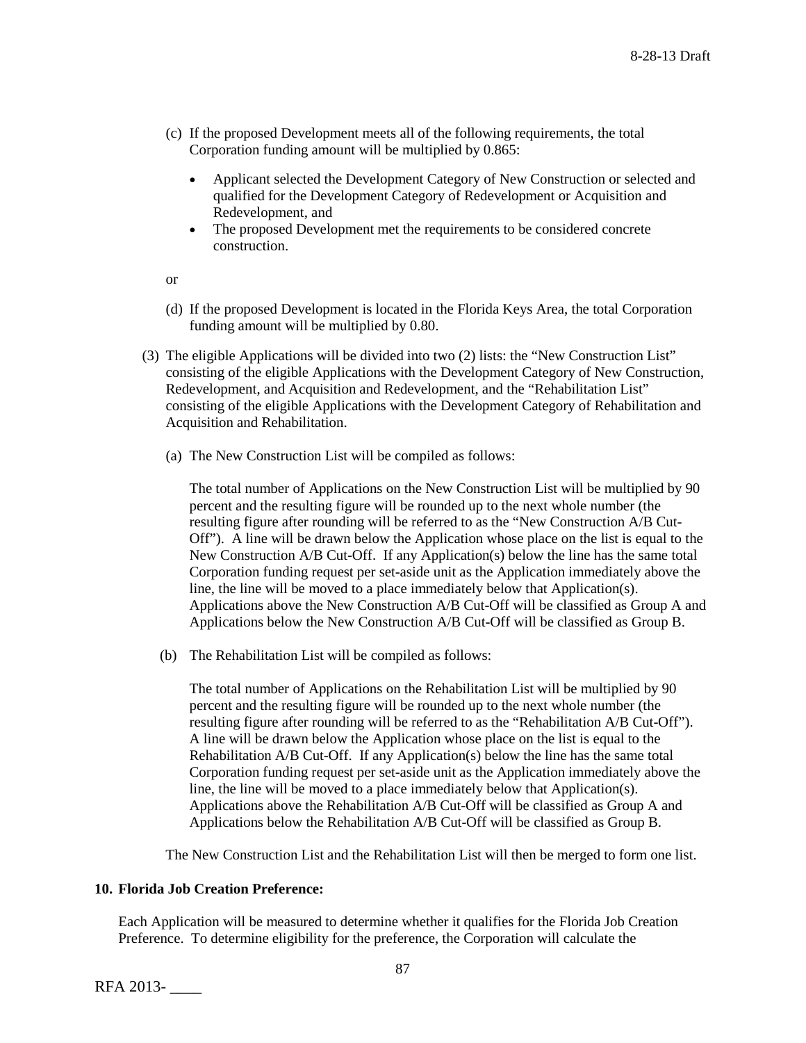(c) If the proposed Development meets all of the following requirements, the total Corporation funding amount will be multiplied by 0.865:

- Applicant selected the Development Category of New Construction or selected and qualified for the Development Category of Redevelopment or Acquisition and Redevelopment, and
- The proposed Development met the requirements to be considered concrete construction.

or

(d) If the proposed Development is located in the Florida Keys Area, the total Corporation funding amount will be multiplied by 0.80.

(3) The eligible Applications will be divided into two (2) lists: the "New Construction List" consisting of the eligible Applications with the Development Category of New Construction, Redevelopment, and Acquisition and Redevelopment, and the "Rehabilitation List" consisting of the eligible Applications with the Development Category of Rehabilitation and Acquisition and Rehabilitation.

(a) The New Construction List will be compiled as follows:

The total number of Applications on the New Construction List will be multiplied by 90 percent and the resulting figure will be rounded up to the next whole number (the resulting figure after rounding will be referred to as the "New Construction A/B Cut-Off"). A line will be drawn below the Application whose place on the list is equal to the New Construction A/B Cut-Off. If any Application(s) below the line has the same total Corporation funding request per set-aside unit as the Application immediately above the line, the line will be moved to a place immediately below that Application(s). Applications above the New Construction A/B Cut-Off will be classified as Group A and Applications below the New Construction A/B Cut-Off will be classified as Group B.

(b) The Rehabilitation List will be compiled as follows:

The total number of Applications on the Rehabilitation List will be multiplied by 90 percent and the resulting figure will be rounded up to the next whole number (the resulting figure after rounding will be referred to as the "Rehabilitation A/B Cut-Off"). A line will be drawn below the Application whose place on the list is equal to the Rehabilitation A/B Cut-Off. If any Application(s) below the line has the same total Corporation funding request per set-aside unit as the Application immediately above the line, the line will be moved to a place immediately below that Application(s). Applications above the Rehabilitation A/B Cut-Off will be classified as Group A and Applications below the Rehabilitation A/B Cut-Off will be classified as Group B.

The New Construction List and the Rehabilitation List will then be merged to form one list.

**10. Florida Job Creation Preference:**

Each Application will be measured to determine whether it qualifies for the Florida Job Creation Preference. To determine eligibility for the preference, the Corporation will calculate the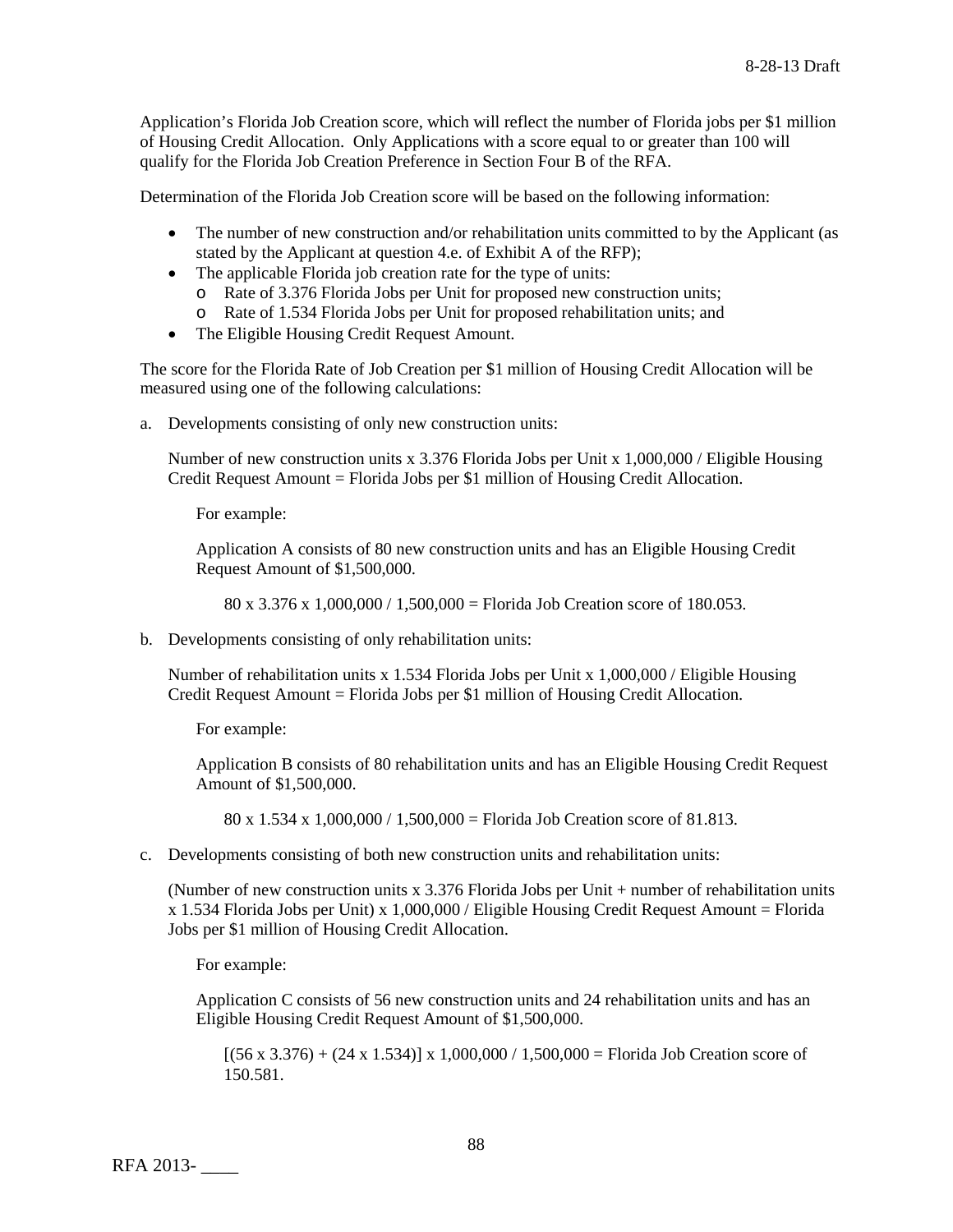Application's Florida Job Creation score, which will reflect the number of Florida jobs per $1 million of Housing Credit Allocation. Only Applications with a score equal to or greater than 100 will qualify for the Florida Job Creation Preference in Section Four B of the RFA.

Determination of the Florida Job Creation score will be based on the following information:

- The number of new construction and/or rehabilitation units committed to by the Applicant (as stated by the Applicant at question 4.e. of Exhibit A of the RFP);
- The applicable Florida job creation rate for the type of units:
  - Rate of 3.376 Florida Jobs per Unit for proposed new construction units;
  - Rate of 1.534 Florida Jobs per Unit for proposed rehabilitation units; and
- The Eligible Housing Credit Request Amount.

The score for the Florida Rate of Job Creation per $1 million of Housing Credit Allocation will be measured using one of the following calculations:

a. Developments consisting of only new construction units:

   Number of new construction units x 3.376 Florida Jobs per Unit x 1,000,000 / Eligible Housing Credit Request Amount = Florida Jobs per $1 million of Housing Credit Allocation.

   For example:

   Application A consists of 80 new construction units and has an Eligible Housing Credit Request Amount of $1,500,000.

   80 x 3.376 x 1,000,000 / 1,500,000 = Florida Job Creation score of 180.053.

b. Developments consisting of only rehabilitation units:

   Number of rehabilitation units x 1.534 Florida Jobs per Unit x 1,000,000 / Eligible Housing Credit Request Amount = Florida Jobs per $1 million of Housing Credit Allocation.

   For example:

   Application B consists of 80 rehabilitation units and has an Eligible Housing Credit Request Amount of $1,500,000.

   80 x 1.534 x 1,000,000 / 1,500,000 = Florida Job Creation score of 81.813.

c. Developments consisting of both new construction units and rehabilitation units:

   (Number of new construction units x 3.376 Florida Jobs per Unit + number of rehabilitation units x 1.534 Florida Jobs per Unit) x 1,000,000 / Eligible Housing Credit Request Amount = Florida Jobs per $1 million of Housing Credit Allocation.

   For example:

   Application C consists of 56 new construction units and 24 rehabilitation units and has an Eligible Housing Credit Request Amount of $1,500,000.

   [(56 x 3.376) + (24 x 1.534)] x 1,000,000 / 1,500,000 = Florida Job Creation score of 150.581.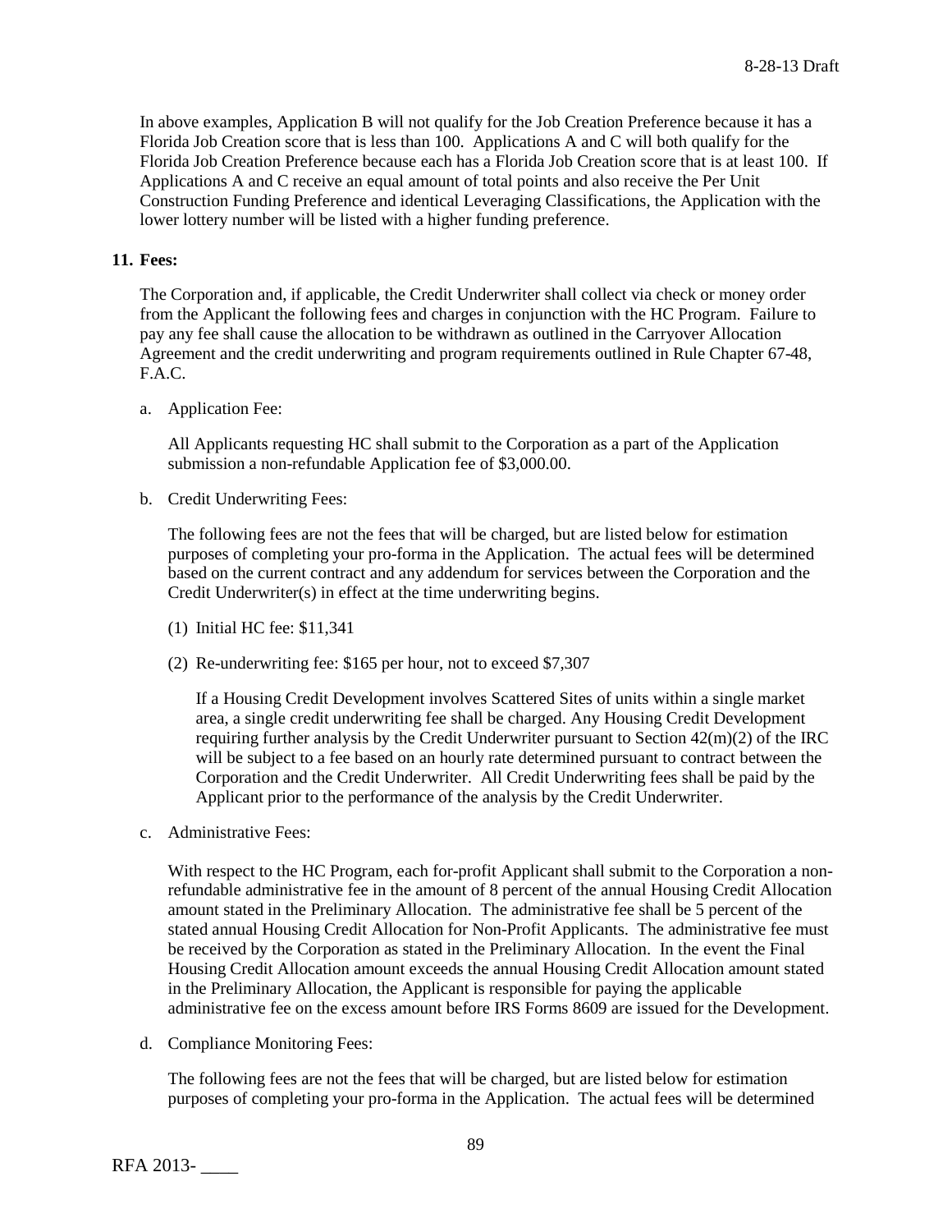In above examples, Application B will not qualify for the Job Creation Preference because it has a Florida Job Creation score that is less than 100. Applications A and C will both qualify for the Florida Job Creation Preference because each has a Florida Job Creation score that is at least 100. If Applications A and C receive an equal amount of total points and also receive the Per Unit Construction Funding Preference and identical Leveraging Classifications, the Application with the lower lottery number will be listed with a higher funding preference.

**11. Fees:**

The Corporation and, if applicable, the Credit Underwriter shall collect via check or money order from the Applicant the following fees and charges in conjunction with the HC Program. Failure to pay any fee shall cause the allocation to be withdrawn as outlined in the Carryover Allocation Agreement and the credit underwriting and program requirements outlined in Rule Chapter 67-48, F.A.C.

a. Application Fee:

All Applicants requesting HC shall submit to the Corporation as a part of the Application submission a non-refundable Application fee of $3,000.00.

b. Credit Underwriting Fees:

The following fees are not the fees that will be charged, but are listed below for estimation purposes of completing your pro-forma in the Application. The actual fees will be determined based on the current contract and any addendum for services between the Corporation and the Credit Underwriter(s) in effect at the time underwriting begins.

(1) Initial HC fee: $11,341

(2) Re-underwriting fee: $165 per hour, not to exceed $7,307

If a Housing Credit Development involves Scattered Sites of units within a single market area, a single credit underwriting fee shall be charged. Any Housing Credit Development requiring further analysis by the Credit Underwriter pursuant to Section 42(m)(2) of the IRC will be subject to a fee based on an hourly rate determined pursuant to contract between the Corporation and the Credit Underwriter. All Credit Underwriting fees shall be paid by the Applicant prior to the performance of the analysis by the Credit Underwriter.

c. Administrative Fees:

With respect to the HC Program, each for-profit Applicant shall submit to the Corporation a non-refundable administrative fee in the amount of 8 percent of the annual Housing Credit Allocation amount stated in the Preliminary Allocation. The administrative fee shall be 5 percent of the stated annual Housing Credit Allocation for Non-Profit Applicants. The administrative fee must be received by the Corporation as stated in the Preliminary Allocation. In the event the Final Housing Credit Allocation amount exceeds the annual Housing Credit Allocation amount stated in the Preliminary Allocation, the Applicant is responsible for paying the applicable administrative fee on the excess amount before IRS Forms 8609 are issued for the Development.

d. Compliance Monitoring Fees:

The following fees are not the fees that will be charged, but are listed below for estimation purposes of completing your pro-forma in the Application. The actual fees will be determined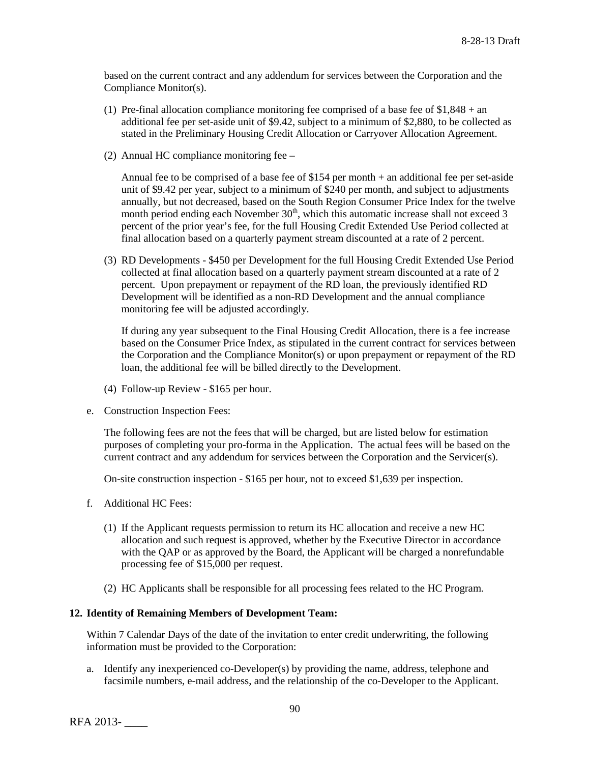based on the current contract and any addendum for services between the Corporation and the Compliance Monitor(s).

(1) Pre-final allocation compliance monitoring fee comprised of a base fee of $1,848 + an additional fee per set-aside unit of $9.42, subject to a minimum of $2,880, to be collected as stated in the Preliminary Housing Credit Allocation or Carryover Allocation Agreement.

(2) Annual HC compliance monitoring fee –

Annual fee to be comprised of a base fee of $154 per month + an additional fee per set-aside unit of $9.42 per year, subject to a minimum of $240 per month, and subject to adjustments annually, but not decreased, based on the South Region Consumer Price Index for the twelve month period ending each November 30th, which this automatic increase shall not exceed 3 percent of the prior year's fee, for the full Housing Credit Extended Use Period collected at final allocation based on a quarterly payment stream discounted at a rate of 2 percent.

(3) RD Developments - $450 per Development for the full Housing Credit Extended Use Period collected at final allocation based on a quarterly payment stream discounted at a rate of 2 percent. Upon prepayment or repayment of the RD loan, the previously identified RD Development will be identified as a non-RD Development and the annual compliance monitoring fee will be adjusted accordingly.

If during any year subsequent to the Final Housing Credit Allocation, there is a fee increase based on the Consumer Price Index, as stipulated in the current contract for services between the Corporation and the Compliance Monitor(s) or upon prepayment or repayment of the RD loan, the additional fee will be billed directly to the Development.

(4) Follow-up Review - $165 per hour.

e. Construction Inspection Fees:

The following fees are not the fees that will be charged, but are listed below for estimation purposes of completing your pro-forma in the Application. The actual fees will be based on the current contract and any addendum for services between the Corporation and the Servicer(s).

On-site construction inspection - $165 per hour, not to exceed $1,639 per inspection.

f. Additional HC Fees:

(1) If the Applicant requests permission to return its HC allocation and receive a new HC allocation and such request is approved, whether by the Executive Director in accordance with the QAP or as approved by the Board, the Applicant will be charged a nonrefundable processing fee of $15,000 per request.

(2) HC Applicants shall be responsible for all processing fees related to the HC Program.

**12. Identity of Remaining Members of Development Team:**

Within 7 Calendar Days of the date of the invitation to enter credit underwriting, the following information must be provided to the Corporation:

a. Identify any inexperienced co-Developer(s) by providing the name, address, telephone and facsimile numbers, e-mail address, and the relationship of the co-Developer to the Applicant.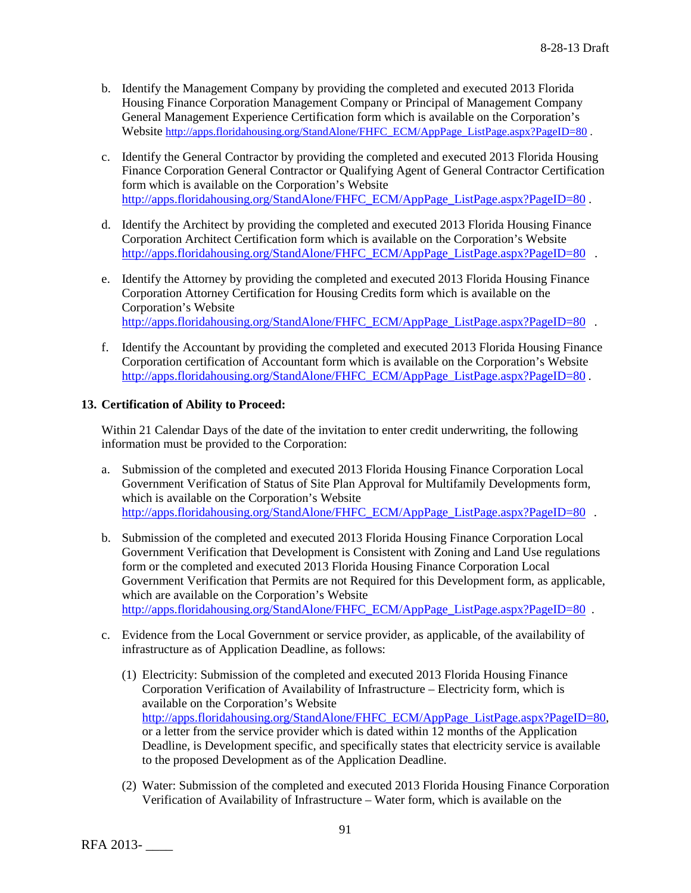b. Identify the Management Company by providing the completed and executed 2013 Florida Housing Finance Corporation Management Company or Principal of Management Company General Management Experience Certification form which is available on the Corporation's Website http://apps.floridahousing.org/StandAlone/FHFC_ECM/AppPage_ListPage.aspx?PageID=80 .

c. Identify the General Contractor by providing the completed and executed 2013 Florida Housing Finance Corporation General Contractor or Qualifying Agent of General Contractor Certification form which is available on the Corporation's Website http://apps.floridahousing.org/StandAlone/FHFC_ECM/AppPage_ListPage.aspx?PageID=80 .

d. Identify the Architect by providing the completed and executed 2013 Florida Housing Finance Corporation Architect Certification form which is available on the Corporation's Website http://apps.floridahousing.org/StandAlone/FHFC_ECM/AppPage_ListPage.aspx?PageID=80 .

e. Identify the Attorney by providing the completed and executed 2013 Florida Housing Finance Corporation Attorney Certification for Housing Credits form which is available on the Corporation's Website http://apps.floridahousing.org/StandAlone/FHFC_ECM/AppPage_ListPage.aspx?PageID=80 .

f. Identify the Accountant by providing the completed and executed 2013 Florida Housing Finance Corporation certification of Accountant form which is available on the Corporation's Website http://apps.floridahousing.org/StandAlone/FHFC_ECM/AppPage_ListPage.aspx?PageID=80 .

**13. Certification of Ability to Proceed:**

Within 21 Calendar Days of the date of the invitation to enter credit underwriting, the following information must be provided to the Corporation:

a. Submission of the completed and executed 2013 Florida Housing Finance Corporation Local Government Verification of Status of Site Plan Approval for Multifamily Developments form, which is available on the Corporation's Website http://apps.floridahousing.org/StandAlone/FHFC_ECM/AppPage_ListPage.aspx?PageID=80 .

b. Submission of the completed and executed 2013 Florida Housing Finance Corporation Local Government Verification that Development is Consistent with Zoning and Land Use regulations form or the completed and executed 2013 Florida Housing Finance Corporation Local Government Verification that Permits are not Required for this Development form, as applicable, which are available on the Corporation's Website http://apps.floridahousing.org/StandAlone/FHFC_ECM/AppPage_ListPage.aspx?PageID=80 .

c. Evidence from the Local Government or service provider, as applicable, of the availability of infrastructure as of Application Deadline, as follows:

(1) Electricity: Submission of the completed and executed 2013 Florida Housing Finance Corporation Verification of Availability of Infrastructure – Electricity form, which is available on the Corporation's Website http://apps.floridahousing.org/StandAlone/FHFC_ECM/AppPage_ListPage.aspx?PageID=80, or a letter from the service provider which is dated within 12 months of the Application Deadline, is Development specific, and specifically states that electricity service is available to the proposed Development as of the Application Deadline.

(2) Water: Submission of the completed and executed 2013 Florida Housing Finance Corporation Verification of Availability of Infrastructure – Water form, which is available on the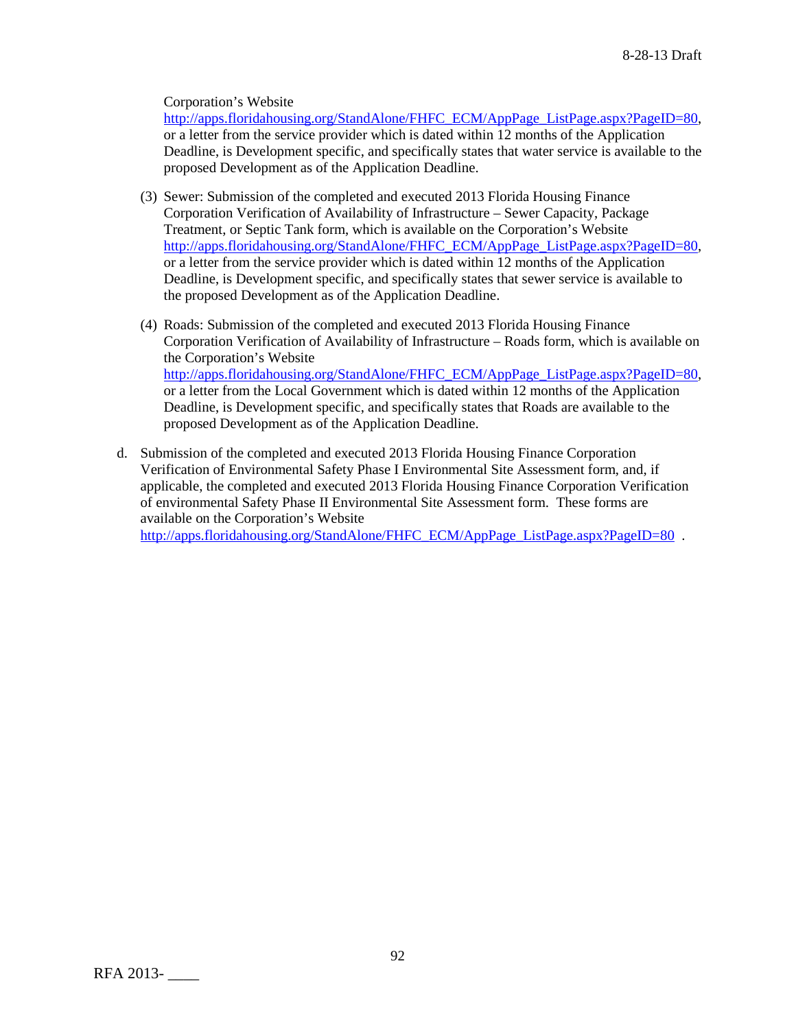Corporation's Website http://apps.floridahousing.org/StandAlone/FHFC_ECM/AppPage_ListPage.aspx?PageID=80, or a letter from the service provider which is dated within 12 months of the Application Deadline, is Development specific, and specifically states that water service is available to the proposed Development as of the Application Deadline.

(3) Sewer: Submission of the completed and executed 2013 Florida Housing Finance Corporation Verification of Availability of Infrastructure – Sewer Capacity, Package Treatment, or Septic Tank form, which is available on the Corporation's Website http://apps.floridahousing.org/StandAlone/FHFC_ECM/AppPage_ListPage.aspx?PageID=80, or a letter from the service provider which is dated within 12 months of the Application Deadline, is Development specific, and specifically states that sewer service is available to the proposed Development as of the Application Deadline.

(4) Roads: Submission of the completed and executed 2013 Florida Housing Finance Corporation Verification of Availability of Infrastructure – Roads form, which is available on the Corporation's Website http://apps.floridahousing.org/StandAlone/FHFC_ECM/AppPage_ListPage.aspx?PageID=80, or a letter from the Local Government which is dated within 12 months of the Application Deadline, is Development specific, and specifically states that Roads are available to the proposed Development as of the Application Deadline.

d. Submission of the completed and executed 2013 Florida Housing Finance Corporation Verification of Environmental Safety Phase I Environmental Site Assessment form, and, if applicable, the completed and executed 2013 Florida Housing Finance Corporation Verification of environmental Safety Phase II Environmental Site Assessment form. These forms are available on the Corporation's Website http://apps.floridahousing.org/StandAlone/FHFC_ECM/AppPage_ListPage.aspx?PageID=80 .